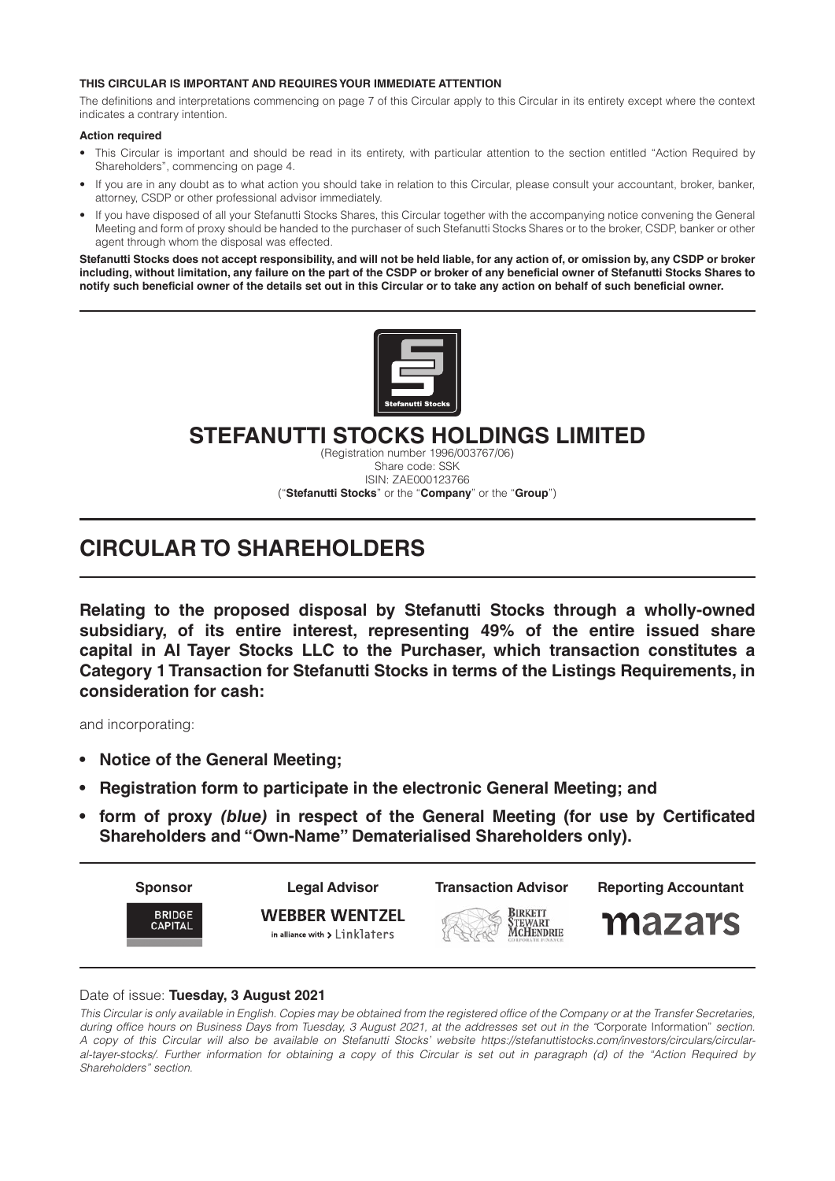**THIS CIRCULAR IS IMPORTANT AND REQUIRES YOUR IMMEDIATE ATTENTION**

The definitions and interpretations commencing on page 7 of this Circular apply to this Circular in its entirety except where the context indicates a contrary intention.

**Action required**

- This Circular is important and should be read in its entirety, with particular attention to the section entitled "Action Required by Shareholders", commencing on page 4.
- If you are in any doubt as to what action you should take in relation to this Circular, please consult your accountant, broker, banker, attorney, CSDP or other professional advisor immediately.
- If you have disposed of all your Stefanutti Stocks Shares, this Circular together with the accompanying notice convening the General Meeting and form of proxy should be handed to the purchaser of such Stefanutti Stocks Shares or to the broker, CSDP, banker or other agent through whom the disposal was effected.

**Stefanutti Stocks does not accept responsibility, and will not be held liable, for any action of, or omission by, any CSDP or broker including, without limitation, any failure on the part of the CSDP or broker of any beneficial owner of Stefanutti Stocks Shares to notify such beneficial owner of the details set out in this Circular or to take any action on behalf of such beneficial owner.**

Stefanutti Stocks

# STEFANUTTI STOCKS HOLDINGS LIMITED

(Registration number 1996/003767/06)
Share code: SSK
ISIN: ZAE000123766
("**Stefanutti Stocks**" or the "**Company**" or the "**Group**")

# CIRCULAR TO SHAREHOLDERS

**Relating to the proposed disposal by Stefanutti Stocks through a wholly-owned subsidiary, of its entire interest, representing 49% of the entire issued share capital in Al Tayer Stocks LLC to the Purchaser, which transaction constitutes a Category 1 Transaction for Stefanutti Stocks in terms of the Listings Requirements, in consideration for cash:**

and incorporating:

- **Notice of the General Meeting;**
- **Registration form to participate in the electronic General Meeting; and**
- **form of proxy *(blue)* in respect of the General Meeting (for use by Certificated Shareholders and "Own-Name" Dematerialised Shareholders only).**

| Sponsor | Legal Advisor | Transaction Advisor | Reporting Accountant |
| --- | --- | --- | --- |
| BRIDGE CAPITAL | WEBBER WENTZEL in alliance with Linklaters | Birkett Stewart McHendrie Corporate Finance | mazars |

Date of issue: **Tuesday, 3 August 2021**

*This Circular is only available in English. Copies may be obtained from the registered office of the Company or at the Transfer Secretaries, during office hours on Business Days from Tuesday, 3 August 2021, at the addresses set out in the "*Corporate Information*" section. A copy of this Circular will also be available on Stefanutti Stocks' website https://stefanuttistocks.com/investors/circulars/circular-al-tayer-stocks/. Further information for obtaining a copy of this Circular is set out in paragraph (d) of the "Action Required by Shareholders" section.*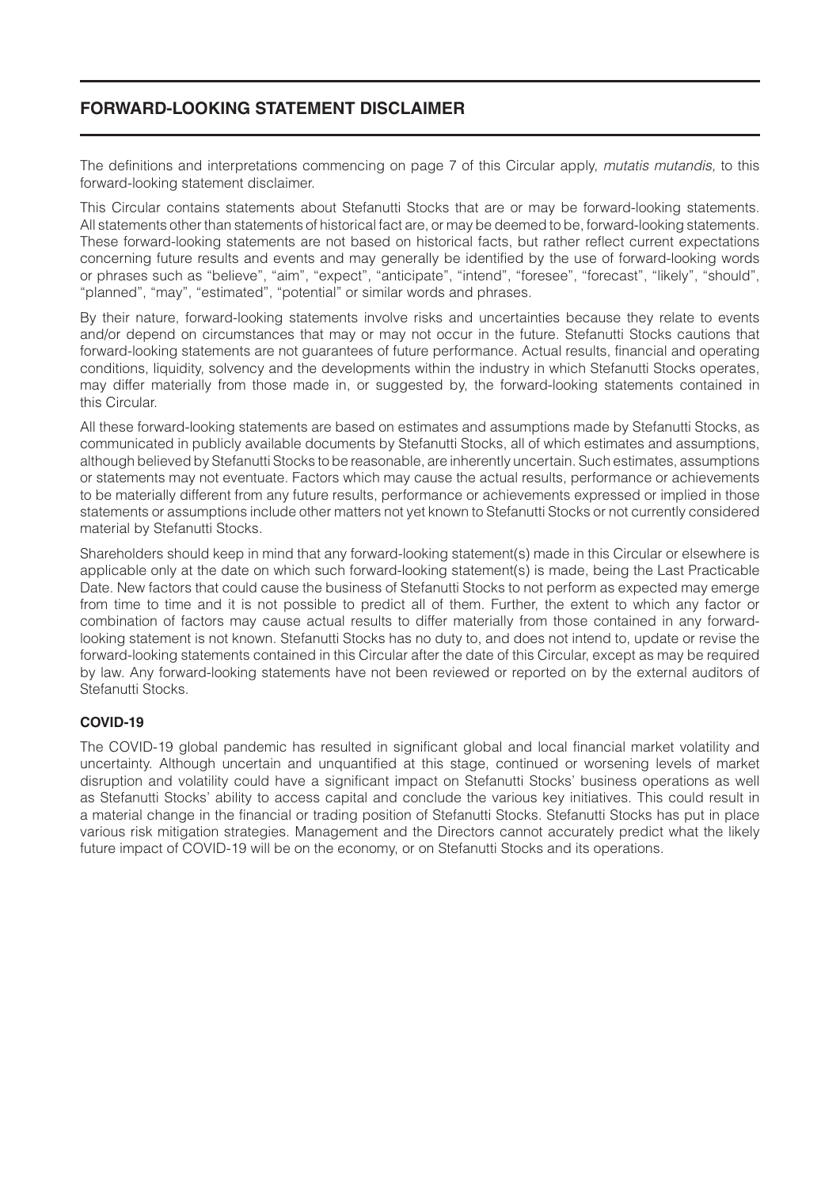## FORWARD-LOOKING STATEMENT DISCLAIMER

The definitions and interpretations commencing on page 7 of this Circular apply, *mutatis mutandis,* to this forward-looking statement disclaimer.

This Circular contains statements about Stefanutti Stocks that are or may be forward-looking statements. All statements other than statements of historical fact are, or may be deemed to be, forward-looking statements. These forward-looking statements are not based on historical facts, but rather reflect current expectations concerning future results and events and may generally be identified by the use of forward-looking words or phrases such as "believe", "aim", "expect", "anticipate", "intend", "foresee", "forecast", "likely", "should", "planned", "may", "estimated", "potential" or similar words and phrases.

By their nature, forward-looking statements involve risks and uncertainties because they relate to events and/or depend on circumstances that may or may not occur in the future. Stefanutti Stocks cautions that forward-looking statements are not guarantees of future performance. Actual results, financial and operating conditions, liquidity, solvency and the developments within the industry in which Stefanutti Stocks operates, may differ materially from those made in, or suggested by, the forward-looking statements contained in this Circular.

All these forward-looking statements are based on estimates and assumptions made by Stefanutti Stocks, as communicated in publicly available documents by Stefanutti Stocks, all of which estimates and assumptions, although believed by Stefanutti Stocks to be reasonable, are inherently uncertain. Such estimates, assumptions or statements may not eventuate. Factors which may cause the actual results, performance or achievements to be materially different from any future results, performance or achievements expressed or implied in those statements or assumptions include other matters not yet known to Stefanutti Stocks or not currently considered material by Stefanutti Stocks.

Shareholders should keep in mind that any forward-looking statement(s) made in this Circular or elsewhere is applicable only at the date on which such forward-looking statement(s) is made, being the Last Practicable Date. New factors that could cause the business of Stefanutti Stocks to not perform as expected may emerge from time to time and it is not possible to predict all of them. Further, the extent to which any factor or combination of factors may cause actual results to differ materially from those contained in any forward-looking statement is not known. Stefanutti Stocks has no duty to, and does not intend to, update or revise the forward-looking statements contained in this Circular after the date of this Circular, except as may be required by law. Any forward-looking statements have not been reviewed or reported on by the external auditors of Stefanutti Stocks.

### COVID-19

The COVID-19 global pandemic has resulted in significant global and local financial market volatility and uncertainty. Although uncertain and unquantified at this stage, continued or worsening levels of market disruption and volatility could have a significant impact on Stefanutti Stocks' business operations as well as Stefanutti Stocks' ability to access capital and conclude the various key initiatives. This could result in a material change in the financial or trading position of Stefanutti Stocks. Stefanutti Stocks has put in place various risk mitigation strategies. Management and the Directors cannot accurately predict what the likely future impact of COVID-19 will be on the economy, or on Stefanutti Stocks and its operations.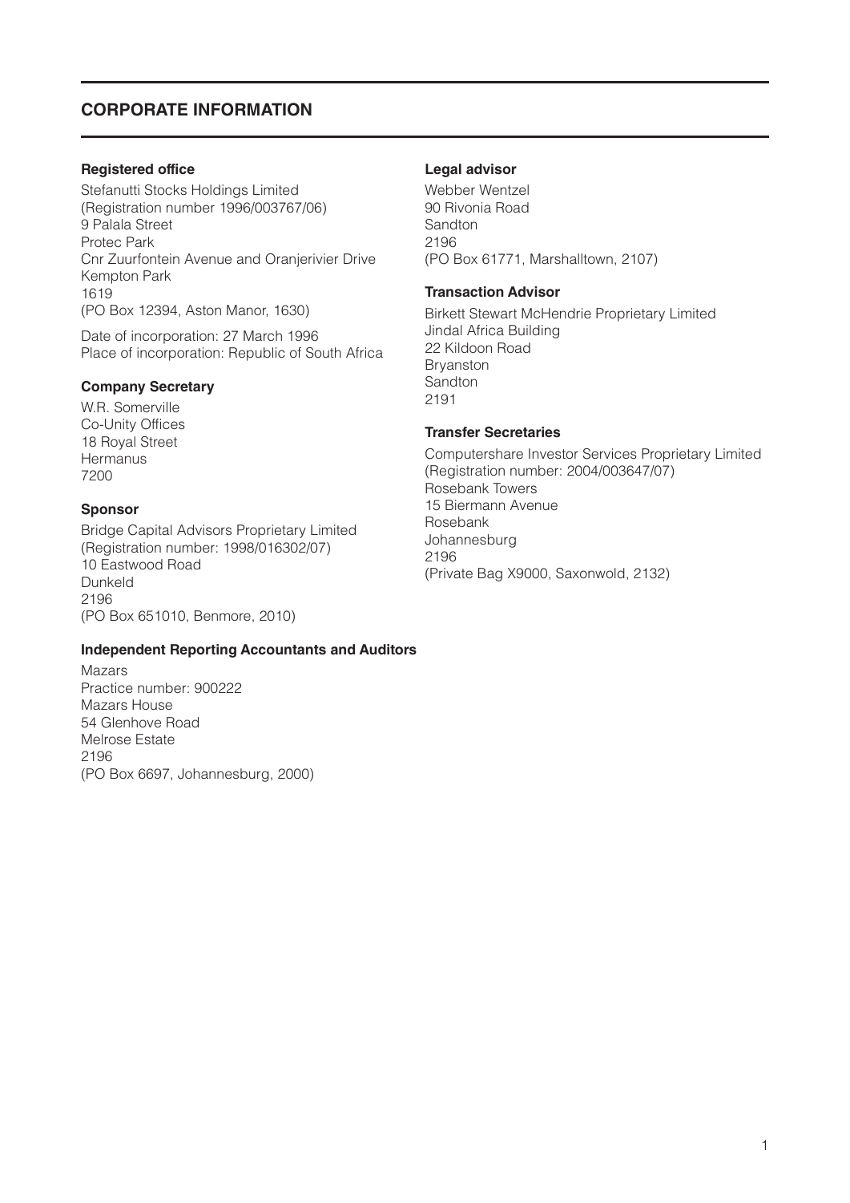## CORPORATE INFORMATION

**Registered office**

Stefanutti Stocks Holdings Limited
(Registration number 1996/003767/06)
9 Palala Street
Protec Park
Cnr Zuurfontein Avenue and Oranjerivier Drive
Kempton Park
1619
(PO Box 12394, Aston Manor, 1630)

Date of incorporation: 27 March 1996
Place of incorporation: Republic of South Africa

**Company Secretary**

W.R. Somerville
Co-Unity Offices
18 Royal Street
Hermanus
7200

**Sponsor**

Bridge Capital Advisors Proprietary Limited
(Registration number: 1998/016302/07)
10 Eastwood Road
Dunkeld
2196
(PO Box 651010, Benmore, 2010)

**Independent Reporting Accountants and Auditors**

Mazars
Practice number: 900222
Mazars House
54 Glenhove Road
Melrose Estate
2196
(PO Box 6697, Johannesburg, 2000)

**Legal advisor**

Webber Wentzel
90 Rivonia Road
Sandton
2196
(PO Box 61771, Marshalltown, 2107)

**Transaction Advisor**

Birkett Stewart McHendrie Proprietary Limited
Jindal Africa Building
22 Kildoon Road
Bryanston
Sandton
2191

**Transfer Secretaries**

Computershare Investor Services Proprietary Limited
(Registration number: 2004/003647/07)
Rosebank Towers
15 Biermann Avenue
Rosebank
Johannesburg
2196
(Private Bag X9000, Saxonwold, 2132)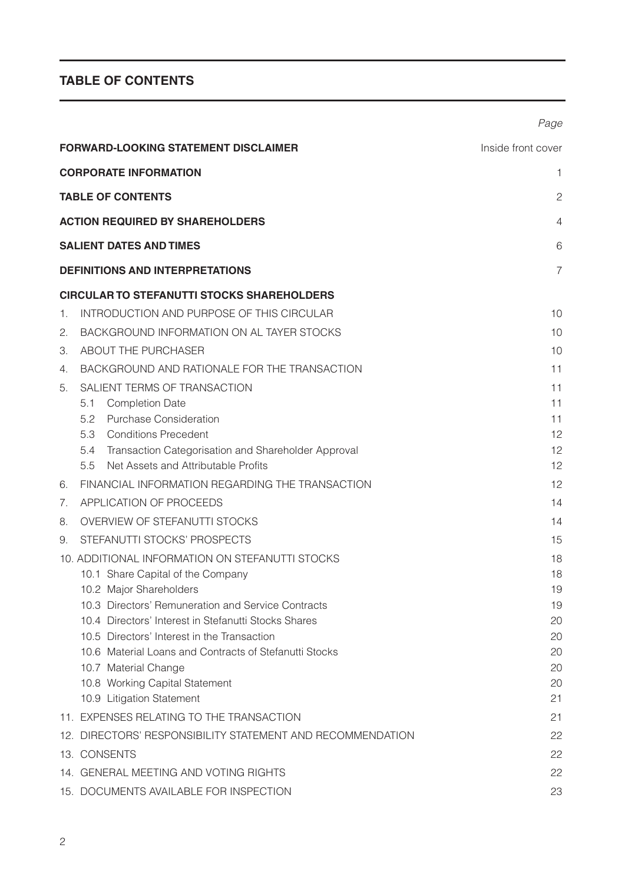## TABLE OF CONTENTS

| | Page |
|---|---|
| **FORWARD-LOOKING STATEMENT DISCLAIMER** | Inside front cover |
| **CORPORATE INFORMATION** | 1 |
| **TABLE OF CONTENTS** | 2 |
| **ACTION REQUIRED BY SHAREHOLDERS** | 4 |
| **SALIENT DATES AND TIMES** | 6 |
| **DEFINITIONS AND INTERPRETATIONS** | 7 |
| **CIRCULAR TO STEFANUTTI STOCKS SHAREHOLDERS** | |
| 1. INTRODUCTION AND PURPOSE OF THIS CIRCULAR | 10 |
| 2. BACKGROUND INFORMATION ON AL TAYER STOCKS | 10 |
| 3. ABOUT THE PURCHASER | 10 |
| 4. BACKGROUND AND RATIONALE FOR THE TRANSACTION | 11 |
| 5. SALIENT TERMS OF TRANSACTION | 11 |
| 5.1 Completion Date | 11 |
| 5.2 Purchase Consideration | 11 |
| 5.3 Conditions Precedent | 12 |
| 5.4 Transaction Categorisation and Shareholder Approval | 12 |
| 5.5 Net Assets and Attributable Profits | 12 |
| 6. FINANCIAL INFORMATION REGARDING THE TRANSACTION | 12 |
| 7. APPLICATION OF PROCEEDS | 14 |
| 8. OVERVIEW OF STEFANUTTI STOCKS | 14 |
| 9. STEFANUTTI STOCKS' PROSPECTS | 15 |
| 10. ADDITIONAL INFORMATION ON STEFANUTTI STOCKS | 18 |
| 10.1 Share Capital of the Company | 18 |
| 10.2 Major Shareholders | 19 |
| 10.3 Directors' Remuneration and Service Contracts | 19 |
| 10.4 Directors' Interest in Stefanutti Stocks Shares | 20 |
| 10.5 Directors' Interest in the Transaction | 20 |
| 10.6 Material Loans and Contracts of Stefanutti Stocks | 20 |
| 10.7 Material Change | 20 |
| 10.8 Working Capital Statement | 20 |
| 10.9 Litigation Statement | 21 |
| 11. EXPENSES RELATING TO THE TRANSACTION | 21 |
| 12. DIRECTORS' RESPONSIBILITY STATEMENT AND RECOMMENDATION | 22 |
| 13. CONSENTS | 22 |
| 14. GENERAL MEETING AND VOTING RIGHTS | 22 |
| 15. DOCUMENTS AVAILABLE FOR INSPECTION | 23 |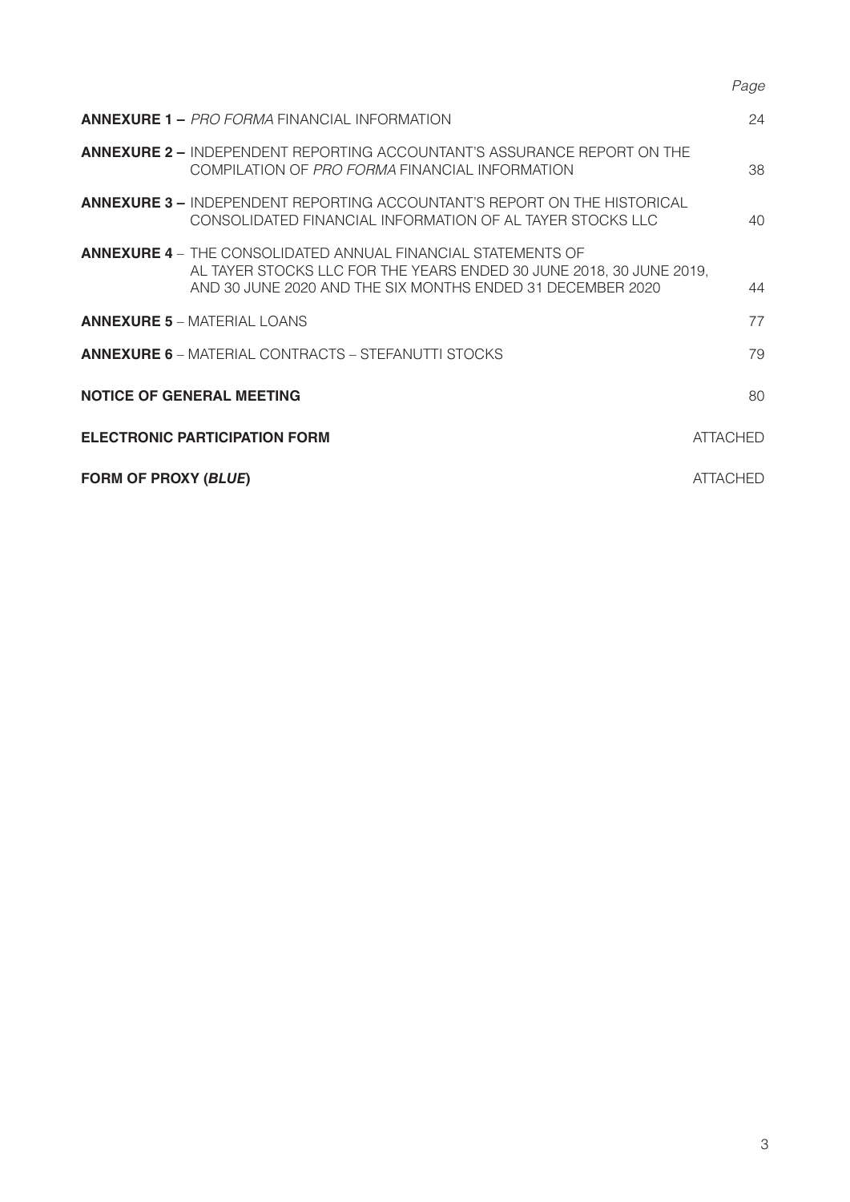| | Page |
|---|---|
| **ANNEXURE 1 –** *PRO FORMA* FINANCIAL INFORMATION | 24 |
| **ANNEXURE 2 –** INDEPENDENT REPORTING ACCOUNTANT'S ASSURANCE REPORT ON THE COMPILATION OF *PRO FORMA* FINANCIAL INFORMATION | 38 |
| **ANNEXURE 3 –** INDEPENDENT REPORTING ACCOUNTANT'S REPORT ON THE HISTORICAL CONSOLIDATED FINANCIAL INFORMATION OF AL TAYER STOCKS LLC | 40 |
| **ANNEXURE 4** – THE CONSOLIDATED ANNUAL FINANCIAL STATEMENTS OF AL TAYER STOCKS LLC FOR THE YEARS ENDED 30 JUNE 2018, 30 JUNE 2019, AND 30 JUNE 2020 AND THE SIX MONTHS ENDED 31 DECEMBER 2020 | 44 |
| **ANNEXURE 5** – MATERIAL LOANS | 77 |
| **ANNEXURE 6** – MATERIAL CONTRACTS – STEFANUTTI STOCKS | 79 |
| **NOTICE OF GENERAL MEETING** | 80 |
| **ELECTRONIC PARTICIPATION FORM** | ATTACHED |
| **FORM OF PROXY (*BLUE*)** | ATTACHED |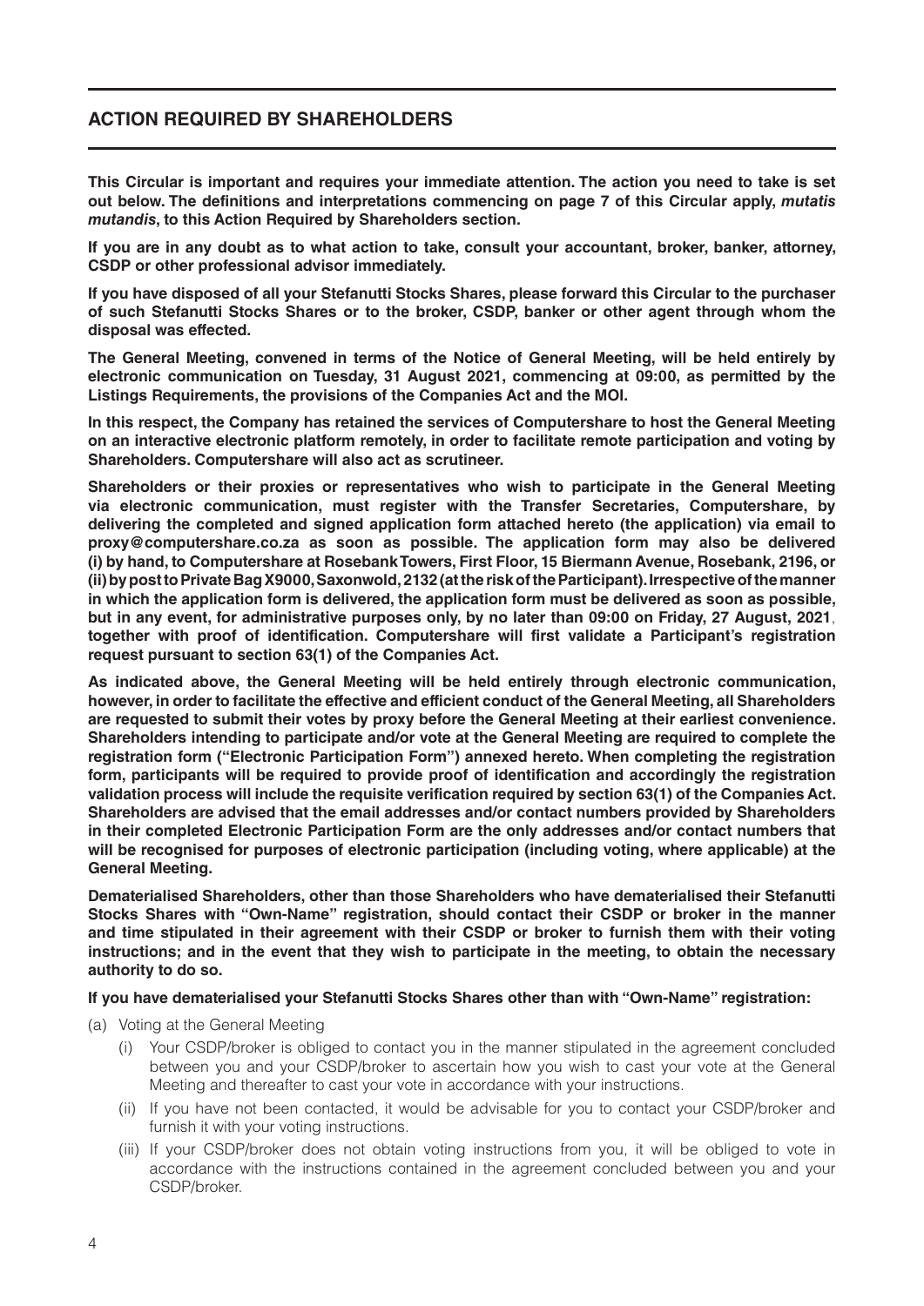## ACTION REQUIRED BY SHAREHOLDERS

**This Circular is important and requires your immediate attention. The action you need to take is set out below. The definitions and interpretations commencing on page 7 of this Circular apply, *mutatis mutandis*, to this Action Required by Shareholders section.**

**If you are in any doubt as to what action to take, consult your accountant, broker, banker, attorney, CSDP or other professional advisor immediately.**

**If you have disposed of all your Stefanutti Stocks Shares, please forward this Circular to the purchaser of such Stefanutti Stocks Shares or to the broker, CSDP, banker or other agent through whom the disposal was effected.**

**The General Meeting, convened in terms of the Notice of General Meeting, will be held entirely by electronic communication on Tuesday, 31 August 2021, commencing at 09:00, as permitted by the Listings Requirements, the provisions of the Companies Act and the MOI.**

**In this respect, the Company has retained the services of Computershare to host the General Meeting on an interactive electronic platform remotely, in order to facilitate remote participation and voting by Shareholders. Computershare will also act as scrutineer.**

**Shareholders or their proxies or representatives who wish to participate in the General Meeting via electronic communication, must register with the Transfer Secretaries, Computershare, by delivering the completed and signed application form attached hereto (the application) via email to proxy@computershare.co.za as soon as possible. The application form may also be delivered (i) by hand, to Computershare at Rosebank Towers, First Floor, 15 Biermann Avenue, Rosebank, 2196, or (ii) by post to Private Bag X9000, Saxonwold, 2132 (at the risk of the Participant). Irrespective of the manner in which the application form is delivered, the application form must be delivered as soon as possible, but in any event, for administrative purposes only, by no later than 09:00 on Friday, 27 August, 2021, together with proof of identification. Computershare will first validate a Participant's registration request pursuant to section 63(1) of the Companies Act.**

**As indicated above, the General Meeting will be held entirely through electronic communication, however, in order to facilitate the effective and efficient conduct of the General Meeting, all Shareholders are requested to submit their votes by proxy before the General Meeting at their earliest convenience. Shareholders intending to participate and/or vote at the General Meeting are required to complete the registration form ("Electronic Participation Form") annexed hereto. When completing the registration form, participants will be required to provide proof of identification and accordingly the registration validation process will include the requisite verification required by section 63(1) of the Companies Act. Shareholders are advised that the email addresses and/or contact numbers provided by Shareholders in their completed Electronic Participation Form are the only addresses and/or contact numbers that will be recognised for purposes of electronic participation (including voting, where applicable) at the General Meeting.**

**Dematerialised Shareholders, other than those Shareholders who have dematerialised their Stefanutti Stocks Shares with "Own-Name" registration, should contact their CSDP or broker in the manner and time stipulated in their agreement with their CSDP or broker to furnish them with their voting instructions; and in the event that they wish to participate in the meeting, to obtain the necessary authority to do so.**

**If you have dematerialised your Stefanutti Stocks Shares other than with "Own-Name" registration:**

(a) Voting at the General Meeting

(i) Your CSDP/broker is obliged to contact you in the manner stipulated in the agreement concluded between you and your CSDP/broker to ascertain how you wish to cast your vote at the General Meeting and thereafter to cast your vote in accordance with your instructions.

(ii) If you have not been contacted, it would be advisable for you to contact your CSDP/broker and furnish it with your voting instructions.

(iii) If your CSDP/broker does not obtain voting instructions from you, it will be obliged to vote in accordance with the instructions contained in the agreement concluded between you and your CSDP/broker.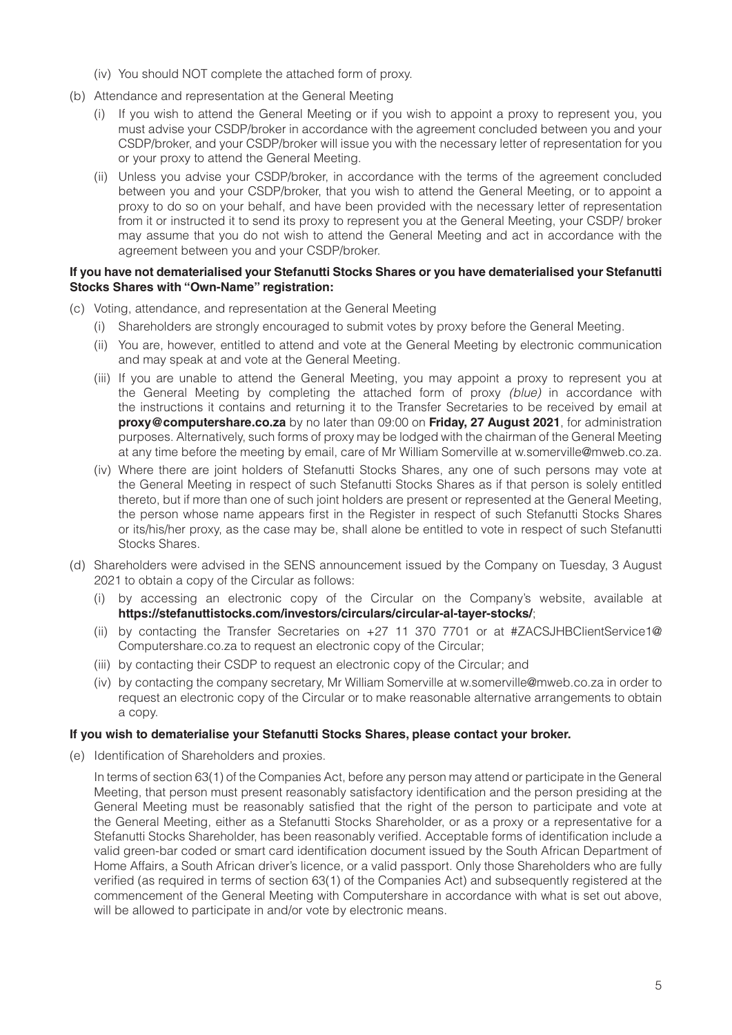(iv) You should NOT complete the attached form of proxy.

(b) Attendance and representation at the General Meeting

(i) If you wish to attend the General Meeting or if you wish to appoint a proxy to represent you, you must advise your CSDP/broker in accordance with the agreement concluded between you and your CSDP/broker, and your CSDP/broker will issue you with the necessary letter of representation for you or your proxy to attend the General Meeting.

(ii) Unless you advise your CSDP/broker, in accordance with the terms of the agreement concluded between you and your CSDP/broker, that you wish to attend the General Meeting, or to appoint a proxy to do so on your behalf, and have been provided with the necessary letter of representation from it or instructed it to send its proxy to represent you at the General Meeting, your CSDP/ broker may assume that you do not wish to attend the General Meeting and act in accordance with the agreement between you and your CSDP/broker.

**If you have not dematerialised your Stefanutti Stocks Shares or you have dematerialised your Stefanutti Stocks Shares with "Own-Name" registration:**

(c) Voting, attendance, and representation at the General Meeting

(i) Shareholders are strongly encouraged to submit votes by proxy before the General Meeting.

(ii) You are, however, entitled to attend and vote at the General Meeting by electronic communication and may speak at and vote at the General Meeting.

(iii) If you are unable to attend the General Meeting, you may appoint a proxy to represent you at the General Meeting by completing the attached form of proxy *(blue)* in accordance with the instructions it contains and returning it to the Transfer Secretaries to be received by email at **proxy@computershare.co.za** by no later than 09:00 on **Friday, 27 August 2021**, for administration purposes. Alternatively, such forms of proxy may be lodged with the chairman of the General Meeting at any time before the meeting by email, care of Mr William Somerville at w.somerville@mweb.co.za.

(iv) Where there are joint holders of Stefanutti Stocks Shares, any one of such persons may vote at the General Meeting in respect of such Stefanutti Stocks Shares as if that person is solely entitled thereto, but if more than one of such joint holders are present or represented at the General Meeting, the person whose name appears first in the Register in respect of such Stefanutti Stocks Shares or its/his/her proxy, as the case may be, shall alone be entitled to vote in respect of such Stefanutti Stocks Shares.

(d) Shareholders were advised in the SENS announcement issued by the Company on Tuesday, 3 August 2021 to obtain a copy of the Circular as follows:

(i) by accessing an electronic copy of the Circular on the Company's website, available at **https://stefanuttistocks.com/investors/circulars/circular-al-tayer-stocks/**;

(ii) by contacting the Transfer Secretaries on +27 11 370 7701 or at #ZACSJHBClientService1@Computershare.co.za to request an electronic copy of the Circular;

(iii) by contacting their CSDP to request an electronic copy of the Circular; and

(iv) by contacting the company secretary, Mr William Somerville at w.somerville@mweb.co.za in order to request an electronic copy of the Circular or to make reasonable alternative arrangements to obtain a copy.

**If you wish to dematerialise your Stefanutti Stocks Shares, please contact your broker.**

(e) Identification of Shareholders and proxies.

In terms of section 63(1) of the Companies Act, before any person may attend or participate in the General Meeting, that person must present reasonably satisfactory identification and the person presiding at the General Meeting must be reasonably satisfied that the right of the person to participate and vote at the General Meeting, either as a Stefanutti Stocks Shareholder, or as a proxy or a representative for a Stefanutti Stocks Shareholder, has been reasonably verified. Acceptable forms of identification include a valid green-bar coded or smart card identification document issued by the South African Department of Home Affairs, a South African driver's licence, or a valid passport. Only those Shareholders who are fully verified (as required in terms of section 63(1) of the Companies Act) and subsequently registered at the commencement of the General Meeting with Computershare in accordance with what is set out above, will be allowed to participate in and/or vote by electronic means.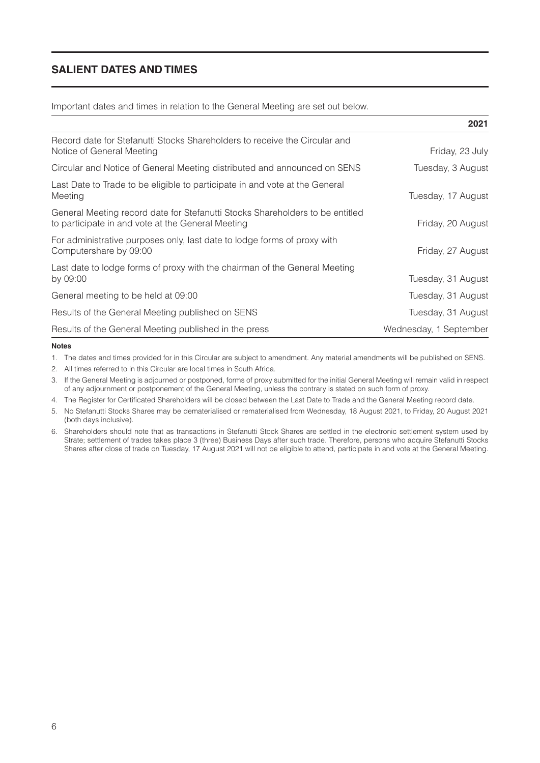## SALIENT DATES AND TIMES

Important dates and times in relation to the General Meeting are set out below.

| | 2021 |
|---|---|
| Record date for Stefanutti Stocks Shareholders to receive the Circular and Notice of General Meeting | Friday, 23 July |
| Circular and Notice of General Meeting distributed and announced on SENS | Tuesday, 3 August |
| Last Date to Trade to be eligible to participate in and vote at the General Meeting | Tuesday, 17 August |
| General Meeting record date for Stefanutti Stocks Shareholders to be entitled to participate in and vote at the General Meeting | Friday, 20 August |
| For administrative purposes only, last date to lodge forms of proxy with Computershare by 09:00 | Friday, 27 August |
| Last date to lodge forms of proxy with the chairman of the General Meeting by 09:00 | Tuesday, 31 August |
| General meeting to be held at 09:00 | Tuesday, 31 August |
| Results of the General Meeting published on SENS | Tuesday, 31 August |
| Results of the General Meeting published in the press | Wednesday, 1 September |

**Notes**

1. The dates and times provided for in this Circular are subject to amendment. Any material amendments will be published on SENS.
2. All times referred to in this Circular are local times in South Africa.
3. If the General Meeting is adjourned or postponed, forms of proxy submitted for the initial General Meeting will remain valid in respect of any adjournment or postponement of the General Meeting, unless the contrary is stated on such form of proxy.
4. The Register for Certificated Shareholders will be closed between the Last Date to Trade and the General Meeting record date.
5. No Stefanutti Stocks Shares may be dematerialised or rematerialised from Wednesday, 18 August 2021, to Friday, 20 August 2021 (both days inclusive).
6. Shareholders should note that as transactions in Stefanutti Stock Shares are settled in the electronic settlement system used by Strate; settlement of trades takes place 3 (three) Business Days after such trade. Therefore, persons who acquire Stefanutti Stocks Shares after close of trade on Tuesday, 17 August 2021 will not be eligible to attend, participate in and vote at the General Meeting.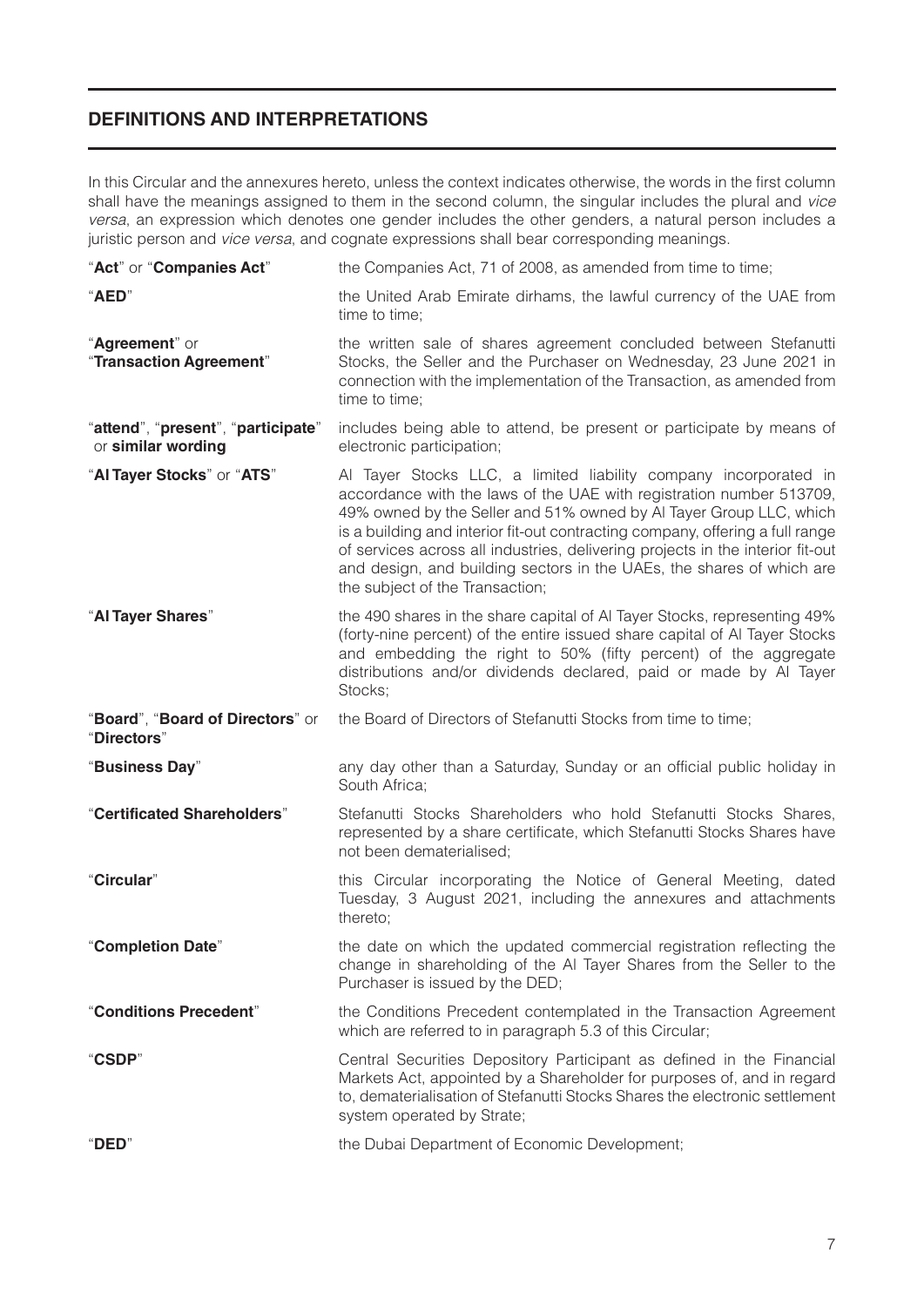## DEFINITIONS AND INTERPRETATIONS

In this Circular and the annexures hereto, unless the context indicates otherwise, the words in the first column shall have the meanings assigned to them in the second column, the singular includes the plural and *vice versa*, an expression which denotes one gender includes the other genders, a natural person includes a juristic person and *vice versa*, and cognate expressions shall bear corresponding meanings.

| | |
|---|---|
| "**Act**" or "**Companies Act**" | the Companies Act, 71 of 2008, as amended from time to time; |
| "**AED**" | the United Arab Emirate dirhams, the lawful currency of the UAE from time to time; |
| "**Agreement**" or "**Transaction Agreement**" | the written sale of shares agreement concluded between Stefanutti Stocks, the Seller and the Purchaser on Wednesday, 23 June 2021 in connection with the implementation of the Transaction, as amended from time to time; |
| "**attend**", "**present**", "**participate**" or **similar wording** | includes being able to attend, be present or participate by means of electronic participation; |
| "**Al Tayer Stocks**" or "**ATS**" | Al Tayer Stocks LLC, a limited liability company incorporated in accordance with the laws of the UAE with registration number 513709, 49% owned by the Seller and 51% owned by Al Tayer Group LLC, which is a building and interior fit-out contracting company, offering a full range of services across all industries, delivering projects in the interior fit-out and design, and building sectors in the UAEs, the shares of which are the subject of the Transaction; |
| "**Al Tayer Shares**" | the 490 shares in the share capital of Al Tayer Stocks, representing 49% (forty-nine percent) of the entire issued share capital of Al Tayer Stocks and embedding the right to 50% (fifty percent) of the aggregate distributions and/or dividends declared, paid or made by Al Tayer Stocks; |
| "**Board**", "**Board of Directors**" or "**Directors**" | the Board of Directors of Stefanutti Stocks from time to time; |
| "**Business Day**" | any day other than a Saturday, Sunday or an official public holiday in South Africa; |
| "**Certificated Shareholders**" | Stefanutti Stocks Shareholders who hold Stefanutti Stocks Shares, represented by a share certificate, which Stefanutti Stocks Shares have not been dematerialised; |
| "**Circular**" | this Circular incorporating the Notice of General Meeting, dated Tuesday, 3 August 2021, including the annexures and attachments thereto; |
| "**Completion Date**" | the date on which the updated commercial registration reflecting the change in shareholding of the Al Tayer Shares from the Seller to the Purchaser is issued by the DED; |
| "**Conditions Precedent**" | the Conditions Precedent contemplated in the Transaction Agreement which are referred to in paragraph 5.3 of this Circular; |
| "**CSDP**" | Central Securities Depository Participant as defined in the Financial Markets Act, appointed by a Shareholder for purposes of, and in regard to, dematerialisation of Stefanutti Stocks Shares the electronic settlement system operated by Strate; |
| "**DED**" | the Dubai Department of Economic Development; |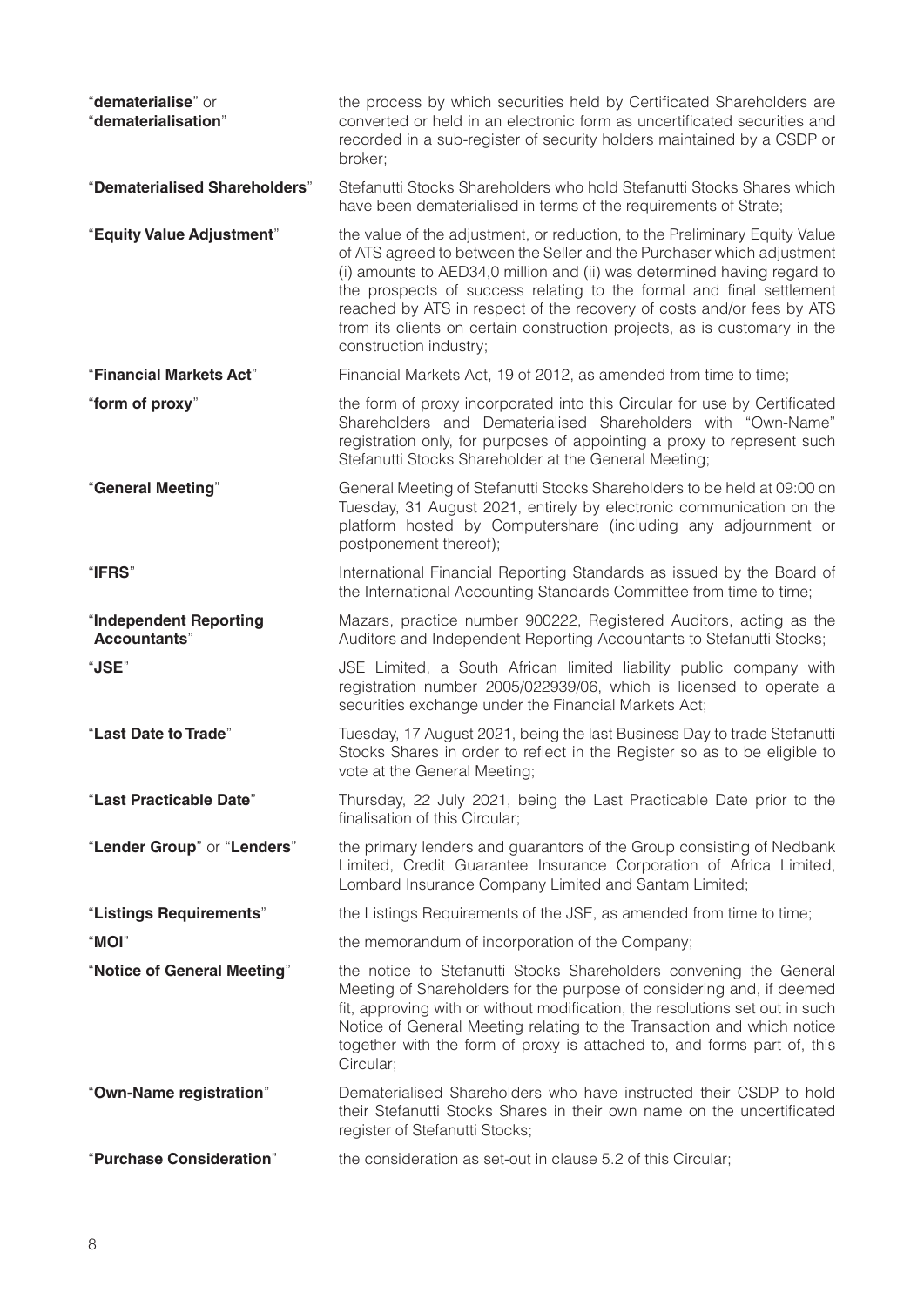| | |
|---|---|
| "**dematerialise**" or "**dematerialisation**" | the process by which securities held by Certificated Shareholders are converted or held in an electronic form as uncertificated securities and recorded in a sub-register of security holders maintained by a CSDP or broker; |
| "**Dematerialised Shareholders**" | Stefanutti Stocks Shareholders who hold Stefanutti Stocks Shares which have been dematerialised in terms of the requirements of Strate; |
| "**Equity Value Adjustment**" | the value of the adjustment, or reduction, to the Preliminary Equity Value of ATS agreed to between the Seller and the Purchaser which adjustment (i) amounts to AED34,0 million and (ii) was determined having regard to the prospects of success relating to the formal and final settlement reached by ATS in respect of the recovery of costs and/or fees by ATS from its clients on certain construction projects, as is customary in the construction industry; |
| "**Financial Markets Act**" | Financial Markets Act, 19 of 2012, as amended from time to time; |
| "**form of proxy**" | the form of proxy incorporated into this Circular for use by Certificated Shareholders and Dematerialised Shareholders with "Own-Name" registration only, for purposes of appointing a proxy to represent such Stefanutti Stocks Shareholder at the General Meeting; |
| "**General Meeting**" | General Meeting of Stefanutti Stocks Shareholders to be held at 09:00 on Tuesday, 31 August 2021, entirely by electronic communication on the platform hosted by Computershare (including any adjournment or postponement thereof); |
| "**IFRS**" | International Financial Reporting Standards as issued by the Board of the International Accounting Standards Committee from time to time; |
| "**Independent Reporting Accountants**" | Mazars, practice number 900222, Registered Auditors, acting as the Auditors and Independent Reporting Accountants to Stefanutti Stocks; |
| "**JSE**" | JSE Limited, a South African limited liability public company with registration number 2005/022939/06, which is licensed to operate a securities exchange under the Financial Markets Act; |
| "**Last Date to Trade**" | Tuesday, 17 August 2021, being the last Business Day to trade Stefanutti Stocks Shares in order to reflect in the Register so as to be eligible to vote at the General Meeting; |
| "**Last Practicable Date**" | Thursday, 22 July 2021, being the Last Practicable Date prior to the finalisation of this Circular; |
| "**Lender Group**" or "**Lenders**" | the primary lenders and guarantors of the Group consisting of Nedbank Limited, Credit Guarantee Insurance Corporation of Africa Limited, Lombard Insurance Company Limited and Santam Limited; |
| "**Listings Requirements**" | the Listings Requirements of the JSE, as amended from time to time; |
| "**MOI**" | the memorandum of incorporation of the Company; |
| "**Notice of General Meeting**" | the notice to Stefanutti Stocks Shareholders convening the General Meeting of Shareholders for the purpose of considering and, if deemed fit, approving with or without modification, the resolutions set out in such Notice of General Meeting relating to the Transaction and which notice together with the form of proxy is attached to, and forms part of, this Circular; |
| "**Own-Name registration**" | Dematerialised Shareholders who have instructed their CSDP to hold their Stefanutti Stocks Shares in their own name on the uncertificated register of Stefanutti Stocks; |
| "**Purchase Consideration**" | the consideration as set-out in clause 5.2 of this Circular; |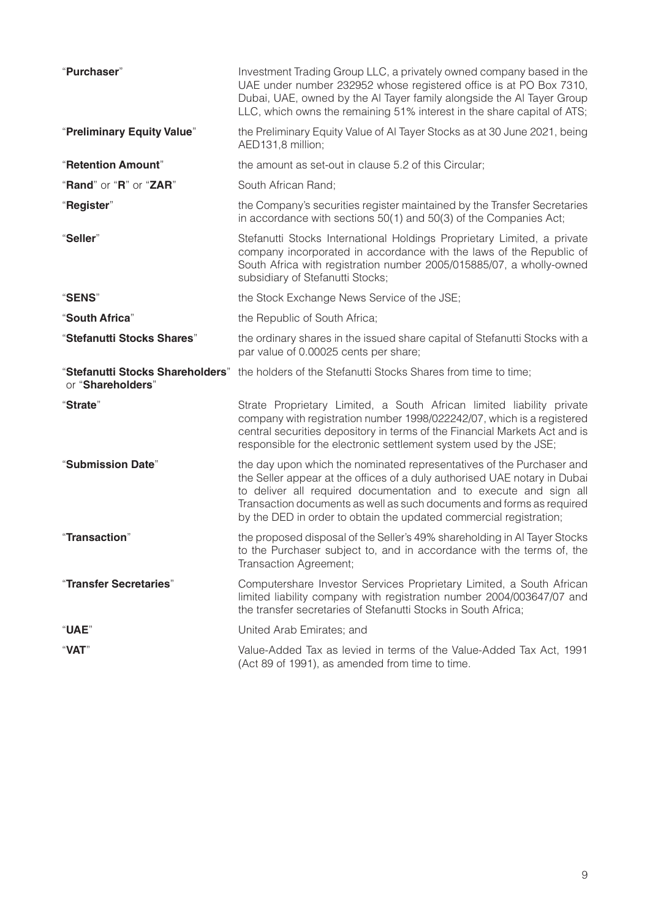| | |
|---|---|
| "**Purchaser**" | Investment Trading Group LLC, a privately owned company based in the UAE under number 232952 whose registered office is at PO Box 7310, Dubai, UAE, owned by the Al Tayer family alongside the Al Tayer Group LLC, which owns the remaining 51% interest in the share capital of ATS; |
| "**Preliminary Equity Value**" | the Preliminary Equity Value of Al Tayer Stocks as at 30 June 2021, being AED131,8 million; |
| "**Retention Amount**" | the amount as set-out in clause 5.2 of this Circular; |
| "**Rand**" or "**R**" or "**ZAR**" | South African Rand; |
| "**Register**" | the Company's securities register maintained by the Transfer Secretaries in accordance with sections 50(1) and 50(3) of the Companies Act; |
| "**Seller**" | Stefanutti Stocks International Holdings Proprietary Limited, a private company incorporated in accordance with the laws of the Republic of South Africa with registration number 2005/015885/07, a wholly-owned subsidiary of Stefanutti Stocks; |
| "**SENS**" | the Stock Exchange News Service of the JSE; |
| "**South Africa**" | the Republic of South Africa; |
| "**Stefanutti Stocks Shares**" | the ordinary shares in the issued share capital of Stefanutti Stocks with a par value of 0.00025 cents per share; |
| "**Stefanutti Stocks Shareholders**" or "**Shareholders**" | the holders of the Stefanutti Stocks Shares from time to time; |
| "**Strate**" | Strate Proprietary Limited, a South African limited liability private company with registration number 1998/022242/07, which is a registered central securities depository in terms of the Financial Markets Act and is responsible for the electronic settlement system used by the JSE; |
| "**Submission Date**" | the day upon which the nominated representatives of the Purchaser and the Seller appear at the offices of a duly authorised UAE notary in Dubai to deliver all required documentation and to execute and sign all Transaction documents as well as such documents and forms as required by the DED in order to obtain the updated commercial registration; |
| "**Transaction**" | the proposed disposal of the Seller's 49% shareholding in Al Tayer Stocks to the Purchaser subject to, and in accordance with the terms of, the Transaction Agreement; |
| "**Transfer Secretaries**" | Computershare Investor Services Proprietary Limited, a South African limited liability company with registration number 2004/003647/07 and the transfer secretaries of Stefanutti Stocks in South Africa; |
| "**UAE**" | United Arab Emirates; and |
| "**VAT**" | Value-Added Tax as levied in terms of the Value-Added Tax Act, 1991 (Act 89 of 1991), as amended from time to time. |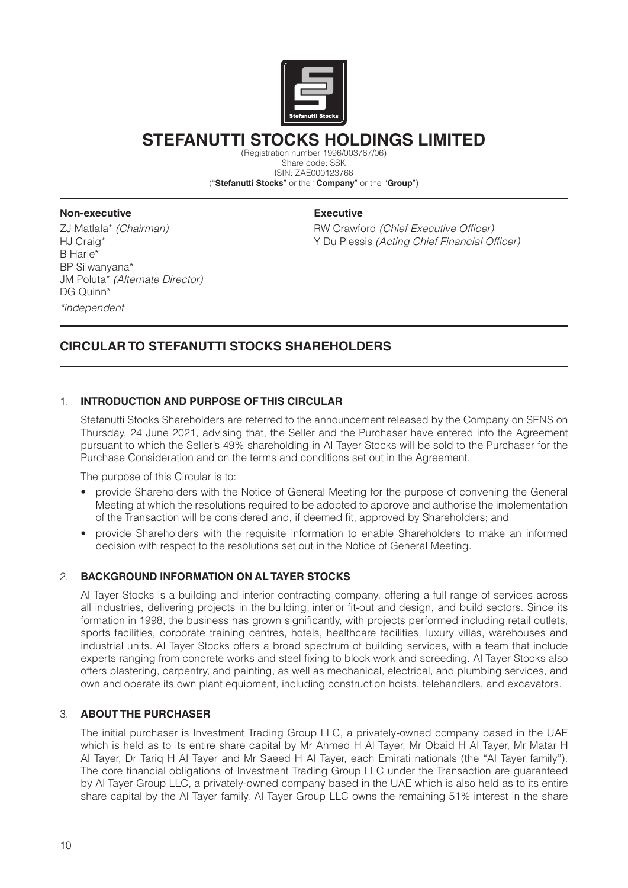# STEFANUTTI STOCKS HOLDINGS LIMITED

(Registration number 1996/003767/06)
Share code: SSK
ISIN: ZAE000123766
("**Stefanutti Stocks**" or the "**Company**" or the "**Group**")

**Non-executive**

ZJ Matlala* *(Chairman)*
HJ Craig*
B Harie*
BP Silwanyana*
JM Poluta* *(Alternate Director)*
DG Quinn*

*\*independent*

**Executive**

RW Crawford *(Chief Executive Officer)*
Y Du Plessis *(Acting Chief Financial Officer)*

## CIRCULAR TO STEFANUTTI STOCKS SHAREHOLDERS

### 1. INTRODUCTION AND PURPOSE OF THIS CIRCULAR

Stefanutti Stocks Shareholders are referred to the announcement released by the Company on SENS on Thursday, 24 June 2021, advising that, the Seller and the Purchaser have entered into the Agreement pursuant to which the Seller's 49% shareholding in Al Tayer Stocks will be sold to the Purchaser for the Purchase Consideration and on the terms and conditions set out in the Agreement.

The purpose of this Circular is to:

- provide Shareholders with the Notice of General Meeting for the purpose of convening the General Meeting at which the resolutions required to be adopted to approve and authorise the implementation of the Transaction will be considered and, if deemed fit, approved by Shareholders; and
- provide Shareholders with the requisite information to enable Shareholders to make an informed decision with respect to the resolutions set out in the Notice of General Meeting.

### 2. BACKGROUND INFORMATION ON AL TAYER STOCKS

Al Tayer Stocks is a building and interior contracting company, offering a full range of services across all industries, delivering projects in the building, interior fit-out and design, and build sectors. Since its formation in 1998, the business has grown significantly, with projects performed including retail outlets, sports facilities, corporate training centres, hotels, healthcare facilities, luxury villas, warehouses and industrial units. Al Tayer Stocks offers a broad spectrum of building services, with a team that include experts ranging from concrete works and steel fixing to block work and screeding. Al Tayer Stocks also offers plastering, carpentry, and painting, as well as mechanical, electrical, and plumbing services, and own and operate its own plant equipment, including construction hoists, telehandlers, and excavators.

### 3. ABOUT THE PURCHASER

The initial purchaser is Investment Trading Group LLC, a privately-owned company based in the UAE which is held as to its entire share capital by Mr Ahmed H Al Tayer, Mr Obaid H Al Tayer, Mr Matar H Al Tayer, Dr Tariq H Al Tayer and Mr Saeed H Al Tayer, each Emirati nationals (the "Al Tayer family"). The core financial obligations of Investment Trading Group LLC under the Transaction are guaranteed by Al Tayer Group LLC, a privately-owned company based in the UAE which is also held as to its entire share capital by the Al Tayer family. Al Tayer Group LLC owns the remaining 51% interest in the share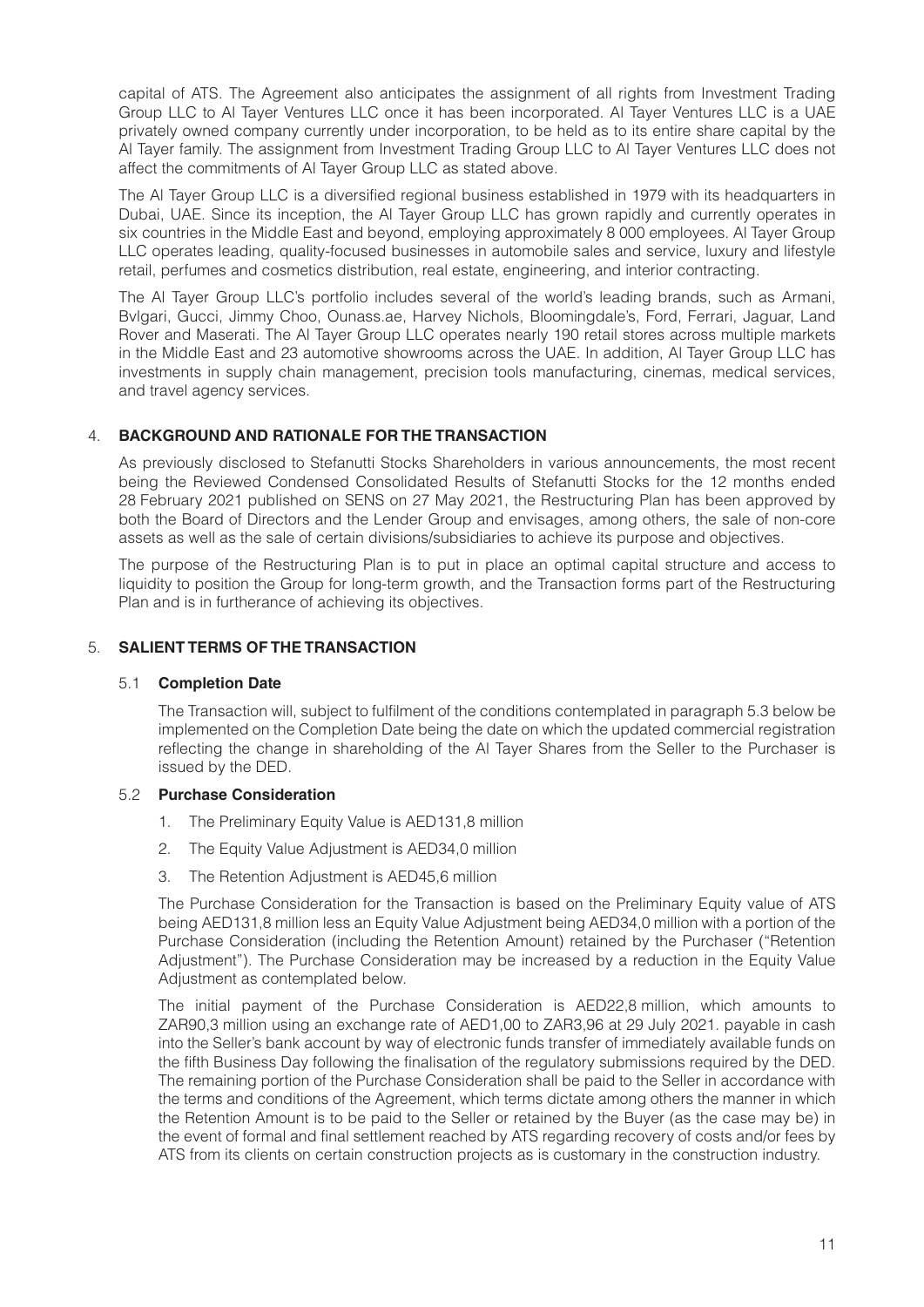capital of ATS. The Agreement also anticipates the assignment of all rights from Investment Trading Group LLC to Al Tayer Ventures LLC once it has been incorporated. Al Tayer Ventures LLC is a UAE privately owned company currently under incorporation, to be held as to its entire share capital by the Al Tayer family. The assignment from Investment Trading Group LLC to Al Tayer Ventures LLC does not affect the commitments of Al Tayer Group LLC as stated above.

The Al Tayer Group LLC is a diversified regional business established in 1979 with its headquarters in Dubai, UAE. Since its inception, the Al Tayer Group LLC has grown rapidly and currently operates in six countries in the Middle East and beyond, employing approximately 8 000 employees. Al Tayer Group LLC operates leading, quality-focused businesses in automobile sales and service, luxury and lifestyle retail, perfumes and cosmetics distribution, real estate, engineering, and interior contracting.

The Al Tayer Group LLC's portfolio includes several of the world's leading brands, such as Armani, Bvlgari, Gucci, Jimmy Choo, Ounass.ae, Harvey Nichols, Bloomingdale's, Ford, Ferrari, Jaguar, Land Rover and Maserati. The Al Tayer Group LLC operates nearly 190 retail stores across multiple markets in the Middle East and 23 automotive showrooms across the UAE. In addition, Al Tayer Group LLC has investments in supply chain management, precision tools manufacturing, cinemas, medical services, and travel agency services.

## 4. BACKGROUND AND RATIONALE FOR THE TRANSACTION

As previously disclosed to Stefanutti Stocks Shareholders in various announcements, the most recent being the Reviewed Condensed Consolidated Results of Stefanutti Stocks for the 12 months ended 28 February 2021 published on SENS on 27 May 2021, the Restructuring Plan has been approved by both the Board of Directors and the Lender Group and envisages, among others, the sale of non-core assets as well as the sale of certain divisions/subsidiaries to achieve its purpose and objectives.

The purpose of the Restructuring Plan is to put in place an optimal capital structure and access to liquidity to position the Group for long-term growth, and the Transaction forms part of the Restructuring Plan and is in furtherance of achieving its objectives.

## 5. SALIENT TERMS OF THE TRANSACTION

### 5.1 Completion Date

The Transaction will, subject to fulfilment of the conditions contemplated in paragraph 5.3 below be implemented on the Completion Date being the date on which the updated commercial registration reflecting the change in shareholding of the Al Tayer Shares from the Seller to the Purchaser is issued by the DED.

### 5.2 Purchase Consideration

1. The Preliminary Equity Value is AED131,8 million
2. The Equity Value Adjustment is AED34,0 million
3. The Retention Adjustment is AED45,6 million

The Purchase Consideration for the Transaction is based on the Preliminary Equity value of ATS being AED131,8 million less an Equity Value Adjustment being AED34,0 million with a portion of the Purchase Consideration (including the Retention Amount) retained by the Purchaser ("Retention Adjustment"). The Purchase Consideration may be increased by a reduction in the Equity Value Adjustment as contemplated below.

The initial payment of the Purchase Consideration is AED22,8 million, which amounts to ZAR90,3 million using an exchange rate of AED1,00 to ZAR3,96 at 29 July 2021. payable in cash into the Seller's bank account by way of electronic funds transfer of immediately available funds on the fifth Business Day following the finalisation of the regulatory submissions required by the DED. The remaining portion of the Purchase Consideration shall be paid to the Seller in accordance with the terms and conditions of the Agreement, which terms dictate among others the manner in which the Retention Amount is to be paid to the Seller or retained by the Buyer (as the case may be) in the event of formal and final settlement reached by ATS regarding recovery of costs and/or fees by ATS from its clients on certain construction projects as is customary in the construction industry.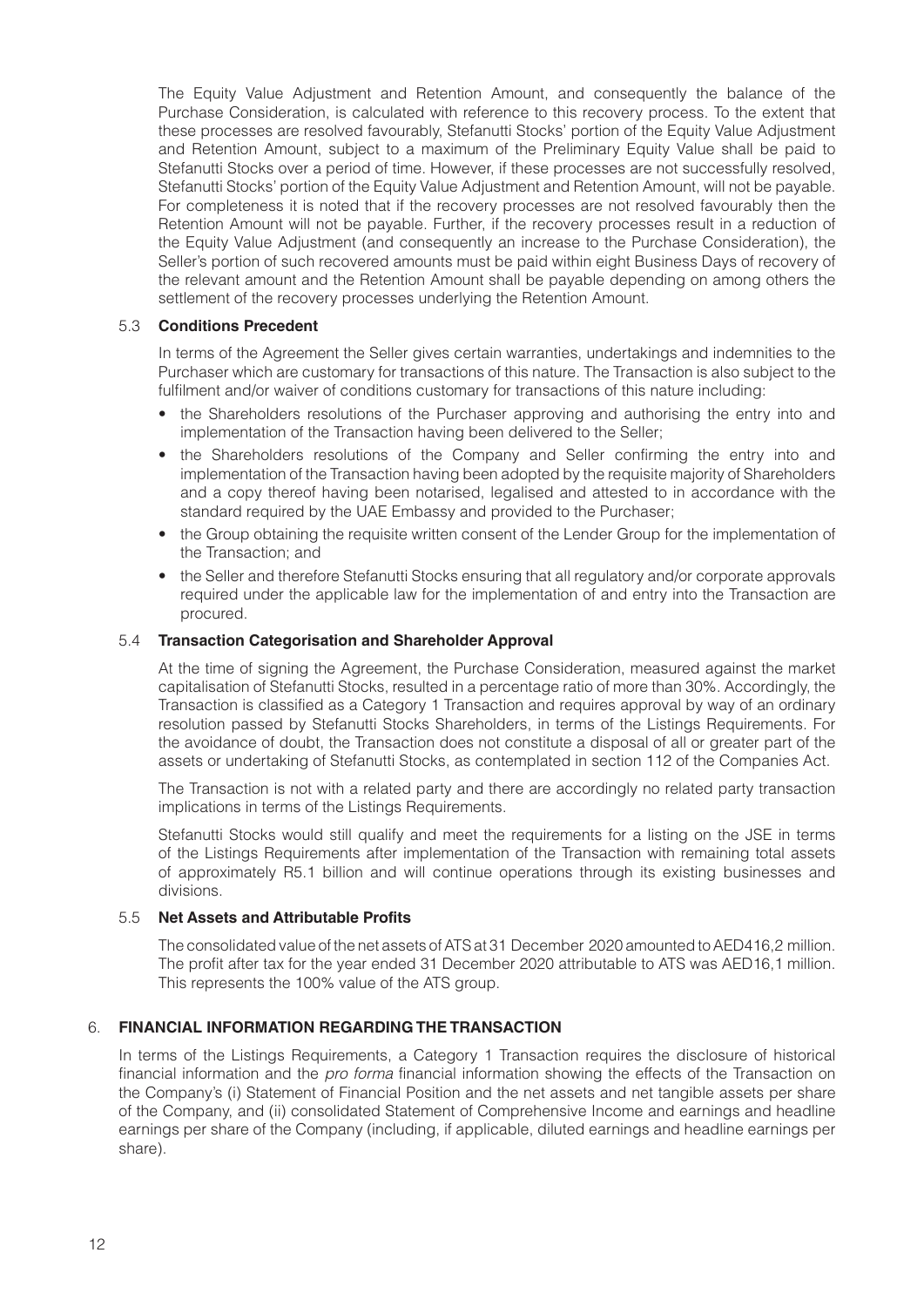The Equity Value Adjustment and Retention Amount, and consequently the balance of the Purchase Consideration, is calculated with reference to this recovery process. To the extent that these processes are resolved favourably, Stefanutti Stocks' portion of the Equity Value Adjustment and Retention Amount, subject to a maximum of the Preliminary Equity Value shall be paid to Stefanutti Stocks over a period of time. However, if these processes are not successfully resolved, Stefanutti Stocks' portion of the Equity Value Adjustment and Retention Amount, will not be payable. For completeness it is noted that if the recovery processes are not resolved favourably then the Retention Amount will not be payable. Further, if the recovery processes result in a reduction of the Equity Value Adjustment (and consequently an increase to the Purchase Consideration), the Seller's portion of such recovered amounts must be paid within eight Business Days of recovery of the relevant amount and the Retention Amount shall be payable depending on among others the settlement of the recovery processes underlying the Retention Amount.

### 5.3 **Conditions Precedent**

In terms of the Agreement the Seller gives certain warranties, undertakings and indemnities to the Purchaser which are customary for transactions of this nature. The Transaction is also subject to the fulfilment and/or waiver of conditions customary for transactions of this nature including:

- the Shareholders resolutions of the Purchaser approving and authorising the entry into and implementation of the Transaction having been delivered to the Seller;
- the Shareholders resolutions of the Company and Seller confirming the entry into and implementation of the Transaction having been adopted by the requisite majority of Shareholders and a copy thereof having been notarised, legalised and attested to in accordance with the standard required by the UAE Embassy and provided to the Purchaser;
- the Group obtaining the requisite written consent of the Lender Group for the implementation of the Transaction; and
- the Seller and therefore Stefanutti Stocks ensuring that all regulatory and/or corporate approvals required under the applicable law for the implementation of and entry into the Transaction are procured.

### 5.4 **Transaction Categorisation and Shareholder Approval**

At the time of signing the Agreement, the Purchase Consideration, measured against the market capitalisation of Stefanutti Stocks, resulted in a percentage ratio of more than 30%. Accordingly, the Transaction is classified as a Category 1 Transaction and requires approval by way of an ordinary resolution passed by Stefanutti Stocks Shareholders, in terms of the Listings Requirements. For the avoidance of doubt, the Transaction does not constitute a disposal of all or greater part of the assets or undertaking of Stefanutti Stocks, as contemplated in section 112 of the Companies Act.

The Transaction is not with a related party and there are accordingly no related party transaction implications in terms of the Listings Requirements.

Stefanutti Stocks would still qualify and meet the requirements for a listing on the JSE in terms of the Listings Requirements after implementation of the Transaction with remaining total assets of approximately R5.1 billion and will continue operations through its existing businesses and divisions.

### 5.5 **Net Assets and Attributable Profits**

The consolidated value of the net assets of ATS at 31 December 2020 amounted to AED416,2 million. The profit after tax for the year ended 31 December 2020 attributable to ATS was AED16,1 million. This represents the 100% value of the ATS group.

## 6. **FINANCIAL INFORMATION REGARDING THE TRANSACTION**

In terms of the Listings Requirements, a Category 1 Transaction requires the disclosure of historical financial information and the *pro forma* financial information showing the effects of the Transaction on the Company's (i) Statement of Financial Position and the net assets and net tangible assets per share of the Company, and (ii) consolidated Statement of Comprehensive Income and earnings and headline earnings per share of the Company (including, if applicable, diluted earnings and headline earnings per share).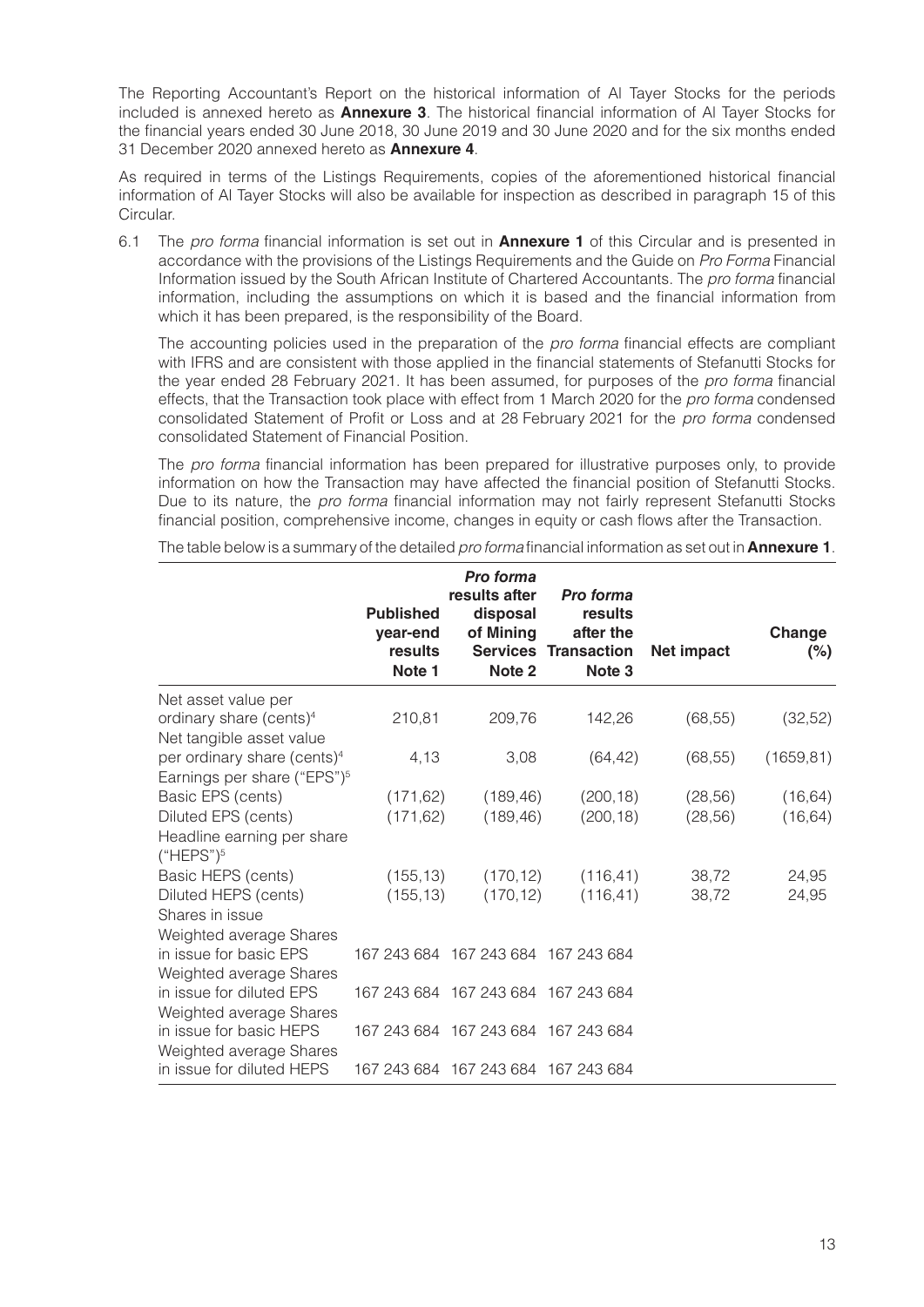The Reporting Accountant's Report on the historical information of Al Tayer Stocks for the periods included is annexed hereto as **Annexure 3**. The historical financial information of Al Tayer Stocks for the financial years ended 30 June 2018, 30 June 2019 and 30 June 2020 and for the six months ended 31 December 2020 annexed hereto as **Annexure 4**.

As required in terms of the Listings Requirements, copies of the aforementioned historical financial information of Al Tayer Stocks will also be available for inspection as described in paragraph 15 of this Circular.

6.1 The *pro forma* financial information is set out in **Annexure 1** of this Circular and is presented in accordance with the provisions of the Listings Requirements and the Guide on *Pro Forma* Financial Information issued by the South African Institute of Chartered Accountants. The *pro forma* financial information, including the assumptions on which it is based and the financial information from which it has been prepared, is the responsibility of the Board.

The accounting policies used in the preparation of the *pro forma* financial effects are compliant with IFRS and are consistent with those applied in the financial statements of Stefanutti Stocks for the year ended 28 February 2021. It has been assumed, for purposes of the *pro forma* financial effects, that the Transaction took place with effect from 1 March 2020 for the *pro forma* condensed consolidated Statement of Profit or Loss and at 28 February 2021 for the *pro forma* condensed consolidated Statement of Financial Position.

The *pro forma* financial information has been prepared for illustrative purposes only, to provide information on how the Transaction may have affected the financial position of Stefanutti Stocks. Due to its nature, the *pro forma* financial information may not fairly represent Stefanutti Stocks financial position, comprehensive income, changes in equity or cash flows after the Transaction.

The table below is a summary of the detailed *pro forma* financial information as set out in **Annexure 1**.

| | **Published year-end results** Note 1 | ***Pro forma* results after disposal of Mining Services** Note 2 | ***Pro forma* results after the Transaction** Note 3 | **Net impact** | **Change (%)** |
|---|---|---|---|---|---|
| Net asset value per ordinary share (cents)[4] | 210,81 | 209,76 | 142,26 | (68,55) | (32,52) |
| Net tangible asset value per ordinary share (cents)[4] | 4,13 | 3,08 | (64,42) | (68,55) | (1659,81) |
| Earnings per share ("EPS")[5] | | | | | |
| Basic EPS (cents) | (171,62) | (189,46) | (200,18) | (28,56) | (16,64) |
| Diluted EPS (cents) | (171,62) | (189,46) | (200,18) | (28,56) | (16,64) |
| Headline earning per share ("HEPS")[5] | | | | | |
| Basic HEPS (cents) | (155,13) | (170,12) | (116,41) | 38,72 | 24,95 |
| Diluted HEPS (cents) | (155,13) | (170,12) | (116,41) | 38,72 | 24,95 |
| Shares in issue | | | | | |
| Weighted average Shares in issue for basic EPS | 167 243 684 | 167 243 684 | 167 243 684 | | |
| Weighted average Shares in issue for diluted EPS | 167 243 684 | 167 243 684 | 167 243 684 | | |
| Weighted average Shares in issue for basic HEPS | 167 243 684 | 167 243 684 | 167 243 684 | | |
| Weighted average Shares in issue for diluted HEPS | 167 243 684 | 167 243 684 | 167 243 684 | | |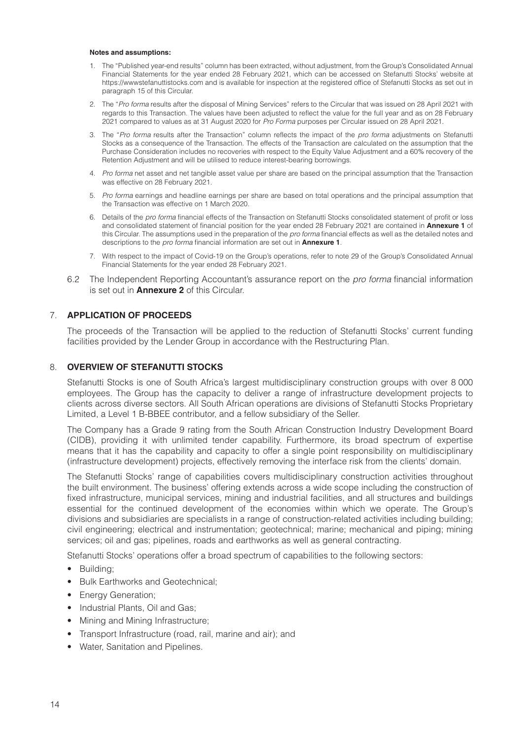**Notes and assumptions:**

1. The "Published year-end results" column has been extracted, without adjustment, from the Group's Consolidated Annual Financial Statements for the year ended 28 February 2021, which can be accessed on Stefanutti Stocks' website at https://wwwstefanuttistocks.com and is available for inspection at the registered office of Stefanutti Stocks as set out in paragraph 15 of this Circular.
2. The "*Pro forma* results after the disposal of Mining Services" refers to the Circular that was issued on 28 April 2021 with regards to this Transaction. The values have been adjusted to reflect the value for the full year and as on 28 February 2021 compared to values as at 31 August 2020 for *Pro Forma* purposes per Circular issued on 28 April 2021.
3. The "*Pro forma* results after the Transaction" column reflects the impact of the *pro forma* adjustments on Stefanutti Stocks as a consequence of the Transaction. The effects of the Transaction are calculated on the assumption that the Purchase Consideration includes no recoveries with respect to the Equity Value Adjustment and a 60% recovery of the Retention Adjustment and will be utilised to reduce interest-bearing borrowings.
4. *Pro forma* net asset and net tangible asset value per share are based on the principal assumption that the Transaction was effective on 28 February 2021.
5. *Pro forma* earnings and headline earnings per share are based on total operations and the principal assumption that the Transaction was effective on 1 March 2020.
6. Details of the *pro forma* financial effects of the Transaction on Stefanutti Stocks consolidated statement of profit or loss and consolidated statement of financial position for the year ended 28 February 2021 are contained in **Annexure 1** of this Circular. The assumptions used in the preparation of the *pro forma* financial effects as well as the detailed notes and descriptions to the *pro forma* financial information are set out in **Annexure 1**.
7. With respect to the impact of Covid-19 on the Group's operations, refer to note 29 of the Group's Consolidated Annual Financial Statements for the year ended 28 February 2021.

6.2 The Independent Reporting Accountant's assurance report on the *pro forma* financial information is set out in **Annexure 2** of this Circular.

## 7. APPLICATION OF PROCEEDS

The proceeds of the Transaction will be applied to the reduction of Stefanutti Stocks' current funding facilities provided by the Lender Group in accordance with the Restructuring Plan.

## 8. OVERVIEW OF STEFANUTTI STOCKS

Stefanutti Stocks is one of South Africa's largest multidisciplinary construction groups with over 8 000 employees. The Group has the capacity to deliver a range of infrastructure development projects to clients across diverse sectors. All South African operations are divisions of Stefanutti Stocks Proprietary Limited, a Level 1 B-BBEE contributor, and a fellow subsidiary of the Seller.

The Company has a Grade 9 rating from the South African Construction Industry Development Board (CIDB), providing it with unlimited tender capability. Furthermore, its broad spectrum of expertise means that it has the capability and capacity to offer a single point responsibility on multidisciplinary (infrastructure development) projects, effectively removing the interface risk from the clients' domain.

The Stefanutti Stocks' range of capabilities covers multidisciplinary construction activities throughout the built environment. The business' offering extends across a wide scope including the construction of fixed infrastructure, municipal services, mining and industrial facilities, and all structures and buildings essential for the continued development of the economies within which we operate. The Group's divisions and subsidiaries are specialists in a range of construction-related activities including building; civil engineering; electrical and instrumentation; geotechnical; marine; mechanical and piping; mining services; oil and gas; pipelines, roads and earthworks as well as general contracting.

Stefanutti Stocks' operations offer a broad spectrum of capabilities to the following sectors:

- Building;
- Bulk Earthworks and Geotechnical;
- Energy Generation;
- Industrial Plants, Oil and Gas;
- Mining and Mining Infrastructure;
- Transport Infrastructure (road, rail, marine and air); and
- Water, Sanitation and Pipelines.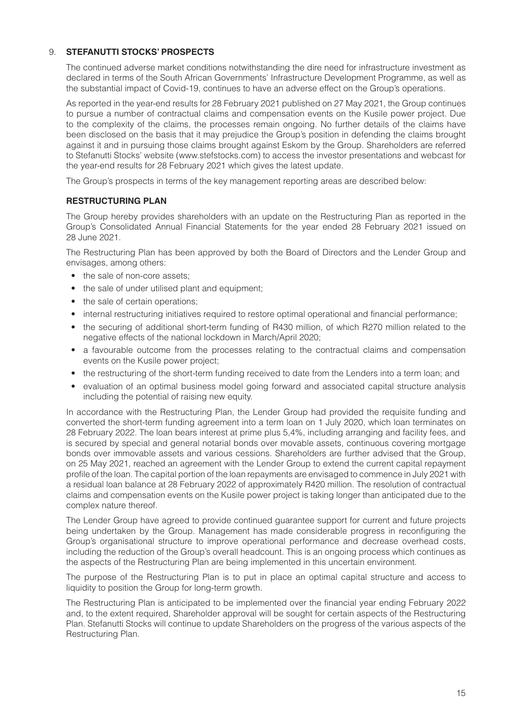## 9. STEFANUTTI STOCKS' PROSPECTS

The continued adverse market conditions notwithstanding the dire need for infrastructure investment as declared in terms of the South African Governments' Infrastructure Development Programme, as well as the substantial impact of Covid-19, continues to have an adverse effect on the Group's operations.

As reported in the year-end results for 28 February 2021 published on 27 May 2021, the Group continues to pursue a number of contractual claims and compensation events on the Kusile power project. Due to the complexity of the claims, the processes remain ongoing. No further details of the claims have been disclosed on the basis that it may prejudice the Group's position in defending the claims brought against it and in pursuing those claims brought against Eskom by the Group. Shareholders are referred to Stefanutti Stocks' website (www.stefstocks.com) to access the investor presentations and webcast for the year-end results for 28 February 2021 which gives the latest update.

The Group's prospects in terms of the key management reporting areas are described below:

### RESTRUCTURING PLAN

The Group hereby provides shareholders with an update on the Restructuring Plan as reported in the Group's Consolidated Annual Financial Statements for the year ended 28 February 2021 issued on 28 June 2021.

The Restructuring Plan has been approved by both the Board of Directors and the Lender Group and envisages, among others:

- the sale of non-core assets;
- the sale of under utilised plant and equipment;
- the sale of certain operations;
- internal restructuring initiatives required to restore optimal operational and financial performance;
- the securing of additional short-term funding of R430 million, of which R270 million related to the negative effects of the national lockdown in March/April 2020;
- a favourable outcome from the processes relating to the contractual claims and compensation events on the Kusile power project;
- the restructuring of the short-term funding received to date from the Lenders into a term loan; and
- evaluation of an optimal business model going forward and associated capital structure analysis including the potential of raising new equity.

In accordance with the Restructuring Plan, the Lender Group had provided the requisite funding and converted the short-term funding agreement into a term loan on 1 July 2020, which loan terminates on 28 February 2022. The loan bears interest at prime plus 5,4%, including arranging and facility fees, and is secured by special and general notarial bonds over movable assets, continuous covering mortgage bonds over immovable assets and various cessions. Shareholders are further advised that the Group, on 25 May 2021, reached an agreement with the Lender Group to extend the current capital repayment profile of the loan. The capital portion of the loan repayments are envisaged to commence in July 2021 with a residual loan balance at 28 February 2022 of approximately R420 million. The resolution of contractual claims and compensation events on the Kusile power project is taking longer than anticipated due to the complex nature thereof.

The Lender Group have agreed to provide continued guarantee support for current and future projects being undertaken by the Group. Management has made considerable progress in reconfiguring the Group's organisational structure to improve operational performance and decrease overhead costs, including the reduction of the Group's overall headcount. This is an ongoing process which continues as the aspects of the Restructuring Plan are being implemented in this uncertain environment.

The purpose of the Restructuring Plan is to put in place an optimal capital structure and access to liquidity to position the Group for long-term growth.

The Restructuring Plan is anticipated to be implemented over the financial year ending February 2022 and, to the extent required, Shareholder approval will be sought for certain aspects of the Restructuring Plan. Stefanutti Stocks will continue to update Shareholders on the progress of the various aspects of the Restructuring Plan.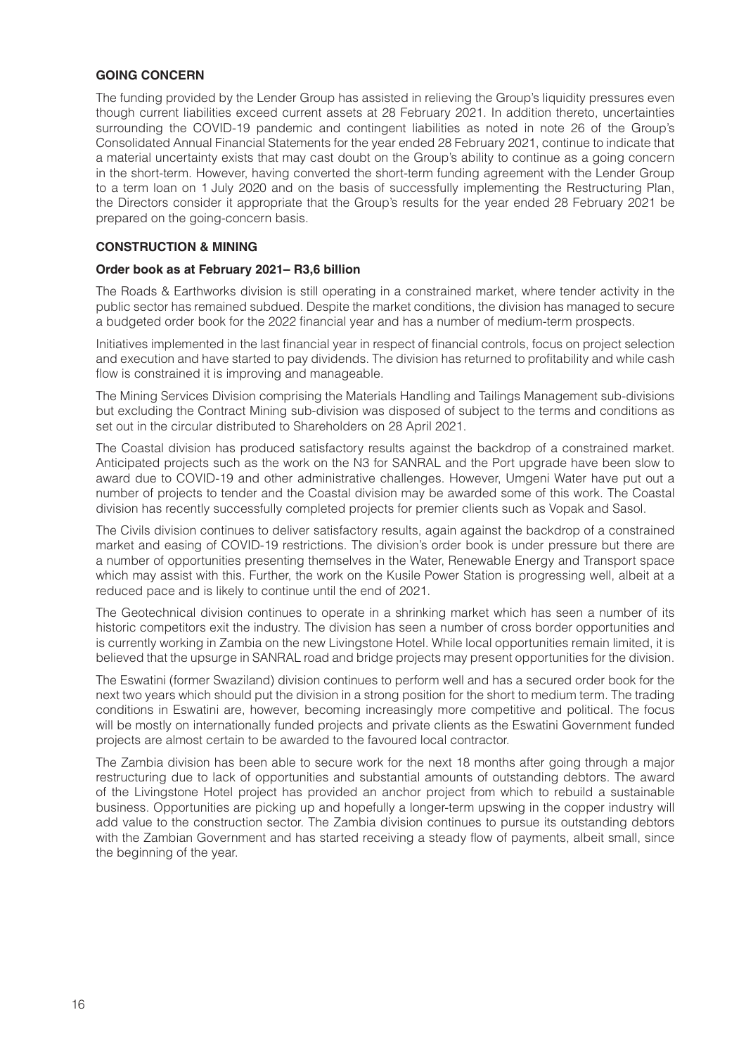## GOING CONCERN

The funding provided by the Lender Group has assisted in relieving the Group's liquidity pressures even though current liabilities exceed current assets at 28 February 2021. In addition thereto, uncertainties surrounding the COVID-19 pandemic and contingent liabilities as noted in note 26 of the Group's Consolidated Annual Financial Statements for the year ended 28 February 2021, continue to indicate that a material uncertainty exists that may cast doubt on the Group's ability to continue as a going concern in the short-term. However, having converted the short-term funding agreement with the Lender Group to a term loan on 1 July 2020 and on the basis of successfully implementing the Restructuring Plan, the Directors consider it appropriate that the Group's results for the year ended 28 February 2021 be prepared on the going-concern basis.

## CONSTRUCTION & MINING

### Order book as at February 2021– R3,6 billion

The Roads & Earthworks division is still operating in a constrained market, where tender activity in the public sector has remained subdued. Despite the market conditions, the division has managed to secure a budgeted order book for the 2022 financial year and has a number of medium-term prospects.

Initiatives implemented in the last financial year in respect of financial controls, focus on project selection and execution and have started to pay dividends. The division has returned to profitability and while cash flow is constrained it is improving and manageable.

The Mining Services Division comprising the Materials Handling and Tailings Management sub-divisions but excluding the Contract Mining sub-division was disposed of subject to the terms and conditions as set out in the circular distributed to Shareholders on 28 April 2021.

The Coastal division has produced satisfactory results against the backdrop of a constrained market. Anticipated projects such as the work on the N3 for SANRAL and the Port upgrade have been slow to award due to COVID-19 and other administrative challenges. However, Umgeni Water have put out a number of projects to tender and the Coastal division may be awarded some of this work. The Coastal division has recently successfully completed projects for premier clients such as Vopak and Sasol.

The Civils division continues to deliver satisfactory results, again against the backdrop of a constrained market and easing of COVID-19 restrictions. The division's order book is under pressure but there are a number of opportunities presenting themselves in the Water, Renewable Energy and Transport space which may assist with this. Further, the work on the Kusile Power Station is progressing well, albeit at a reduced pace and is likely to continue until the end of 2021.

The Geotechnical division continues to operate in a shrinking market which has seen a number of its historic competitors exit the industry. The division has seen a number of cross border opportunities and is currently working in Zambia on the new Livingstone Hotel. While local opportunities remain limited, it is believed that the upsurge in SANRAL road and bridge projects may present opportunities for the division.

The Eswatini (former Swaziland) division continues to perform well and has a secured order book for the next two years which should put the division in a strong position for the short to medium term. The trading conditions in Eswatini are, however, becoming increasingly more competitive and political. The focus will be mostly on internationally funded projects and private clients as the Eswatini Government funded projects are almost certain to be awarded to the favoured local contractor.

The Zambia division has been able to secure work for the next 18 months after going through a major restructuring due to lack of opportunities and substantial amounts of outstanding debtors. The award of the Livingstone Hotel project has provided an anchor project from which to rebuild a sustainable business. Opportunities are picking up and hopefully a longer-term upswing in the copper industry will add value to the construction sector. The Zambia division continues to pursue its outstanding debtors with the Zambian Government and has started receiving a steady flow of payments, albeit small, since the beginning of the year.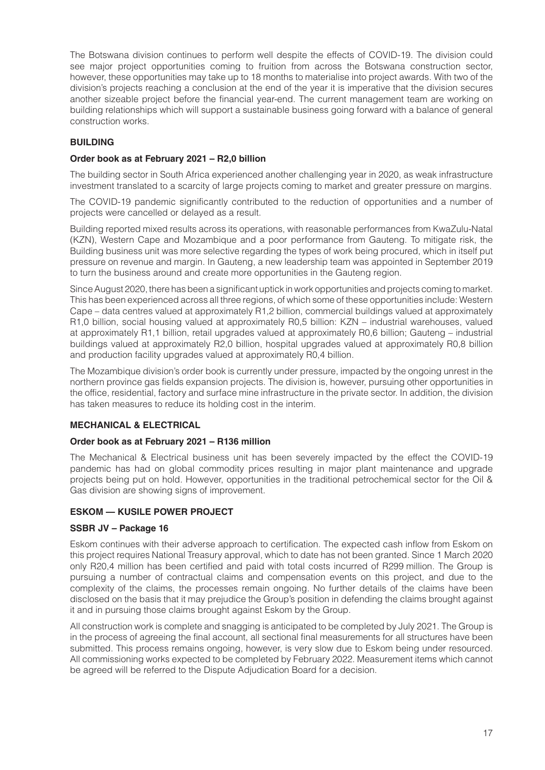The Botswana division continues to perform well despite the effects of COVID-19. The division could see major project opportunities coming to fruition from across the Botswana construction sector, however, these opportunities may take up to 18 months to materialise into project awards. With two of the division's projects reaching a conclusion at the end of the year it is imperative that the division secures another sizeable project before the financial year-end. The current management team are working on building relationships which will support a sustainable business going forward with a balance of general construction works.

## BUILDING

### Order book as at February 2021 – R2,0 billion

The building sector in South Africa experienced another challenging year in 2020, as weak infrastructure investment translated to a scarcity of large projects coming to market and greater pressure on margins.

The COVID-19 pandemic significantly contributed to the reduction of opportunities and a number of projects were cancelled or delayed as a result.

Building reported mixed results across its operations, with reasonable performances from KwaZulu-Natal (KZN), Western Cape and Mozambique and a poor performance from Gauteng. To mitigate risk, the Building business unit was more selective regarding the types of work being procured, which in itself put pressure on revenue and margin. In Gauteng, a new leadership team was appointed in September 2019 to turn the business around and create more opportunities in the Gauteng region.

Since August 2020, there has been a significant uptick in work opportunities and projects coming to market. This has been experienced across all three regions, of which some of these opportunities include: Western Cape – data centres valued at approximately R1,2 billion, commercial buildings valued at approximately R1,0 billion, social housing valued at approximately R0,5 billion: KZN – industrial warehouses, valued at approximately R1,1 billion, retail upgrades valued at approximately R0,6 billion; Gauteng – industrial buildings valued at approximately R2,0 billion, hospital upgrades valued at approximately R0,8 billion and production facility upgrades valued at approximately R0,4 billion.

The Mozambique division's order book is currently under pressure, impacted by the ongoing unrest in the northern province gas fields expansion projects. The division is, however, pursuing other opportunities in the office, residential, factory and surface mine infrastructure in the private sector. In addition, the division has taken measures to reduce its holding cost in the interim.

## MECHANICAL & ELECTRICAL

### Order book as at February 2021 – R136 million

The Mechanical & Electrical business unit has been severely impacted by the effect the COVID-19 pandemic has had on global commodity prices resulting in major plant maintenance and upgrade projects being put on hold. However, opportunities in the traditional petrochemical sector for the Oil & Gas division are showing signs of improvement.

## ESKOM — KUSILE POWER PROJECT

### SSBR JV – Package 16

Eskom continues with their adverse approach to certification. The expected cash inflow from Eskom on this project requires National Treasury approval, which to date has not been granted. Since 1 March 2020 only R20,4 million has been certified and paid with total costs incurred of R299 million. The Group is pursuing a number of contractual claims and compensation events on this project, and due to the complexity of the claims, the processes remain ongoing. No further details of the claims have been disclosed on the basis that it may prejudice the Group's position in defending the claims brought against it and in pursuing those claims brought against Eskom by the Group.

All construction work is complete and snagging is anticipated to be completed by July 2021. The Group is in the process of agreeing the final account, all sectional final measurements for all structures have been submitted. This process remains ongoing, however, is very slow due to Eskom being under resourced. All commissioning works expected to be completed by February 2022. Measurement items which cannot be agreed will be referred to the Dispute Adjudication Board for a decision.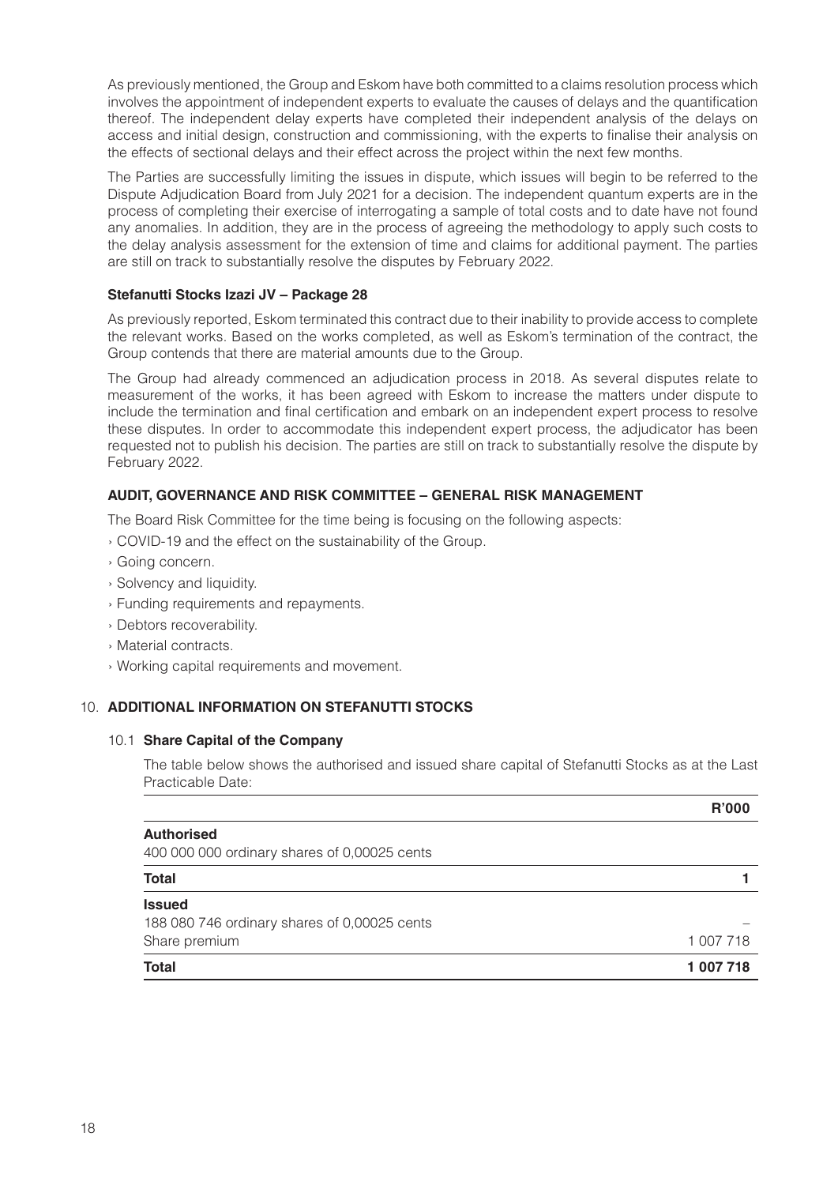As previously mentioned, the Group and Eskom have both committed to a claims resolution process which involves the appointment of independent experts to evaluate the causes of delays and the quantification thereof. The independent delay experts have completed their independent analysis of the delays on access and initial design, construction and commissioning, with the experts to finalise their analysis on the effects of sectional delays and their effect across the project within the next few months.

The Parties are successfully limiting the issues in dispute, which issues will begin to be referred to the Dispute Adjudication Board from July 2021 for a decision. The independent quantum experts are in the process of completing their exercise of interrogating a sample of total costs and to date have not found any anomalies. In addition, they are in the process of agreeing the methodology to apply such costs to the delay analysis assessment for the extension of time and claims for additional payment. The parties are still on track to substantially resolve the disputes by February 2022.

**Stefanutti Stocks Izazi JV – Package 28**

As previously reported, Eskom terminated this contract due to their inability to provide access to complete the relevant works. Based on the works completed, as well as Eskom's termination of the contract, the Group contends that there are material amounts due to the Group.

The Group had already commenced an adjudication process in 2018. As several disputes relate to measurement of the works, it has been agreed with Eskom to increase the matters under dispute to include the termination and final certification and embark on an independent expert process to resolve these disputes. In order to accommodate this independent expert process, the adjudicator has been requested not to publish his decision. The parties are still on track to substantially resolve the dispute by February 2022.

**AUDIT, GOVERNANCE AND RISK COMMITTEE – GENERAL RISK MANAGEMENT**

The Board Risk Committee for the time being is focusing on the following aspects:

- COVID-19 and the effect on the sustainability of the Group.
- Going concern.
- Solvency and liquidity.
- Funding requirements and repayments.
- Debtors recoverability.
- Material contracts.
- Working capital requirements and movement.

## 10. ADDITIONAL INFORMATION ON STEFANUTTI STOCKS

### 10.1 Share Capital of the Company

The table below shows the authorised and issued share capital of Stefanutti Stocks as at the Last Practicable Date:

| | R'000 |
|---|---|
| **Authorised** | |
| 400 000 000 ordinary shares of 0,00025 cents | |
| **Total** | **1** |
| **Issued** | |
| 188 080 746 ordinary shares of 0,00025 cents | – |
| Share premium | 1 007 718 |
| **Total** | **1 007 718** |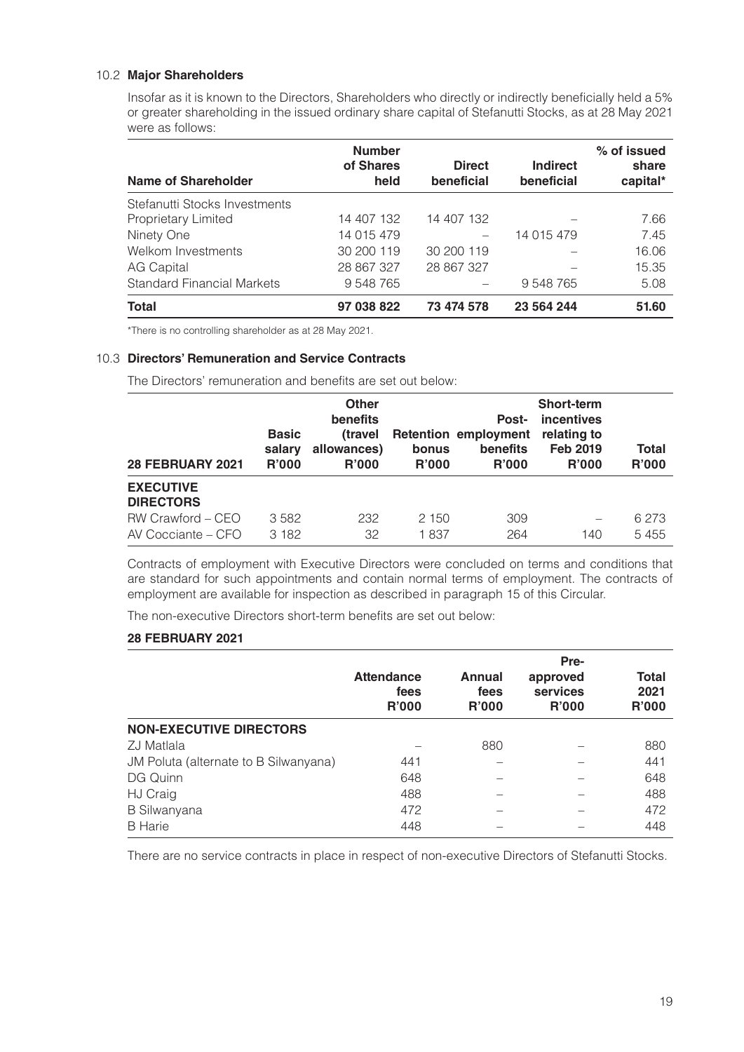### 10.2 Major Shareholders

Insofar as it is known to the Directors, Shareholders who directly or indirectly beneficially held a 5% or greater shareholding in the issued ordinary share capital of Stefanutti Stocks, as at 28 May 2021 were as follows:

| Name of Shareholder | Number of Shares held | Direct beneficial | Indirect beneficial | % of issued share capital* |
|---|---|---|---|---|
| Stefanutti Stocks Investments Proprietary Limited | 14 407 132 | 14 407 132 | – | 7.66 |
| Ninety One | 14 015 479 | – | 14 015 479 | 7.45 |
| Welkom Investments | 30 200 119 | 30 200 119 | – | 16.06 |
| AG Capital | 28 867 327 | 28 867 327 | – | 15.35 |
| Standard Financial Markets | 9 548 765 | – | 9 548 765 | 5.08 |
| **Total** | **97 038 822** | **73 474 578** | **23 564 244** | **51.60** |

*There is no controlling shareholder as at 28 May 2021.

### 10.3 Directors' Remuneration and Service Contracts

The Directors' remuneration and benefits are set out below:

| 28 FEBRUARY 2021 | Basic salary R'000 | Other benefits (travel allowances) R'000 | Retention bonus R'000 | Post-employment benefits R'000 | Short-term incentives relating to Feb 2019 R'000 | Total R'000 |
|---|---|---|---|---|---|---|
| **EXECUTIVE DIRECTORS** | | | | | | |
| RW Crawford – CEO | 3 582 | 232 | 2 150 | 309 | – | 6 273 |
| AV Cocciante – CFO | 3 182 | 32 | 1 837 | 264 | 140 | 5 455 |

Contracts of employment with Executive Directors were concluded on terms and conditions that are standard for such appointments and contain normal terms of employment. The contracts of employment are available for inspection as described in paragraph 15 of this Circular.

The non-executive Directors short-term benefits are set out below:

**28 FEBRUARY 2021**

| | Attendance fees R'000 | Annual fees R'000 | Pre-approved services R'000 | Total 2021 R'000 |
|---|---|---|---|---|
| **NON-EXECUTIVE DIRECTORS** | | | | |
| ZJ Matlala | – | 880 | – | 880 |
| JM Poluta (alternate to B Silwanyana) | 441 | – | – | 441 |
| DG Quinn | 648 | – | – | 648 |
| HJ Craig | 488 | – | – | 488 |
| B Silwanyana | 472 | – | – | 472 |
| B Harie | 448 | – | – | 448 |

There are no service contracts in place in respect of non-executive Directors of Stefanutti Stocks.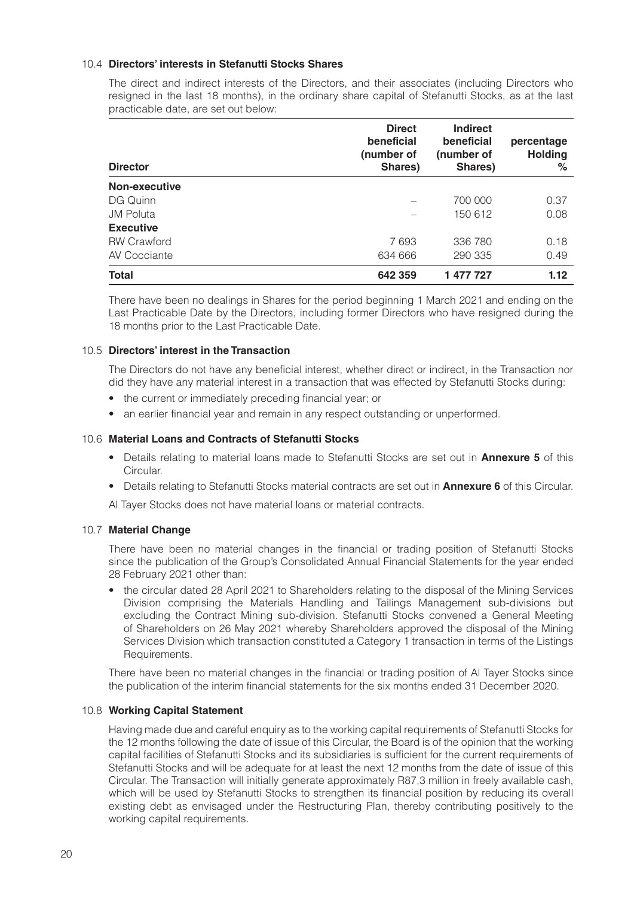### 10.4 Directors' interests in Stefanutti Stocks Shares

The direct and indirect interests of the Directors, and their associates (including Directors who resigned in the last 18 months), in the ordinary share capital of Stefanutti Stocks, as at the last practicable date, are set out below:

| Director | Direct beneficial (number of Shares) | Indirect beneficial (number of Shares) | percentage Holding % |
|---|---|---|---|
| **Non-executive** | | | |
| DG Quinn | – | 700 000 | 0.37 |
| JM Poluta | – | 150 612 | 0.08 |
| **Executive** | | | |
| RW Crawford | 7 693 | 336 780 | 0.18 |
| AV Cocciante | 634 666 | 290 335 | 0.49 |
| **Total** | **642 359** | **1 477 727** | **1.12** |

There have been no dealings in Shares for the period beginning 1 March 2021 and ending on the Last Practicable Date by the Directors, including former Directors who have resigned during the 18 months prior to the Last Practicable Date.

### 10.5 Directors' interest in the Transaction

The Directors do not have any beneficial interest, whether direct or indirect, in the Transaction nor did they have any material interest in a transaction that was effected by Stefanutti Stocks during:

- the current or immediately preceding financial year; or
- an earlier financial year and remain in any respect outstanding or unperformed.

### 10.6 Material Loans and Contracts of Stefanutti Stocks

- Details relating to material loans made to Stefanutti Stocks are set out in **Annexure 5** of this Circular.
- Details relating to Stefanutti Stocks material contracts are set out in **Annexure 6** of this Circular.

Al Tayer Stocks does not have material loans or material contracts.

### 10.7 Material Change

There have been no material changes in the financial or trading position of Stefanutti Stocks since the publication of the Group's Consolidated Annual Financial Statements for the year ended 28 February 2021 other than:

- the circular dated 28 April 2021 to Shareholders relating to the disposal of the Mining Services Division comprising the Materials Handling and Tailings Management sub-divisions but excluding the Contract Mining sub-division. Stefanutti Stocks convened a General Meeting of Shareholders on 26 May 2021 whereby Shareholders approved the disposal of the Mining Services Division which transaction constituted a Category 1 transaction in terms of the Listings Requirements.

There have been no material changes in the financial or trading position of Al Tayer Stocks since the publication of the interim financial statements for the six months ended 31 December 2020.

### 10.8 Working Capital Statement

Having made due and careful enquiry as to the working capital requirements of Stefanutti Stocks for the 12 months following the date of issue of this Circular, the Board is of the opinion that the working capital facilities of Stefanutti Stocks and its subsidiaries is sufficient for the current requirements of Stefanutti Stocks and will be adequate for at least the next 12 months from the date of issue of this Circular. The Transaction will initially generate approximately R87,3 million in freely available cash, which will be used by Stefanutti Stocks to strengthen its financial position by reducing its overall existing debt as envisaged under the Restructuring Plan, thereby contributing positively to the working capital requirements.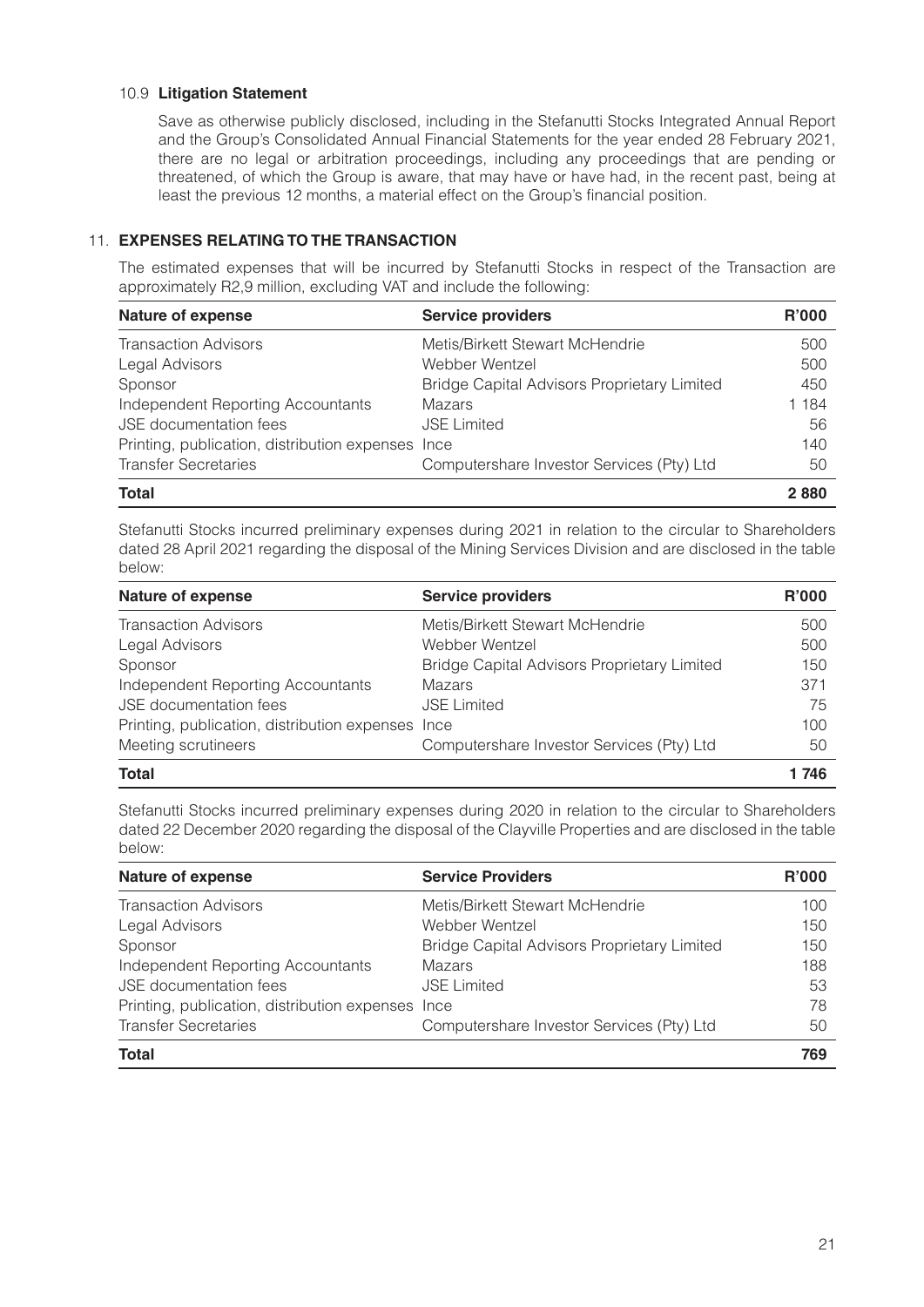### 10.9 **Litigation Statement**

Save as otherwise publicly disclosed, including in the Stefanutti Stocks Integrated Annual Report and the Group's Consolidated Annual Financial Statements for the year ended 28 February 2021, there are no legal or arbitration proceedings, including any proceedings that are pending or threatened, of which the Group is aware, that may have or have had, in the recent past, being at least the previous 12 months, a material effect on the Group's financial position.

## 11. EXPENSES RELATING TO THE TRANSACTION

The estimated expenses that will be incurred by Stefanutti Stocks in respect of the Transaction are approximately R2,9 million, excluding VAT and include the following:

| Nature of expense | Service providers | R'000 |
|---|---|---|
| Transaction Advisors | Metis/Birkett Stewart McHendrie | 500 |
| Legal Advisors | Webber Wentzel | 500 |
| Sponsor | Bridge Capital Advisors Proprietary Limited | 450 |
| Independent Reporting Accountants | Mazars | 1 184 |
| JSE documentation fees | JSE Limited | 56 |
| Printing, publication, distribution expenses | Ince | 140 |
| Transfer Secretaries | Computershare Investor Services (Pty) Ltd | 50 |
| **Total** | | **2 880** |

Stefanutti Stocks incurred preliminary expenses during 2021 in relation to the circular to Shareholders dated 28 April 2021 regarding the disposal of the Mining Services Division and are disclosed in the table below:

| Nature of expense | Service providers | R'000 |
|---|---|---|
| Transaction Advisors | Metis/Birkett Stewart McHendrie | 500 |
| Legal Advisors | Webber Wentzel | 500 |
| Sponsor | Bridge Capital Advisors Proprietary Limited | 150 |
| Independent Reporting Accountants | Mazars | 371 |
| JSE documentation fees | JSE Limited | 75 |
| Printing, publication, distribution expenses | Ince | 100 |
| Meeting scrutineers | Computershare Investor Services (Pty) Ltd | 50 |
| **Total** | | **1 746** |

Stefanutti Stocks incurred preliminary expenses during 2020 in relation to the circular to Shareholders dated 22 December 2020 regarding the disposal of the Clayville Properties and are disclosed in the table below:

| Nature of expense | Service Providers | R'000 |
|---|---|---|
| Transaction Advisors | Metis/Birkett Stewart McHendrie | 100 |
| Legal Advisors | Webber Wentzel | 150 |
| Sponsor | Bridge Capital Advisors Proprietary Limited | 150 |
| Independent Reporting Accountants | Mazars | 188 |
| JSE documentation fees | JSE Limited | 53 |
| Printing, publication, distribution expenses | Ince | 78 |
| Transfer Secretaries | Computershare Investor Services (Pty) Ltd | 50 |
| **Total** | | **769** |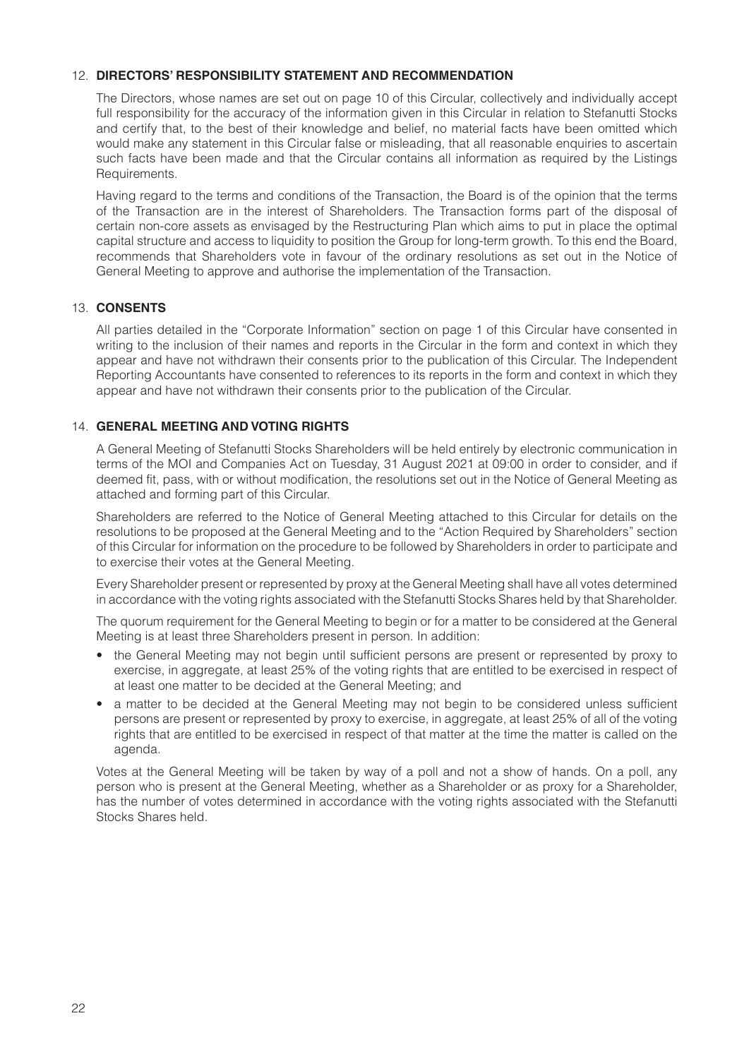## 12. DIRECTORS' RESPONSIBILITY STATEMENT AND RECOMMENDATION

The Directors, whose names are set out on page 10 of this Circular, collectively and individually accept full responsibility for the accuracy of the information given in this Circular in relation to Stefanutti Stocks and certify that, to the best of their knowledge and belief, no material facts have been omitted which would make any statement in this Circular false or misleading, that all reasonable enquiries to ascertain such facts have been made and that the Circular contains all information as required by the Listings Requirements.

Having regard to the terms and conditions of the Transaction, the Board is of the opinion that the terms of the Transaction are in the interest of Shareholders. The Transaction forms part of the disposal of certain non-core assets as envisaged by the Restructuring Plan which aims to put in place the optimal capital structure and access to liquidity to position the Group for long-term growth. To this end the Board, recommends that Shareholders vote in favour of the ordinary resolutions as set out in the Notice of General Meeting to approve and authorise the implementation of the Transaction.

## 13. CONSENTS

All parties detailed in the "Corporate Information" section on page 1 of this Circular have consented in writing to the inclusion of their names and reports in the Circular in the form and context in which they appear and have not withdrawn their consents prior to the publication of this Circular. The Independent Reporting Accountants have consented to references to its reports in the form and context in which they appear and have not withdrawn their consents prior to the publication of the Circular.

## 14. GENERAL MEETING AND VOTING RIGHTS

A General Meeting of Stefanutti Stocks Shareholders will be held entirely by electronic communication in terms of the MOI and Companies Act on Tuesday, 31 August 2021 at 09:00 in order to consider, and if deemed fit, pass, with or without modification, the resolutions set out in the Notice of General Meeting as attached and forming part of this Circular.

Shareholders are referred to the Notice of General Meeting attached to this Circular for details on the resolutions to be proposed at the General Meeting and to the "Action Required by Shareholders" section of this Circular for information on the procedure to be followed by Shareholders in order to participate and to exercise their votes at the General Meeting.

Every Shareholder present or represented by proxy at the General Meeting shall have all votes determined in accordance with the voting rights associated with the Stefanutti Stocks Shares held by that Shareholder.

The quorum requirement for the General Meeting to begin or for a matter to be considered at the General Meeting is at least three Shareholders present in person. In addition:

- the General Meeting may not begin until sufficient persons are present or represented by proxy to exercise, in aggregate, at least 25% of the voting rights that are entitled to be exercised in respect of at least one matter to be decided at the General Meeting; and
- a matter to be decided at the General Meeting may not begin to be considered unless sufficient persons are present or represented by proxy to exercise, in aggregate, at least 25% of all of the voting rights that are entitled to be exercised in respect of that matter at the time the matter is called on the agenda.

Votes at the General Meeting will be taken by way of a poll and not a show of hands. On a poll, any person who is present at the General Meeting, whether as a Shareholder or as proxy for a Shareholder, has the number of votes determined in accordance with the voting rights associated with the Stefanutti Stocks Shares held.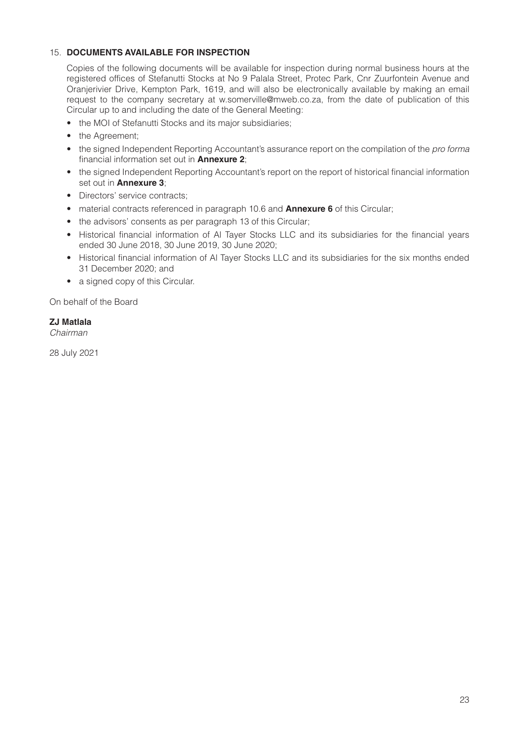## 15. DOCUMENTS AVAILABLE FOR INSPECTION

Copies of the following documents will be available for inspection during normal business hours at the registered offices of Stefanutti Stocks at No 9 Palala Street, Protec Park, Cnr Zuurfontein Avenue and Oranjerivier Drive, Kempton Park, 1619, and will also be electronically available by making an email request to the company secretary at w.somerville@mweb.co.za, from the date of publication of this Circular up to and including the date of the General Meeting:

- the MOI of Stefanutti Stocks and its major subsidiaries;
- the Agreement;
- the signed Independent Reporting Accountant's assurance report on the compilation of the *pro forma* financial information set out in **Annexure 2**;
- the signed Independent Reporting Accountant's report on the report of historical financial information set out in **Annexure 3**;
- Directors' service contracts;
- material contracts referenced in paragraph 10.6 and **Annexure 6** of this Circular;
- the advisors' consents as per paragraph 13 of this Circular;
- Historical financial information of Al Tayer Stocks LLC and its subsidiaries for the financial years ended 30 June 2018, 30 June 2019, 30 June 2020;
- Historical financial information of Al Tayer Stocks LLC and its subsidiaries for the six months ended 31 December 2020; and
- a signed copy of this Circular.

On behalf of the Board

**ZJ Matlala**
*Chairman*

28 July 2021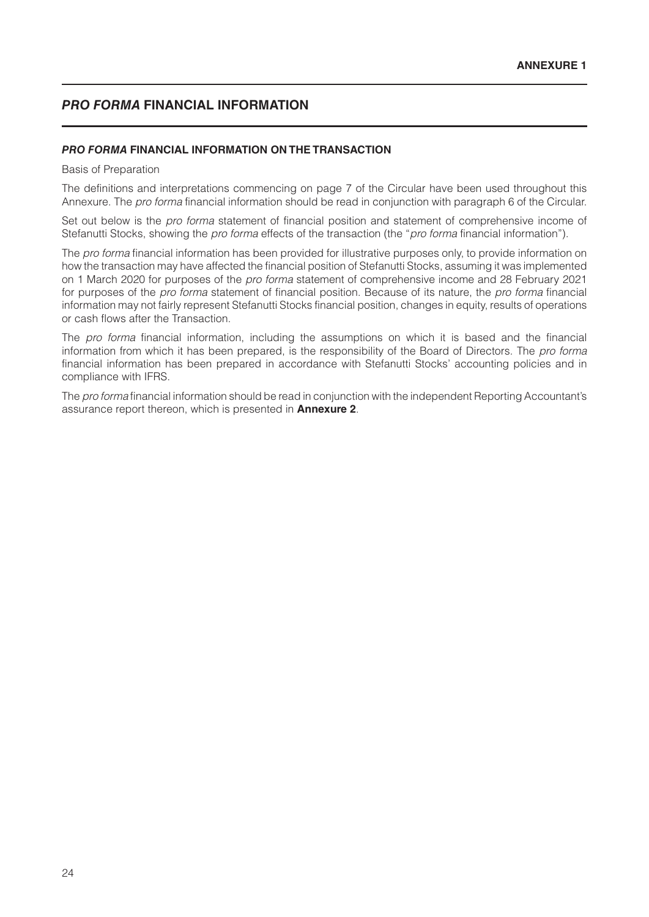**ANNEXURE 1**

# *PRO FORMA* FINANCIAL INFORMATION

## *PRO FORMA* FINANCIAL INFORMATION ON THE TRANSACTION

Basis of Preparation

The definitions and interpretations commencing on page 7 of the Circular have been used throughout this Annexure. The *pro forma* financial information should be read in conjunction with paragraph 6 of the Circular.

Set out below is the *pro forma* statement of financial position and statement of comprehensive income of Stefanutti Stocks, showing the *pro forma* effects of the transaction (the "*pro forma* financial information").

The *pro forma* financial information has been provided for illustrative purposes only, to provide information on how the transaction may have affected the financial position of Stefanutti Stocks, assuming it was implemented on 1 March 2020 for purposes of the *pro forma* statement of comprehensive income and 28 February 2021 for purposes of the *pro forma* statement of financial position. Because of its nature, the *pro forma* financial information may not fairly represent Stefanutti Stocks financial position, changes in equity, results of operations or cash flows after the Transaction.

The *pro forma* financial information, including the assumptions on which it is based and the financial information from which it has been prepared, is the responsibility of the Board of Directors. The *pro forma* financial information has been prepared in accordance with Stefanutti Stocks' accounting policies and in compliance with IFRS.

The *pro forma* financial information should be read in conjunction with the independent Reporting Accountant's assurance report thereon, which is presented in **Annexure 2**.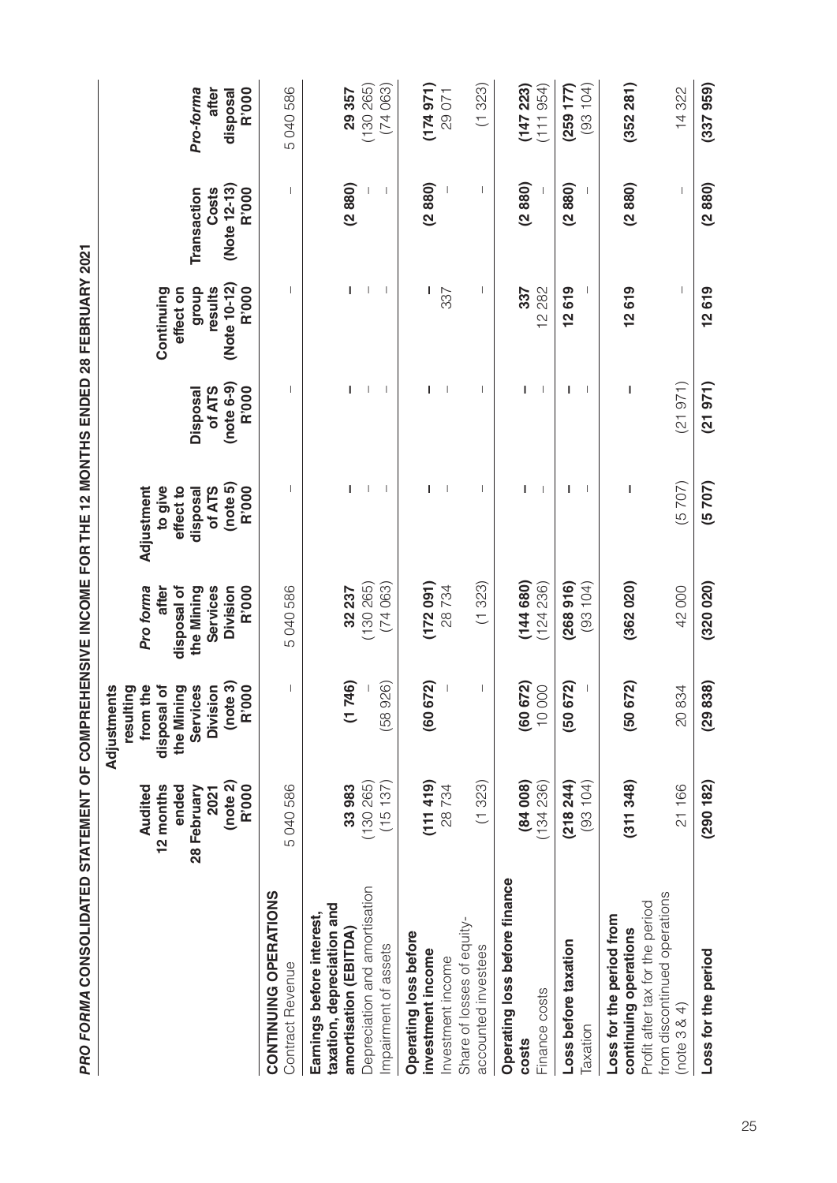## *PRO FORMA* CONSOLIDATED STATEMENT OF COMPREHENSIVE INCOME FOR THE 12 MONTHS ENDED 28 FEBRUARY 2021

| | Audited 12 months ended 28 February 2021 (note 2) R'000 | Adjustments resulting from the disposal of the Mining Services Division (note 3) R'000 | *Pro forma* after disposal of the Mining Services Division R'000 | Adjustment to give effect to disposal of ATS (note 5) R'000 | Disposal of ATS (note 6-9) R'000 | Continuing effect on group results (Note 10-12) R'000 | Transaction Costs (Note 12-13) R'000 | *Pro-forma* after disposal R'000 |
|---|---|---|---|---|---|---|---|---|
| **CONTINUING OPERATIONS** | | | | | | | | |
| Contract Revenue | 5 040 586 | – | 5 040 586 | – | – | – | – | 5 040 586 |
| **Earnings before interest, taxation, depreciation and amortisation (EBITDA)** | **33 983** | **(1 746)** | **32 237** | **–** | **–** | **–** | **(2 880)** | **29 357** |
| Depreciation and amortisation | (130 265) | – | (130 265) | – | – | – | – | (130 265) |
| Impairment of assets | (15 137) | (58 926) | (74 063) | – | – | – | – | (74 063) |
| **Operating loss before investment income** | **(111 419)** | **(60 672)** | **(172 091)** | **–** | **–** | **–** | **(2 880)** | **(174 971)** |
| Investment income | 28 734 | – | 28 734 | – | – | 337 | – | 29 071 |
| Share of losses of equity-accounted investees | (1 323) | – | (1 323) | – | – | – | – | (1 323) |
| **Operating loss before finance costs** | **(84 008)** | **(60 672)** | **(144 680)** | **–** | **–** | **337** | **(2 880)** | **(147 223)** |
| Finance costs | (134 236) | 10 000 | (124 236) | – | – | 12 282 | – | (111 954) |
| **Loss before taxation** | **(218 244)** | **(50 672)** | **(268 916)** | **–** | **–** | **12 619** | **(2 880)** | **(259 177)** |
| Taxation | (93 104) | – | (93 104) | – | – | – | – | (93 104) |
| **Loss for the period from continuing operations** | **(311 348)** | **(50 672)** | **(362 020)** | **–** | **–** | **12 619** | **(2 880)** | **(352 281)** |
| Profit after tax for the period from discontinued operations (note 3 & 4) | 21 166 | 20 834 | 42 000 | (5 707) | (21 971) | | – | 14 322 |
| **Loss for the period** | **(290 182)** | **(29 838)** | **(320 020)** | **(5 707)** | **(21 971)** | **12 619** | **(2 880)** | **(337 959)** |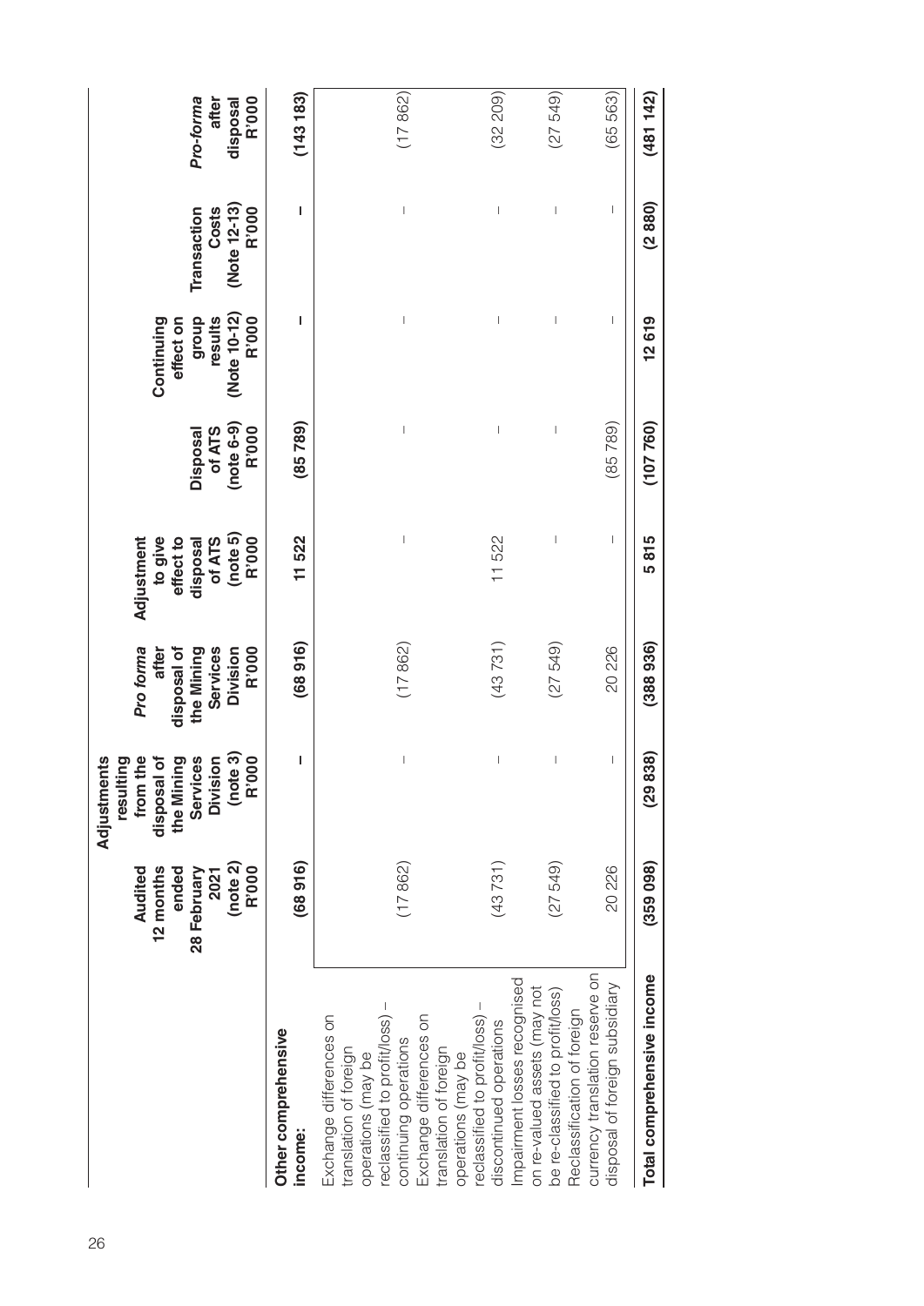| | Audited 12 months ended 28 February 2021 (note 2) R'000 | Adjustments resulting from the disposal of the Mining Services Division (note 3) R'000 | *Pro forma* after disposal of the Mining Services Division R'000 | Adjustment to give effect to disposal of ATS (note 5) R'000 | Disposal of ATS (note 6-9) R'000 | Continuing effect on group results (Note 10-12) R'000 | Transaction Costs (Note 12-13) R'000 | *Pro-forma* after disposal R'000 |
|---|---|---|---|---|---|---|---|---|
| **Other comprehensive income:** | **(68 916)** | **–** | **(68 916)** | **11 522** | **(85 789)** | **–** | **–** | **(143 183)** |
| Exchange differences on translation of foreign operations (may be reclassified to profit/(loss) – continuing operations | (17 862) | – | (17 862) | – | – | – | – | (17 862) |
| Exchange differences on translation of foreign operations (may be reclassified to profit/(loss) – discontinued operations | (43 731) | – | (43 731) | 11 522 | – | – | – | (32 209) |
| Impairment losses recognised on re-valued assets (may not be re-classified to profit/loss) | (27 549) | – | (27 549) | – | – | – | – | (27 549) |
| Reclassification of foreign currency translation reserve on disposal of foreign subsidiary | 20 226 | – | 20 226 | – | (85 789) | – | – | (65 563) |
| **Total comprehensive income** | **(359 098)** | **(29 838)** | **(388 936)** | **5 815** | **(107 760)** | **12 619** | **(2 880)** | **(481 142)** |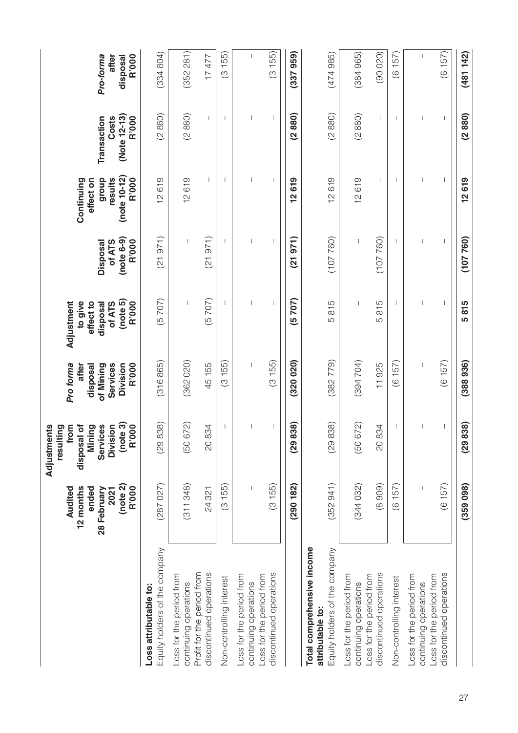| | Audited 12 months ended 28 February 2021 (note 2) R'000 | Adjustments resulting from disposal of Mining Services Division (note 3) R'000 | *Pro forma* after disposal of Mining Services Division R'000 | Adjustment to give effect to disposal of ATS (note 5) R'000 | Disposal of ATS (note 6-9) R'000 | Continuing effect on group results (note 10-12) R'000 | Transaction Costs (Note 12-13) R'000 | *Pro-forma* after disposal R'000 |
|---|---|---|---|---|---|---|---|---|
| **Loss attributable to:** | | | | | | | | |
| Equity holders of the company | (287 027) | (29 838) | (316 865) | (5 707) | (21 971) | 12 619 | (2 880) | (334 804) |
| Loss for the period from continuing operations | (311 348) | (50 672) | (362 020) | – | – | 12 619 | (2 880) | (352 281) |
| Profit for the period from discontinued operations | 24 321 | 20 834 | 45 155 | (5 707) | (21 971) | – | – | 17 477 |
| Non-controlling interest | (3 155) | – | (3 155) | – | – | – | – | (3 155) |
| Loss for the period from continuing operations | – | – | – | – | – | – | – | – |
| Loss for the period from discontinued operations | (3 155) | – | (3 155) | – | – | – | – | (3 155) |
| | **(290 182)** | **(29 838)** | **(320 020)** | **(5 707)** | **(21 971)** | **12 619** | **(2 880)** | **(337 959)** |
| **Total comprehensive income attributable to:** | | | | | | | | |
| Equity holders of the company | (352 941) | (29 838) | (382 779) | 5 815 | (107 760) | 12 619 | (2 880) | (474 985) |
| Loss for the period from continuing operations | (344 032) | (50 672) | (394 704) | – | – | 12 619 | (2 880) | (384 965) |
| Loss for the period from discontinued operations | (8 909) | 20 834 | 11 925 | 5 815 | (107 760) | – | – | (90 020) |
| Non-controlling interest | (6 157) | – | (6 157) | – | – | – | – | (6 157) |
| Loss for the period from continuing operations | – | – | – | – | – | – | – | – |
| Loss for the period from discontinued operations | (6 157) | – | (6 157) | – | – | – | – | (6 157) |
| | **(359 098)** | **(29 838)** | **(388 936)** | **5 815** | **(107 760)** | **12 619** | **(2 880)** | **(481 142)** |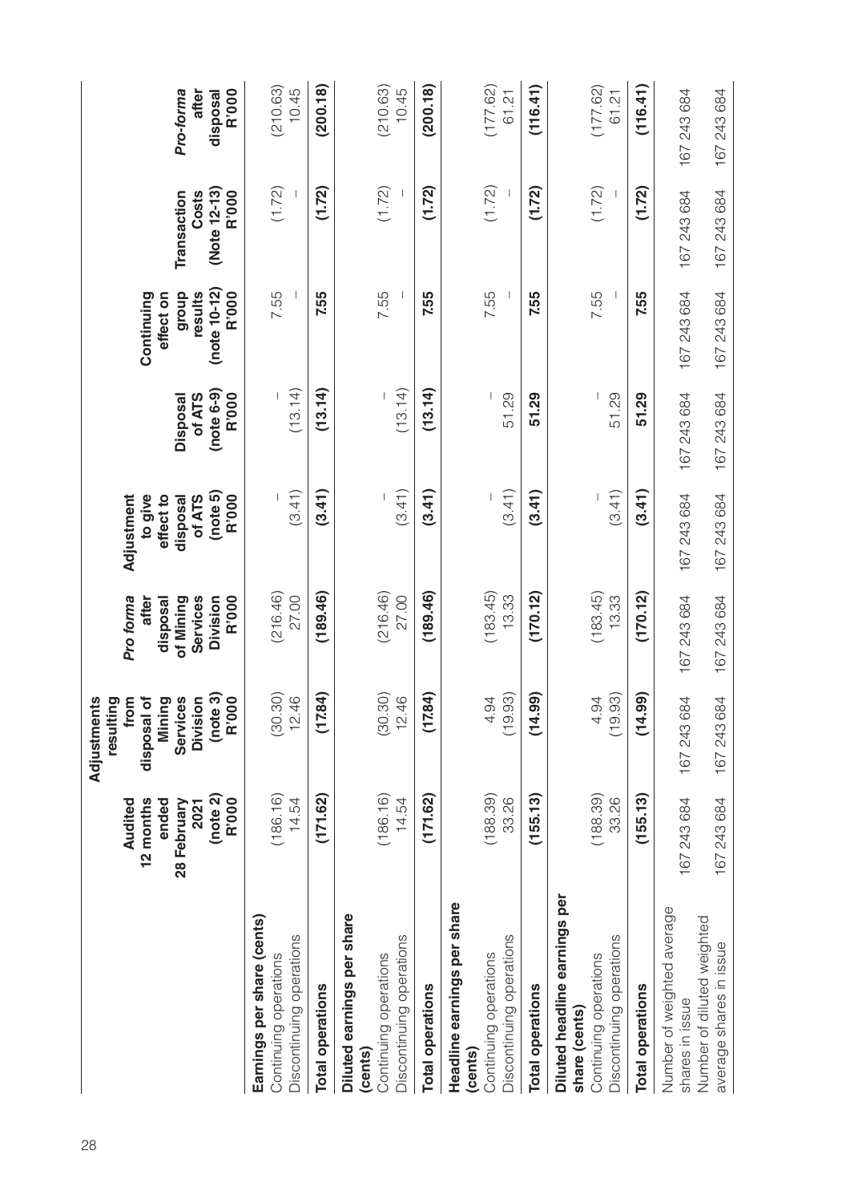| | Audited 12 months ended 28 February 2021 (note 2) R'000 | Adjustments resulting from disposal of Mining Services Division (note 3) R'000 | *Pro forma* after disposal of Mining Services Division R'000 | Adjustment to give effect to disposal of ATS (note 5) R'000 | Disposal of ATS (note 6-9) R'000 | Continuing effect on group results (note 10-12) R'000 | Transaction Costs (Note 12-13) R'000 | *Pro-forma* after disposal R'000 |
|---|---|---|---|---|---|---|---|---|
| **Earnings per share (cents)** | | | | | | | | |
| Continuing operations | (186.16) | (30.30) | (216.46) | – | – | 7.55 | (1.72) | (210.63) |
| Discontinuing operations | 14.54 | 12.46 | 27.00 | (3.41) | (13.14) | – | – | 10.45 |
| **Total operations** | **(171.62)** | **(17.84)** | **(189.46)** | **(3.41)** | **(13.14)** | **7.55** | **(1.72)** | **(200.18)** |
| **Diluted earnings per share (cents)** | | | | | | | | |
| Continuing operations | (186.16) | (30.30) | (216.46) | – | – | 7.55 | (1.72) | (210.63) |
| Discontinuing operations | 14.54 | 12.46 | 27.00 | (3.41) | (13.14) | – | – | 10.45 |
| **Total operations** | **(171.62)** | **(17.84)** | **(189.46)** | **(3.41)** | **(13.14)** | **7.55** | **(1.72)** | **(200.18)** |
| **Headline earnings per share (cents)** | | | | | | | | |
| Continuing operations | (188.39) | 4.94 | (183.45) | – | – | 7.55 | (1.72) | (177.62) |
| Discontinuing operations | 33.26 | (19.93) | 13.33 | (3.41) | 51.29 | – | – | 61.21 |
| **Total operations** | **(155.13)** | **(14.99)** | **(170.12)** | **(3.41)** | **51.29** | **7.55** | **(1.72)** | **(116.41)** |
| **Diluted headline earnings per share (cents)** | | | | | | | | |
| Continuing operations | (188.39) | 4.94 | (183.45) | – | – | 7.55 | (1.72) | (177.62) |
| Discontinuing operations | 33.26 | (19.93) | 13.33 | (3.41) | 51.29 | – | – | 61.21 |
| **Total operations** | **(155.13)** | **(14.99)** | **(170.12)** | **(3.41)** | **51.29** | **7.55** | **(1.72)** | **(116.41)** |
| Number of weighted average shares in issue | 167 243 684 | 167 243 684 | 167 243 684 | 167 243 684 | 167 243 684 | 167 243 684 | 167 243 684 | 167 243 684 |
| Number of diluted weighted average shares in issue | 167 243 684 | 167 243 684 | 167 243 684 | 167 243 684 | 167 243 684 | 167 243 684 | 167 243 684 | 167 243 684 |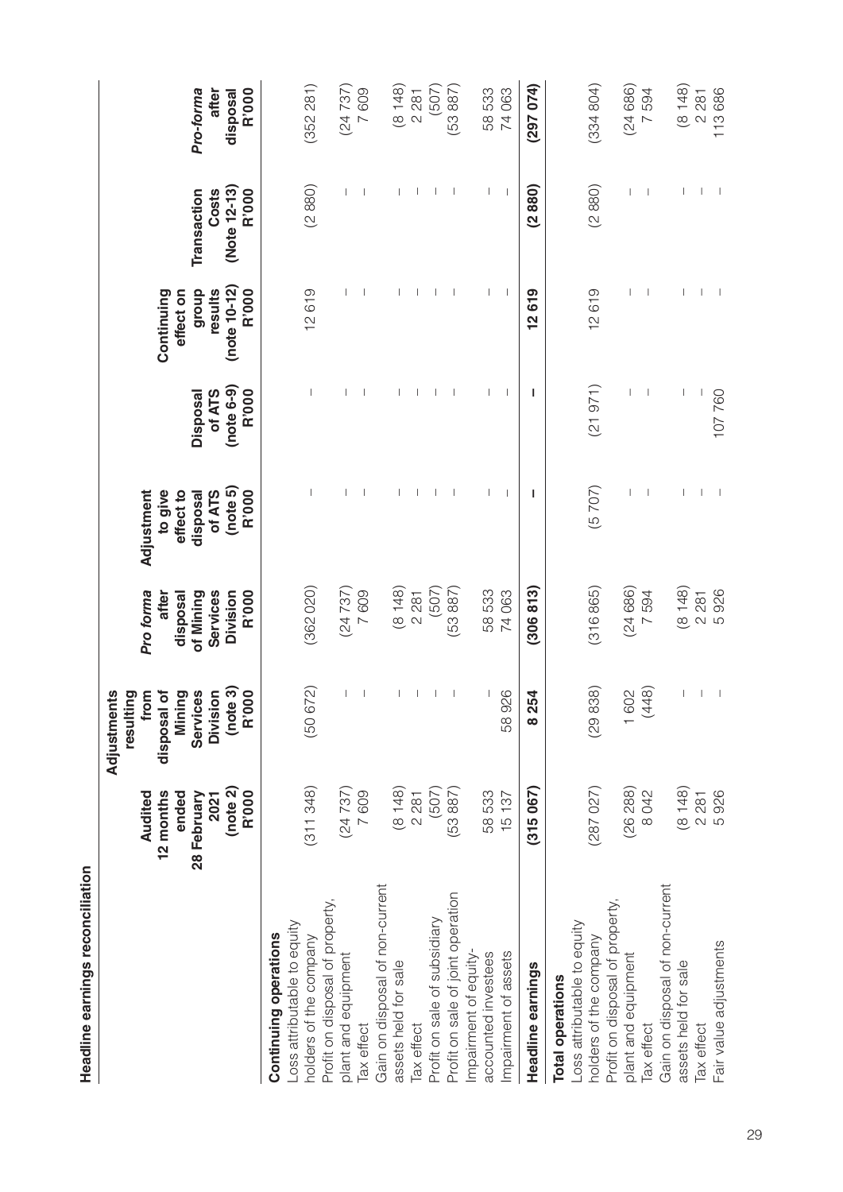**Headline earnings reconciliation**

| | Audited 12 months ended 28 February 2021 (note 2) R'000 | Adjustments resulting from disposal of Mining Services Division (note 3) R'000 | *Pro forma* after disposal of Mining Services Division R'000 | Adjustment to give effect to disposal of ATS (note 5) R'000 | Disposal of ATS (note 6-9) R'000 | Continuing effect on group results (note 10-12) R'000 | Transaction Costs (Note 12-13) R'000 | *Pro-forma* after disposal R'000 |
|---|---|---|---|---|---|---|---|---|
| **Continuing operations** | | | | | | | | |
| Loss attributable to equity holders of the company | (311 348) | (50 672) | (362 020) | – | – | 12 619 | (2 880) | (352 281) |
| Profit on disposal of property, plant and equipment | (24 737) | – | (24 737) | – | – | – | – | (24 737) |
| Tax effect | 7 609 | – | 7 609 | – | – | – | – | 7 609 |
| Gain on disposal of non-current assets held for sale | (8 148) | – | (8 148) | – | – | – | – | (8 148) |
| Tax effect | 2 281 | – | 2 281 | – | – | – | – | 2 281 |
| Profit on sale of subsidiary | (507) | – | (507) | – | – | – | – | (507) |
| Profit on sale of joint operation | (53 887) | – | (53 887) | – | – | – | – | (53 887) |
| Impairment of equity-accounted investees | 58 533 | – | 58 533 | – | – | – | – | 58 533 |
| Impairment of assets | 15 137 | 58 926 | 74 063 | – | – | – | – | 74 063 |
| **Headline earnings** | **(315 067)** | **8 254** | **(306 813)** | **–** | **–** | **12 619** | **(2 880)** | **(297 074)** |
| **Total operations** | | | | | | | | |
| Loss attributable to equity holders of the company | (287 027) | (29 838) | (316 865) | (5 707) | (21 971) | 12 619 | (2 880) | (334 804) |
| Profit on disposal of property, plant and equipment | (26 288) | 1 602 | (24 686) | – | – | – | – | (24 686) |
| Tax effect | 8 042 | (448) | 7 594 | – | – | – | – | 7 594 |
| Gain on disposal of non-current assets held for sale | (8 148) | – | (8 148) | – | – | – | – | (8 148) |
| Tax effect | 2 281 | – | 2 281 | – | – | – | – | 2 281 |
| Fair value adjustments | 5 926 | – | 5 926 | – | 107 760 | – | – | 113 686 |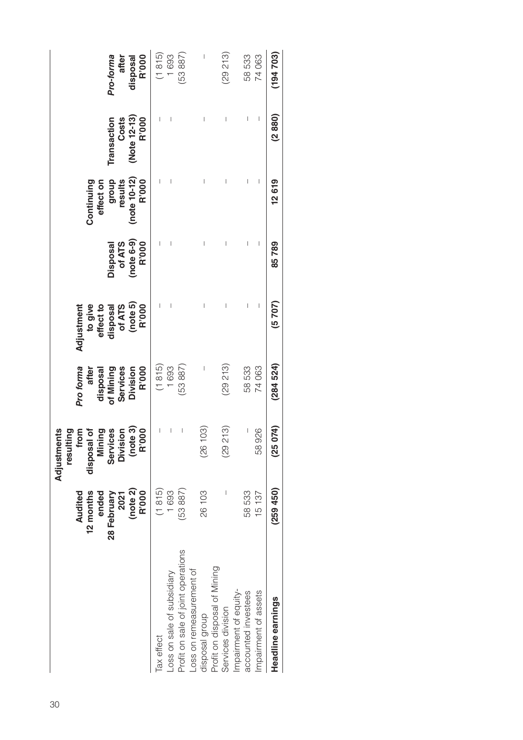|  | Audited 12 months ended 28 February 2021 (note 2) R'000 | Adjustments resulting from disposal of Mining Services Division (note 3) R'000 | *Pro forma* after disposal of Mining Services Division R'000 | Adjustment to give effect to disposal of ATS (note 5) R'000 | Disposal of ATS (note 6-9) R'000 | Continuing effect on group results (note 10-12) R'000 | Transaction Costs (Note 12-13) R'000 | *Pro-forma* after disposal R'000 |
|---|---|---|---|---|---|---|---|---|
| Tax effect | (1 815) | – | (1 815) | – | – | – | – | (1 815) |
| Loss on sale of subsidiary | 1 693 | – | 1 693 | – | – | – | – | 1 693 |
| Profit on sale of joint operations | (53 887) | – | (53 887) |  |  |  |  | (53 887) |
| Loss on remeasurement of disposal group | 26 103 | (26 103) | – | – | – | – | – | – |
| Profit on disposal of Mining Services division | – | (29 213) | (29 213) | – | – | – | – | (29 213) |
| Impairment of equity-accounted investees | 58 533 | – | 58 533 | – | – | – | – | 58 533 |
| Impairment of assets | 15 137 | 58 926 | 74 063 | – | – | – | – | 74 063 |
| **Headline earnings** | **(259 450)** | **(25 074)** | **(284 524)** | **(5 707)** | **85 789** | **12 619** | **(2 880)** | **(194 703)** |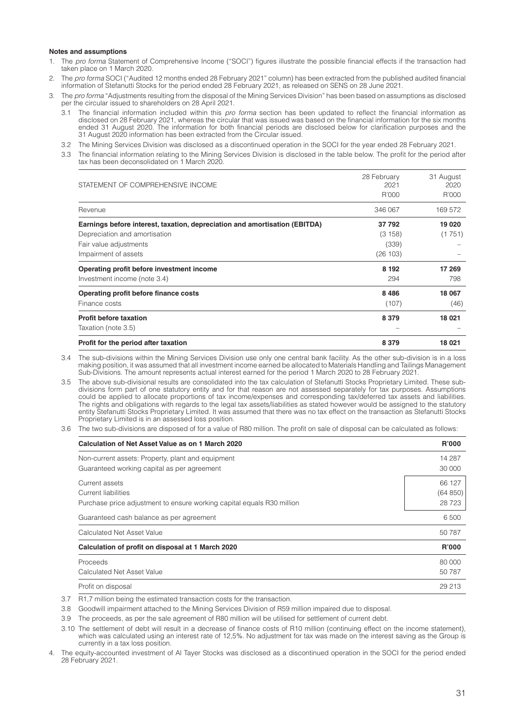**Notes and assumptions**

1. The *pro forma* Statement of Comprehensive Income ("SOCI") figures illustrate the possible financial effects if the transaction had taken place on 1 March 2020.
2. The *pro forma* SOCI ("Audited 12 months ended 28 February 2021" column) has been extracted from the published audited financial information of Stefanutti Stocks for the period ended 28 February 2021, as released on SENS on 28 June 2021.
3. The *pro forma* "Adjustments resulting from the disposal of the Mining Services Division" has been based on assumptions as disclosed per the circular issued to shareholders on 28 April 2021.
   - 3.1 The financial information included within this *pro forma* section has been updated to reflect the financial information as disclosed on 28 February 2021, whereas the circular that was issued was based on the financial information for the six months ended 31 August 2020. The information for both financial periods are disclosed below for clarification purposes and the 31 August 2020 information has been extracted from the Circular issued.
   - 3.2 The Mining Services Division was disclosed as a discontinued operation in the SOCI for the year ended 28 February 2021.
   - 3.3 The financial information relating to the Mining Services Division is disclosed in the table below. The profit for the period after tax has been deconsolidated on 1 March 2020.

| STATEMENT OF COMPREHENSIVE INCOME | 28 February 2021 R'000 | 31 August 2020 R'000 |
|---|---|---|
| Revenue | 346 067 | 169 572 |
| **Earnings before interest, taxation, depreciation and amortisation (EBITDA)** | **37 792** | **19 020** |
| Depreciation and amortisation | (3 158) | (1 751) |
| Fair value adjustments | (339) | – |
| Impairment of assets | (26 103) | – |
| **Operating profit before investment income** | **8 192** | **17 269** |
| Investment income (note 3.4) | 294 | 798 |
| **Operating profit before finance costs** | **8 486** | **18 067** |
| Finance costs | (107) | (46) |
| **Profit before taxation** | **8 379** | **18 021** |
| Taxation (note 3.5) | – | – |
| **Profit for the period after taxation** | **8 379** | **18 021** |

   - 3.4 The sub-divisions within the Mining Services Division use only one central bank facility. As the other sub-division is in a loss making position, it was assumed that all investment income earned be allocated to Materials Handling and Tailings Management Sub-Divisions. The amount represents actual interest earned for the period 1 March 2020 to 28 February 2021.
   - 3.5 The above sub-divisional results are consolidated into the tax calculation of Stefanutti Stocks Proprietary Limited. These sub-divisions form part of one statutory entity and for that reason are not assessed separately for tax purposes. Assumptions could be applied to allocate proportions of tax income/expenses and corresponding tax/deferred tax assets and liabilities. The rights and obligations with regards to the legal tax assets/liabilities as stated however would be assigned to the statutory entity Stefanutti Stocks Proprietary Limited. It was assumed that there was no tax effect on the transaction as Stefanutti Stocks Proprietary Limited is in an assessed loss position.
   - 3.6 The two sub-divisions are disposed of for a value of R80 million. The profit on sale of disposal can be calculated as follows:

| **Calculation of Net Asset Value as on 1 March 2020** | **R'000** |
|---|---|
| Non-current assets: Property, plant and equipment | 14 287 |
| Guaranteed working capital as per agreement | 30 000 |
| Current assets | 66 127 |
| Current liabilities | (64 850) |
| Purchase price adjustment to ensure working capital equals R30 million | 28 723 |
| Guaranteed cash balance as per agreement | 6 500 |
| Calculated Net Asset Value | 50 787 |
| **Calculation of profit on disposal at 1 March 2020** | **R'000** |
| Proceeds | 80 000 |
| Calculated Net Asset Value | 50 787 |
| Profit on disposal | 29 213 |

   - 3.7 R1,7 million being the estimated transaction costs for the transaction.
   - 3.8 Goodwill impairment attached to the Mining Services Division of R59 million impaired due to disposal.
   - 3.9 The proceeds, as per the sale agreement of R80 million will be utilised for settlement of current debt.
   - 3.10 The settlement of debt will result in a decrease of finance costs of R10 million (continuing effect on the income statement), which was calculated using an interest rate of 12,5%. No adjustment for tax was made on the interest saving as the Group is currently in a tax loss position.
4. The equity-accounted investment of Al Tayer Stocks was disclosed as a discontinued operation in the SOCI for the period ended 28 February 2021.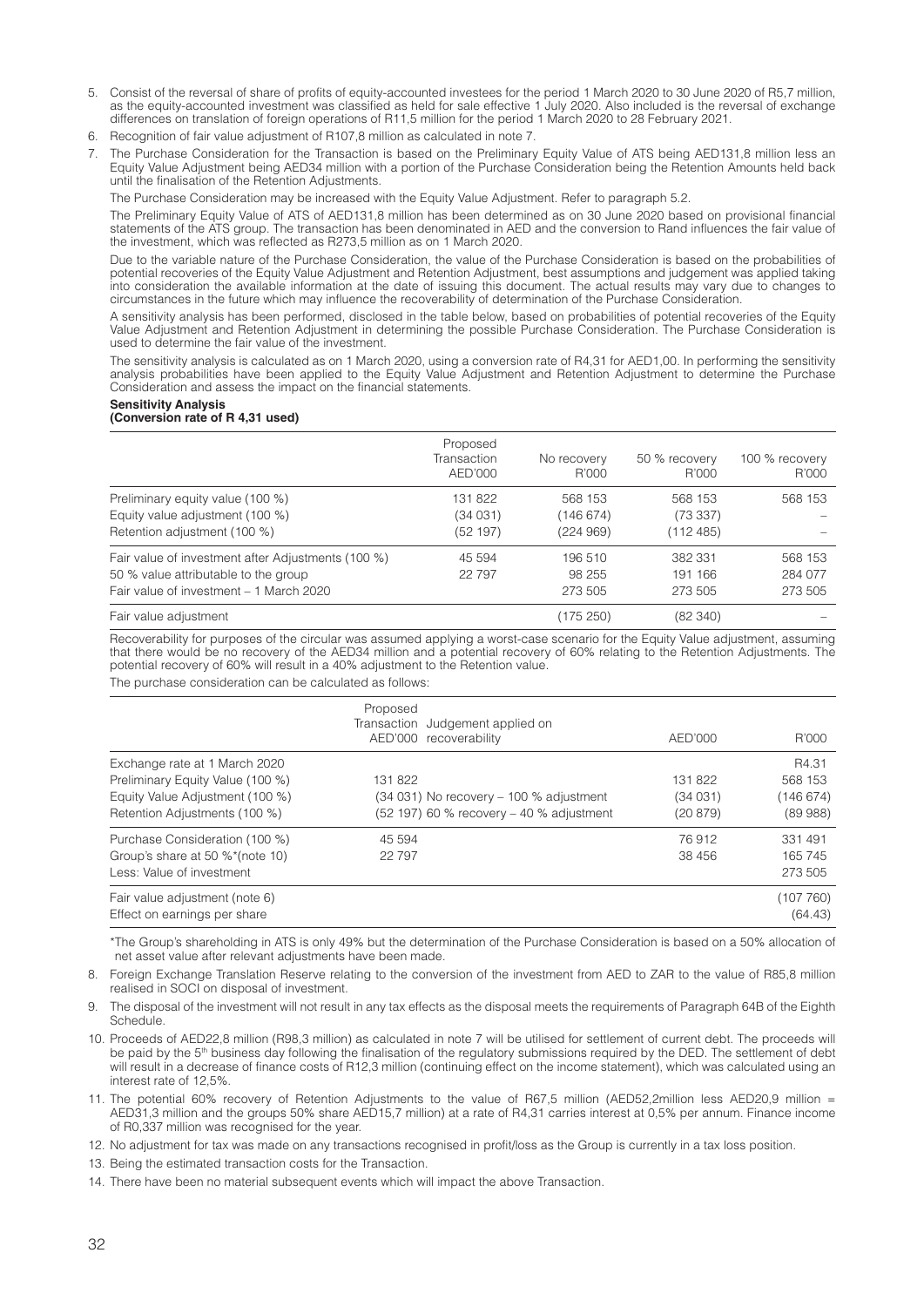5. Consist of the reversal of share of profits of equity-accounted investees for the period 1 March 2020 to 30 June 2020 of R5,7 million, as the equity-accounted investment was classified as held for sale effective 1 July 2020. Also included is the reversal of exchange differences on translation of foreign operations of R11,5 million for the period 1 March 2020 to 28 February 2021.
6. Recognition of fair value adjustment of R107,8 million as calculated in note 7.
7. The Purchase Consideration for the Transaction is based on the Preliminary Equity Value of ATS being AED131,8 million less an Equity Value Adjustment being AED34 million with a portion of the Purchase Consideration being the Retention Amounts held back until the finalisation of the Retention Adjustments.

   The Purchase Consideration may be increased with the Equity Value Adjustment. Refer to paragraph 5.2.

   The Preliminary Equity Value of ATS of AED131,8 million has been determined as on 30 June 2020 based on provisional financial statements of the ATS group. The transaction has been denominated in AED and the conversion to Rand influences the fair value of the investment, which was reflected as R273,5 million as on 1 March 2020.

   Due to the variable nature of the Purchase Consideration, the value of the Purchase Consideration is based on the probabilities of potential recoveries of the Equity Value Adjustment and Retention Adjustment, best assumptions and judgement was applied taking into consideration the available information at the date of issuing this document. The actual results may vary due to changes to circumstances in the future which may influence the recoverability of determination of the Purchase Consideration.

   A sensitivity analysis has been performed, disclosed in the table below, based on probabilities of potential recoveries of the Equity Value Adjustment and Retention Adjustment in determining the possible Purchase Consideration. The Purchase Consideration is used to determine the fair value of the investment.

   The sensitivity analysis is calculated as on 1 March 2020, using a conversion rate of R4,31 for AED1,00. In performing the sensitivity analysis probabilities have been applied to the Equity Value Adjustment and Retention Adjustment to determine the Purchase Consideration and assess the impact on the financial statements.

**Sensitivity Analysis**
**(Conversion rate of R 4,31 used)**

| | Proposed Transaction AED'000 | No recovery R'000 | 50 % recovery R'000 | 100 % recovery R'000 |
|---|---|---|---|---|
| Preliminary equity value (100 %) | 131 822 | 568 153 | 568 153 | 568 153 |
| Equity value adjustment (100 %) | (34 031) | (146 674) | (73 337) | – |
| Retention adjustment (100 %) | (52 197) | (224 969) | (112 485) | – |
| Fair value of investment after Adjustments (100 %) | 45 594 | 196 510 | 382 331 | 568 153 |
| 50 % value attributable to the group | 22 797 | 98 255 | 191 166 | 284 077 |
| Fair value of investment – 1 March 2020 | | 273 505 | 273 505 | 273 505 |
| Fair value adjustment | | (175 250) | (82 340) | – |

Recoverability for purposes of the circular was assumed applying a worst-case scenario for the Equity Value adjustment, assuming that there would be no recovery of the AED34 million and a potential recovery of 60% relating to the Retention Adjustments. The potential recovery of 60% will result in a 40% adjustment to the Retention value.

The purchase consideration can be calculated as follows:

| | Proposed Transaction AED'000 | Judgement applied on recoverability | AED'000 | R'000 |
|---|---|---|---|---|
| Exchange rate at 1 March 2020 | | | | R4.31 |
| Preliminary Equity Value (100 %) | 131 822 | | 131 822 | 568 153 |
| Equity Value Adjustment (100 %) | (34 031) | No recovery – 100 % adjustment | (34 031) | (146 674) |
| Retention Adjustments (100 %) | (52 197) | 60 % recovery – 40 % adjustment | (20 879) | (89 988) |
| Purchase Consideration (100 %) | 45 594 | | 76 912 | 331 491 |
| Group's share at 50 %*(note 10) | 22 797 | | 38 456 | 165 745 |
| Less: Value of investment | | | | 273 505 |
| Fair value adjustment (note 6) | | | | (107 760) |
| Effect on earnings per share | | | | (64.43) |

*The Group's shareholding in ATS is only 49% but the determination of the Purchase Consideration is based on a 50% allocation of net asset value after relevant adjustments have been made.

8. Foreign Exchange Translation Reserve relating to the conversion of the investment from AED to ZAR to the value of R85,8 million realised in SOCI on disposal of investment.
9. The disposal of the investment will not result in any tax effects as the disposal meets the requirements of Paragraph 64B of the Eighth Schedule.
10. Proceeds of AED22,8 million (R98,3 million) as calculated in note 7 will be utilised for settlement of current debt. The proceeds will be paid by the 5th business day following the finalisation of the regulatory submissions required by the DED. The settlement of debt will result in a decrease of finance costs of R12,3 million (continuing effect on the income statement), which was calculated using an interest rate of 12,5%.
11. The potential 60% recovery of Retention Adjustments to the value of R67,5 million (AED52,2million less AED20,9 million = AED31,3 million and the groups 50% share AED15,7 million) at a rate of R4,31 carries interest at 0,5% per annum. Finance income of R0,337 million was recognised for the year.
12. No adjustment for tax was made on any transactions recognised in profit/loss as the Group is currently in a tax loss position.
13. Being the estimated transaction costs for the Transaction.
14. There have been no material subsequent events which will impact the above Transaction.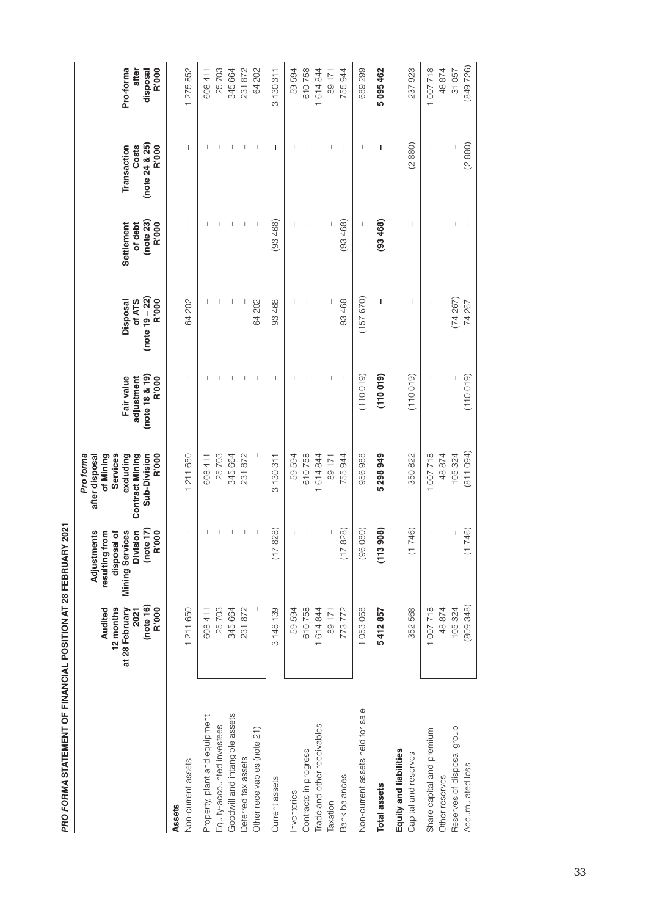**_PRO FORMA_ STATEMENT OF FINANCIAL POSITION AT 28 FEBRUARY 2021**

| | Audited 12 months at 28 February 2021 (note 16) R'000 | Adjustments resulting from disposal of Mining Services Division (note 17) R'000 | _Pro forma_ after disposal of Mining Services excluding Contract Mining Sub-Division R'000 | Fair value adjustment (note 18 & 19) R'000 | Disposal of ATS (note 19 – 22) R'000 | Settlement of debt (note 23) R'000 | Transaction Costs (note 24 & 25) R'000 | Pro-forma after disposal R'000 |
|---|---|---|---|---|---|---|---|---|
| **Assets** | | | | | | | | |
| Non-current assets | 1 211 650 | – | 1 211 650 | – | 64 202 | – | – | 1 275 852 |
| Property, plant and equipment | 608 411 | – | 608 411 | – | – | – | – | 608 411 |
| Equity-accounted investees | 25 703 | – | 25 703 | – | – | – | – | 25 703 |
| Goodwill and intangible assets | 345 664 | – | 345 664 | – | – | – | – | 345 664 |
| Deferred tax assets | 231 872 | – | 231 872 | – | – | – | – | 231 872 |
| Other receivables (note 21) | – | – | – | – | 64 202 | – | – | 64 202 |
| Current assets | 3 148 139 | (17 828) | 3 130 311 | – | 93 468 | (93 468) | – | 3 130 311 |
| Inventories | 59 594 | – | 59 594 | – | – | – | – | 59 594 |
| Contracts in progress | 610 758 | – | 610 758 | – | – | – | – | 610 758 |
| Trade and other receivables | 1 614 844 | – | 1 614 844 | – | – | – | – | 1 614 844 |
| Taxation | 89 171 | – | 89 171 | – | – | – | – | 89 171 |
| Bank balances | 773 772 | (17 828) | 755 944 | – | 93 468 | (93 468) | – | 755 944 |
| Non-current assets held for sale | 1 053 068 | (96 080) | 956 988 | (110 019) | (157 670) | – | – | 689 299 |
| **Total assets** | **5 412 857** | **(113 908)** | **5 298 949** | **(110 019)** | **–** | **(93 468)** | **–** | **5 095 462** |
| **Equity and liabilities** | | | | | | | | |
| Capital and reserves | 352 568 | (1 746) | 350 822 | (110 019) | – | – | (2 880) | 237 923 |
| Share capital and premium | 1 007 718 | – | 1 007 718 | – | – | – | – | 1 007 718 |
| Other reserves | 48 874 | – | 48 874 | – | – | – | – | 48 874 |
| Reserves of disposal group | 105 324 | – | 105 324 | – | (74 267) | – | – | 31 057 |
| Accumulated loss | (809 348) | (1 746) | (811 094) | (110 019) | 74 267 | – | (2 880) | (849 726) |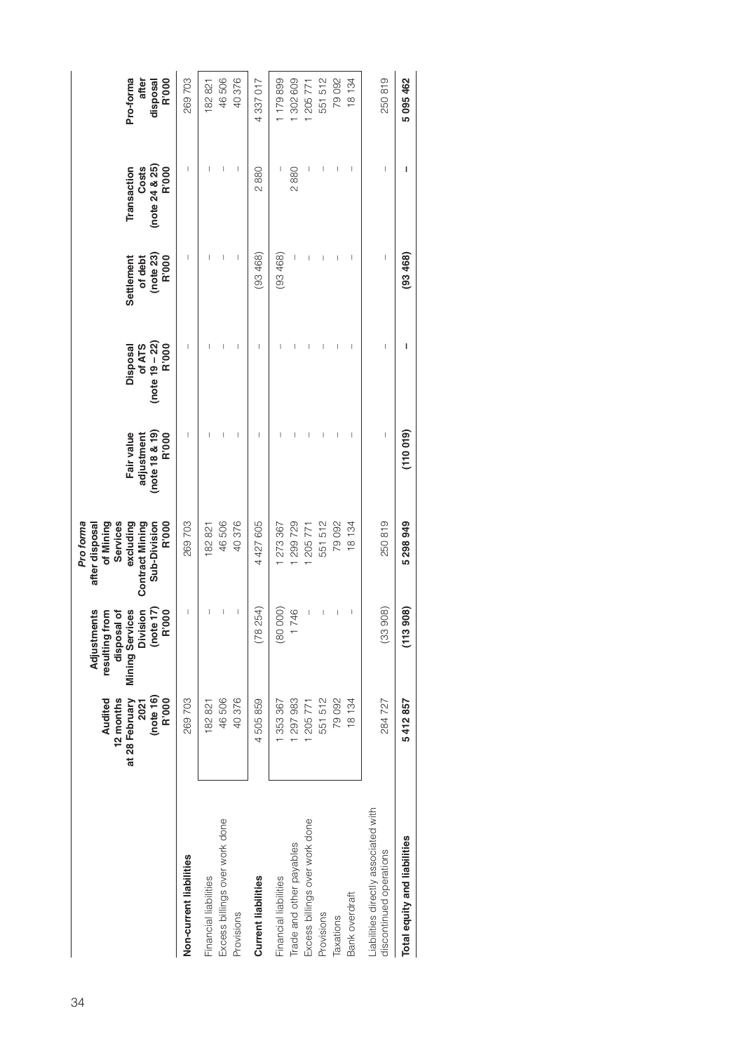| | Audited 12 months at 28 February 2021 (note 16) R'000 | Adjustments resulting from disposal of Mining Services Division (note 17) R'000 | *Pro forma* after disposal of Mining Services excluding Contract Mining Sub-Division R'000 | Fair value adjustment (note 18 & 19) R'000 | Disposal of ATS (note 19 – 22) R'000 | Settlement of debt (note 23) R'000 | Transaction Costs (note 24 & 25) R'000 | Pro-forma after disposal R'000 |
|---|---|---|---|---|---|---|---|---|
| **Non-current liabilities** | 269 703 | – | 269 703 | – | – | – | – | 269 703 |
| Financial liabilities | 182 821 | – | 182 821 | – | – | – | – | 182 821 |
| Excess billings over work done | 46 506 | – | 46 506 | – | – | – | – | 46 506 |
| Provisions | 40 376 | – | 40 376 | – | – | – | – | 40 376 |
| **Current liabilities** | 4 505 859 | (78 254) | 4 427 605 | – | – | (93 468) | 2 880 | 4 337 017 |
| Financial liabilities | 1 353 367 | (80 000) | 1 273 367 | – | – | (93 468) | – | 1 179 899 |
| Trade and other payables | 1 297 983 | 1 746 | 1 299 729 | – | – | – | 2 880 | 1 302 609 |
| Excess billings over work done | 1 205 771 | – | 1 205 771 | – | – | – | – | 1 205 771 |
| Provisions | 551 512 | – | 551 512 | – | – | – | – | 551 512 |
| Taxations | 79 092 | – | 79 092 | – | – | – | – | 79 092 |
| Bank overdraft | 18 134 | – | 18 134 | – | – | – | – | 18 134 |
| Liabilities directly associated with discontinued operations | 284 727 | (33 908) | 250 819 | – | – | – | – | 250 819 |
| **Total equity and liabilities** | **5 412 857** | **(113 908)** | **5 298 949** | **(110 019)** | **–** | **(93 468)** | **–** | **5 095 462** |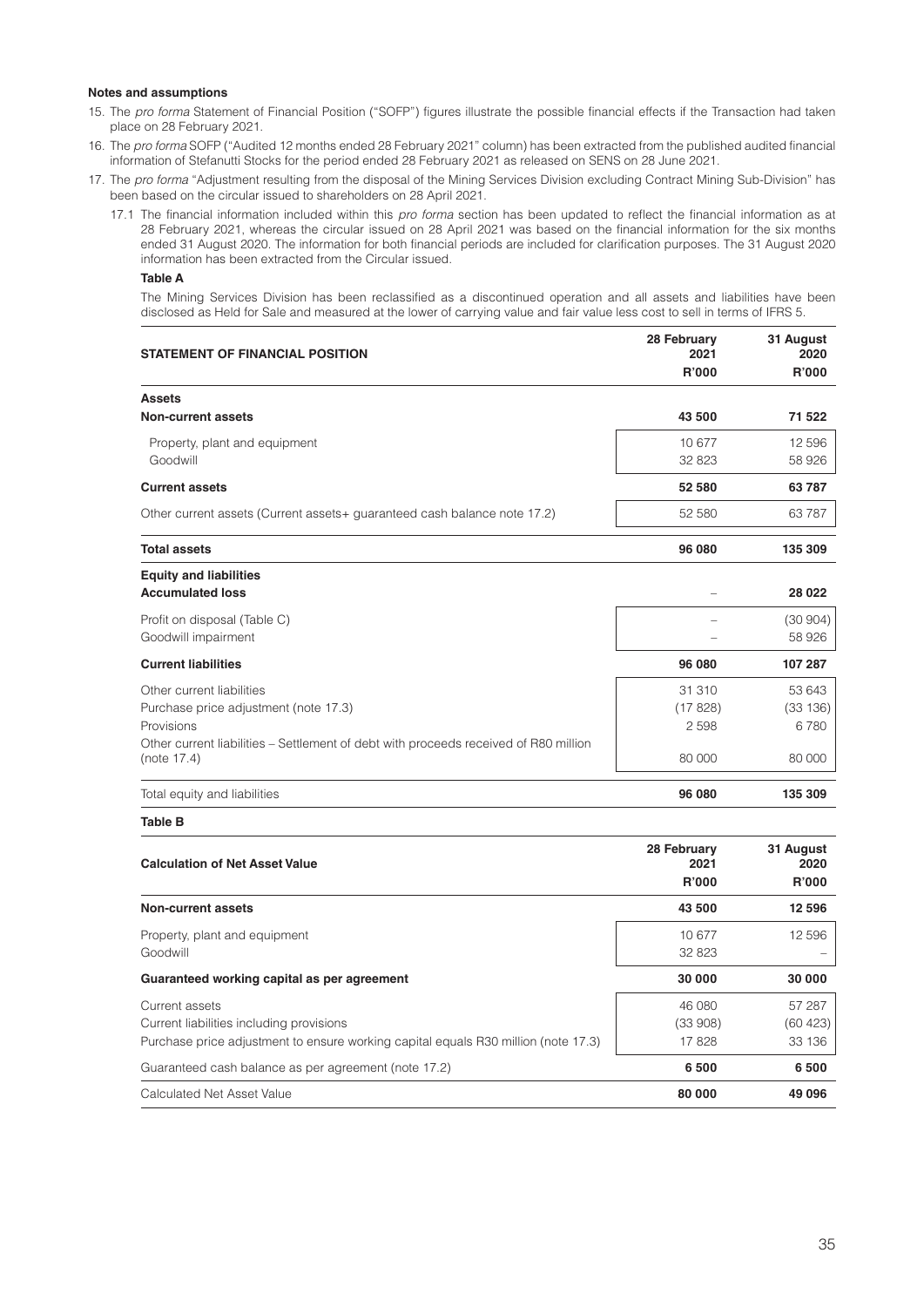**Notes and assumptions**

15. The *pro forma* Statement of Financial Position ("SOFP") figures illustrate the possible financial effects if the Transaction had taken place on 28 February 2021.
16. The *pro forma* SOFP ("Audited 12 months ended 28 February 2021" column) has been extracted from the published audited financial information of Stefanutti Stocks for the period ended 28 February 2021 as released on SENS on 28 June 2021.
17. The *pro forma* "Adjustment resulting from the disposal of the Mining Services Division excluding Contract Mining Sub-Division" has been based on the circular issued to shareholders on 28 April 2021.
    17.1 The financial information included within this *pro forma* section has been updated to reflect the financial information as at 28 February 2021, whereas the circular issued on 28 April 2021 was based on the financial information for the six months ended 31 August 2020. The information for both financial periods are included for clarification purposes. The 31 August 2020 information has been extracted from the Circular issued.

**Table A**

The Mining Services Division has been reclassified as a discontinued operation and all assets and liabilities have been disclosed as Held for Sale and measured at the lower of carrying value and fair value less cost to sell in terms of IFRS 5.

| STATEMENT OF FINANCIAL POSITION | 28 February 2021 R'000 | 31 August 2020 R'000 |
|---|---|---|
| **Assets** | | |
| **Non-current assets** | **43 500** | **71 522** |
| Property, plant and equipment | 10 677 | 12 596 |
| Goodwill | 32 823 | 58 926 |
| **Current assets** | **52 580** | **63 787** |
| Other current assets (Current assets+ guaranteed cash balance note 17.2) | 52 580 | 63 787 |
| **Total assets** | **96 080** | **135 309** |
| **Equity and liabilities** | | |
| **Accumulated loss** | – | **28 022** |
| Profit on disposal (Table C) | – | (30 904) |
| Goodwill impairment | – | 58 926 |
| **Current liabilities** | **96 080** | **107 287** |
| Other current liabilities | 31 310 | 53 643 |
| Purchase price adjustment (note 17.3) | (17 828) | (33 136) |
| Provisions | 2 598 | 6 780 |
| Other current liabilities – Settlement of debt with proceeds received of R80 million (note 17.4) | 80 000 | 80 000 |
| Total equity and liabilities | **96 080** | **135 309** |

**Table B**

| Calculation of Net Asset Value | 28 February 2021 R'000 | 31 August 2020 R'000 |
|---|---|---|
| **Non-current assets** | **43 500** | **12 596** |
| Property, plant and equipment | 10 677 | 12 596 |
| Goodwill | 32 823 | – |
| **Guaranteed working capital as per agreement** | **30 000** | **30 000** |
| Current assets | 46 080 | 57 287 |
| Current liabilities including provisions | (33 908) | (60 423) |
| Purchase price adjustment to ensure working capital equals R30 million (note 17.3) | 17 828 | 33 136 |
| Guaranteed cash balance as per agreement (note 17.2) | **6 500** | **6 500** |
| Calculated Net Asset Value | **80 000** | **49 096** |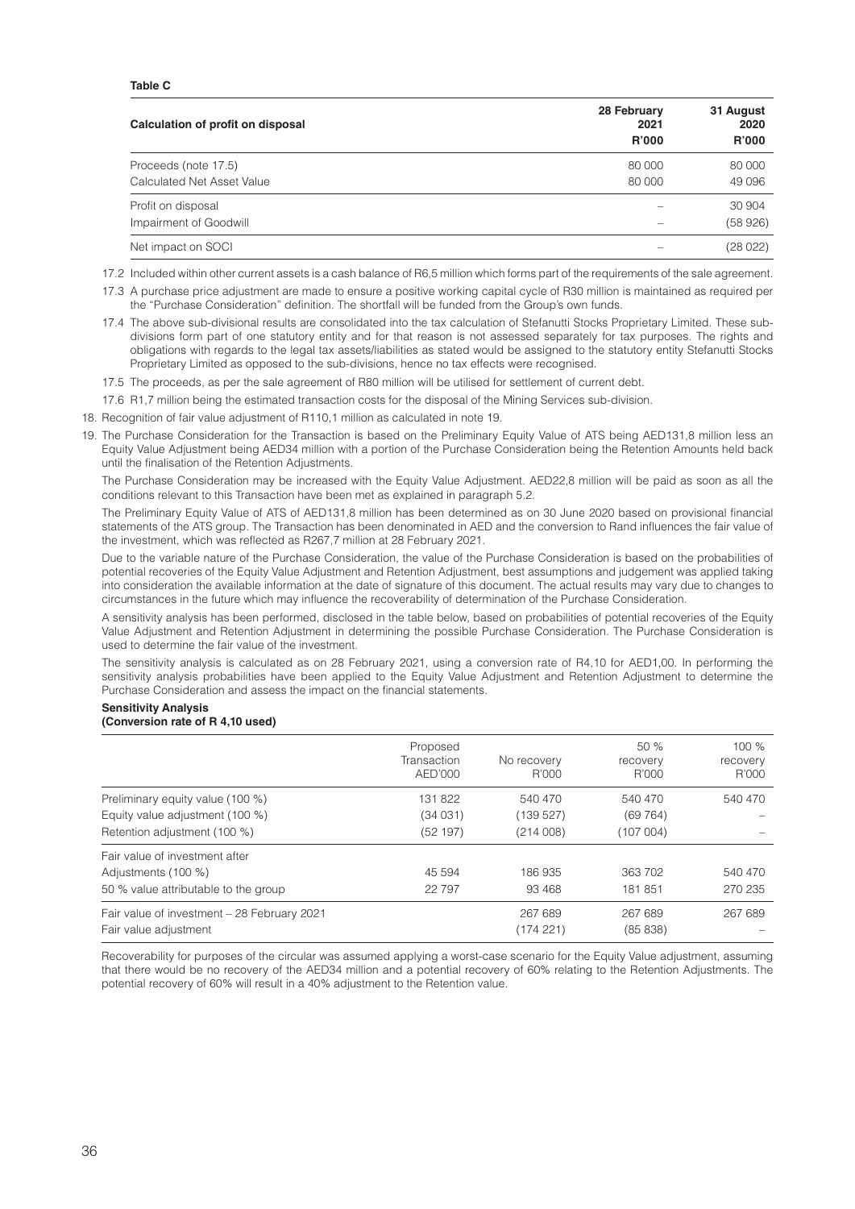**Table C**

| Calculation of profit on disposal | 28 February 2021 R'000 | 31 August 2020 R'000 |
|---|---|---|
| Proceeds (note 17.5) | 80 000 | 80 000 |
| Calculated Net Asset Value | 80 000 | 49 096 |
| Profit on disposal | – | 30 904 |
| Impairment of Goodwill | – | (58 926) |
| Net impact on SOCI | – | (28 022) |

17.2 Included within other current assets is a cash balance of R6,5 million which forms part of the requirements of the sale agreement.

17.3 A purchase price adjustment are made to ensure a positive working capital cycle of R30 million is maintained as required per the "Purchase Consideration" definition. The shortfall will be funded from the Group's own funds.

17.4 The above sub-divisional results are consolidated into the tax calculation of Stefanutti Stocks Proprietary Limited. These sub-divisions form part of one statutory entity and for that reason is not assessed separately for tax purposes. The rights and obligations with regards to the legal tax assets/liabilities as stated would be assigned to the statutory entity Stefanutti Stocks Proprietary Limited as opposed to the sub-divisions, hence no tax effects were recognised.

17.5 The proceeds, as per the sale agreement of R80 million will be utilised for settlement of current debt.

17.6 R1,7 million being the estimated transaction costs for the disposal of the Mining Services sub-division.

18. Recognition of fair value adjustment of R110,1 million as calculated in note 19.

19. The Purchase Consideration for the Transaction is based on the Preliminary Equity Value of ATS being AED131,8 million less an Equity Value Adjustment being AED34 million with a portion of the Purchase Consideration being the Retention Amounts held back until the finalisation of the Retention Adjustments.

The Purchase Consideration may be increased with the Equity Value Adjustment. AED22,8 million will be paid as soon as all the conditions relevant to this Transaction have been met as explained in paragraph 5.2.

The Preliminary Equity Value of ATS of AED131,8 million has been determined as on 30 June 2020 based on provisional financial statements of the ATS group. The Transaction has been denominated in AED and the conversion to Rand influences the fair value of the investment, which was reflected as R267,7 million at 28 February 2021.

Due to the variable nature of the Purchase Consideration, the value of the Purchase Consideration is based on the probabilities of potential recoveries of the Equity Value Adjustment and Retention Adjustment, best assumptions and judgement was applied taking into consideration the available information at the date of signature of this document. The actual results may vary due to changes to circumstances in the future which may influence the recoverability of determination of the Purchase Consideration.

A sensitivity analysis has been performed, disclosed in the table below, based on probabilities of potential recoveries of the Equity Value Adjustment and Retention Adjustment in determining the possible Purchase Consideration. The Purchase Consideration is used to determine the fair value of the investment.

The sensitivity analysis is calculated as on 28 February 2021, using a conversion rate of R4,10 for AED1,00. In performing the sensitivity analysis probabilities have been applied to the Equity Value Adjustment and Retention Adjustment to determine the Purchase Consideration and assess the impact on the financial statements.

**Sensitivity Analysis**
**(Conversion rate of R 4,10 used)**

| | Proposed Transaction AED'000 | No recovery R'000 | 50 % recovery R'000 | 100 % recovery R'000 |
|---|---|---|---|---|
| Preliminary equity value (100 %) | 131 822 | 540 470 | 540 470 | 540 470 |
| Equity value adjustment (100 %) | (34 031) | (139 527) | (69 764) | – |
| Retention adjustment (100 %) | (52 197) | (214 008) | (107 004) | – |
| Fair value of investment after Adjustments (100 %) | 45 594 | 186 935 | 363 702 | 540 470 |
| 50 % value attributable to the group | 22 797 | 93 468 | 181 851 | 270 235 |
| Fair value of investment – 28 February 2021 | | 267 689 | 267 689 | 267 689 |
| Fair value adjustment | | (174 221) | (85 838) | – |

Recoverability for purposes of the circular was assumed applying a worst-case scenario for the Equity Value adjustment, assuming that there would be no recovery of the AED34 million and a potential recovery of 60% relating to the Retention Adjustments. The potential recovery of 60% will result in a 40% adjustment to the Retention value.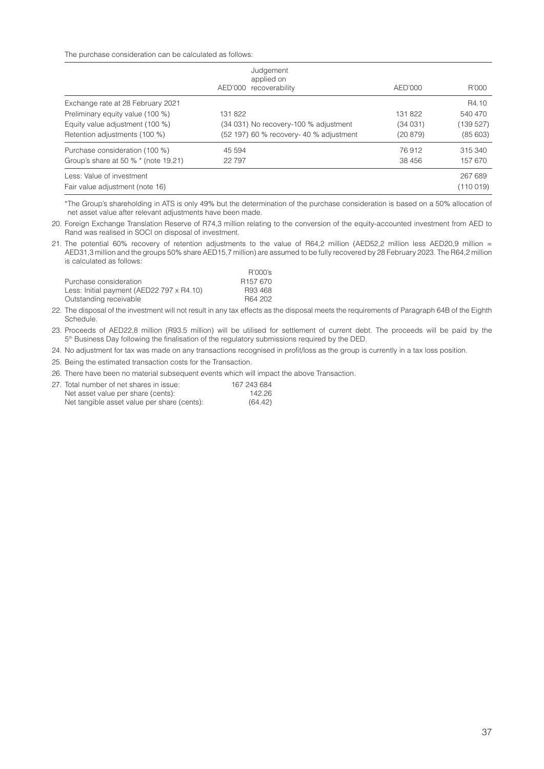The purchase consideration can be calculated as follows:

| | AED'000 | Judgement applied on recoverability | AED'000 | R'000 |
|---|---|---|---|---|
| Exchange rate at 28 February 2021 | | | | R4.10 |
| Preliminary equity value (100 %) | 131 822 | | 131 822 | 540 470 |
| Equity value adjustment (100 %) | (34 031) | No recovery-100 % adjustment | (34 031) | (139 527) |
| Retention adjustments (100 %) | (52 197) | 60 % recovery- 40 % adjustment | (20 879) | (85 603) |
| Purchase consideration (100 %) | 45 594 | | 76 912 | 315 340 |
| Group's share at 50 % * (note 19,21) | 22 797 | | 38 456 | 157 670 |
| Less: Value of investment | | | | 267 689 |
| Fair value adjustment (note 16) | | | | (110 019) |

*The Group's shareholding in ATS is only 49% but the determination of the purchase consideration is based on a 50% allocation of net asset value after relevant adjustments have been made.

20. Foreign Exchange Translation Reserve of R74,3 million relating to the conversion of the equity-accounted investment from AED to Rand was realised in SOCI on disposal of investment.
21. The potential 60% recovery of retention adjustments to the value of R64,2 million (AED52,2 million less AED20,9 million = AED31,3 million and the groups 50% share AED15,7 million) are assumed to be fully recovered by 28 February 2023. The R64,2 million is calculated as follows:

| | R'000's |
|---|---|
| Purchase consideration | R157 670 |
| Less: Initial payment (AED22 797 x R4.10) | R93 468 |
| Outstanding receivable | R64 202 |

22. The disposal of the investment will not result in any tax effects as the disposal meets the requirements of Paragraph 64B of the Eighth Schedule.
23. Proceeds of AED22,8 million (R93.5 million) will be utilised for settlement of current debt. The proceeds will be paid by the 5th Business Day following the finalisation of the regulatory submissions required by the DED.
24. No adjustment for tax was made on any transactions recognised in profit/loss as the group is currently in a tax loss position.
25. Being the estimated transaction costs for the Transaction.
26. There have been no material subsequent events which will impact the above Transaction.
27. Total number of net shares in issue: 167 243 684
    Net asset value per share (cents): 142.26
    Net tangible asset value per share (cents): (64.42)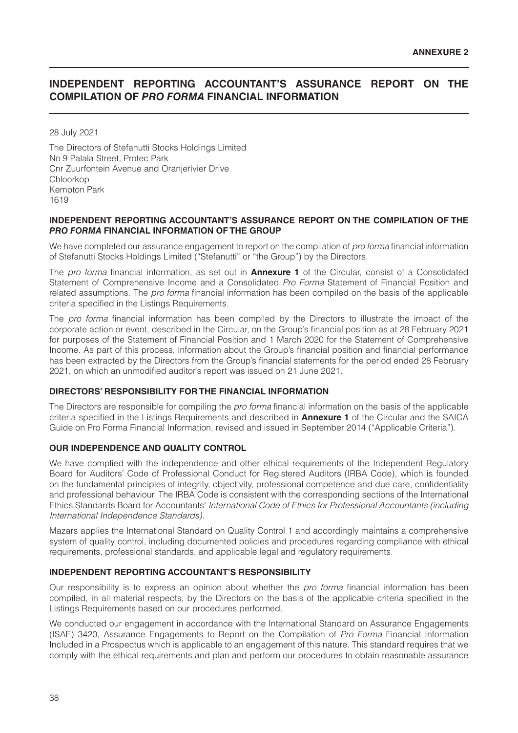ANNEXURE 2

# INDEPENDENT REPORTING ACCOUNTANT'S ASSURANCE REPORT ON THE COMPILATION OF *PRO FORMA* FINANCIAL INFORMATION

28 July 2021

The Directors of Stefanutti Stocks Holdings Limited
No 9 Palala Street, Protec Park
Cnr Zuurfontein Avenue and Oranjerivier Drive
Chloorkop
Kempton Park
1619

### INDEPENDENT REPORTING ACCOUNTANT'S ASSURANCE REPORT ON THE COMPILATION OF THE *PRO FORMA* FINANCIAL INFORMATION OF THE GROUP

We have completed our assurance engagement to report on the compilation of *pro forma* financial information of Stefanutti Stocks Holdings Limited ("Stefanutti" or "the Group") by the Directors.

The *pro forma* financial information, as set out in **Annexure 1** of the Circular, consist of a Consolidated Statement of Comprehensive Income and a Consolidated *Pro Forma* Statement of Financial Position and related assumptions. The *pro forma* financial information has been compiled on the basis of the applicable criteria specified in the Listings Requirements.

The *pro forma* financial information has been compiled by the Directors to illustrate the impact of the corporate action or event, described in the Circular, on the Group's financial position as at 28 February 2021 for purposes of the Statement of Financial Position and 1 March 2020 for the Statement of Comprehensive Income. As part of this process, information about the Group's financial position and financial performance has been extracted by the Directors from the Group's financial statements for the period ended 28 February 2021, on which an unmodified auditor's report was issued on 21 June 2021.

### DIRECTORS' RESPONSIBILITY FOR THE FINANCIAL INFORMATION

The Directors are responsible for compiling the *pro forma* financial information on the basis of the applicable criteria specified in the Listings Requirements and described in **Annexure 1** of the Circular and the SAICA Guide on Pro Forma Financial Information, revised and issued in September 2014 ("Applicable Criteria").

### OUR INDEPENDENCE AND QUALITY CONTROL

We have complied with the independence and other ethical requirements of the Independent Regulatory Board for Auditors' Code of Professional Conduct for Registered Auditors (IRBA Code), which is founded on the fundamental principles of integrity, objectivity, professional competence and due care, confidentiality and professional behaviour. The IRBA Code is consistent with the corresponding sections of the International Ethics Standards Board for Accountants' *International Code of Ethics for Professional Accountants (including International Independence Standards).*

Mazars applies the International Standard on Quality Control 1 and accordingly maintains a comprehensive system of quality control, including documented policies and procedures regarding compliance with ethical requirements, professional standards, and applicable legal and regulatory requirements.

### INDEPENDENT REPORTING ACCOUNTANT'S RESPONSIBILITY

Our responsibility is to express an opinion about whether the *pro forma* financial information has been compiled, in all material respects, by the Directors on the basis of the applicable criteria specified in the Listings Requirements based on our procedures performed.

We conducted our engagement in accordance with the International Standard on Assurance Engagements (ISAE) 3420, Assurance Engagements to Report on the Compilation of *Pro Forma* Financial Information Included in a Prospectus which is applicable to an engagement of this nature. This standard requires that we comply with the ethical requirements and plan and perform our procedures to obtain reasonable assurance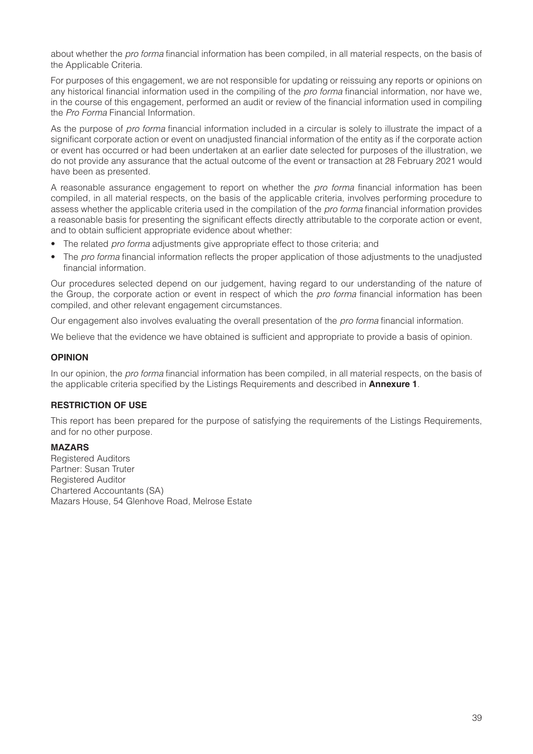about whether the *pro forma* financial information has been compiled, in all material respects, on the basis of the Applicable Criteria.

For purposes of this engagement, we are not responsible for updating or reissuing any reports or opinions on any historical financial information used in the compiling of the *pro forma* financial information, nor have we, in the course of this engagement, performed an audit or review of the financial information used in compiling the *Pro Forma* Financial Information.

As the purpose of *pro forma* financial information included in a circular is solely to illustrate the impact of a significant corporate action or event on unadjusted financial information of the entity as if the corporate action or event has occurred or had been undertaken at an earlier date selected for purposes of the illustration, we do not provide any assurance that the actual outcome of the event or transaction at 28 February 2021 would have been as presented.

A reasonable assurance engagement to report on whether the *pro forma* financial information has been compiled, in all material respects, on the basis of the applicable criteria, involves performing procedure to assess whether the applicable criteria used in the compilation of the *pro forma* financial information provides a reasonable basis for presenting the significant effects directly attributable to the corporate action or event, and to obtain sufficient appropriate evidence about whether:

- The related *pro forma* adjustments give appropriate effect to those criteria; and
- The *pro forma* financial information reflects the proper application of those adjustments to the unadjusted financial information.

Our procedures selected depend on our judgement, having regard to our understanding of the nature of the Group, the corporate action or event in respect of which the *pro forma* financial information has been compiled, and other relevant engagement circumstances.

Our engagement also involves evaluating the overall presentation of the *pro forma* financial information.

We believe that the evidence we have obtained is sufficient and appropriate to provide a basis of opinion.

## OPINION

In our opinion, the *pro forma* financial information has been compiled, in all material respects, on the basis of the applicable criteria specified by the Listings Requirements and described in **Annexure 1**.

## RESTRICTION OF USE

This report has been prepared for the purpose of satisfying the requirements of the Listings Requirements, and for no other purpose.

**MAZARS**
Registered Auditors
Partner: Susan Truter
Registered Auditor
Chartered Accountants (SA)
Mazars House, 54 Glenhove Road, Melrose Estate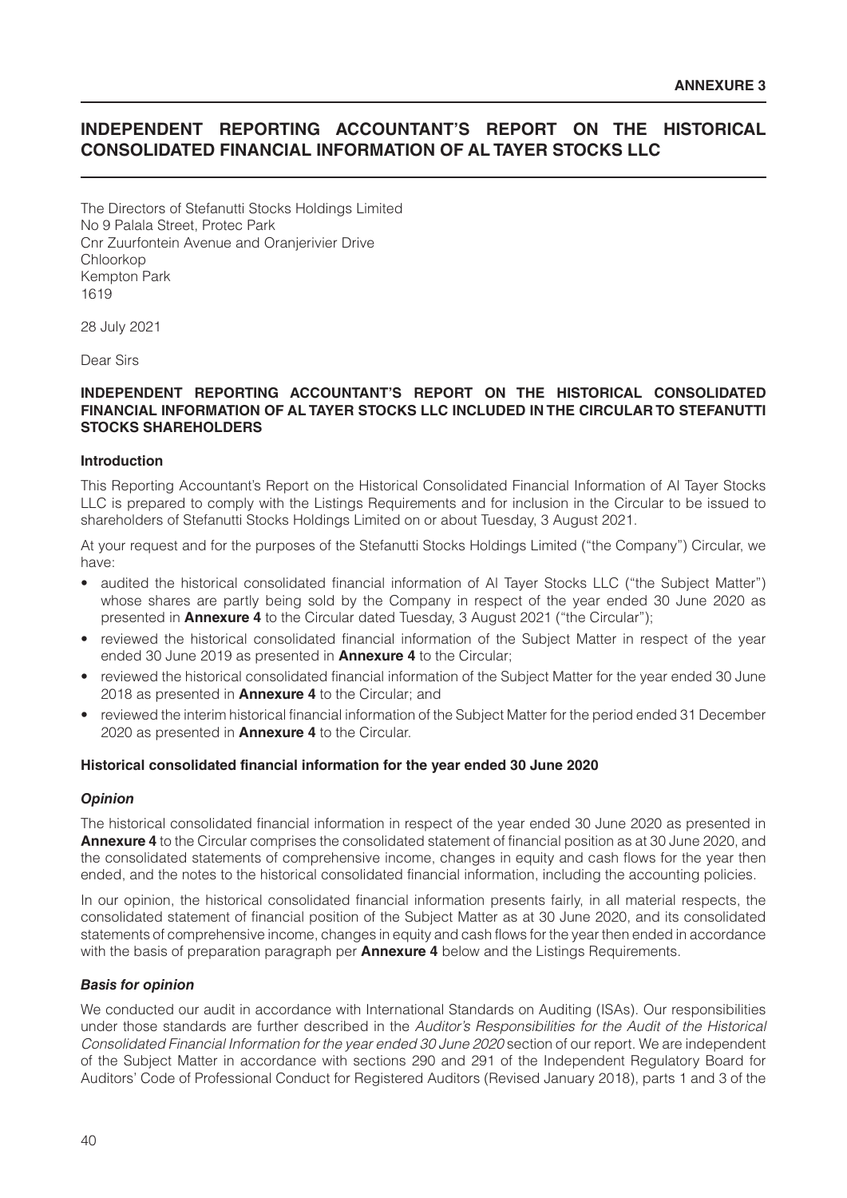**ANNEXURE 3**

# INDEPENDENT REPORTING ACCOUNTANT'S REPORT ON THE HISTORICAL CONSOLIDATED FINANCIAL INFORMATION OF AL TAYER STOCKS LLC

The Directors of Stefanutti Stocks Holdings Limited
No 9 Palala Street, Protec Park
Cnr Zuurfontein Avenue and Oranjerivier Drive
Chloorkop
Kempton Park
1619

28 July 2021

Dear Sirs

**INDEPENDENT REPORTING ACCOUNTANT'S REPORT ON THE HISTORICAL CONSOLIDATED FINANCIAL INFORMATION OF AL TAYER STOCKS LLC INCLUDED IN THE CIRCULAR TO STEFANUTTI STOCKS SHAREHOLDERS**

### Introduction

This Reporting Accountant's Report on the Historical Consolidated Financial Information of Al Tayer Stocks LLC is prepared to comply with the Listings Requirements and for inclusion in the Circular to be issued to shareholders of Stefanutti Stocks Holdings Limited on or about Tuesday, 3 August 2021.

At your request and for the purposes of the Stefanutti Stocks Holdings Limited ("the Company") Circular, we have:

- audited the historical consolidated financial information of Al Tayer Stocks LLC ("the Subject Matter") whose shares are partly being sold by the Company in respect of the year ended 30 June 2020 as presented in **Annexure 4** to the Circular dated Tuesday, 3 August 2021 ("the Circular");
- reviewed the historical consolidated financial information of the Subject Matter in respect of the year ended 30 June 2019 as presented in **Annexure 4** to the Circular;
- reviewed the historical consolidated financial information of the Subject Matter for the year ended 30 June 2018 as presented in **Annexure 4** to the Circular; and
- reviewed the interim historical financial information of the Subject Matter for the period ended 31 December 2020 as presented in **Annexure 4** to the Circular.

### Historical consolidated financial information for the year ended 30 June 2020

#### *Opinion*

The historical consolidated financial information in respect of the year ended 30 June 2020 as presented in **Annexure 4** to the Circular comprises the consolidated statement of financial position as at 30 June 2020, and the consolidated statements of comprehensive income, changes in equity and cash flows for the year then ended, and the notes to the historical consolidated financial information, including the accounting policies.

In our opinion, the historical consolidated financial information presents fairly, in all material respects, the consolidated statement of financial position of the Subject Matter as at 30 June 2020, and its consolidated statements of comprehensive income, changes in equity and cash flows for the year then ended in accordance with the basis of preparation paragraph per **Annexure 4** below and the Listings Requirements.

#### *Basis for opinion*

We conducted our audit in accordance with International Standards on Auditing (ISAs). Our responsibilities under those standards are further described in the *Auditor's Responsibilities for the Audit of the Historical Consolidated Financial Information for the year ended 30 June 2020* section of our report. We are independent of the Subject Matter in accordance with sections 290 and 291 of the Independent Regulatory Board for Auditors' Code of Professional Conduct for Registered Auditors (Revised January 2018), parts 1 and 3 of the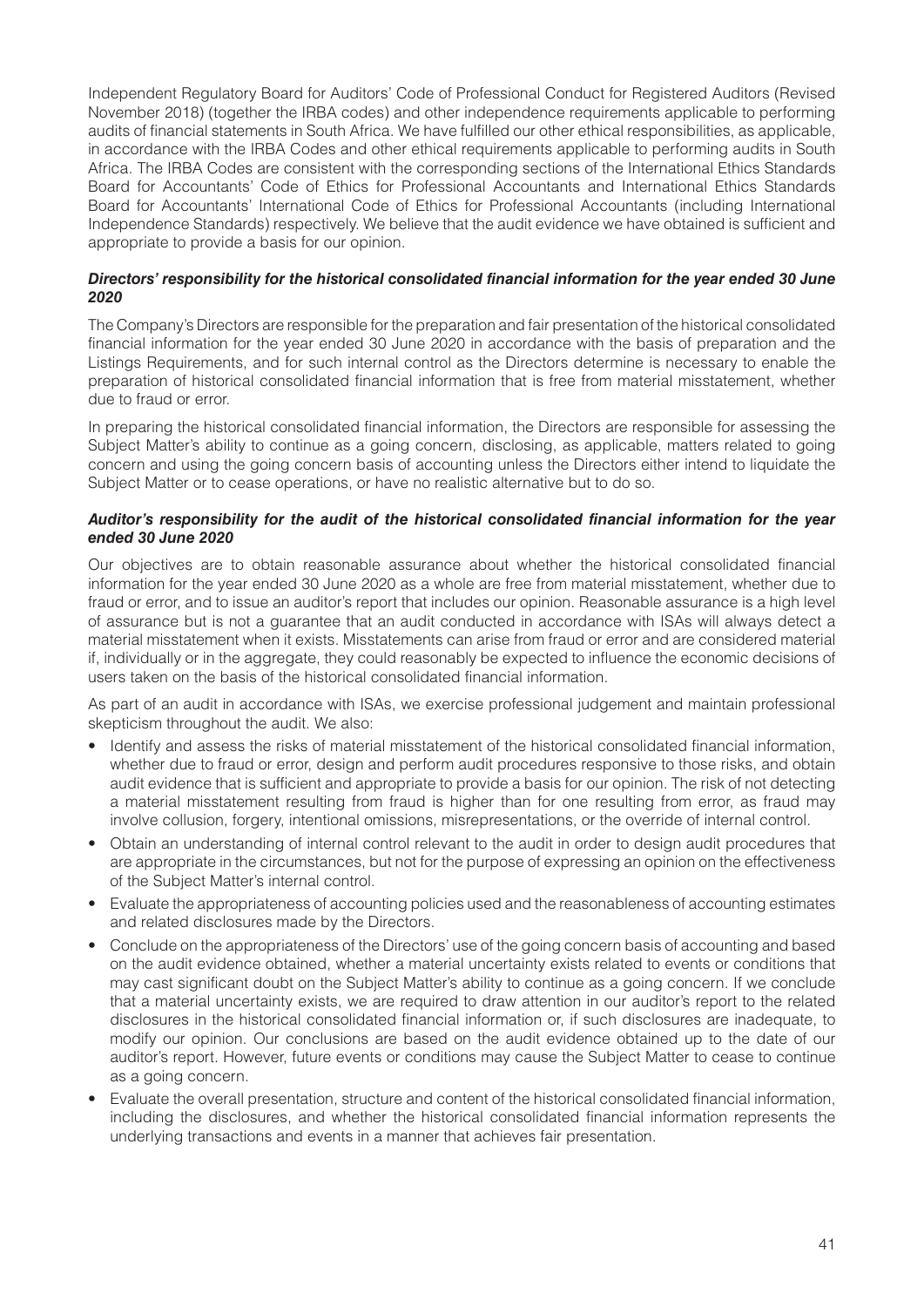Independent Regulatory Board for Auditors' Code of Professional Conduct for Registered Auditors (Revised November 2018) (together the IRBA codes) and other independence requirements applicable to performing audits of financial statements in South Africa. We have fulfilled our other ethical responsibilities, as applicable, in accordance with the IRBA Codes and other ethical requirements applicable to performing audits in South Africa. The IRBA Codes are consistent with the corresponding sections of the International Ethics Standards Board for Accountants' Code of Ethics for Professional Accountants and International Ethics Standards Board for Accountants' International Code of Ethics for Professional Accountants (including International Independence Standards) respectively. We believe that the audit evidence we have obtained is sufficient and appropriate to provide a basis for our opinion.

***Directors' responsibility for the historical consolidated financial information for the year ended 30 June 2020***

The Company's Directors are responsible for the preparation and fair presentation of the historical consolidated financial information for the year ended 30 June 2020 in accordance with the basis of preparation and the Listings Requirements, and for such internal control as the Directors determine is necessary to enable the preparation of historical consolidated financial information that is free from material misstatement, whether due to fraud or error.

In preparing the historical consolidated financial information, the Directors are responsible for assessing the Subject Matter's ability to continue as a going concern, disclosing, as applicable, matters related to going concern and using the going concern basis of accounting unless the Directors either intend to liquidate the Subject Matter or to cease operations, or have no realistic alternative but to do so.

***Auditor's responsibility for the audit of the historical consolidated financial information for the year ended 30 June 2020***

Our objectives are to obtain reasonable assurance about whether the historical consolidated financial information for the year ended 30 June 2020 as a whole are free from material misstatement, whether due to fraud or error, and to issue an auditor's report that includes our opinion. Reasonable assurance is a high level of assurance but is not a guarantee that an audit conducted in accordance with ISAs will always detect a material misstatement when it exists. Misstatements can arise from fraud or error and are considered material if, individually or in the aggregate, they could reasonably be expected to influence the economic decisions of users taken on the basis of the historical consolidated financial information.

As part of an audit in accordance with ISAs, we exercise professional judgement and maintain professional skepticism throughout the audit. We also:

- Identify and assess the risks of material misstatement of the historical consolidated financial information, whether due to fraud or error, design and perform audit procedures responsive to those risks, and obtain audit evidence that is sufficient and appropriate to provide a basis for our opinion. The risk of not detecting a material misstatement resulting from fraud is higher than for one resulting from error, as fraud may involve collusion, forgery, intentional omissions, misrepresentations, or the override of internal control.
- Obtain an understanding of internal control relevant to the audit in order to design audit procedures that are appropriate in the circumstances, but not for the purpose of expressing an opinion on the effectiveness of the Subject Matter's internal control.
- Evaluate the appropriateness of accounting policies used and the reasonableness of accounting estimates and related disclosures made by the Directors.
- Conclude on the appropriateness of the Directors' use of the going concern basis of accounting and based on the audit evidence obtained, whether a material uncertainty exists related to events or conditions that may cast significant doubt on the Subject Matter's ability to continue as a going concern. If we conclude that a material uncertainty exists, we are required to draw attention in our auditor's report to the related disclosures in the historical consolidated financial information or, if such disclosures are inadequate, to modify our opinion. Our conclusions are based on the audit evidence obtained up to the date of our auditor's report. However, future events or conditions may cause the Subject Matter to cease to continue as a going concern.
- Evaluate the overall presentation, structure and content of the historical consolidated financial information, including the disclosures, and whether the historical consolidated financial information represents the underlying transactions and events in a manner that achieves fair presentation.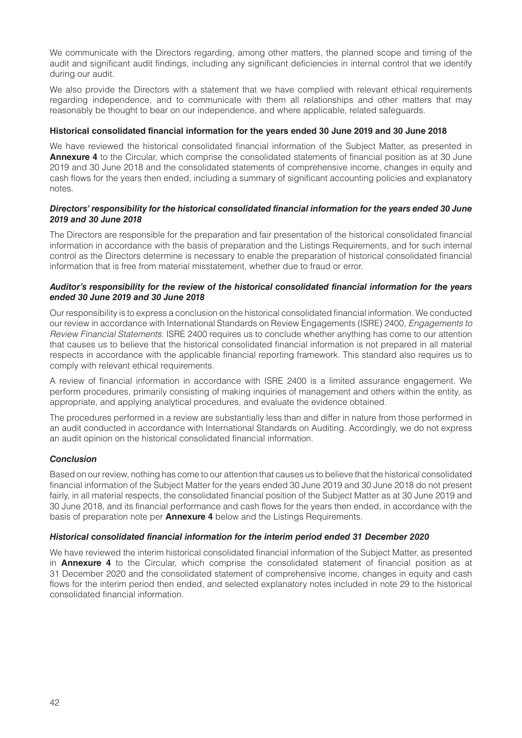We communicate with the Directors regarding, among other matters, the planned scope and timing of the audit and significant audit findings, including any significant deficiencies in internal control that we identify during our audit.

We also provide the Directors with a statement that we have complied with relevant ethical requirements regarding independence, and to communicate with them all relationships and other matters that may reasonably be thought to bear on our independence, and where applicable, related safeguards.

**Historical consolidated financial information for the years ended 30 June 2019 and 30 June 2018**

We have reviewed the historical consolidated financial information of the Subject Matter, as presented in **Annexure 4** to the Circular, which comprise the consolidated statements of financial position as at 30 June 2019 and 30 June 2018 and the consolidated statements of comprehensive income, changes in equity and cash flows for the years then ended, including a summary of significant accounting policies and explanatory notes.

***Directors' responsibility for the historical consolidated financial information for the years ended 30 June 2019 and 30 June 2018***

The Directors are responsible for the preparation and fair presentation of the historical consolidated financial information in accordance with the basis of preparation and the Listings Requirements, and for such internal control as the Directors determine is necessary to enable the preparation of historical consolidated financial information that is free from material misstatement, whether due to fraud or error.

***Auditor's responsibility for the review of the historical consolidated financial information for the years ended 30 June 2019 and 30 June 2018***

Our responsibility is to express a conclusion on the historical consolidated financial information. We conducted our review in accordance with International Standards on Review Engagements (ISRE) 2400, *Engagements to Review Financial Statements*. ISRE 2400 requires us to conclude whether anything has come to our attention that causes us to believe that the historical consolidated financial information is not prepared in all material respects in accordance with the applicable financial reporting framework. This standard also requires us to comply with relevant ethical requirements.

A review of financial information in accordance with ISRE 2400 is a limited assurance engagement. We perform procedures, primarily consisting of making inquiries of management and others within the entity, as appropriate, and applying analytical procedures, and evaluate the evidence obtained.

The procedures performed in a review are substantially less than and differ in nature from those performed in an audit conducted in accordance with International Standards on Auditing. Accordingly, we do not express an audit opinion on the historical consolidated financial information.

***Conclusion***

Based on our review, nothing has come to our attention that causes us to believe that the historical consolidated financial information of the Subject Matter for the years ended 30 June 2019 and 30 June 2018 do not present fairly, in all material respects, the consolidated financial position of the Subject Matter as at 30 June 2019 and 30 June 2018, and its financial performance and cash flows for the years then ended, in accordance with the basis of preparation note per **Annexure 4** below and the Listings Requirements.

***Historical consolidated financial information for the interim period ended 31 December 2020***

We have reviewed the interim historical consolidated financial information of the Subject Matter, as presented in **Annexure 4** to the Circular, which comprise the consolidated statement of financial position as at 31 December 2020 and the consolidated statement of comprehensive income, changes in equity and cash flows for the interim period then ended, and selected explanatory notes included in note 29 to the historical consolidated financial information.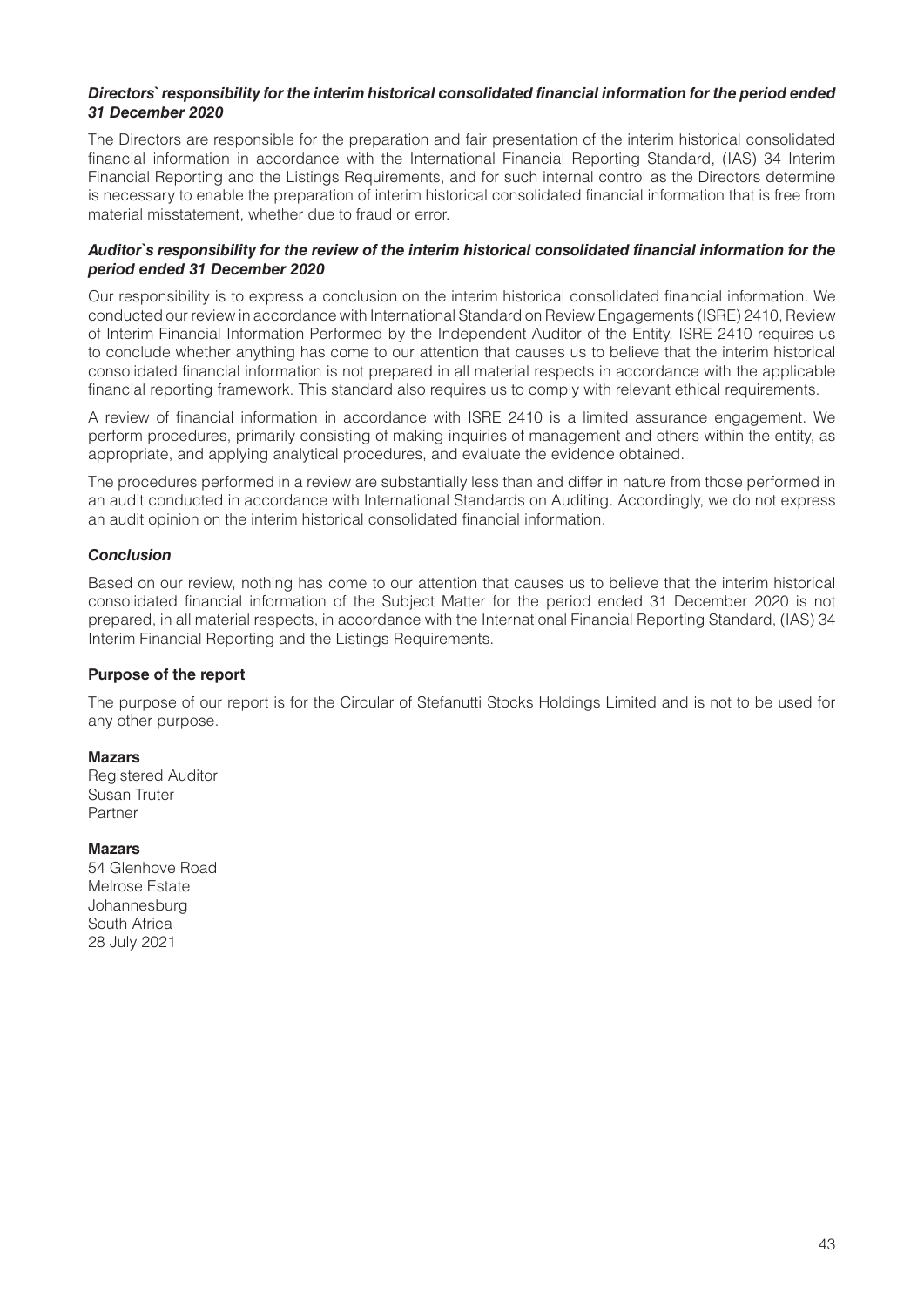***Directors` responsibility for the interim historical consolidated financial information for the period ended 31 December 2020***

The Directors are responsible for the preparation and fair presentation of the interim historical consolidated financial information in accordance with the International Financial Reporting Standard, (IAS) 34 Interim Financial Reporting and the Listings Requirements, and for such internal control as the Directors determine is necessary to enable the preparation of interim historical consolidated financial information that is free from material misstatement, whether due to fraud or error.

***Auditor`s responsibility for the review of the interim historical consolidated financial information for the period ended 31 December 2020***

Our responsibility is to express a conclusion on the interim historical consolidated financial information. We conducted our review in accordance with International Standard on Review Engagements (ISRE) 2410, Review of Interim Financial Information Performed by the Independent Auditor of the Entity. ISRE 2410 requires us to conclude whether anything has come to our attention that causes us to believe that the interim historical consolidated financial information is not prepared in all material respects in accordance with the applicable financial reporting framework. This standard also requires us to comply with relevant ethical requirements.

A review of financial information in accordance with ISRE 2410 is a limited assurance engagement. We perform procedures, primarily consisting of making inquiries of management and others within the entity, as appropriate, and applying analytical procedures, and evaluate the evidence obtained.

The procedures performed in a review are substantially less than and differ in nature from those performed in an audit conducted in accordance with International Standards on Auditing. Accordingly, we do not express an audit opinion on the interim historical consolidated financial information.

***Conclusion***

Based on our review, nothing has come to our attention that causes us to believe that the interim historical consolidated financial information of the Subject Matter for the period ended 31 December 2020 is not prepared, in all material respects, in accordance with the International Financial Reporting Standard, (IAS) 34 Interim Financial Reporting and the Listings Requirements.

**Purpose of the report**

The purpose of our report is for the Circular of Stefanutti Stocks Holdings Limited and is not to be used for any other purpose.

**Mazars**
Registered Auditor
Susan Truter
Partner

**Mazars**
54 Glenhove Road
Melrose Estate
Johannesburg
South Africa
28 July 2021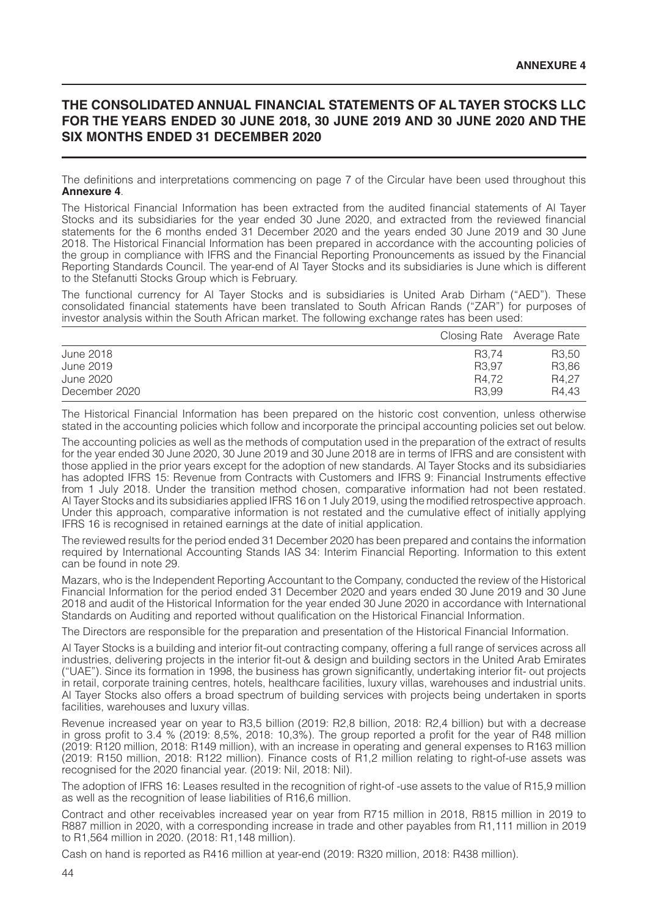**ANNEXURE 4**

# THE CONSOLIDATED ANNUAL FINANCIAL STATEMENTS OF AL TAYER STOCKS LLC FOR THE YEARS ENDED 30 JUNE 2018, 30 JUNE 2019 AND 30 JUNE 2020 AND THE SIX MONTHS ENDED 31 DECEMBER 2020

The definitions and interpretations commencing on page 7 of the Circular have been used throughout this **Annexure 4**.

The Historical Financial Information has been extracted from the audited financial statements of Al Tayer Stocks and its subsidiaries for the year ended 30 June 2020, and extracted from the reviewed financial statements for the 6 months ended 31 December 2020 and the years ended 30 June 2019 and 30 June 2018. The Historical Financial Information has been prepared in accordance with the accounting policies of the group in compliance with IFRS and the Financial Reporting Pronouncements as issued by the Financial Reporting Standards Council. The year-end of Al Tayer Stocks and its subsidiaries is June which is different to the Stefanutti Stocks Group which is February.

The functional currency for Al Tayer Stocks and is subsidiaries is United Arab Dirham ("AED"). These consolidated financial statements have been translated to South African Rands ("ZAR") for purposes of investor analysis within the South African market. The following exchange rates has been used:

| | Closing Rate | Average Rate |
|---|---|---|
| June 2018 | R3,74 | R3,50 |
| June 2019 | R3,97 | R3,86 |
| June 2020 | R4,72 | R4,27 |
| December 2020 | R3,99 | R4,43 |

The Historical Financial Information has been prepared on the historic cost convention, unless otherwise stated in the accounting policies which follow and incorporate the principal accounting policies set out below.

The accounting policies as well as the methods of computation used in the preparation of the extract of results for the year ended 30 June 2020, 30 June 2019 and 30 June 2018 are in terms of IFRS and are consistent with those applied in the prior years except for the adoption of new standards. Al Tayer Stocks and its subsidiaries has adopted IFRS 15: Revenue from Contracts with Customers and IFRS 9: Financial Instruments effective from 1 July 2018. Under the transition method chosen, comparative information had not been restated. Al Tayer Stocks and its subsidiaries applied IFRS 16 on 1 July 2019, using the modified retrospective approach. Under this approach, comparative information is not restated and the cumulative effect of initially applying IFRS 16 is recognised in retained earnings at the date of initial application.

The reviewed results for the period ended 31 December 2020 has been prepared and contains the information required by International Accounting Stands IAS 34: Interim Financial Reporting. Information to this extent can be found in note 29.

Mazars, who is the Independent Reporting Accountant to the Company, conducted the review of the Historical Financial Information for the period ended 31 December 2020 and years ended 30 June 2019 and 30 June 2018 and audit of the Historical Information for the year ended 30 June 2020 in accordance with International Standards on Auditing and reported without qualification on the Historical Financial Information.

The Directors are responsible for the preparation and presentation of the Historical Financial Information.

Al Tayer Stocks is a building and interior fit-out contracting company, offering a full range of services across all industries, delivering projects in the interior fit-out & design and building sectors in the United Arab Emirates ("UAE"). Since its formation in 1998, the business has grown significantly, undertaking interior fit- out projects in retail, corporate training centres, hotels, healthcare facilities, luxury villas, warehouses and industrial units. Al Tayer Stocks also offers a broad spectrum of building services with projects being undertaken in sports facilities, warehouses and luxury villas.

Revenue increased year on year to R3,5 billion (2019: R2,8 billion, 2018: R2,4 billion) but with a decrease in gross profit to 3.4 % (2019: 8,5%, 2018: 10,3%). The group reported a profit for the year of R48 million (2019: R120 million, 2018: R149 million), with an increase in operating and general expenses to R163 million (2019: R150 million, 2018: R122 million). Finance costs of R1,2 million relating to right-of-use assets was recognised for the 2020 financial year. (2019: Nil, 2018: Nil).

The adoption of IFRS 16: Leases resulted in the recognition of right-of -use assets to the value of R15,9 million as well as the recognition of lease liabilities of R16,6 million.

Contract and other receivables increased year on year from R715 million in 2018, R815 million in 2019 to R887 million in 2020, with a corresponding increase in trade and other payables from R1,111 million in 2019 to R1,564 million in 2020. (2018: R1,148 million).

Cash on hand is reported as R416 million at year-end (2019: R320 million, 2018: R438 million).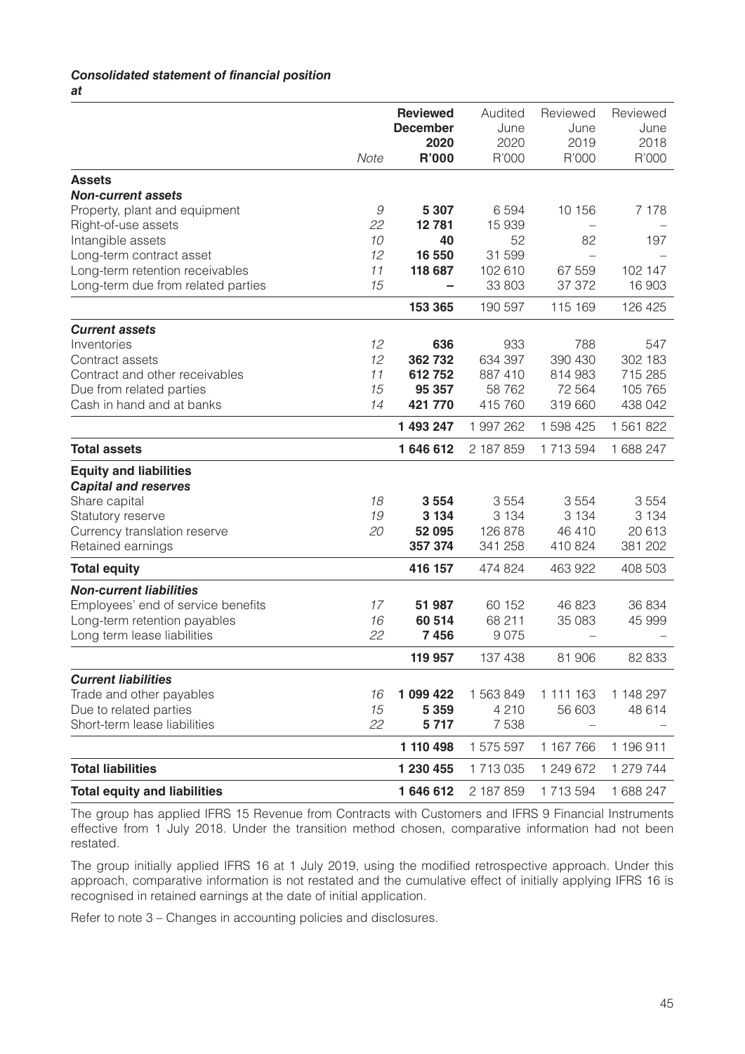***Consolidated statement of financial position***
***at***

| | Note | **Reviewed December 2020 R'000** | Audited June 2020 R'000 | Reviewed June 2019 R'000 | Reviewed June 2018 R'000 |
|---|---|---|---|---|---|
| **Assets** | | | | | |
| ***Non-current assets*** | | | | | |
| Property, plant and equipment | 9 | **5 307** | 6 594 | 10 156 | 7 178 |
| Right-of-use assets | 22 | **12 781** | 15 939 | – | – |
| Intangible assets | 10 | **40** | 52 | 82 | 197 |
| Long-term contract asset | 12 | **16 550** | 31 599 | – | – |
| Long-term retention receivables | 11 | **118 687** | 102 610 | 67 559 | 102 147 |
| Long-term due from related parties | 15 | **–** | 33 803 | 37 372 | 16 903 |
| | | **153 365** | 190 597 | 115 169 | 126 425 |
| ***Current assets*** | | | | | |
| Inventories | 12 | **636** | 933 | 788 | 547 |
| Contract assets | 12 | **362 732** | 634 397 | 390 430 | 302 183 |
| Contract and other receivables | 11 | **612 752** | 887 410 | 814 983 | 715 285 |
| Due from related parties | 15 | **95 357** | 58 762 | 72 564 | 105 765 |
| Cash in hand and at banks | 14 | **421 770** | 415 760 | 319 660 | 438 042 |
| | | **1 493 247** | 1 997 262 | 1 598 425 | 1 561 822 |
| **Total assets** | | **1 646 612** | 2 187 859 | 1 713 594 | 1 688 247 |
| **Equity and liabilities** | | | | | |
| ***Capital and reserves*** | | | | | |
| Share capital | 18 | **3 554** | 3 554 | 3 554 | 3 554 |
| Statutory reserve | 19 | **3 134** | 3 134 | 3 134 | 3 134 |
| Currency translation reserve | 20 | **52 095** | 126 878 | 46 410 | 20 613 |
| Retained earnings | | **357 374** | 341 258 | 410 824 | 381 202 |
| **Total equity** | | **416 157** | 474 824 | 463 922 | 408 503 |
| ***Non-current liabilities*** | | | | | |
| Employees' end of service benefits | 17 | **51 987** | 60 152 | 46 823 | 36 834 |
| Long-term retention payables | 16 | **60 514** | 68 211 | 35 083 | 45 999 |
| Long term lease liabilities | 22 | **7 456** | 9 075 | – | – |
| | | **119 957** | 137 438 | 81 906 | 82 833 |
| ***Current liabilities*** | | | | | |
| Trade and other payables | 16 | **1 099 422** | 1 563 849 | 1 111 163 | 1 148 297 |
| Due to related parties | 15 | **5 359** | 4 210 | 56 603 | 48 614 |
| Short-term lease liabilities | 22 | **5 717** | 7 538 | – | – |
| | | **1 110 498** | 1 575 597 | 1 167 766 | 1 196 911 |
| **Total liabilities** | | **1 230 455** | 1 713 035 | 1 249 672 | 1 279 744 |
| **Total equity and liabilities** | | **1 646 612** | 2 187 859 | 1 713 594 | 1 688 247 |

The group has applied IFRS 15 Revenue from Contracts with Customers and IFRS 9 Financial Instruments effective from 1 July 2018. Under the transition method chosen, comparative information had not been restated.

The group initially applied IFRS 16 at 1 July 2019, using the modified retrospective approach. Under this approach, comparative information is not restated and the cumulative effect of initially applying IFRS 16 is recognised in retained earnings at the date of initial application.

Refer to note 3 – Changes in accounting policies and disclosures.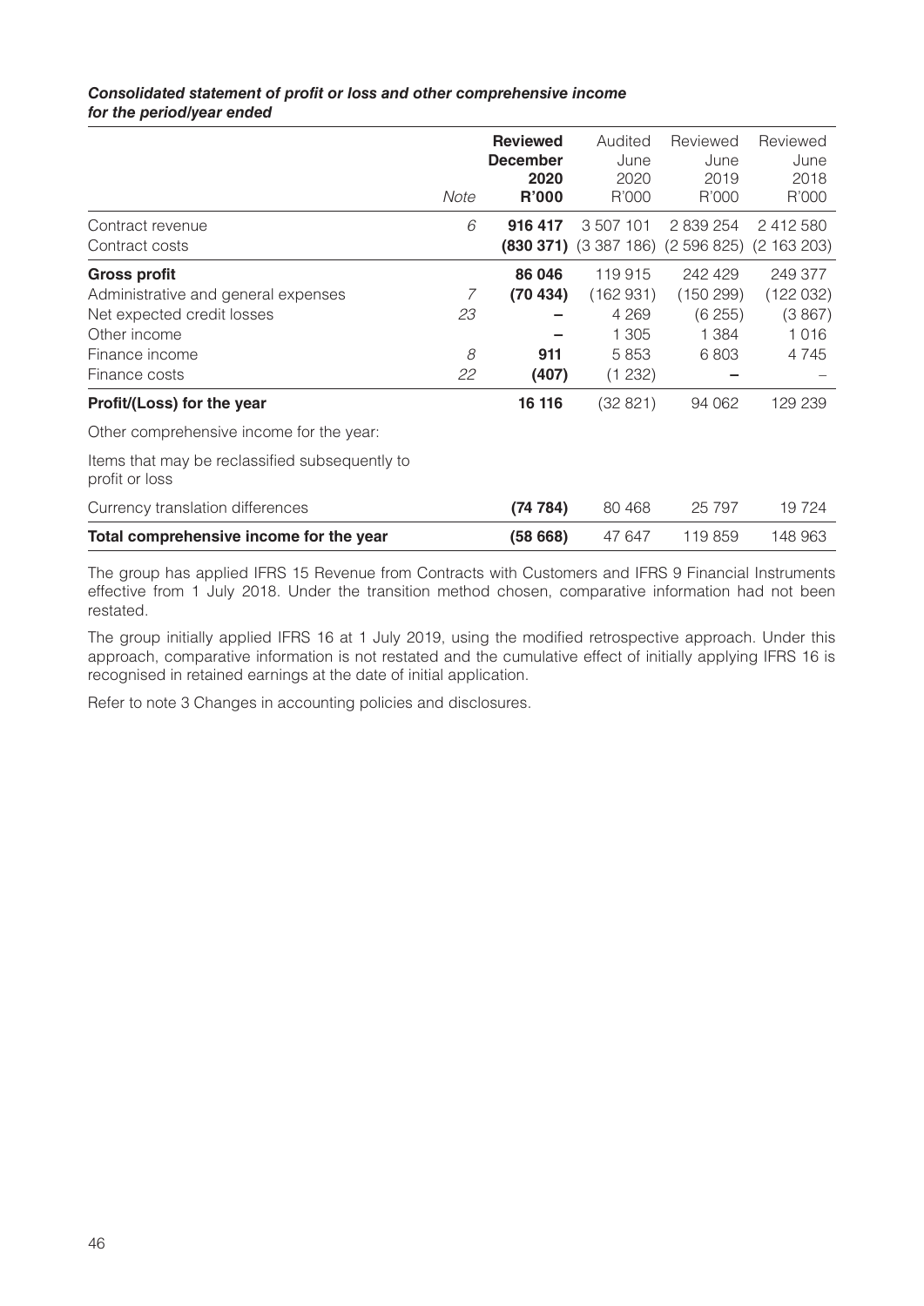***Consolidated statement of profit or loss and other comprehensive income***
***for the period/year ended***

| | Note | **Reviewed December 2020 R'000** | Audited June 2020 R'000 | Reviewed June 2019 R'000 | Reviewed June 2018 R'000 |
|---|---|---|---|---|---|
| Contract revenue | 6 | **916 417** | 3 507 101 | 2 839 254 | 2 412 580 |
| Contract costs | | **(830 371)** | (3 387 186) | (2 596 825) | (2 163 203) |
| **Gross profit** | | **86 046** | 119 915 | 242 429 | 249 377 |
| Administrative and general expenses | 7 | **(70 434)** | (162 931) | (150 299) | (122 032) |
| Net expected credit losses | 23 | **–** | 4 269 | (6 255) | (3 867) |
| Other income | | **–** | 1 305 | 1 384 | 1 016 |
| Finance income | 8 | **911** | 5 853 | 6 803 | 4 745 |
| Finance costs | 22 | **(407)** | (1 232) | **–** | – |
| **Profit/(Loss) for the year** | | **16 116** | (32 821) | 94 062 | 129 239 |
| Other comprehensive income for the year: | | | | | |
| Items that may be reclassified subsequently to profit or loss | | | | | |
| Currency translation differences | | **(74 784)** | 80 468 | 25 797 | 19 724 |
| **Total comprehensive income for the year** | | **(58 668)** | 47 647 | 119 859 | 148 963 |

The group has applied IFRS 15 Revenue from Contracts with Customers and IFRS 9 Financial Instruments effective from 1 July 2018. Under the transition method chosen, comparative information had not been restated.

The group initially applied IFRS 16 at 1 July 2019, using the modified retrospective approach. Under this approach, comparative information is not restated and the cumulative effect of initially applying IFRS 16 is recognised in retained earnings at the date of initial application.

Refer to note 3 Changes in accounting policies and disclosures.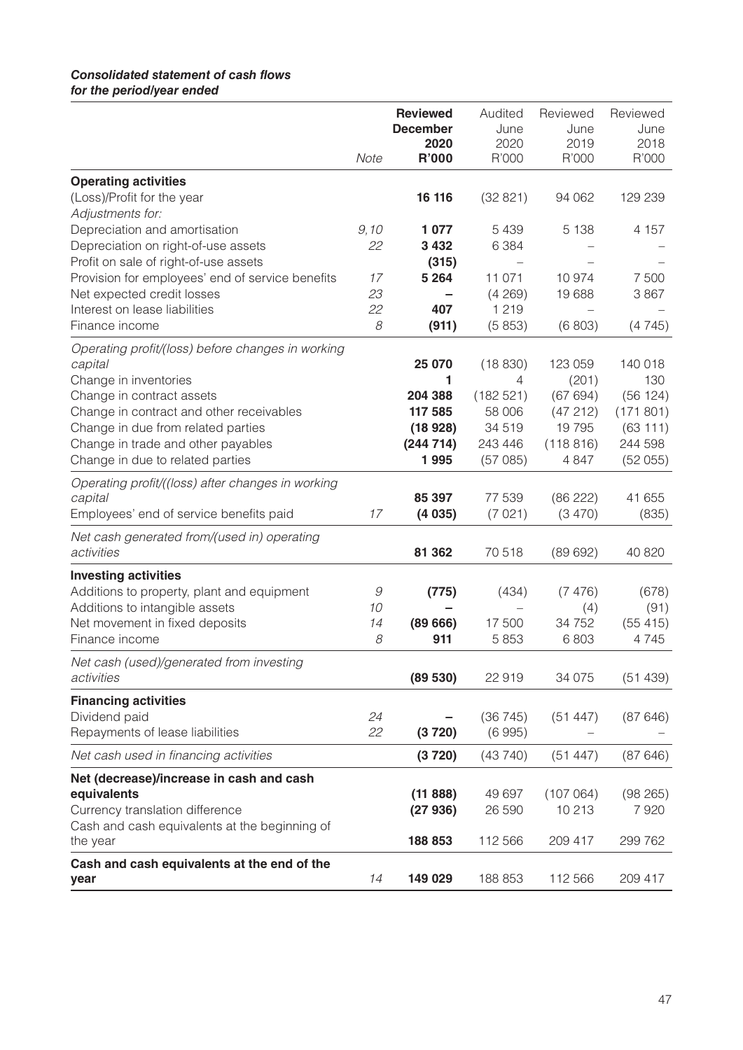***Consolidated statement of cash flows***
***for the period/year ended***

| | Note | **Reviewed December 2020 R'000** | Audited June 2020 R'000 | Reviewed June 2019 R'000 | Reviewed June 2018 R'000 |
|---|---|---|---|---|---|
| **Operating activities** | | | | | |
| (Loss)/Profit for the year | | **16 116** | (32 821) | 94 062 | 129 239 |
| *Adjustments for:* | | | | | |
| Depreciation and amortisation | 9, 10 | **1 077** | 5 439 | 5 138 | 4 157 |
| Depreciation on right-of-use assets | 22 | **3 432** | 6 384 | – | – |
| Profit on sale of right-of-use assets | | **(315)** | – | – | – |
| Provision for employees' end of service benefits | 17 | **5 264** | 11 071 | 10 974 | 7 500 |
| Net expected credit losses | 23 | **–** | (4 269) | 19 688 | 3 867 |
| Interest on lease liabilities | 22 | **407** | 1 219 | – | – |
| Finance income | 8 | **(911)** | (5 853) | (6 803) | (4 745) |
| *Operating profit/(loss) before changes in working capital* | | **25 070** | (18 830) | 123 059 | 140 018 |
| Change in inventories | | **1** | 4 | (201) | 130 |
| Change in contract assets | | **204 388** | (182 521) | (67 694) | (56 124) |
| Change in contract and other receivables | | **117 585** | 58 006 | (47 212) | (171 801) |
| Change in due from related parties | | **(18 928)** | 34 519 | 19 795 | (63 111) |
| Change in trade and other payables | | **(244 714)** | 243 446 | (118 816) | 244 598 |
| Change in due to related parties | | **1 995** | (57 085) | 4 847 | (52 055) |
| *Operating profit/((loss) after changes in working capital* | | **85 397** | 77 539 | (86 222) | 41 655 |
| Employees' end of service benefits paid | 17 | **(4 035)** | (7 021) | (3 470) | (835) |
| *Net cash generated from/(used in) operating activities* | | **81 362** | 70 518 | (89 692) | 40 820 |
| **Investing activities** | | | | | |
| Additions to property, plant and equipment | 9 | **(775)** | (434) | (7 476) | (678) |
| Additions to intangible assets | 10 | **–** | – | (4) | (91) |
| Net movement in fixed deposits | 14 | **(89 666)** | 17 500 | 34 752 | (55 415) |
| Finance income | 8 | **911** | 5 853 | 6 803 | 4 745 |
| *Net cash (used)/generated from investing activities* | | **(89 530)** | 22 919 | 34 075 | (51 439) |
| **Financing activities** | | | | | |
| Dividend paid | 24 | **–** | (36 745) | (51 447) | (87 646) |
| Repayments of lease liabilities | 22 | **(3 720)** | (6 995) | – | – |
| *Net cash used in financing activities* | | **(3 720)** | (43 740) | (51 447) | (87 646) |
| **Net (decrease)/increase in cash and cash equivalents** | | **(11 888)** | 49 697 | (107 064) | (98 265) |
| Currency translation difference | | **(27 936)** | 26 590 | 10 213 | 7 920 |
| Cash and cash equivalents at the beginning of the year | | **188 853** | 112 566 | 209 417 | 299 762 |
| **Cash and cash equivalents at the end of the year** | 14 | **149 029** | 188 853 | 112 566 | 209 417 |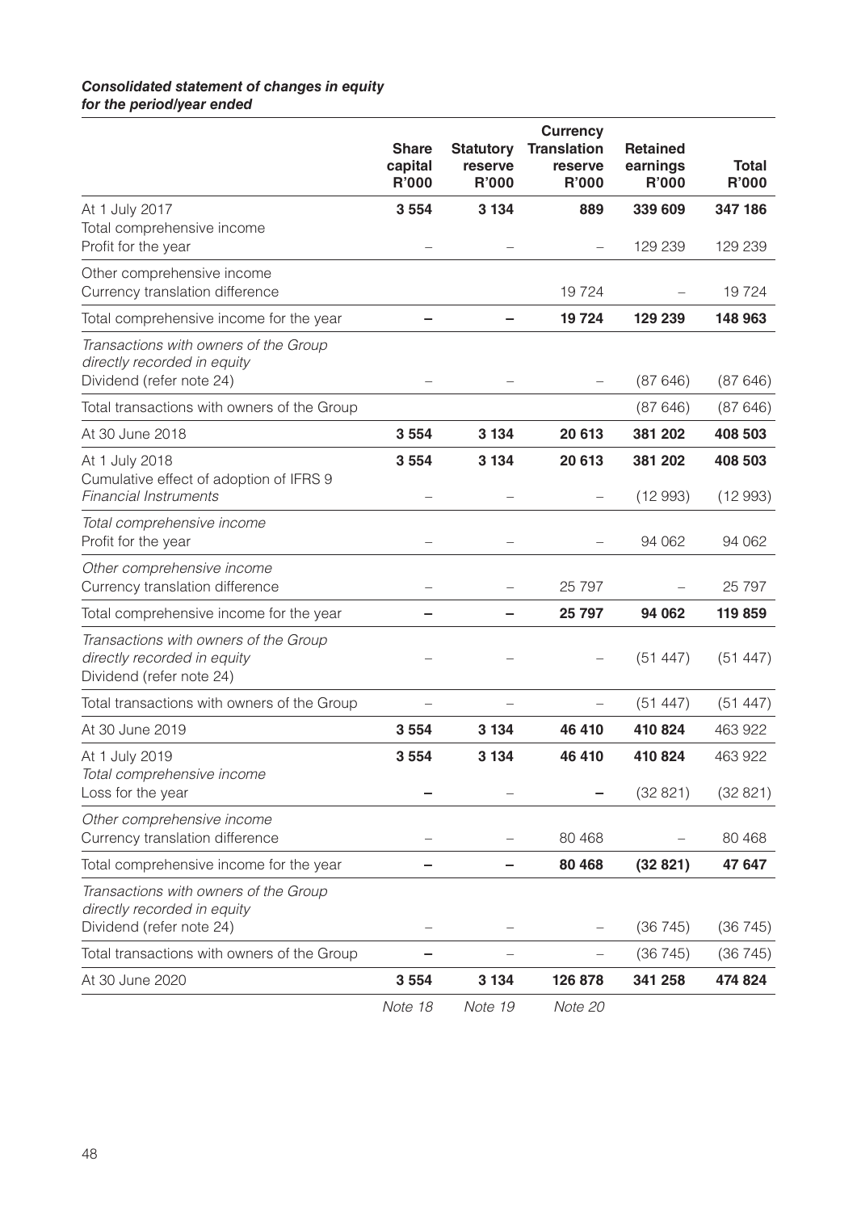***Consolidated statement of changes in equity***
***for the period/year ended***

| | Share capital R'000 | Statutory reserve R'000 | Currency Translation reserve R'000 | Retained earnings R'000 | Total R'000 |
|---|---|---|---|---|---|
| At 1 July 2017 | **3 554** | **3 134** | **889** | **339 609** | **347 186** |
| Total comprehensive income | | | | | |
| Profit for the year | – | – | – | 129 239 | 129 239 |
| Other comprehensive income | | | | | |
| Currency translation difference | | | 19 724 | – | 19 724 |
| Total comprehensive income for the year | **–** | **–** | **19 724** | **129 239** | **148 963** |
| *Transactions with owners of the Group directly recorded in equity* | | | | | |
| Dividend (refer note 24) | – | – | – | (87 646) | (87 646) |
| Total transactions with owners of the Group | | | | (87 646) | (87 646) |
| At 30 June 2018 | **3 554** | **3 134** | **20 613** | **381 202** | **408 503** |
| At 1 July 2018 | **3 554** | **3 134** | **20 613** | **381 202** | **408 503** |
| Cumulative effect of adoption of IFRS 9 *Financial Instruments* | – | – | – | (12 993) | (12 993) |
| *Total comprehensive income* | | | | | |
| Profit for the year | – | – | – | 94 062 | 94 062 |
| *Other comprehensive income* | | | | | |
| Currency translation difference | – | – | 25 797 | – | 25 797 |
| Total comprehensive income for the year | **–** | **–** | **25 797** | **94 062** | **119 859** |
| *Transactions with owners of the Group directly recorded in equity* | | | | | |
| Dividend (refer note 24) | – | – | – | (51 447) | (51 447) |
| Total transactions with owners of the Group | – | – | – | (51 447) | (51 447) |
| At 30 June 2019 | **3 554** | **3 134** | **46 410** | **410 824** | 463 922 |
| At 1 July 2019 | **3 554** | **3 134** | **46 410** | **410 824** | 463 922 |
| *Total comprehensive income* | | | | | |
| Loss for the year | **–** | – | **–** | (32 821) | (32 821) |
| *Other comprehensive income* | | | | | |
| Currency translation difference | – | – | 80 468 | – | 80 468 |
| Total comprehensive income for the year | **–** | **–** | **80 468** | **(32 821)** | **47 647** |
| *Transactions with owners of the Group directly recorded in equity* | | | | | |
| Dividend (refer note 24) | – | – | – | (36 745) | (36 745) |
| Total transactions with owners of the Group | **–** | – | – | (36 745) | (36 745) |
| At 30 June 2020 | **3 554** | **3 134** | **126 878** | **341 258** | **474 824** |
| | *Note 18* | *Note 19* | *Note 20* | | |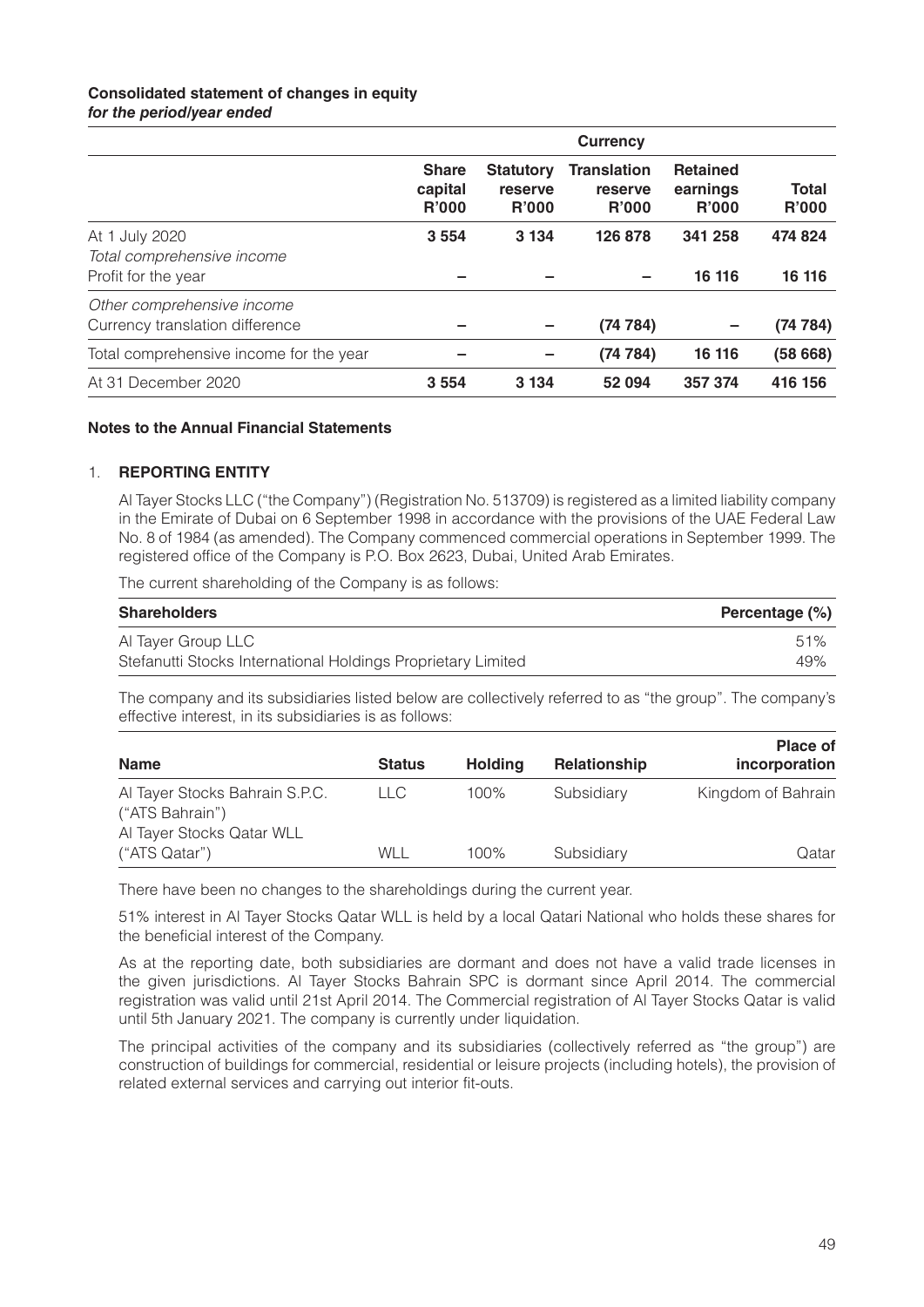**Consolidated statement of changes in equity**
***for the period/year ended***

| | Share capital R'000 | Statutory reserve R'000 | Currency Translation reserve R'000 | Retained earnings R'000 | Total R'000 |
|---|---|---|---|---|---|
| At 1 July 2020 | **3 554** | **3 134** | **126 878** | **341 258** | **474 824** |
| *Total comprehensive income* | | | | | |
| Profit for the year | – | – | – | **16 116** | **16 116** |
| *Other comprehensive income* | | | | | |
| Currency translation difference | – | – | **(74 784)** | – | **(74 784)** |
| Total comprehensive income for the year | – | – | **(74 784)** | **16 116** | **(58 668)** |
| At 31 December 2020 | **3 554** | **3 134** | **52 094** | **357 374** | **416 156** |

**Notes to the Annual Financial Statements**

1. **REPORTING ENTITY**

Al Tayer Stocks LLC ("the Company") (Registration No. 513709) is registered as a limited liability company in the Emirate of Dubai on 6 September 1998 in accordance with the provisions of the UAE Federal Law No. 8 of 1984 (as amended). The Company commenced commercial operations in September 1999. The registered office of the Company is P.O. Box 2623, Dubai, United Arab Emirates.

The current shareholding of the Company is as follows:

| Shareholders | Percentage (%) |
|---|---|
| Al Tayer Group LLC | 51% |
| Stefanutti Stocks International Holdings Proprietary Limited | 49% |

The company and its subsidiaries listed below are collectively referred to as "the group". The company's effective interest, in its subsidiaries is as follows:

| Name | Status | Holding | Relationship | Place of incorporation |
|---|---|---|---|---|
| Al Tayer Stocks Bahrain S.P.C. ("ATS Bahrain") | LLC | 100% | Subsidiary | Kingdom of Bahrain |
| Al Tayer Stocks Qatar WLL ("ATS Qatar") | WLL | 100% | Subsidiary | Qatar |

There have been no changes to the shareholdings during the current year.

51% interest in Al Tayer Stocks Qatar WLL is held by a local Qatari National who holds these shares for the beneficial interest of the Company.

As at the reporting date, both subsidiaries are dormant and does not have a valid trade licenses in the given jurisdictions. Al Tayer Stocks Bahrain SPC is dormant since April 2014. The commercial registration was valid until 21st April 2014. The Commercial registration of Al Tayer Stocks Qatar is valid until 5th January 2021. The company is currently under liquidation.

The principal activities of the company and its subsidiaries (collectively referred as "the group") are construction of buildings for commercial, residential or leisure projects (including hotels), the provision of related external services and carrying out interior fit-outs.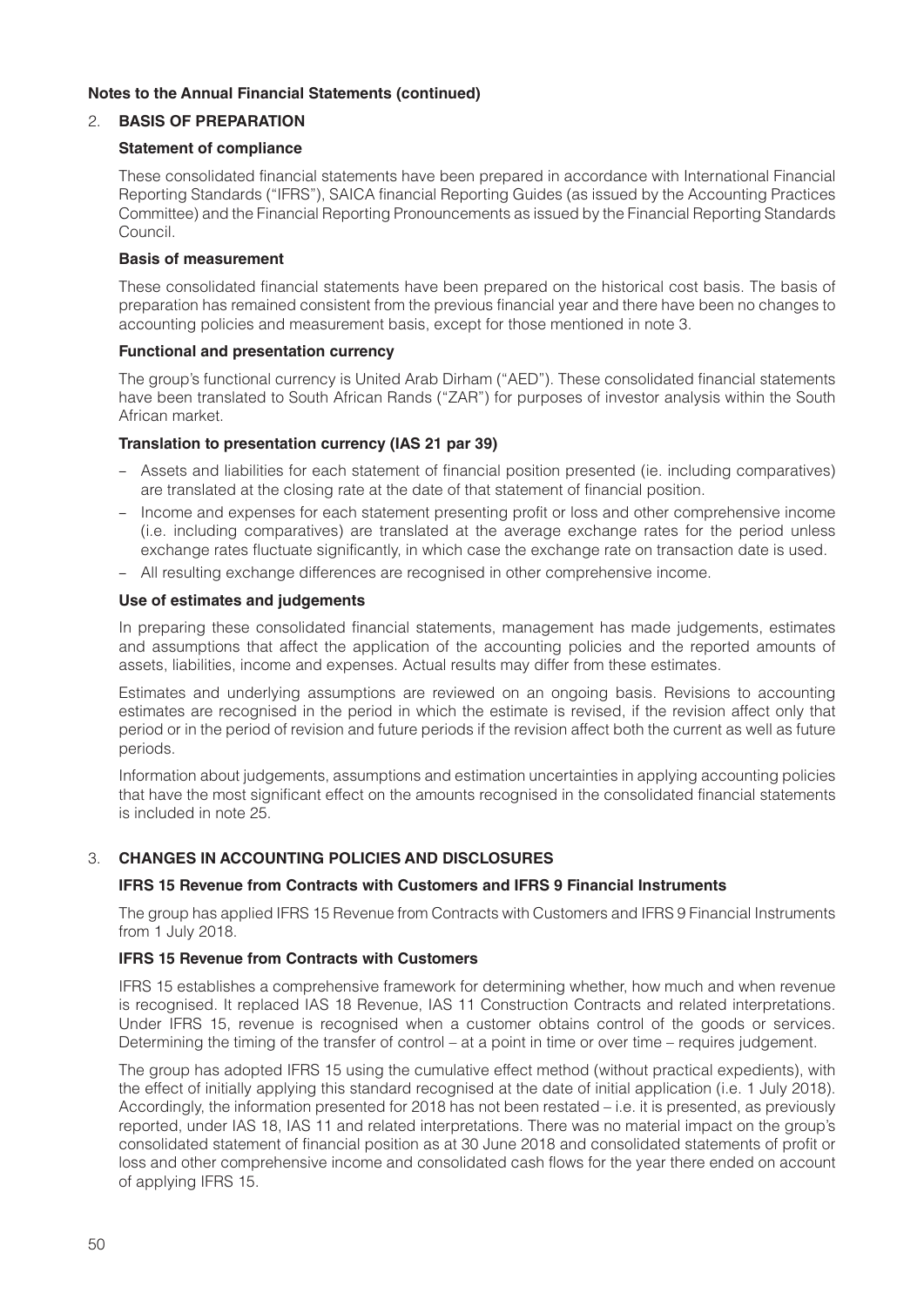**Notes to the Annual Financial Statements (continued)**

## 2. BASIS OF PREPARATION

### Statement of compliance

These consolidated financial statements have been prepared in accordance with International Financial Reporting Standards ("IFRS"), SAICA financial Reporting Guides (as issued by the Accounting Practices Committee) and the Financial Reporting Pronouncements as issued by the Financial Reporting Standards Council.

### Basis of measurement

These consolidated financial statements have been prepared on the historical cost basis. The basis of preparation has remained consistent from the previous financial year and there have been no changes to accounting policies and measurement basis, except for those mentioned in note 3.

### Functional and presentation currency

The group's functional currency is United Arab Dirham ("AED"). These consolidated financial statements have been translated to South African Rands ("ZAR") for purposes of investor analysis within the South African market.

### Translation to presentation currency (IAS 21 par 39)

- Assets and liabilities for each statement of financial position presented (ie. including comparatives) are translated at the closing rate at the date of that statement of financial position.
- Income and expenses for each statement presenting profit or loss and other comprehensive income (i.e. including comparatives) are translated at the average exchange rates for the period unless exchange rates fluctuate significantly, in which case the exchange rate on transaction date is used.
- All resulting exchange differences are recognised in other comprehensive income.

### Use of estimates and judgements

In preparing these consolidated financial statements, management has made judgements, estimates and assumptions that affect the application of the accounting policies and the reported amounts of assets, liabilities, income and expenses. Actual results may differ from these estimates.

Estimates and underlying assumptions are reviewed on an ongoing basis. Revisions to accounting estimates are recognised in the period in which the estimate is revised, if the revision affect only that period or in the period of revision and future periods if the revision affect both the current as well as future periods.

Information about judgements, assumptions and estimation uncertainties in applying accounting policies that have the most significant effect on the amounts recognised in the consolidated financial statements is included in note 25.

## 3. CHANGES IN ACCOUNTING POLICIES AND DISCLOSURES

### IFRS 15 Revenue from Contracts with Customers and IFRS 9 Financial Instruments

The group has applied IFRS 15 Revenue from Contracts with Customers and IFRS 9 Financial Instruments from 1 July 2018.

### IFRS 15 Revenue from Contracts with Customers

IFRS 15 establishes a comprehensive framework for determining whether, how much and when revenue is recognised. It replaced IAS 18 Revenue, IAS 11 Construction Contracts and related interpretations. Under IFRS 15, revenue is recognised when a customer obtains control of the goods or services. Determining the timing of the transfer of control – at a point in time or over time – requires judgement.

The group has adopted IFRS 15 using the cumulative effect method (without practical expedients), with the effect of initially applying this standard recognised at the date of initial application (i.e. 1 July 2018). Accordingly, the information presented for 2018 has not been restated – i.e. it is presented, as previously reported, under IAS 18, IAS 11 and related interpretations. There was no material impact on the group's consolidated statement of financial position as at 30 June 2018 and consolidated statements of profit or loss and other comprehensive income and consolidated cash flows for the year there ended on account of applying IFRS 15.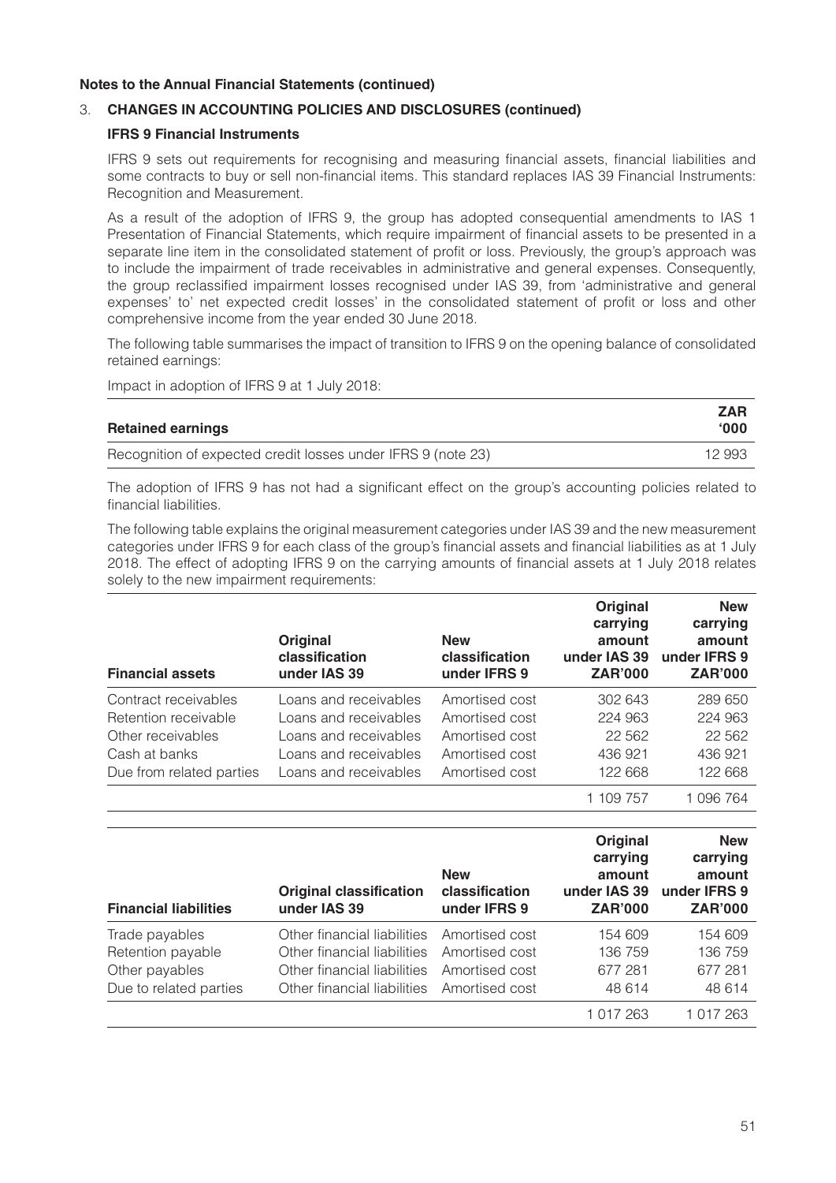**Notes to the Annual Financial Statements (continued)**

3. **CHANGES IN ACCOUNTING POLICIES AND DISCLOSURES (continued)**

**IFRS 9 Financial Instruments**

IFRS 9 sets out requirements for recognising and measuring financial assets, financial liabilities and some contracts to buy or sell non-financial items. This standard replaces IAS 39 Financial Instruments: Recognition and Measurement.

As a result of the adoption of IFRS 9, the group has adopted consequential amendments to IAS 1 Presentation of Financial Statements, which require impairment of financial assets to be presented in a separate line item in the consolidated statement of profit or loss. Previously, the group's approach was to include the impairment of trade receivables in administrative and general expenses. Consequently, the group reclassified impairment losses recognised under IAS 39, from 'administrative and general expenses' to' net expected credit losses' in the consolidated statement of profit or loss and other comprehensive income from the year ended 30 June 2018.

The following table summarises the impact of transition to IFRS 9 on the opening balance of consolidated retained earnings:

Impact in adoption of IFRS 9 at 1 July 2018:

| Retained earnings | ZAR '000 |
|---|---|
| Recognition of expected credit losses under IFRS 9 (note 23) | 12 993 |

The adoption of IFRS 9 has not had a significant effect on the group's accounting policies related to financial liabilities.

The following table explains the original measurement categories under IAS 39 and the new measurement categories under IFRS 9 for each class of the group's financial assets and financial liabilities as at 1 July 2018. The effect of adopting IFRS 9 on the carrying amounts of financial assets at 1 July 2018 relates solely to the new impairment requirements:

| Financial assets | Original classification under IAS 39 | New classification under IFRS 9 | Original carrying amount under IAS 39 ZAR'000 | New carrying amount under IFRS 9 ZAR'000 |
|---|---|---|---|---|
| Contract receivables | Loans and receivables | Amortised cost | 302 643 | 289 650 |
| Retention receivable | Loans and receivables | Amortised cost | 224 963 | 224 963 |
| Other receivables | Loans and receivables | Amortised cost | 22 562 | 22 562 |
| Cash at banks | Loans and receivables | Amortised cost | 436 921 | 436 921 |
| Due from related parties | Loans and receivables | Amortised cost | 122 668 | 122 668 |
| | | | 1 109 757 | 1 096 764 |

| Financial liabilities | Original classification under IAS 39 | New classification under IFRS 9 | Original carrying amount under IAS 39 ZAR'000 | New carrying amount under IFRS 9 ZAR'000 |
|---|---|---|---|---|
| Trade payables | Other financial liabilities | Amortised cost | 154 609 | 154 609 |
| Retention payable | Other financial liabilities | Amortised cost | 136 759 | 136 759 |
| Other payables | Other financial liabilities | Amortised cost | 677 281 | 677 281 |
| Due to related parties | Other financial liabilities | Amortised cost | 48 614 | 48 614 |
| | | | 1 017 263 | 1 017 263 |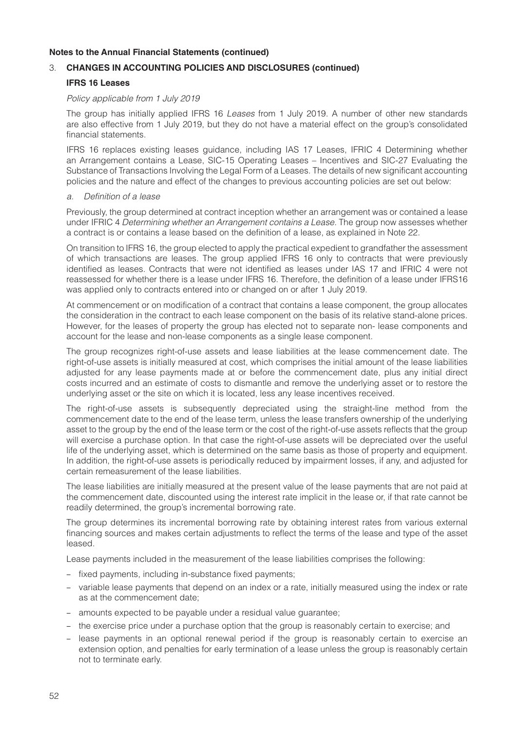**Notes to the Annual Financial Statements (continued)**

3. **CHANGES IN ACCOUNTING POLICIES AND DISCLOSURES (continued)**

**IFRS 16 Leases**

*Policy applicable from 1 July 2019*

The group has initially applied IFRS 16 *Leases* from 1 July 2019. A number of other new standards are also effective from 1 July 2019, but they do not have a material effect on the group's consolidated financial statements.

IFRS 16 replaces existing leases guidance, including IAS 17 Leases, IFRIC 4 Determining whether an Arrangement contains a Lease, SIC-15 Operating Leases – Incentives and SIC-27 Evaluating the Substance of Transactions Involving the Legal Form of a Leases. The details of new significant accounting policies and the nature and effect of the changes to previous accounting policies are set out below:

*a. Definition of a lease*

Previously, the group determined at contract inception whether an arrangement was or contained a lease under IFRIC 4 *Determining whether an Arrangement contains a Lease*. The group now assesses whether a contract is or contains a lease based on the definition of a lease, as explained in Note 22.

On transition to IFRS 16, the group elected to apply the practical expedient to grandfather the assessment of which transactions are leases. The group applied IFRS 16 only to contracts that were previously identified as leases. Contracts that were not identified as leases under IAS 17 and IFRIC 4 were not reassessed for whether there is a lease under IFRS 16. Therefore, the definition of a lease under IFRS16 was applied only to contracts entered into or changed on or after 1 July 2019.

At commencement or on modification of a contract that contains a lease component, the group allocates the consideration in the contract to each lease component on the basis of its relative stand-alone prices. However, for the leases of property the group has elected not to separate non- lease components and account for the lease and non-lease components as a single lease component.

The group recognizes right-of-use assets and lease liabilities at the lease commencement date. The right-of-use assets is initially measured at cost, which comprises the initial amount of the lease liabilities adjusted for any lease payments made at or before the commencement date, plus any initial direct costs incurred and an estimate of costs to dismantle and remove the underlying asset or to restore the underlying asset or the site on which it is located, less any lease incentives received.

The right-of-use assets is subsequently depreciated using the straight-line method from the commencement date to the end of the lease term, unless the lease transfers ownership of the underlying asset to the group by the end of the lease term or the cost of the right-of-use assets reflects that the group will exercise a purchase option. In that case the right-of-use assets will be depreciated over the useful life of the underlying asset, which is determined on the same basis as those of property and equipment. In addition, the right-of-use assets is periodically reduced by impairment losses, if any, and adjusted for certain remeasurement of the lease liabilities.

The lease liabilities are initially measured at the present value of the lease payments that are not paid at the commencement date, discounted using the interest rate implicit in the lease or, if that rate cannot be readily determined, the group's incremental borrowing rate.

The group determines its incremental borrowing rate by obtaining interest rates from various external financing sources and makes certain adjustments to reflect the terms of the lease and type of the asset leased.

Lease payments included in the measurement of the lease liabilities comprises the following:

- fixed payments, including in-substance fixed payments;
- variable lease payments that depend on an index or a rate, initially measured using the index or rate as at the commencement date;
- amounts expected to be payable under a residual value guarantee;
- the exercise price under a purchase option that the group is reasonably certain to exercise; and
- lease payments in an optional renewal period if the group is reasonably certain to exercise an extension option, and penalties for early termination of a lease unless the group is reasonably certain not to terminate early.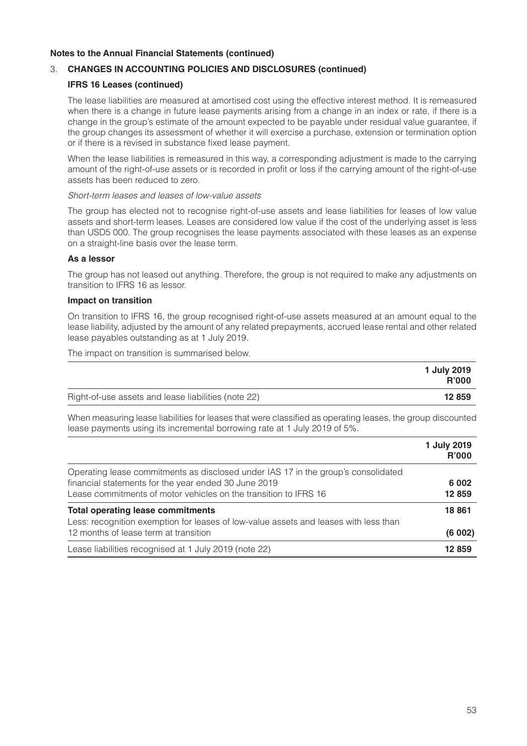**Notes to the Annual Financial Statements (continued)**

## 3. CHANGES IN ACCOUNTING POLICIES AND DISCLOSURES (continued)

### IFRS 16 Leases (continued)

The lease liabilities are measured at amortised cost using the effective interest method. It is remeasured when there is a change in future lease payments arising from a change in an index or rate, if there is a change in the group's estimate of the amount expected to be payable under residual value guarantee, if the group changes its assessment of whether it will exercise a purchase, extension or termination option or if there is a revised in substance fixed lease payment.

When the lease liabilities is remeasured in this way, a corresponding adjustment is made to the carrying amount of the right-of-use assets or is recorded in profit or loss if the carrying amount of the right-of-use assets has been reduced to zero.

*Short-term leases and leases of low-value assets*

The group has elected not to recognise right-of-use assets and lease liabilities for leases of low value assets and short-term leases. Leases are considered low value if the cost of the underlying asset is less than USD5 000. The group recognises the lease payments associated with these leases as an expense on a straight-line basis over the lease term.

**As a lessor**

The group has not leased out anything. Therefore, the group is not required to make any adjustments on transition to IFRS 16 as lessor.

**Impact on transition**

On transition to IFRS 16, the group recognised right-of-use assets measured at an amount equal to the lease liability, adjusted by the amount of any related prepayments, accrued lease rental and other related lease payables outstanding as at 1 July 2019.

The impact on transition is summarised below.

| | 1 July 2019 R'000 |
|---|---|
| Right-of-use assets and lease liabilities (note 22) | **12 859** |

When measuring lease liabilities for leases that were classified as operating leases, the group discounted lease payments using its incremental borrowing rate at 1 July 2019 of 5%.

| | 1 July 2019 R'000 |
|---|---|
| Operating lease commitments as disclosed under IAS 17 in the group's consolidated financial statements for the year ended 30 June 2019 | 6 002 |
| Lease commitments of motor vehicles on the transition to IFRS 16 | 12 859 |
| **Total operating lease commitments** | **18 861** |
| Less: recognition exemption for leases of low-value assets and leases with less than 12 months of lease term at transition | **(6 002)** |
| Lease liabilities recognised at 1 July 2019 (note 22) | **12 859** |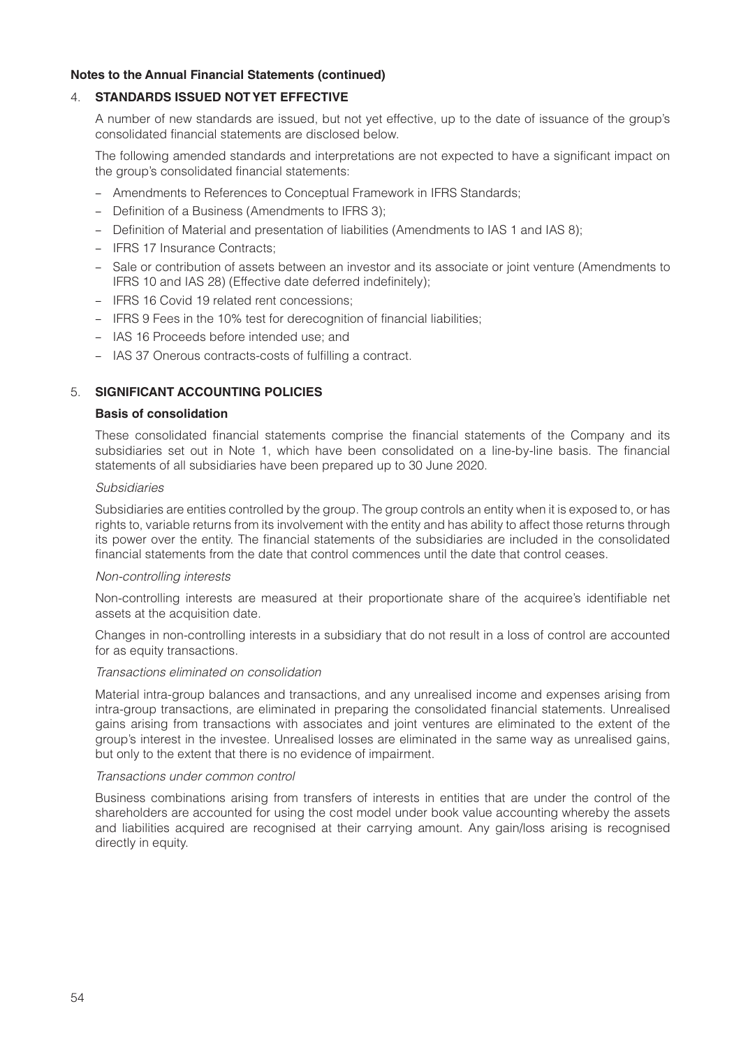**Notes to the Annual Financial Statements (continued)**

## 4. STANDARDS ISSUED NOT YET EFFECTIVE

A number of new standards are issued, but not yet effective, up to the date of issuance of the group's consolidated financial statements are disclosed below.

The following amended standards and interpretations are not expected to have a significant impact on the group's consolidated financial statements:

- Amendments to References to Conceptual Framework in IFRS Standards;
- Definition of a Business (Amendments to IFRS 3);
- Definition of Material and presentation of liabilities (Amendments to IAS 1 and IAS 8);
- IFRS 17 Insurance Contracts;
- Sale or contribution of assets between an investor and its associate or joint venture (Amendments to IFRS 10 and IAS 28) (Effective date deferred indefinitely);
- IFRS 16 Covid 19 related rent concessions;
- IFRS 9 Fees in the 10% test for derecognition of financial liabilities;
- IAS 16 Proceeds before intended use; and
- IAS 37 Onerous contracts-costs of fulfilling a contract.

## 5. SIGNIFICANT ACCOUNTING POLICIES

### Basis of consolidation

These consolidated financial statements comprise the financial statements of the Company and its subsidiaries set out in Note 1, which have been consolidated on a line-by-line basis. The financial statements of all subsidiaries have been prepared up to 30 June 2020.

*Subsidiaries*

Subsidiaries are entities controlled by the group. The group controls an entity when it is exposed to, or has rights to, variable returns from its involvement with the entity and has ability to affect those returns through its power over the entity. The financial statements of the subsidiaries are included in the consolidated financial statements from the date that control commences until the date that control ceases.

*Non-controlling interests*

Non-controlling interests are measured at their proportionate share of the acquiree's identifiable net assets at the acquisition date.

Changes in non-controlling interests in a subsidiary that do not result in a loss of control are accounted for as equity transactions.

*Transactions eliminated on consolidation*

Material intra-group balances and transactions, and any unrealised income and expenses arising from intra-group transactions, are eliminated in preparing the consolidated financial statements. Unrealised gains arising from transactions with associates and joint ventures are eliminated to the extent of the group's interest in the investee. Unrealised losses are eliminated in the same way as unrealised gains, but only to the extent that there is no evidence of impairment.

*Transactions under common control*

Business combinations arising from transfers of interests in entities that are under the control of the shareholders are accounted for using the cost model under book value accounting whereby the assets and liabilities acquired are recognised at their carrying amount. Any gain/loss arising is recognised directly in equity.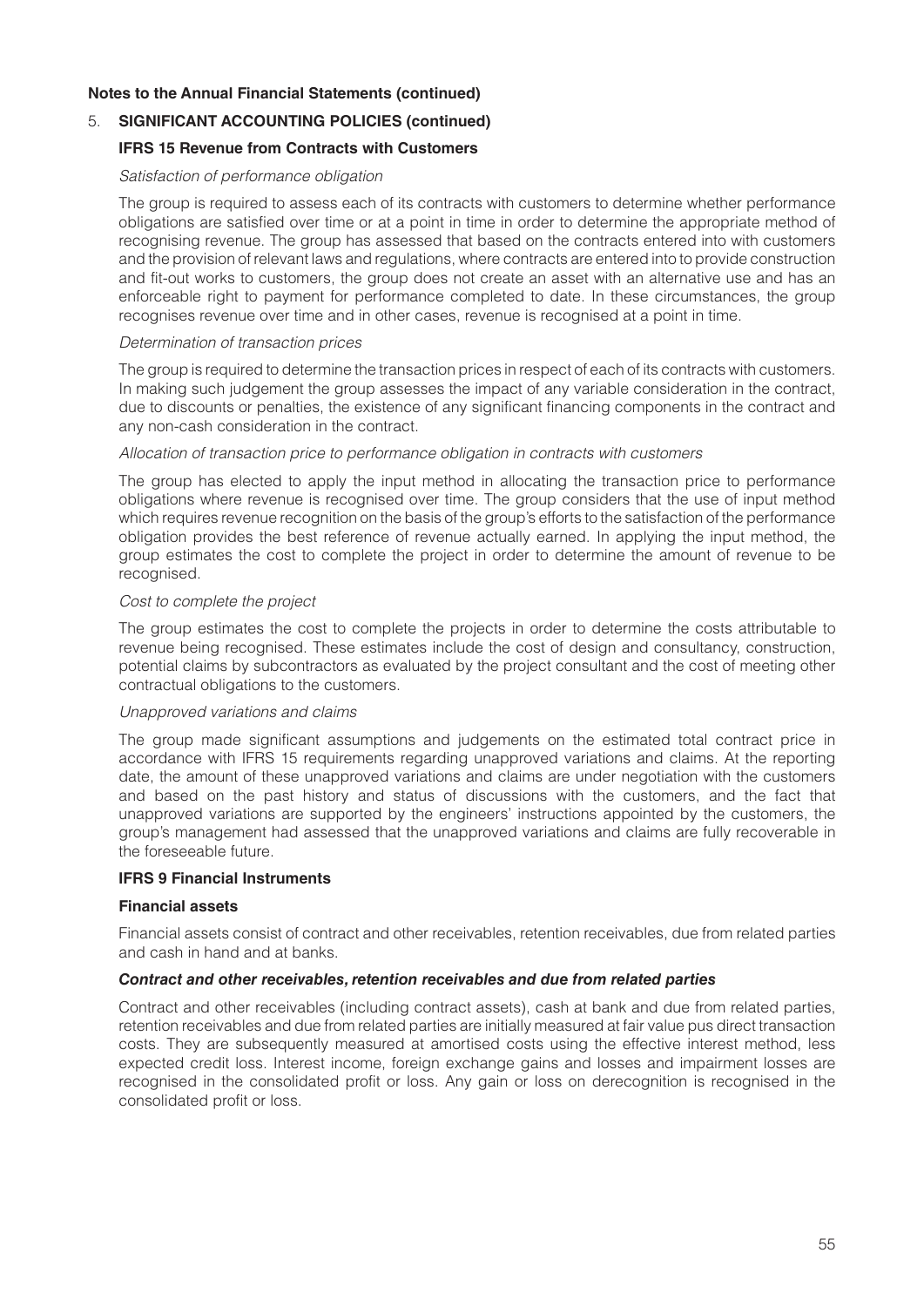**Notes to the Annual Financial Statements (continued)**

## 5. SIGNIFICANT ACCOUNTING POLICIES (continued)

### IFRS 15 Revenue from Contracts with Customers

*Satisfaction of performance obligation*

The group is required to assess each of its contracts with customers to determine whether performance obligations are satisfied over time or at a point in time in order to determine the appropriate method of recognising revenue. The group has assessed that based on the contracts entered into with customers and the provision of relevant laws and regulations, where contracts are entered into to provide construction and fit-out works to customers, the group does not create an asset with an alternative use and has an enforceable right to payment for performance completed to date. In these circumstances, the group recognises revenue over time and in other cases, revenue is recognised at a point in time.

*Determination of transaction prices*

The group is required to determine the transaction prices in respect of each of its contracts with customers. In making such judgement the group assesses the impact of any variable consideration in the contract, due to discounts or penalties, the existence of any significant financing components in the contract and any non-cash consideration in the contract.

*Allocation of transaction price to performance obligation in contracts with customers*

The group has elected to apply the input method in allocating the transaction price to performance obligations where revenue is recognised over time. The group considers that the use of input method which requires revenue recognition on the basis of the group's efforts to the satisfaction of the performance obligation provides the best reference of revenue actually earned. In applying the input method, the group estimates the cost to complete the project in order to determine the amount of revenue to be recognised.

*Cost to complete the project*

The group estimates the cost to complete the projects in order to determine the costs attributable to revenue being recognised. These estimates include the cost of design and consultancy, construction, potential claims by subcontractors as evaluated by the project consultant and the cost of meeting other contractual obligations to the customers.

*Unapproved variations and claims*

The group made significant assumptions and judgements on the estimated total contract price in accordance with IFRS 15 requirements regarding unapproved variations and claims. At the reporting date, the amount of these unapproved variations and claims are under negotiation with the customers and based on the past history and status of discussions with the customers, and the fact that unapproved variations are supported by the engineers' instructions appointed by the customers, the group's management had assessed that the unapproved variations and claims are fully recoverable in the foreseeable future.

### IFRS 9 Financial Instruments

#### Financial assets

Financial assets consist of contract and other receivables, retention receivables, due from related parties and cash in hand and at banks.

***Contract and other receivables, retention receivables and due from related parties***

Contract and other receivables (including contract assets), cash at bank and due from related parties, retention receivables and due from related parties are initially measured at fair value pus direct transaction costs. They are subsequently measured at amortised costs using the effective interest method, less expected credit loss. Interest income, foreign exchange gains and losses and impairment losses are recognised in the consolidated profit or loss. Any gain or loss on derecognition is recognised in the consolidated profit or loss.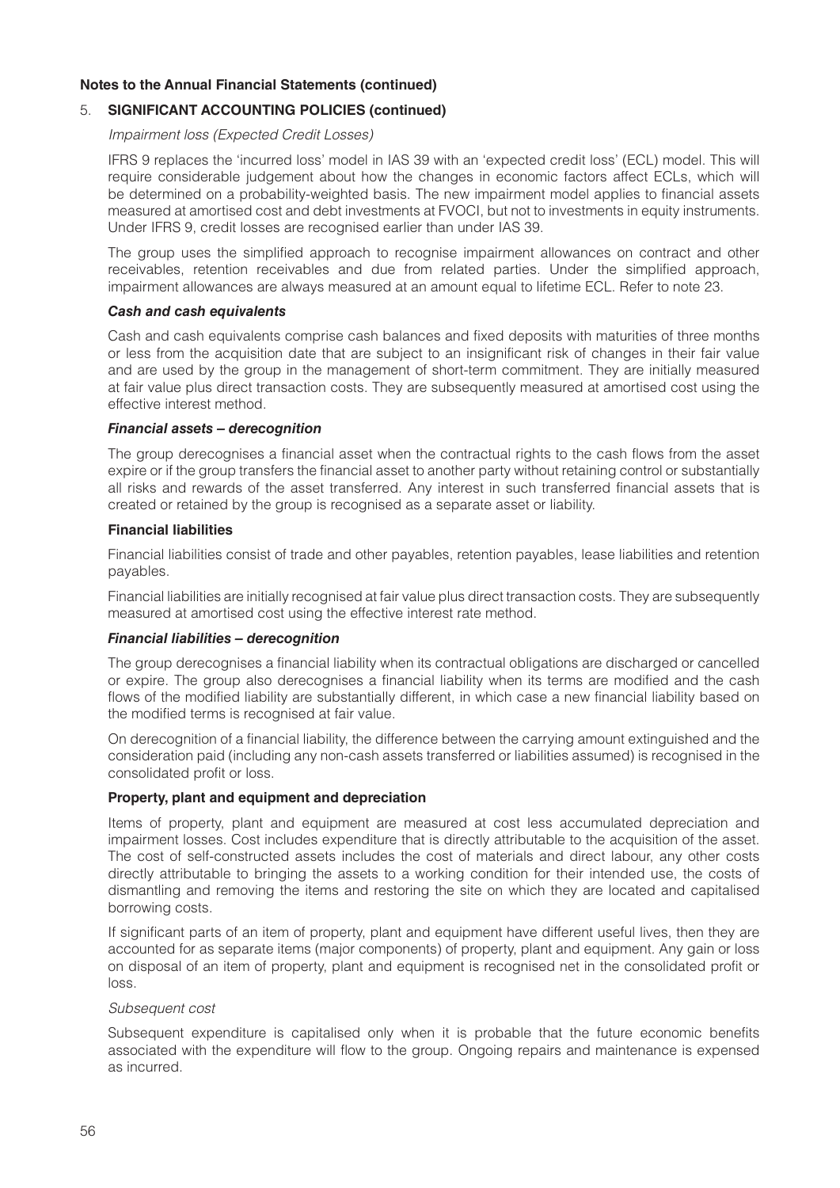**Notes to the Annual Financial Statements (continued)**

## 5. SIGNIFICANT ACCOUNTING POLICIES (continued)

*Impairment loss (Expected Credit Losses)*

IFRS 9 replaces the 'incurred loss' model in IAS 39 with an 'expected credit loss' (ECL) model. This will require considerable judgement about how the changes in economic factors affect ECLs, which will be determined on a probability-weighted basis. The new impairment model applies to financial assets measured at amortised cost and debt investments at FVOCI, but not to investments in equity instruments. Under IFRS 9, credit losses are recognised earlier than under IAS 39.

The group uses the simplified approach to recognise impairment allowances on contract and other receivables, retention receivables and due from related parties. Under the simplified approach, impairment allowances are always measured at an amount equal to lifetime ECL. Refer to note 23.

***Cash and cash equivalents***

Cash and cash equivalents comprise cash balances and fixed deposits with maturities of three months or less from the acquisition date that are subject to an insignificant risk of changes in their fair value and are used by the group in the management of short-term commitment. They are initially measured at fair value plus direct transaction costs. They are subsequently measured at amortised cost using the effective interest method.

***Financial assets – derecognition***

The group derecognises a financial asset when the contractual rights to the cash flows from the asset expire or if the group transfers the financial asset to another party without retaining control or substantially all risks and rewards of the asset transferred. Any interest in such transferred financial assets that is created or retained by the group is recognised as a separate asset or liability.

**Financial liabilities**

Financial liabilities consist of trade and other payables, retention payables, lease liabilities and retention payables.

Financial liabilities are initially recognised at fair value plus direct transaction costs. They are subsequently measured at amortised cost using the effective interest rate method.

***Financial liabilities – derecognition***

The group derecognises a financial liability when its contractual obligations are discharged or cancelled or expire. The group also derecognises a financial liability when its terms are modified and the cash flows of the modified liability are substantially different, in which case a new financial liability based on the modified terms is recognised at fair value.

On derecognition of a financial liability, the difference between the carrying amount extinguished and the consideration paid (including any non-cash assets transferred or liabilities assumed) is recognised in the consolidated profit or loss.

**Property, plant and equipment and depreciation**

Items of property, plant and equipment are measured at cost less accumulated depreciation and impairment losses. Cost includes expenditure that is directly attributable to the acquisition of the asset. The cost of self-constructed assets includes the cost of materials and direct labour, any other costs directly attributable to bringing the assets to a working condition for their intended use, the costs of dismantling and removing the items and restoring the site on which they are located and capitalised borrowing costs.

If significant parts of an item of property, plant and equipment have different useful lives, then they are accounted for as separate items (major components) of property, plant and equipment. Any gain or loss on disposal of an item of property, plant and equipment is recognised net in the consolidated profit or loss.

*Subsequent cost*

Subsequent expenditure is capitalised only when it is probable that the future economic benefits associated with the expenditure will flow to the group. Ongoing repairs and maintenance is expensed as incurred.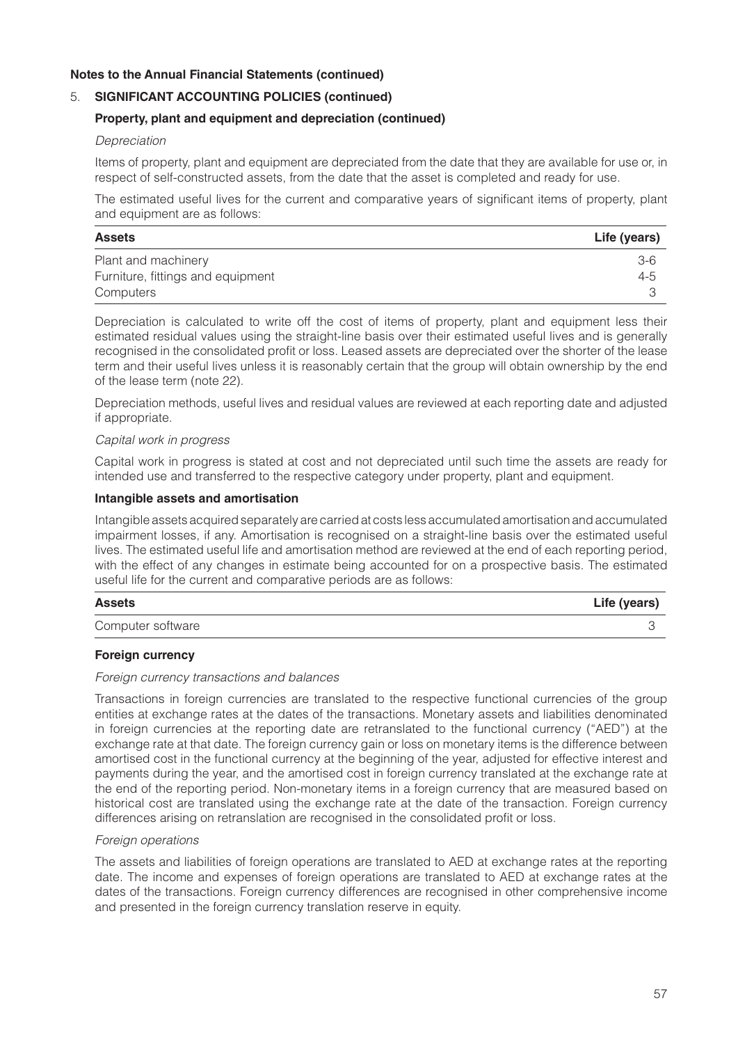**Notes to the Annual Financial Statements (continued)**

5. **SIGNIFICANT ACCOUNTING POLICIES (continued)**

**Property, plant and equipment and depreciation (continued)**

*Depreciation*

Items of property, plant and equipment are depreciated from the date that they are available for use or, in respect of self-constructed assets, from the date that the asset is completed and ready for use.

The estimated useful lives for the current and comparative years of significant items of property, plant and equipment are as follows:

| Assets | Life (years) |
|---|---|
| Plant and machinery | 3-6 |
| Furniture, fittings and equipment | 4-5 |
| Computers | 3 |

Depreciation is calculated to write off the cost of items of property, plant and equipment less their estimated residual values using the straight-line basis over their estimated useful lives and is generally recognised in the consolidated profit or loss. Leased assets are depreciated over the shorter of the lease term and their useful lives unless it is reasonably certain that the group will obtain ownership by the end of the lease term (note 22).

Depreciation methods, useful lives and residual values are reviewed at each reporting date and adjusted if appropriate.

*Capital work in progress*

Capital work in progress is stated at cost and not depreciated until such time the assets are ready for intended use and transferred to the respective category under property, plant and equipment.

**Intangible assets and amortisation**

Intangible assets acquired separately are carried at costs less accumulated amortisation and accumulated impairment losses, if any. Amortisation is recognised on a straight-line basis over the estimated useful lives. The estimated useful life and amortisation method are reviewed at the end of each reporting period, with the effect of any changes in estimate being accounted for on a prospective basis. The estimated useful life for the current and comparative periods are as follows:

| Assets | Life (years) |
|---|---|
| Computer software | 3 |

**Foreign currency**

*Foreign currency transactions and balances*

Transactions in foreign currencies are translated to the respective functional currencies of the group entities at exchange rates at the dates of the transactions. Monetary assets and liabilities denominated in foreign currencies at the reporting date are retranslated to the functional currency ("AED") at the exchange rate at that date. The foreign currency gain or loss on monetary items is the difference between amortised cost in the functional currency at the beginning of the year, adjusted for effective interest and payments during the year, and the amortised cost in foreign currency translated at the exchange rate at the end of the reporting period. Non-monetary items in a foreign currency that are measured based on historical cost are translated using the exchange rate at the date of the transaction. Foreign currency differences arising on retranslation are recognised in the consolidated profit or loss.

*Foreign operations*

The assets and liabilities of foreign operations are translated to AED at exchange rates at the reporting date. The income and expenses of foreign operations are translated to AED at exchange rates at the dates of the transactions. Foreign currency differences are recognised in other comprehensive income and presented in the foreign currency translation reserve in equity.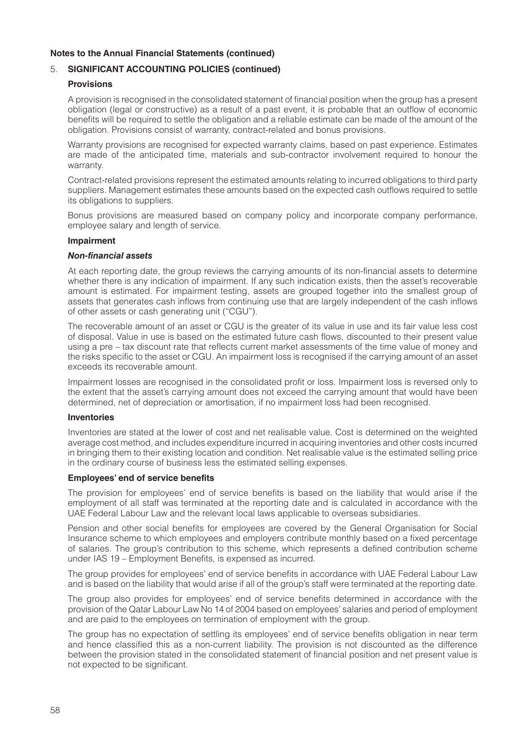**Notes to the Annual Financial Statements (continued)**

## 5. SIGNIFICANT ACCOUNTING POLICIES (continued)

### Provisions

A provision is recognised in the consolidated statement of financial position when the group has a present obligation (legal or constructive) as a result of a past event, it is probable that an outflow of economic benefits will be required to settle the obligation and a reliable estimate can be made of the amount of the obligation. Provisions consist of warranty, contract-related and bonus provisions.

Warranty provisions are recognised for expected warranty claims, based on past experience. Estimates are made of the anticipated time, materials and sub-contractor involvement required to honour the warranty.

Contract-related provisions represent the estimated amounts relating to incurred obligations to third party suppliers. Management estimates these amounts based on the expected cash outflows required to settle its obligations to suppliers.

Bonus provisions are measured based on company policy and incorporate company performance, employee salary and length of service.

### Impairment

***Non-financial assets***

At each reporting date, the group reviews the carrying amounts of its non-financial assets to determine whether there is any indication of impairment. If any such indication exists, then the asset's recoverable amount is estimated. For impairment testing, assets are grouped together into the smallest group of assets that generates cash inflows from continuing use that are largely independent of the cash inflows of other assets or cash generating unit ("CGU").

The recoverable amount of an asset or CGU is the greater of its value in use and its fair value less cost of disposal. Value in use is based on the estimated future cash flows, discounted to their present value using a pre – tax discount rate that reflects current market assessments of the time value of money and the risks specific to the asset or CGU. An impairment loss is recognised if the carrying amount of an asset exceeds its recoverable amount.

Impairment losses are recognised in the consolidated profit or loss. Impairment loss is reversed only to the extent that the asset's carrying amount does not exceed the carrying amount that would have been determined, net of depreciation or amortisation, if no impairment loss had been recognised.

### Inventories

Inventories are stated at the lower of cost and net realisable value. Cost is determined on the weighted average cost method, and includes expenditure incurred in acquiring inventories and other costs incurred in bringing them to their existing location and condition. Net realisable value is the estimated selling price in the ordinary course of business less the estimated selling expenses.

### Employees' end of service benefits

The provision for employees' end of service benefits is based on the liability that would arise if the employment of all staff was terminated at the reporting date and is calculated in accordance with the UAE Federal Labour Law and the relevant local laws applicable to overseas subsidiaries.

Pension and other social benefits for employees are covered by the General Organisation for Social Insurance scheme to which employees and employers contribute monthly based on a fixed percentage of salaries. The group's contribution to this scheme, which represents a defined contribution scheme under IAS 19 – Employment Benefits, is expensed as incurred.

The group provides for employees' end of service benefits in accordance with UAE Federal Labour Law and is based on the liability that would arise if all of the group's staff were terminated at the reporting date.

The group also provides for employees' end of service benefits determined in accordance with the provision of the Qatar Labour Law No 14 of 2004 based on employees' salaries and period of employment and are paid to the employees on termination of employment with the group.

The group has no expectation of settling its employees' end of service benefits obligation in near term and hence classified this as a non-current liability. The provision is not discounted as the difference between the provision stated in the consolidated statement of financial position and net present value is not expected to be significant.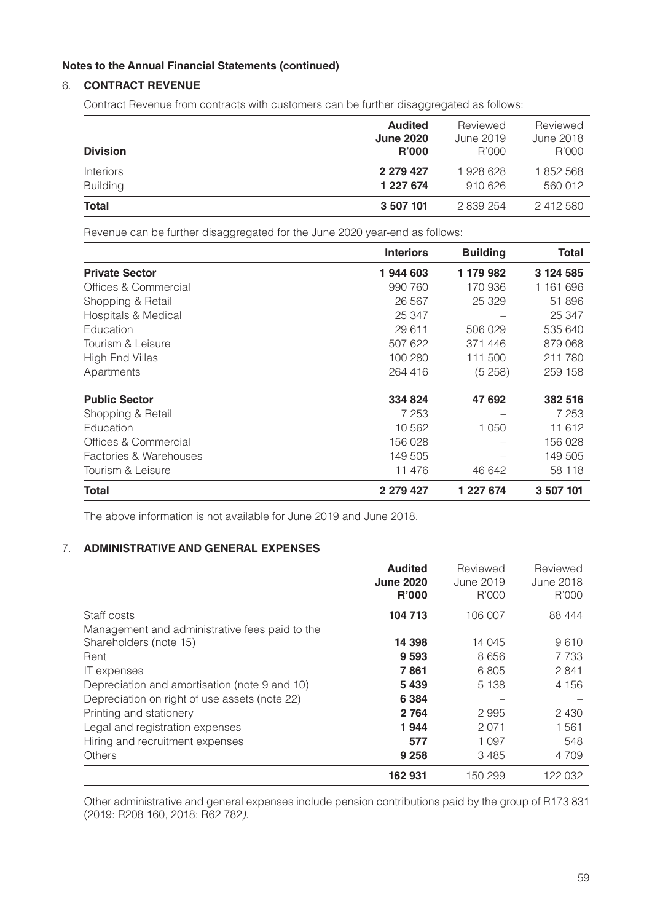**Notes to the Annual Financial Statements (continued)**

## 6. CONTRACT REVENUE

Contract Revenue from contracts with customers can be further disaggregated as follows:

| Division | **Audited June 2020 R'000** | Reviewed June 2019 R'000 | Reviewed June 2018 R'000 |
|---|---|---|---|
| Interiors | **2 279 427** | 1 928 628 | 1 852 568 |
| Building | **1 227 674** | 910 626 | 560 012 |
| **Total** | **3 507 101** | 2 839 254 | 2 412 580 |

Revenue can be further disaggregated for the June 2020 year-end as follows:

| | **Interiors** | **Building** | **Total** |
|---|---|---|---|
| **Private Sector** | **1 944 603** | **1 179 982** | **3 124 585** |
| Offices & Commercial | 990 760 | 170 936 | 1 161 696 |
| Shopping & Retail | 26 567 | 25 329 | 51 896 |
| Hospitals & Medical | 25 347 | – | 25 347 |
| Education | 29 611 | 506 029 | 535 640 |
| Tourism & Leisure | 507 622 | 371 446 | 879 068 |
| High End Villas | 100 280 | 111 500 | 211 780 |
| Apartments | 264 416 | (5 258) | 259 158 |
| **Public Sector** | **334 824** | **47 692** | **382 516** |
| Shopping & Retail | 7 253 | – | 7 253 |
| Education | 10 562 | 1 050 | 11 612 |
| Offices & Commercial | 156 028 | – | 156 028 |
| Factories & Warehouses | 149 505 | – | 149 505 |
| Tourism & Leisure | 11 476 | 46 642 | 58 118 |
| **Total** | **2 279 427** | **1 227 674** | **3 507 101** |

The above information is not available for June 2019 and June 2018.

## 7. ADMINISTRATIVE AND GENERAL EXPENSES

| | **Audited June 2020 R'000** | Reviewed June 2019 R'000 | Reviewed June 2018 R'000 |
|---|---|---|---|
| Staff costs | **104 713** | 106 007 | 88 444 |
| Management and administrative fees paid to the Shareholders (note 15) | **14 398** | 14 045 | 9 610 |
| Rent | **9 593** | 8 656 | 7 733 |
| IT expenses | **7 861** | 6 805 | 2 841 |
| Depreciation and amortisation (note 9 and 10) | **5 439** | 5 138 | 4 156 |
| Depreciation on right of use assets (note 22) | **6 384** | – | – |
| Printing and stationery | **2 764** | 2 995 | 2 430 |
| Legal and registration expenses | **1 944** | 2 071 | 1 561 |
| Hiring and recruitment expenses | **577** | 1 097 | 548 |
| Others | **9 258** | 3 485 | 4 709 |
| | **162 931** | 150 299 | 122 032 |

Other administrative and general expenses include pension contributions paid by the group of R173 831 (2019: R208 160, 2018: R62 782).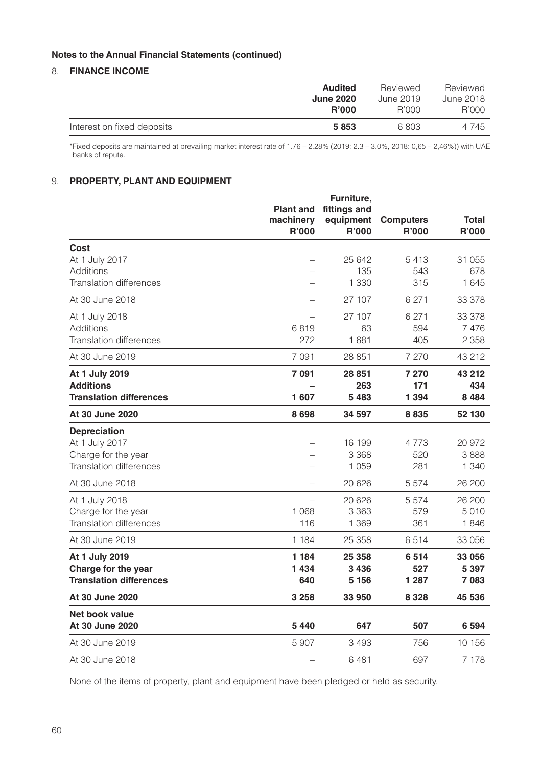**Notes to the Annual Financial Statements (continued)**

## 8. FINANCE INCOME

| | **Audited June 2020 R'000** | Reviewed June 2019 R'000 | Reviewed June 2018 R'000 |
|---|---|---|---|
| Interest on fixed deposits | **5 853** | 6 803 | 4 745 |

*Fixed deposits are maintained at prevailing market interest rate of 1.76 – 2.28% (2019: 2.3 – 3.0%, 2018: 0,65 – 2,46%)) with UAE banks of repute.

## 9. PROPERTY, PLANT AND EQUIPMENT

| | **Plant and machinery R'000** | **Furniture, fittings and equipment R'000** | **Computers R'000** | **Total R'000** |
|---|---|---|---|---|
| **Cost** | | | | |
| At 1 July 2017 | – | 25 642 | 5 413 | 31 055 |
| Additions | – | 135 | 543 | 678 |
| Translation differences | – | 1 330 | 315 | 1 645 |
| At 30 June 2018 | – | 27 107 | 6 271 | 33 378 |
| At 1 July 2018 | – | 27 107 | 6 271 | 33 378 |
| Additions | 6 819 | 63 | 594 | 7 476 |
| Translation differences | 272 | 1 681 | 405 | 2 358 |
| At 30 June 2019 | 7 091 | 28 851 | 7 270 | 43 212 |
| **At 1 July 2019** | **7 091** | **28 851** | **7 270** | **43 212** |
| **Additions** | **–** | **263** | **171** | **434** |
| **Translation differences** | **1 607** | **5 483** | **1 394** | **8 484** |
| **At 30 June 2020** | **8 698** | **34 597** | **8 835** | **52 130** |
| **Depreciation** | | | | |
| At 1 July 2017 | – | 16 199 | 4 773 | 20 972 |
| Charge for the year | – | 3 368 | 520 | 3 888 |
| Translation differences | – | 1 059 | 281 | 1 340 |
| At 30 June 2018 | – | 20 626 | 5 574 | 26 200 |
| At 1 July 2018 | – | 20 626 | 5 574 | 26 200 |
| Charge for the year | 1 068 | 3 363 | 579 | 5 010 |
| Translation differences | 116 | 1 369 | 361 | 1 846 |
| At 30 June 2019 | 1 184 | 25 358 | 6 514 | 33 056 |
| **At 1 July 2019** | **1 184** | **25 358** | **6 514** | **33 056** |
| **Charge for the year** | **1 434** | **3 436** | **527** | **5 397** |
| **Translation differences** | **640** | **5 156** | **1 287** | **7 083** |
| **At 30 June 2020** | **3 258** | **33 950** | **8 328** | **45 536** |
| **Net book value** | | | | |
| **At 30 June 2020** | **5 440** | **647** | **507** | **6 594** |
| At 30 June 2019 | 5 907 | 3 493 | 756 | 10 156 |
| At 30 June 2018 | – | 6 481 | 697 | 7 178 |

None of the items of property, plant and equipment have been pledged or held as security.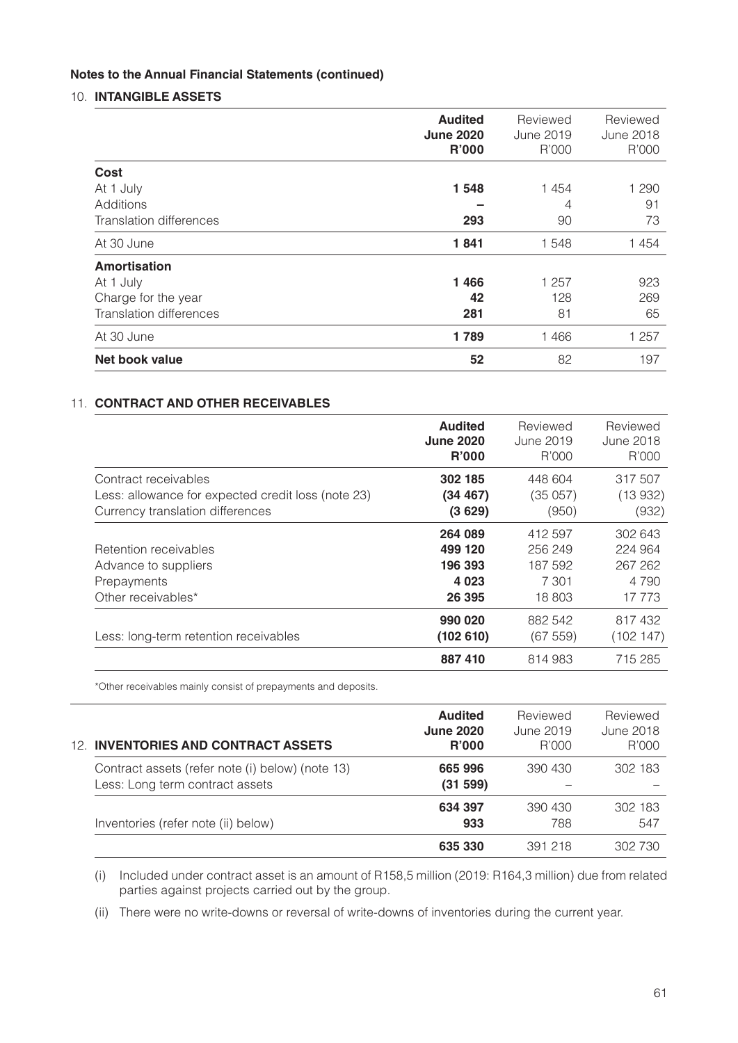**Notes to the Annual Financial Statements (continued)**

## 10. INTANGIBLE ASSETS

| | **Audited June 2020 R'000** | Reviewed June 2019 R'000 | Reviewed June 2018 R'000 |
|---|---|---|---|
| **Cost** | | | |
| At 1 July | **1 548** | 1 454 | 1 290 |
| Additions | **–** | 4 | 91 |
| Translation differences | **293** | 90 | 73 |
| At 30 June | **1 841** | 1 548 | 1 454 |
| **Amortisation** | | | |
| At 1 July | **1 466** | 1 257 | 923 |
| Charge for the year | **42** | 128 | 269 |
| Translation differences | **281** | 81 | 65 |
| At 30 June | **1 789** | 1 466 | 1 257 |
| **Net book value** | **52** | 82 | 197 |

## 11. CONTRACT AND OTHER RECEIVABLES

| | **Audited June 2020 R'000** | Reviewed June 2019 R'000 | Reviewed June 2018 R'000 |
|---|---|---|---|
| Contract receivables | **302 185** | 448 604 | 317 507 |
| Less: allowance for expected credit loss (note 23) | **(34 467)** | (35 057) | (13 932) |
| Currency translation differences | **(3 629)** | (950) | (932) |
| | **264 089** | 412 597 | 302 643 |
| Retention receivables | **499 120** | 256 249 | 224 964 |
| Advance to suppliers | **196 393** | 187 592 | 267 262 |
| Prepayments | **4 023** | 7 301 | 4 790 |
| Other receivables* | **26 395** | 18 803 | 17 773 |
| | **990 020** | 882 542 | 817 432 |
| Less: long-term retention receivables | **(102 610)** | (67 559) | (102 147) |
| | **887 410** | 814 983 | 715 285 |

*Other receivables mainly consist of prepayments and deposits.

## 12. INVENTORIES AND CONTRACT ASSETS

| | **Audited June 2020 R'000** | Reviewed June 2019 R'000 | Reviewed June 2018 R'000 |
|---|---|---|---|
| Contract assets (refer note (i) below) (note 13) | **665 996** | 390 430 | 302 183 |
| Less: Long term contract assets | **(31 599)** | – | – |
| | **634 397** | 390 430 | 302 183 |
| Inventories (refer note (ii) below) | **933** | 788 | 547 |
| | **635 330** | 391 218 | 302 730 |

(i) Included under contract asset is an amount of R158,5 million (2019: R164,3 million) due from related parties against projects carried out by the group.

(ii) There were no write-downs or reversal of write-downs of inventories during the current year.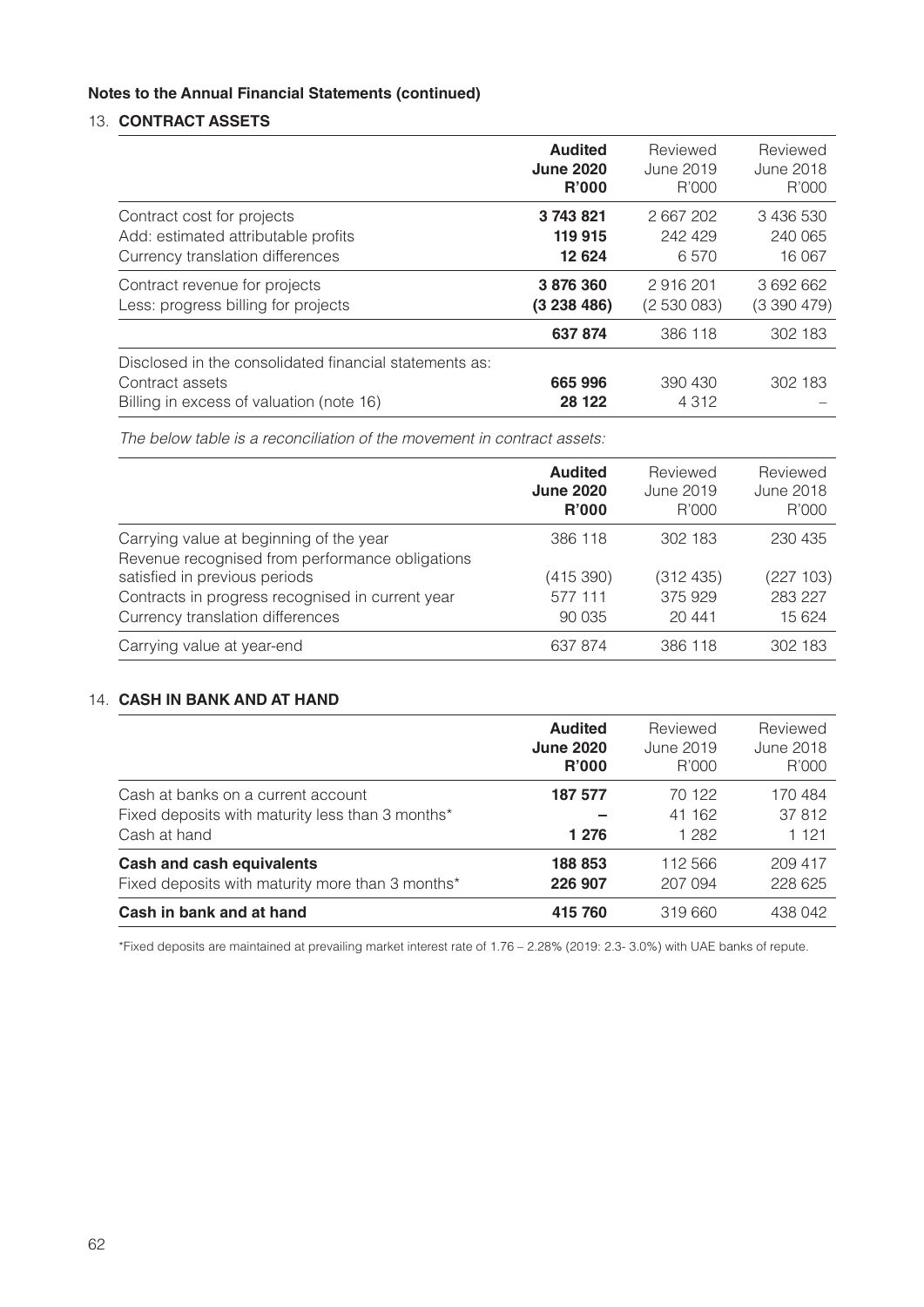**Notes to the Annual Financial Statements (continued)**

## 13. CONTRACT ASSETS

| | **Audited June 2020 R'000** | Reviewed June 2019 R'000 | Reviewed June 2018 R'000 |
|---|---|---|---|
| Contract cost for projects | **3 743 821** | 2 667 202 | 3 436 530 |
| Add: estimated attributable profits | **119 915** | 242 429 | 240 065 |
| Currency translation differences | **12 624** | 6 570 | 16 067 |
| Contract revenue for projects | **3 876 360** | 2 916 201 | 3 692 662 |
| Less: progress billing for projects | **(3 238 486)** | (2 530 083) | (3 390 479) |
| | **637 874** | 386 118 | 302 183 |
| Disclosed in the consolidated financial statements as: | | | |
| Contract assets | **665 996** | 390 430 | 302 183 |
| Billing in excess of valuation (note 16) | **28 122** | 4 312 | – |

*The below table is a reconciliation of the movement in contract assets:*

| | **Audited June 2020 R'000** | Reviewed June 2019 R'000 | Reviewed June 2018 R'000 |
|---|---|---|---|
| Carrying value at beginning of the year | 386 118 | 302 183 | 230 435 |
| Revenue recognised from performance obligations satisfied in previous periods | (415 390) | (312 435) | (227 103) |
| Contracts in progress recognised in current year | 577 111 | 375 929 | 283 227 |
| Currency translation differences | 90 035 | 20 441 | 15 624 |
| Carrying value at year-end | 637 874 | 386 118 | 302 183 |

## 14. CASH IN BANK AND AT HAND

| | **Audited June 2020 R'000** | Reviewed June 2019 R'000 | Reviewed June 2018 R'000 |
|---|---|---|---|
| Cash at banks on a current account | **187 577** | 70 122 | 170 484 |
| Fixed deposits with maturity less than 3 months* | **–** | 41 162 | 37 812 |
| Cash at hand | **1 276** | 1 282 | 1 121 |
| **Cash and cash equivalents** | **188 853** | 112 566 | 209 417 |
| Fixed deposits with maturity more than 3 months* | **226 907** | 207 094 | 228 625 |
| **Cash in bank and at hand** | **415 760** | 319 660 | 438 042 |

*Fixed deposits are maintained at prevailing market interest rate of 1.76 – 2.28% (2019: 2.3- 3.0%) with UAE banks of repute.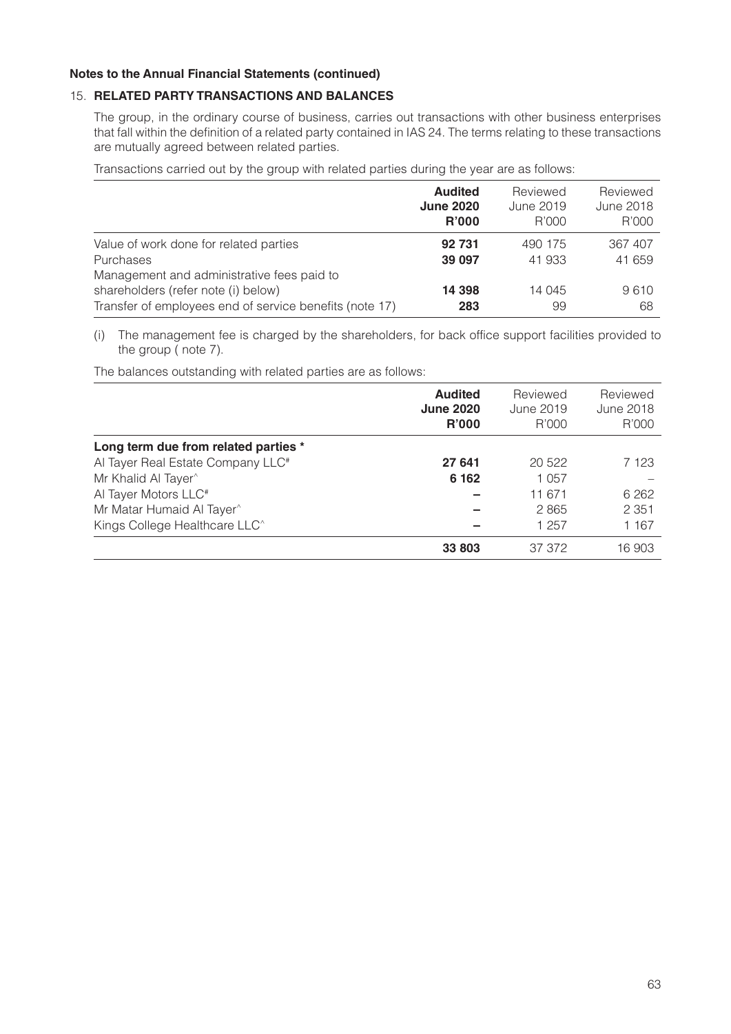**Notes to the Annual Financial Statements (continued)**

## 15. RELATED PARTY TRANSACTIONS AND BALANCES

The group, in the ordinary course of business, carries out transactions with other business enterprises that fall within the definition of a related party contained in IAS 24. The terms relating to these transactions are mutually agreed between related parties.

Transactions carried out by the group with related parties during the year are as follows:

| | **Audited June 2020 R'000** | Reviewed June 2019 R'000 | Reviewed June 2018 R'000 |
|---|---|---|---|
| Value of work done for related parties | **92 731** | 490 175 | 367 407 |
| Purchases | **39 097** | 41 933 | 41 659 |
| Management and administrative fees paid to shareholders (refer note (i) below) | **14 398** | 14 045 | 9 610 |
| Transfer of employees end of service benefits (note 17) | **283** | 99 | 68 |

(i) The management fee is charged by the shareholders, for back office support facilities provided to the group ( note 7).

The balances outstanding with related parties are as follows:

| | **Audited June 2020 R'000** | Reviewed June 2019 R'000 | Reviewed June 2018 R'000 |
|---|---|---|---|
| **Long term due from related parties *** | | | |
| Al Tayer Real Estate Company LLC# | **27 641** | 20 522 | 7 123 |
| Mr Khalid Al Tayer^ | **6 162** | 1 057 | – |
| Al Tayer Motors LLC# | **–** | 11 671 | 6 262 |
| Mr Matar Humaid Al Tayer^ | **–** | 2 865 | 2 351 |
| Kings College Healthcare LLC^ | **–** | 1 257 | 1 167 |
| | **33 803** | 37 372 | 16 903 |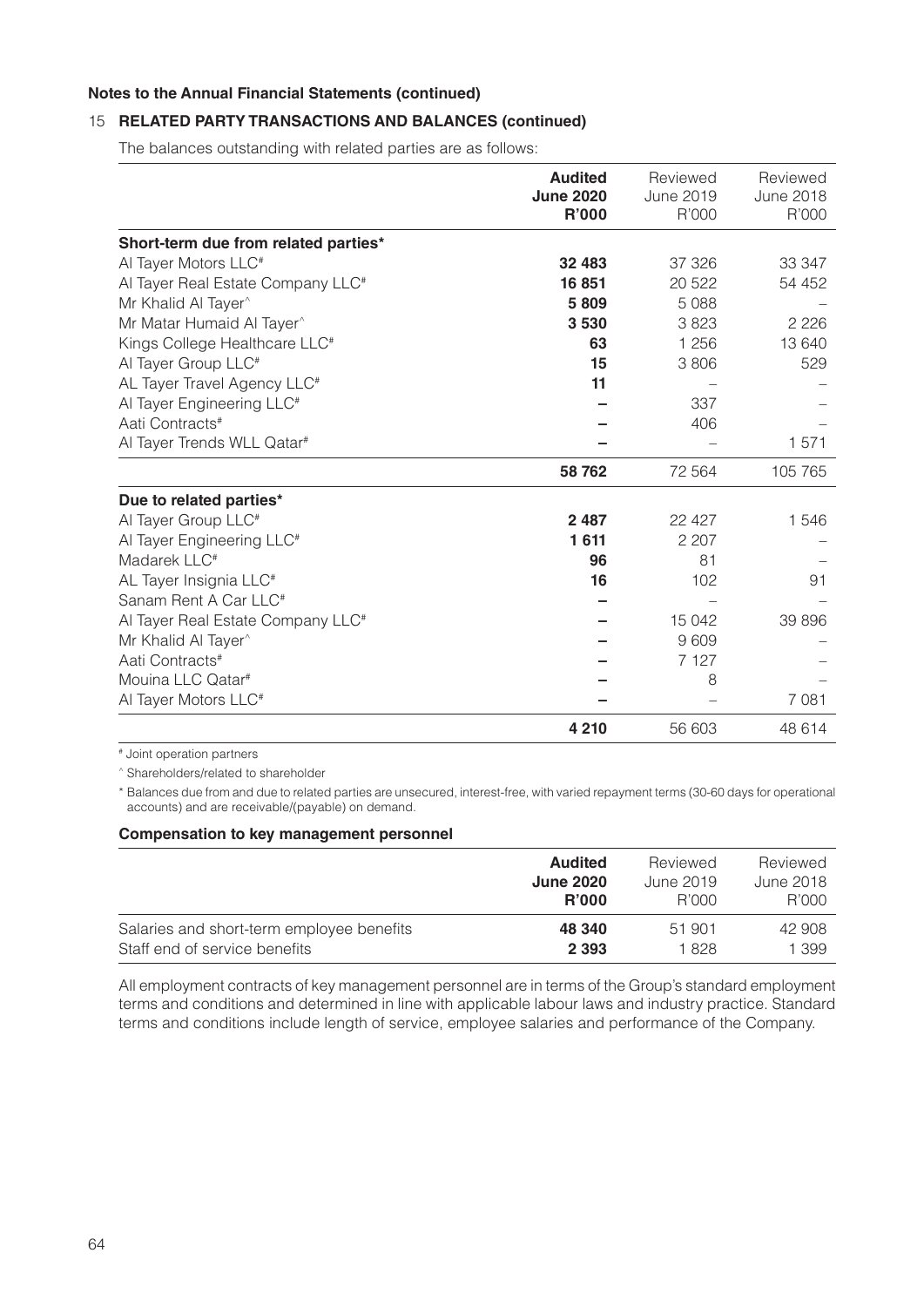**Notes to the Annual Financial Statements (continued)**

## 15 RELATED PARTY TRANSACTIONS AND BALANCES (continued)

The balances outstanding with related parties are as follows:

| | **Audited June 2020 R'000** | Reviewed June 2019 R'000 | Reviewed June 2018 R'000 |
|---|---|---|---|
| **Short-term due from related parties*** | | | |
| Al Tayer Motors LLC# | **32 483** | 37 326 | 33 347 |
| Al Tayer Real Estate Company LLC# | **16 851** | 20 522 | 54 452 |
| Mr Khalid Al Tayer^ | **5 809** | 5 088 | – |
| Mr Matar Humaid Al Tayer^ | **3 530** | 3 823 | 2 226 |
| Kings College Healthcare LLC# | **63** | 1 256 | 13 640 |
| Al Tayer Group LLC# | **15** | 3 806 | 529 |
| AL Tayer Travel Agency LLC# | **11** | – | – |
| Al Tayer Engineering LLC# | **–** | 337 | – |
| Aati Contracts# | **–** | 406 | – |
| Al Tayer Trends WLL Qatar# | **–** | – | 1 571 |
| | **58 762** | 72 564 | 105 765 |
| **Due to related parties*** | | | |
| Al Tayer Group LLC# | **2 487** | 22 427 | 1 546 |
| Al Tayer Engineering LLC# | **1 611** | 2 207 | – |
| Madarek LLC# | **96** | 81 | – |
| AL Tayer Insignia LLC# | **16** | 102 | 91 |
| Sanam Rent A Car LLC# | **–** | – | – |
| Al Tayer Real Estate Company LLC# | **–** | 15 042 | 39 896 |
| Mr Khalid Al Tayer^ | **–** | 9 609 | – |
| Aati Contracts# | **–** | 7 127 | – |
| Mouina LLC Qatar# | **–** | 8 | – |
| Al Tayer Motors LLC# | **–** | – | 7 081 |
| | **4 210** | 56 603 | 48 614 |

# Joint operation partners

^ Shareholders/related to shareholder

* Balances due from and due to related parties are unsecured, interest-free, with varied repayment terms (30-60 days for operational accounts) and are receivable/(payable) on demand.

**Compensation to key management personnel**

| | **Audited June 2020 R'000** | Reviewed June 2019 R'000 | Reviewed June 2018 R'000 |
|---|---|---|---|
| Salaries and short-term employee benefits | **48 340** | 51 901 | 42 908 |
| Staff end of service benefits | **2 393** | 1 828 | 1 399 |

All employment contracts of key management personnel are in terms of the Group's standard employment terms and conditions and determined in line with applicable labour laws and industry practice. Standard terms and conditions include length of service, employee salaries and performance of the Company.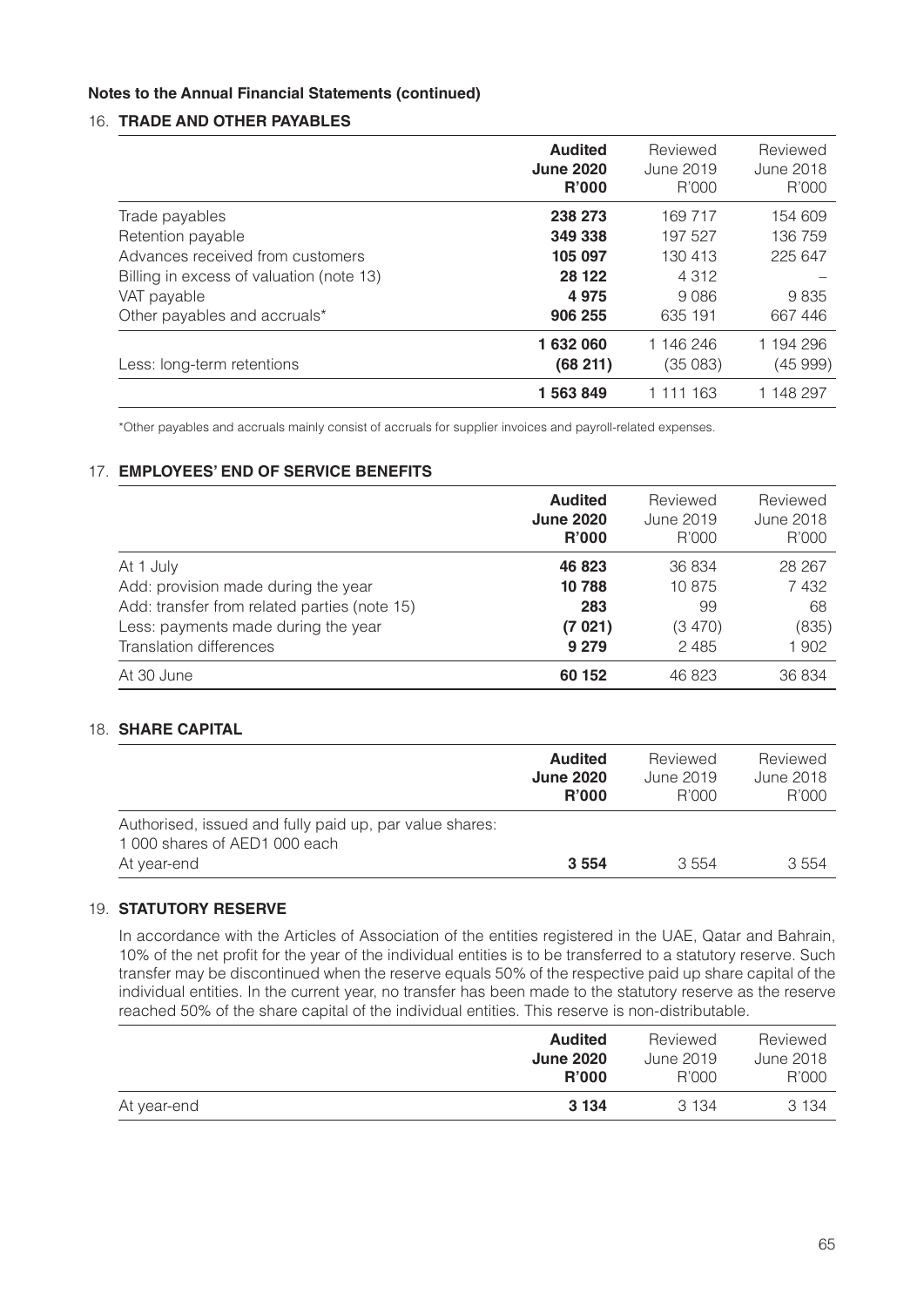**Notes to the Annual Financial Statements (continued)**

## 16. TRADE AND OTHER PAYABLES

| | **Audited June 2020 R'000** | Reviewed June 2019 R'000 | Reviewed June 2018 R'000 |
|---|---|---|---|
| Trade payables | **238 273** | 169 717 | 154 609 |
| Retention payable | **349 338** | 197 527 | 136 759 |
| Advances received from customers | **105 097** | 130 413 | 225 647 |
| Billing in excess of valuation (note 13) | **28 122** | 4 312 | – |
| VAT payable | **4 975** | 9 086 | 9 835 |
| Other payables and accruals* | **906 255** | 635 191 | 667 446 |
| | **1 632 060** | 1 146 246 | 1 194 296 |
| Less: long-term retentions | **(68 211)** | (35 083) | (45 999) |
| | **1 563 849** | 1 111 163 | 1 148 297 |

*Other payables and accruals mainly consist of accruals for supplier invoices and payroll-related expenses.

## 17. EMPLOYEES' END OF SERVICE BENEFITS

| | **Audited June 2020 R'000** | Reviewed June 2019 R'000 | Reviewed June 2018 R'000 |
|---|---|---|---|
| At 1 July | **46 823** | 36 834 | 28 267 |
| Add: provision made during the year | **10 788** | 10 875 | 7 432 |
| Add: transfer from related parties (note 15) | **283** | 99 | 68 |
| Less: payments made during the year | **(7 021)** | (3 470) | (835) |
| Translation differences | **9 279** | 2 485 | 1 902 |
| At 30 June | **60 152** | 46 823 | 36 834 |

## 18. SHARE CAPITAL

| | **Audited June 2020 R'000** | Reviewed June 2019 R'000 | Reviewed June 2018 R'000 |
|---|---|---|---|
| Authorised, issued and fully paid up, par value shares: 1 000 shares of AED1 000 each | | | |
| At year-end | **3 554** | 3 554 | 3 554 |

## 19. STATUTORY RESERVE

In accordance with the Articles of Association of the entities registered in the UAE, Qatar and Bahrain, 10% of the net profit for the year of the individual entities is to be transferred to a statutory reserve. Such transfer may be discontinued when the reserve equals 50% of the respective paid up share capital of the individual entities. In the current year, no transfer has been made to the statutory reserve as the reserve reached 50% of the share capital of the individual entities. This reserve is non-distributable.

| | **Audited June 2020 R'000** | Reviewed June 2019 R'000 | Reviewed June 2018 R'000 |
|---|---|---|---|
| At year-end | **3 134** | 3 134 | 3 134 |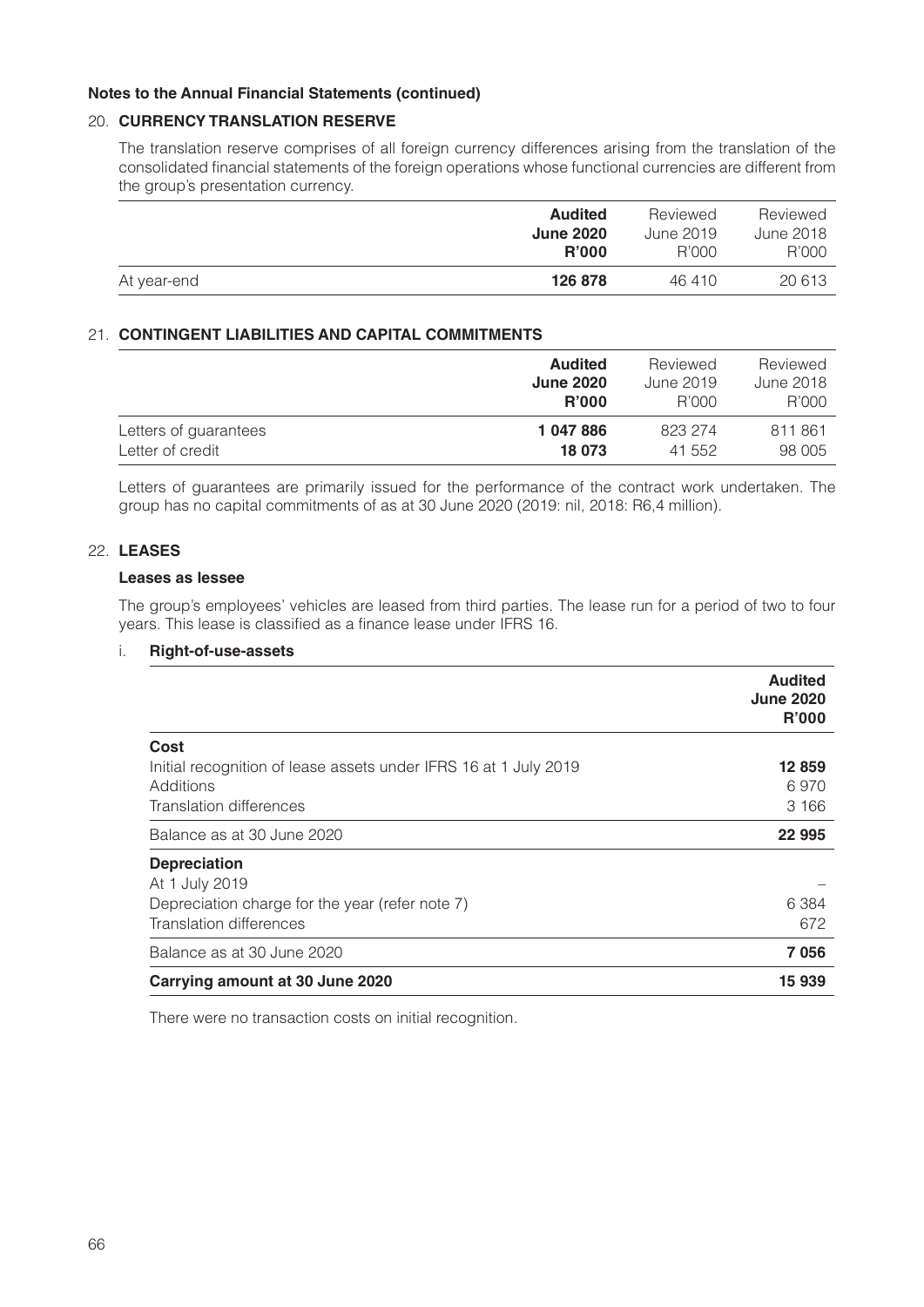**Notes to the Annual Financial Statements (continued)**

## 20. CURRENCY TRANSLATION RESERVE

The translation reserve comprises of all foreign currency differences arising from the translation of the consolidated financial statements of the foreign operations whose functional currencies are different from the group's presentation currency.

| | **Audited June 2020 R'000** | Reviewed June 2019 R'000 | Reviewed June 2018 R'000 |
|---|---|---|---|
| At year-end | **126 878** | 46 410 | 20 613 |

## 21. CONTINGENT LIABILITIES AND CAPITAL COMMITMENTS

| | **Audited June 2020 R'000** | Reviewed June 2019 R'000 | Reviewed June 2018 R'000 |
|---|---|---|---|
| Letters of guarantees | **1 047 886** | 823 274 | 811 861 |
| Letter of credit | **18 073** | 41 552 | 98 005 |

Letters of guarantees are primarily issued for the performance of the contract work undertaken. The group has no capital commitments of as at 30 June 2020 (2019: nil, 2018: R6,4 million).

## 22. LEASES

### Leases as lessee

The group's employees' vehicles are leased from third parties. The lease run for a period of two to four years. This lease is classified as a finance lease under IFRS 16.

i. **Right-of-use-assets**

| | **Audited June 2020 R'000** |
|---|---|
| **Cost** | |
| Initial recognition of lease assets under IFRS 16 at 1 July 2019 | **12 859** |
| Additions | 6 970 |
| Translation differences | 3 166 |
| Balance as at 30 June 2020 | **22 995** |
| **Depreciation** | |
| At 1 July 2019 | – |
| Depreciation charge for the year (refer note 7) | 6 384 |
| Translation differences | 672 |
| Balance as at 30 June 2020 | **7 056** |
| **Carrying amount at 30 June 2020** | **15 939** |

There were no transaction costs on initial recognition.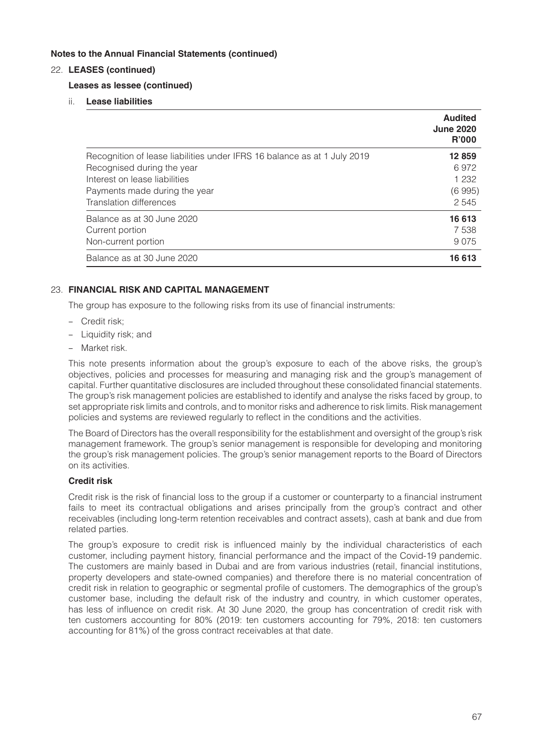**Notes to the Annual Financial Statements (continued)**

22. **LEASES (continued)**

**Leases as lessee (continued)**

ii. **Lease liabilities**

| | Audited June 2020 R'000 |
|---|---|
| Recognition of lease liabilities under IFRS 16 balance as at 1 July 2019 | **12 859** |
| Recognised during the year | 6 972 |
| Interest on lease liabilities | 1 232 |
| Payments made during the year | (6 995) |
| Translation differences | 2 545 |
| Balance as at 30 June 2020 | **16 613** |
| Current portion | 7 538 |
| Non-current portion | 9 075 |
| Balance as at 30 June 2020 | **16 613** |

23. **FINANCIAL RISK AND CAPITAL MANAGEMENT**

The group has exposure to the following risks from its use of financial instruments:

- Credit risk;
- Liquidity risk; and
- Market risk.

This note presents information about the group's exposure to each of the above risks, the group's objectives, policies and processes for measuring and managing risk and the group's management of capital. Further quantitative disclosures are included throughout these consolidated financial statements. The group's risk management policies are established to identify and analyse the risks faced by group, to set appropriate risk limits and controls, and to monitor risks and adherence to risk limits. Risk management policies and systems are reviewed regularly to reflect in the conditions and the activities.

The Board of Directors has the overall responsibility for the establishment and oversight of the group's risk management framework. The group's senior management is responsible for developing and monitoring the group's risk management policies. The group's senior management reports to the Board of Directors on its activities.

**Credit risk**

Credit risk is the risk of financial loss to the group if a customer or counterparty to a financial instrument fails to meet its contractual obligations and arises principally from the group's contract and other receivables (including long-term retention receivables and contract assets), cash at bank and due from related parties.

The group's exposure to credit risk is influenced mainly by the individual characteristics of each customer, including payment history, financial performance and the impact of the Covid-19 pandemic. The customers are mainly based in Dubai and are from various industries (retail, financial institutions, property developers and state-owned companies) and therefore there is no material concentration of credit risk in relation to geographic or segmental profile of customers. The demographics of the group's customer base, including the default risk of the industry and country, in which customer operates, has less of influence on credit risk. At 30 June 2020, the group has concentration of credit risk with ten customers accounting for 80% (2019: ten customers accounting for 79%, 2018: ten customers accounting for 81%) of the gross contract receivables at that date.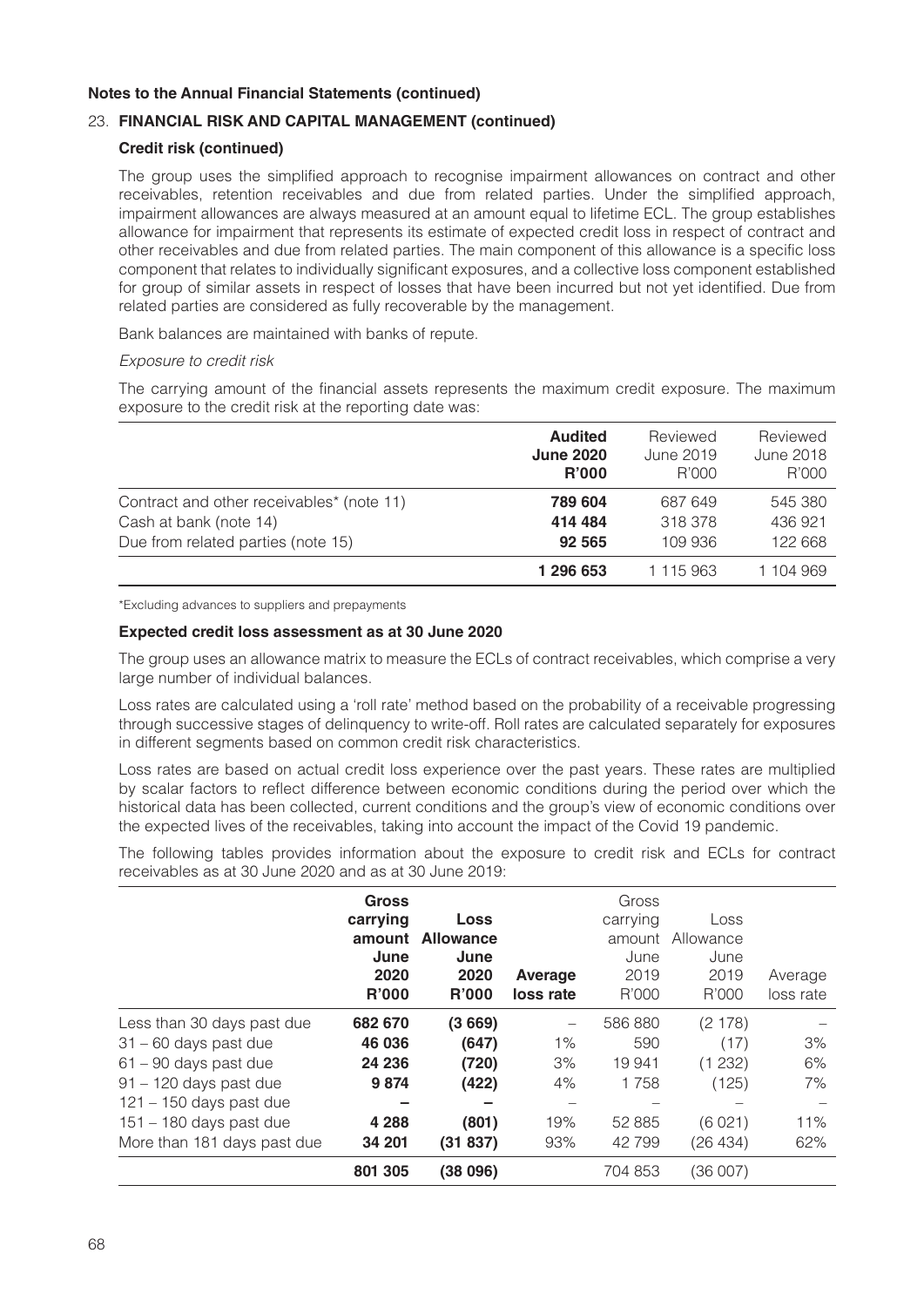**Notes to the Annual Financial Statements (continued)**

## 23. FINANCIAL RISK AND CAPITAL MANAGEMENT (continued)

### Credit risk (continued)

The group uses the simplified approach to recognise impairment allowances on contract and other receivables, retention receivables and due from related parties. Under the simplified approach, impairment allowances are always measured at an amount equal to lifetime ECL. The group establishes allowance for impairment that represents its estimate of expected credit loss in respect of contract and other receivables and due from related parties. The main component of this allowance is a specific loss component that relates to individually significant exposures, and a collective loss component established for group of similar assets in respect of losses that have been incurred but not yet identified. Due from related parties are considered as fully recoverable by the management.

Bank balances are maintained with banks of repute.

*Exposure to credit risk*

The carrying amount of the financial assets represents the maximum credit exposure. The maximum exposure to the credit risk at the reporting date was:

| | **Audited June 2020 R'000** | Reviewed June 2019 R'000 | Reviewed June 2018 R'000 |
|---|---|---|---|
| Contract and other receivables* (note 11) | **789 604** | 687 649 | 545 380 |
| Cash at bank (note 14) | **414 484** | 318 378 | 436 921 |
| Due from related parties (note 15) | **92 565** | 109 936 | 122 668 |
| | **1 296 653** | 1 115 963 | 1 104 969 |

*Excluding advances to suppliers and prepayments

**Expected credit loss assessment as at 30 June 2020**

The group uses an allowance matrix to measure the ECLs of contract receivables, which comprise a very large number of individual balances.

Loss rates are calculated using a 'roll rate' method based on the probability of a receivable progressing through successive stages of delinquency to write-off. Roll rates are calculated separately for exposures in different segments based on common credit risk characteristics.

Loss rates are based on actual credit loss experience over the past years. These rates are multiplied by scalar factors to reflect difference between economic conditions during the period over which the historical data has been collected, current conditions and the group's view of economic conditions over the expected lives of the receivables, taking into account the impact of the Covid 19 pandemic.

The following tables provides information about the exposure to credit risk and ECLs for contract receivables as at 30 June 2020 and as at 30 June 2019:

| | **Gross carrying amount June 2020 R'000** | **Loss Allowance June 2020 R'000** | **Average loss rate** | Gross carrying amount June 2019 R'000 | Loss Allowance June 2019 R'000 | Average loss rate |
|---|---|---|---|---|---|---|
| Less than 30 days past due | **682 670** | **(3 669)** | – | 586 880 | (2 178) | – |
| 31 – 60 days past due | **46 036** | **(647)** | 1% | 590 | (17) | 3% |
| 61 – 90 days past due | **24 236** | **(720)** | 3% | 19 941 | (1 232) | 6% |
| 91 – 120 days past due | **9 874** | **(422)** | 4% | 1 758 | (125) | 7% |
| 121 – 150 days past due | **–** | **–** | – | – | – | – |
| 151 – 180 days past due | **4 288** | **(801)** | 19% | 52 885 | (6 021) | 11% |
| More than 181 days past due | **34 201** | **(31 837)** | 93% | 42 799 | (26 434) | 62% |
| | **801 305** | **(38 096)** | | 704 853 | (36 007) | |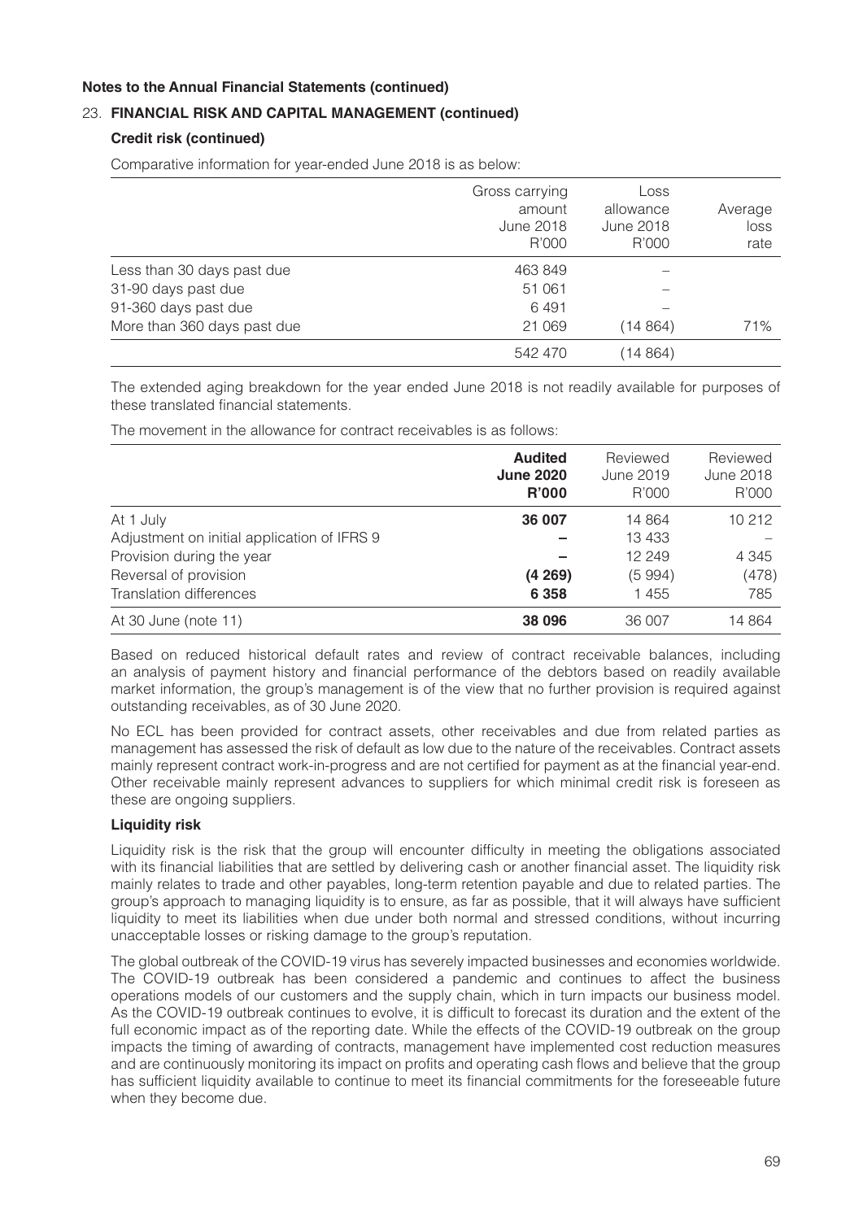**Notes to the Annual Financial Statements (continued)**

## 23. FINANCIAL RISK AND CAPITAL MANAGEMENT (continued)

### Credit risk (continued)

Comparative information for year-ended June 2018 is as below:

| | Gross carrying amount June 2018 R'000 | Loss allowance June 2018 R'000 | Average loss rate |
|---|---|---|---|
| Less than 30 days past due | 463 849 | – | |
| 31-90 days past due | 51 061 | – | |
| 91-360 days past due | 6 491 | – | |
| More than 360 days past due | 21 069 | (14 864) | 71% |
| | 542 470 | (14 864) | |

The extended aging breakdown for the year ended June 2018 is not readily available for purposes of these translated financial statements.

The movement in the allowance for contract receivables is as follows:

| | **Audited June 2020 R'000** | Reviewed June 2019 R'000 | Reviewed June 2018 R'000 |
|---|---|---|---|
| At 1 July | **36 007** | 14 864 | 10 212 |
| Adjustment on initial application of IFRS 9 | **–** | 13 433 | – |
| Provision during the year | **–** | 12 249 | 4 345 |
| Reversal of provision | **(4 269)** | (5 994) | (478) |
| Translation differences | **6 358** | 1 455 | 785 |
| At 30 June (note 11) | **38 096** | 36 007 | 14 864 |

Based on reduced historical default rates and review of contract receivable balances, including an analysis of payment history and financial performance of the debtors based on readily available market information, the group's management is of the view that no further provision is required against outstanding receivables, as of 30 June 2020.

No ECL has been provided for contract assets, other receivables and due from related parties as management has assessed the risk of default as low due to the nature of the receivables. Contract assets mainly represent contract work-in-progress and are not certified for payment as at the financial year-end. Other receivable mainly represent advances to suppliers for which minimal credit risk is foreseen as these are ongoing suppliers.

### Liquidity risk

Liquidity risk is the risk that the group will encounter difficulty in meeting the obligations associated with its financial liabilities that are settled by delivering cash or another financial asset. The liquidity risk mainly relates to trade and other payables, long-term retention payable and due to related parties. The group's approach to managing liquidity is to ensure, as far as possible, that it will always have sufficient liquidity to meet its liabilities when due under both normal and stressed conditions, without incurring unacceptable losses or risking damage to the group's reputation.

The global outbreak of the COVID-19 virus has severely impacted businesses and economies worldwide. The COVID-19 outbreak has been considered a pandemic and continues to affect the business operations models of our customers and the supply chain, which in turn impacts our business model. As the COVID-19 outbreak continues to evolve, it is difficult to forecast its duration and the extent of the full economic impact as of the reporting date. While the effects of the COVID-19 outbreak on the group impacts the timing of awarding of contracts, management have implemented cost reduction measures and are continuously monitoring its impact on profits and operating cash flows and believe that the group has sufficient liquidity available to continue to meet its financial commitments for the foreseeable future when they become due.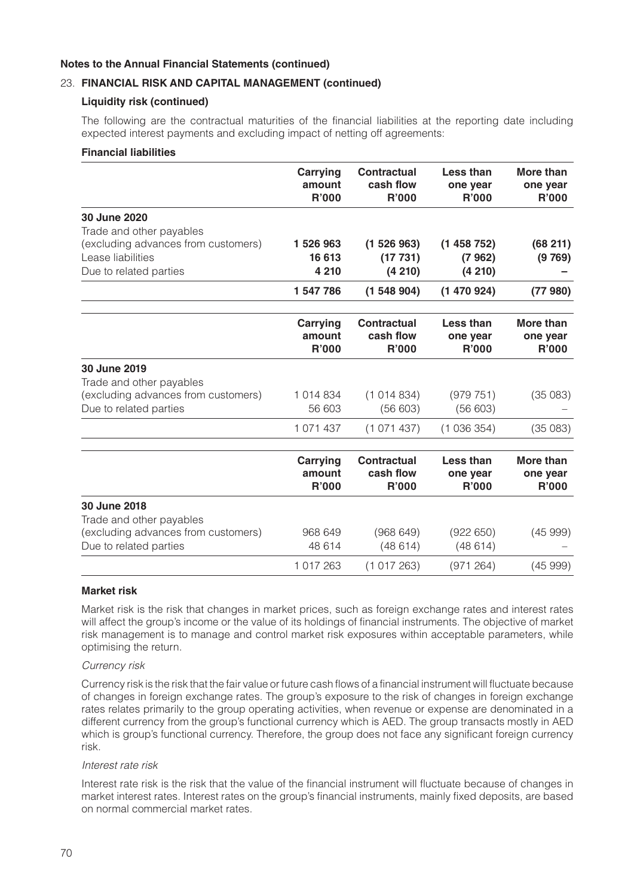**Notes to the Annual Financial Statements (continued)**

## 23. FINANCIAL RISK AND CAPITAL MANAGEMENT (continued)

### Liquidity risk (continued)

The following are the contractual maturities of the financial liabilities at the reporting date including expected interest payments and excluding impact of netting off agreements:

**Financial liabilities**

| | Carrying amount R'000 | Contractual cash flow R'000 | Less than one year R'000 | More than one year R'000 |
|---|---|---|---|---|
| **30 June 2020** | | | | |
| Trade and other payables (excluding advances from customers) | **1 526 963** | **(1 526 963)** | **(1 458 752)** | **(68 211)** |
| Lease liabilities | **16 613** | **(17 731)** | **(7 962)** | **(9 769)** |
| Due to related parties | **4 210** | **(4 210)** | **(4 210)** | **–** |
| | **1 547 786** | **(1 548 904)** | **(1 470 924)** | **(77 980)** |

| | Carrying amount R'000 | Contractual cash flow R'000 | Less than one year R'000 | More than one year R'000 |
|---|---|---|---|---|
| **30 June 2019** | | | | |
| Trade and other payables (excluding advances from customers) | 1 014 834 | (1 014 834) | (979 751) | (35 083) |
| Due to related parties | 56 603 | (56 603) | (56 603) | – |
| | 1 071 437 | (1 071 437) | (1 036 354) | (35 083) |

| | Carrying amount R'000 | Contractual cash flow R'000 | Less than one year R'000 | More than one year R'000 |
|---|---|---|---|---|
| **30 June 2018** | | | | |
| Trade and other payables (excluding advances from customers) | 968 649 | (968 649) | (922 650) | (45 999) |
| Due to related parties | 48 614 | (48 614) | (48 614) | – |
| | 1 017 263 | (1 017 263) | (971 264) | (45 999) |

### Market risk

Market risk is the risk that changes in market prices, such as foreign exchange rates and interest rates will affect the group's income or the value of its holdings of financial instruments. The objective of market risk management is to manage and control market risk exposures within acceptable parameters, while optimising the return.

*Currency risk*

Currency risk is the risk that the fair value or future cash flows of a financial instrument will fluctuate because of changes in foreign exchange rates. The group's exposure to the risk of changes in foreign exchange rates relates primarily to the group operating activities, when revenue or expense are denominated in a different currency from the group's functional currency which is AED. The group transacts mostly in AED which is group's functional currency. Therefore, the group does not face any significant foreign currency risk.

*Interest rate risk*

Interest rate risk is the risk that the value of the financial instrument will fluctuate because of changes in market interest rates. Interest rates on the group's financial instruments, mainly fixed deposits, are based on normal commercial market rates.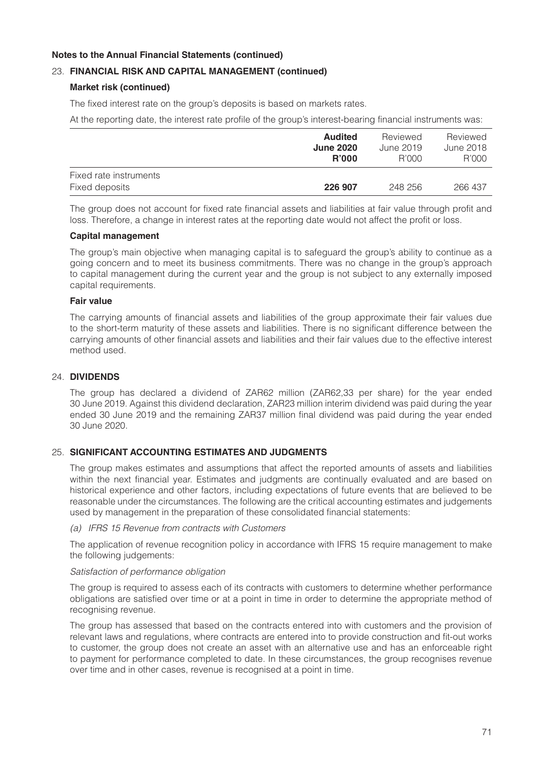**Notes to the Annual Financial Statements (continued)**

## 23. FINANCIAL RISK AND CAPITAL MANAGEMENT (continued)

### Market risk (continued)

The fixed interest rate on the group's deposits is based on markets rates.

At the reporting date, the interest rate profile of the group's interest-bearing financial instruments was:

| | **Audited June 2020 R'000** | Reviewed June 2019 R'000 | Reviewed June 2018 R'000 |
|---|---|---|---|
| Fixed rate instruments | | | |
| Fixed deposits | **226 907** | 248 256 | 266 437 |

The group does not account for fixed rate financial assets and liabilities at fair value through profit and loss. Therefore, a change in interest rates at the reporting date would not affect the profit or loss.

### Capital management

The group's main objective when managing capital is to safeguard the group's ability to continue as a going concern and to meet its business commitments. There was no change in the group's approach to capital management during the current year and the group is not subject to any externally imposed capital requirements.

### Fair value

The carrying amounts of financial assets and liabilities of the group approximate their fair values due to the short-term maturity of these assets and liabilities. There is no significant difference between the carrying amounts of other financial assets and liabilities and their fair values due to the effective interest method used.

## 24. DIVIDENDS

The group has declared a dividend of ZAR62 million (ZAR62,33 per share) for the year ended 30 June 2019. Against this dividend declaration, ZAR23 million interim dividend was paid during the year ended 30 June 2019 and the remaining ZAR37 million final dividend was paid during the year ended 30 June 2020.

## 25. SIGNIFICANT ACCOUNTING ESTIMATES AND JUDGMENTS

The group makes estimates and assumptions that affect the reported amounts of assets and liabilities within the next financial year. Estimates and judgments are continually evaluated and are based on historical experience and other factors, including expectations of future events that are believed to be reasonable under the circumstances. The following are the critical accounting estimates and judgements used by management in the preparation of these consolidated financial statements:

*(a) IFRS 15 Revenue from contracts with Customers*

The application of revenue recognition policy in accordance with IFRS 15 require management to make the following judgements:

*Satisfaction of performance obligation*

The group is required to assess each of its contracts with customers to determine whether performance obligations are satisfied over time or at a point in time in order to determine the appropriate method of recognising revenue.

The group has assessed that based on the contracts entered into with customers and the provision of relevant laws and regulations, where contracts are entered into to provide construction and fit-out works to customer, the group does not create an asset with an alternative use and has an enforceable right to payment for performance completed to date. In these circumstances, the group recognises revenue over time and in other cases, revenue is recognised at a point in time.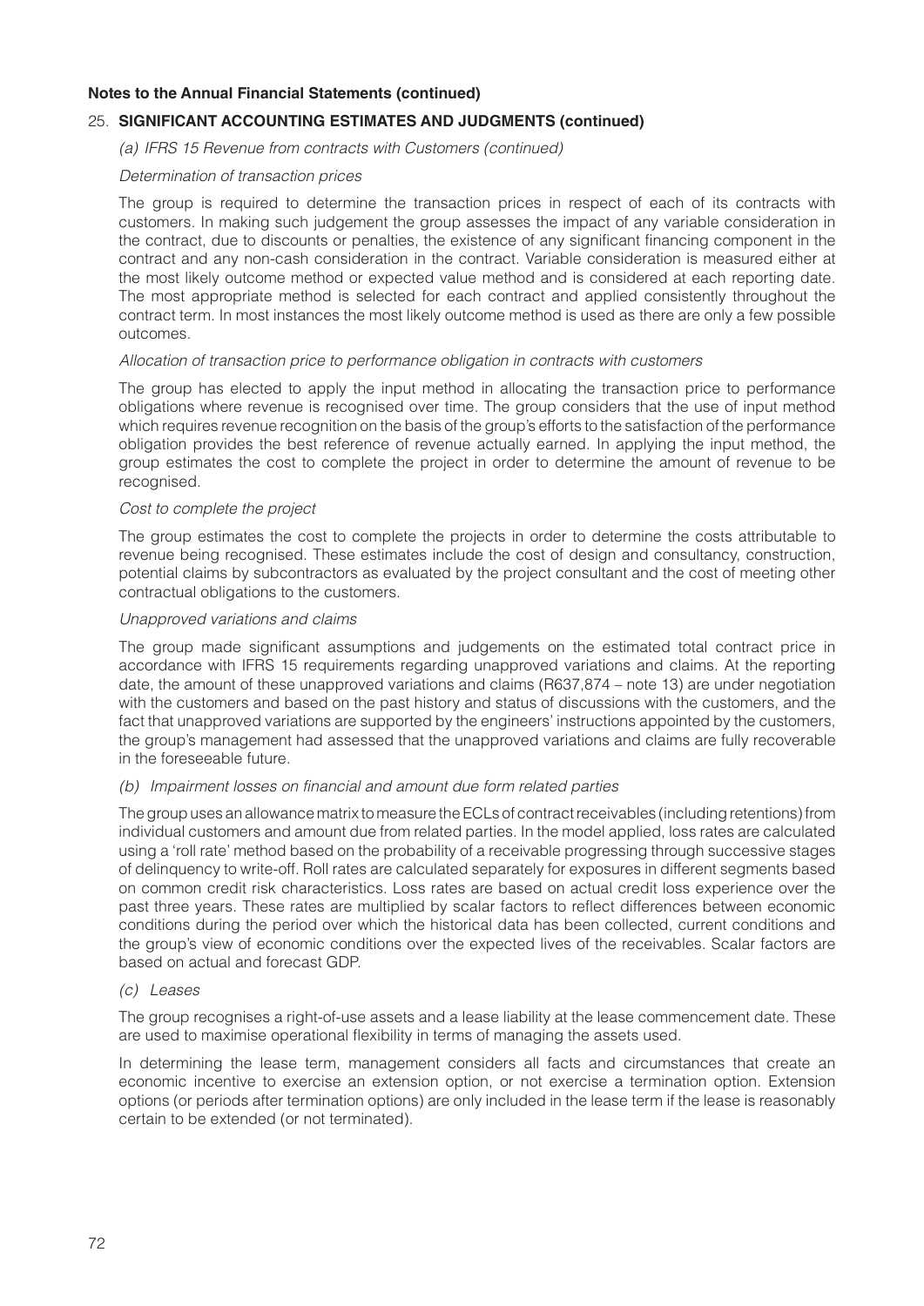**Notes to the Annual Financial Statements (continued)**

## 25. SIGNIFICANT ACCOUNTING ESTIMATES AND JUDGMENTS (continued)

*(a) IFRS 15 Revenue from contracts with Customers (continued)*

*Determination of transaction prices*

The group is required to determine the transaction prices in respect of each of its contracts with customers. In making such judgement the group assesses the impact of any variable consideration in the contract, due to discounts or penalties, the existence of any significant financing component in the contract and any non-cash consideration in the contract. Variable consideration is measured either at the most likely outcome method or expected value method and is considered at each reporting date. The most appropriate method is selected for each contract and applied consistently throughout the contract term. In most instances the most likely outcome method is used as there are only a few possible outcomes.

*Allocation of transaction price to performance obligation in contracts with customers*

The group has elected to apply the input method in allocating the transaction price to performance obligations where revenue is recognised over time. The group considers that the use of input method which requires revenue recognition on the basis of the group's efforts to the satisfaction of the performance obligation provides the best reference of revenue actually earned. In applying the input method, the group estimates the cost to complete the project in order to determine the amount of revenue to be recognised.

*Cost to complete the project*

The group estimates the cost to complete the projects in order to determine the costs attributable to revenue being recognised. These estimates include the cost of design and consultancy, construction, potential claims by subcontractors as evaluated by the project consultant and the cost of meeting other contractual obligations to the customers.

*Unapproved variations and claims*

The group made significant assumptions and judgements on the estimated total contract price in accordance with IFRS 15 requirements regarding unapproved variations and claims. At the reporting date, the amount of these unapproved variations and claims (R637,874 – note 13) are under negotiation with the customers and based on the past history and status of discussions with the customers, and the fact that unapproved variations are supported by the engineers' instructions appointed by the customers, the group's management had assessed that the unapproved variations and claims are fully recoverable in the foreseeable future.

*(b) Impairment losses on financial and amount due form related parties*

The group uses an allowance matrix to measure the ECLs of contract receivables (including retentions) from individual customers and amount due from related parties. In the model applied, loss rates are calculated using a 'roll rate' method based on the probability of a receivable progressing through successive stages of delinquency to write-off. Roll rates are calculated separately for exposures in different segments based on common credit risk characteristics. Loss rates are based on actual credit loss experience over the past three years. These rates are multiplied by scalar factors to reflect differences between economic conditions during the period over which the historical data has been collected, current conditions and the group's view of economic conditions over the expected lives of the receivables. Scalar factors are based on actual and forecast GDP.

*(c) Leases*

The group recognises a right-of-use assets and a lease liability at the lease commencement date. These are used to maximise operational flexibility in terms of managing the assets used.

In determining the lease term, management considers all facts and circumstances that create an economic incentive to exercise an extension option, or not exercise a termination option. Extension options (or periods after termination options) are only included in the lease term if the lease is reasonably certain to be extended (or not terminated).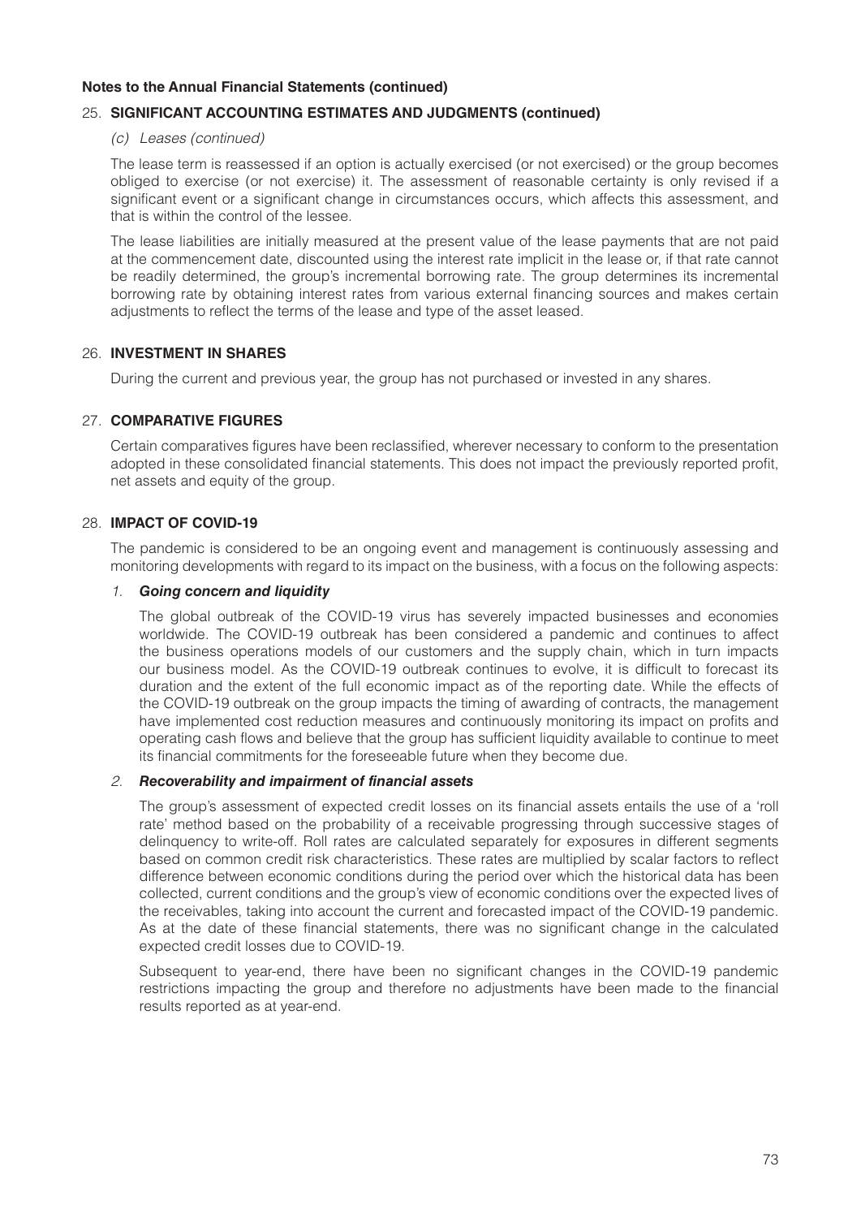**Notes to the Annual Financial Statements (continued)**

## 25. SIGNIFICANT ACCOUNTING ESTIMATES AND JUDGMENTS (continued)

*(c) Leases (continued)*

The lease term is reassessed if an option is actually exercised (or not exercised) or the group becomes obliged to exercise (or not exercise) it. The assessment of reasonable certainty is only revised if a significant event or a significant change in circumstances occurs, which affects this assessment, and that is within the control of the lessee.

The lease liabilities are initially measured at the present value of the lease payments that are not paid at the commencement date, discounted using the interest rate implicit in the lease or, if that rate cannot be readily determined, the group's incremental borrowing rate. The group determines its incremental borrowing rate by obtaining interest rates from various external financing sources and makes certain adjustments to reflect the terms of the lease and type of the asset leased.

## 26. INVESTMENT IN SHARES

During the current and previous year, the group has not purchased or invested in any shares.

## 27. COMPARATIVE FIGURES

Certain comparatives figures have been reclassified, wherever necessary to conform to the presentation adopted in these consolidated financial statements. This does not impact the previously reported profit, net assets and equity of the group.

## 28. IMPACT OF COVID-19

The pandemic is considered to be an ongoing event and management is continuously assessing and monitoring developments with regard to its impact on the business, with a focus on the following aspects:

### *1. Going concern and liquidity*

The global outbreak of the COVID-19 virus has severely impacted businesses and economies worldwide. The COVID-19 outbreak has been considered a pandemic and continues to affect the business operations models of our customers and the supply chain, which in turn impacts our business model. As the COVID-19 outbreak continues to evolve, it is difficult to forecast its duration and the extent of the full economic impact as of the reporting date. While the effects of the COVID-19 outbreak on the group impacts the timing of awarding of contracts, the management have implemented cost reduction measures and continuously monitoring its impact on profits and operating cash flows and believe that the group has sufficient liquidity available to continue to meet its financial commitments for the foreseeable future when they become due.

### *2. Recoverability and impairment of financial assets*

The group's assessment of expected credit losses on its financial assets entails the use of a 'roll rate' method based on the probability of a receivable progressing through successive stages of delinquency to write-off. Roll rates are calculated separately for exposures in different segments based on common credit risk characteristics. These rates are multiplied by scalar factors to reflect difference between economic conditions during the period over which the historical data has been collected, current conditions and the group's view of economic conditions over the expected lives of the receivables, taking into account the current and forecasted impact of the COVID-19 pandemic. As at the date of these financial statements, there was no significant change in the calculated expected credit losses due to COVID-19.

Subsequent to year-end, there have been no significant changes in the COVID-19 pandemic restrictions impacting the group and therefore no adjustments have been made to the financial results reported as at year-end.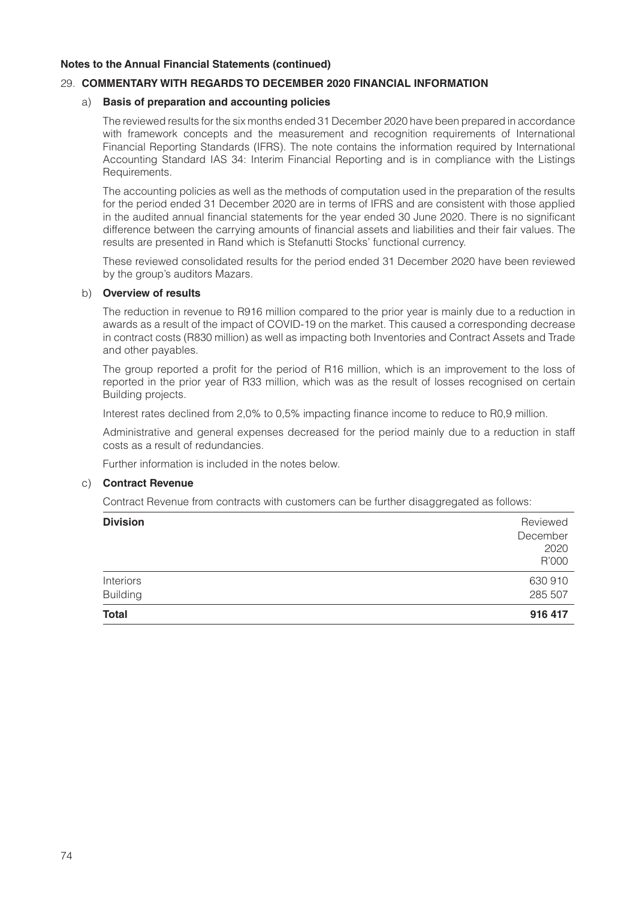**Notes to the Annual Financial Statements (continued)**

## 29. COMMENTARY WITH REGARDS TO DECEMBER 2020 FINANCIAL INFORMATION

### a) Basis of preparation and accounting policies

The reviewed results for the six months ended 31 December 2020 have been prepared in accordance with framework concepts and the measurement and recognition requirements of International Financial Reporting Standards (IFRS). The note contains the information required by International Accounting Standard IAS 34: Interim Financial Reporting and is in compliance with the Listings Requirements.

The accounting policies as well as the methods of computation used in the preparation of the results for the period ended 31 December 2020 are in terms of IFRS and are consistent with those applied in the audited annual financial statements for the year ended 30 June 2020. There is no significant difference between the carrying amounts of financial assets and liabilities and their fair values. The results are presented in Rand which is Stefanutti Stocks' functional currency.

These reviewed consolidated results for the period ended 31 December 2020 have been reviewed by the group's auditors Mazars.

### b) Overview of results

The reduction in revenue to R916 million compared to the prior year is mainly due to a reduction in awards as a result of the impact of COVID-19 on the market. This caused a corresponding decrease in contract costs (R830 million) as well as impacting both Inventories and Contract Assets and Trade and other payables.

The group reported a profit for the period of R16 million, which is an improvement to the loss of reported in the prior year of R33 million, which was as the result of losses recognised on certain Building projects.

Interest rates declined from 2,0% to 0,5% impacting finance income to reduce to R0,9 million.

Administrative and general expenses decreased for the period mainly due to a reduction in staff costs as a result of redundancies.

Further information is included in the notes below.

### c) Contract Revenue

Contract Revenue from contracts with customers can be further disaggregated as follows:

| **Division** | Reviewed December 2020 R'000 |
|---|---|
| Interiors | 630 910 |
| Building | 285 507 |
| **Total** | **916 417** |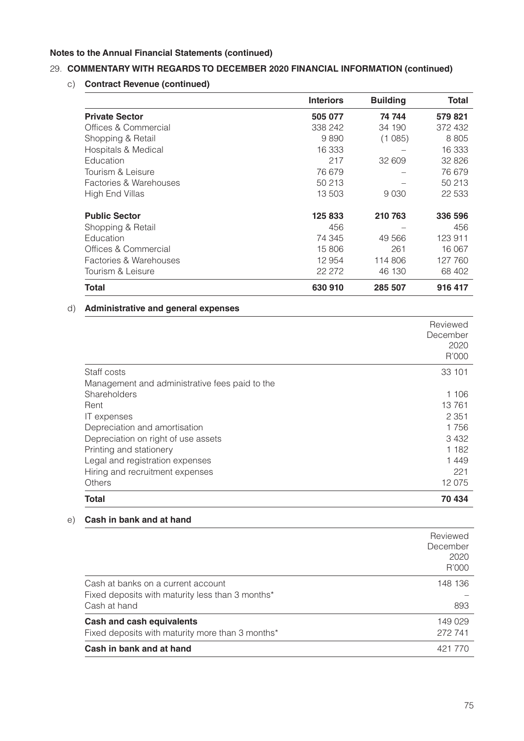**Notes to the Annual Financial Statements (continued)**

29. **COMMENTARY WITH REGARDS TO DECEMBER 2020 FINANCIAL INFORMATION (continued)**

c) **Contract Revenue (continued)**

| | Interiors | Building | Total |
|---|---|---|---|
| **Private Sector** | **505 077** | **74 744** | **579 821** |
| Offices & Commercial | 338 242 | 34 190 | 372 432 |
| Shopping & Retail | 9 890 | (1 085) | 8 805 |
| Hospitals & Medical | 16 333 | – | 16 333 |
| Education | 217 | 32 609 | 32 826 |
| Tourism & Leisure | 76 679 | – | 76 679 |
| Factories & Warehouses | 50 213 | – | 50 213 |
| High End Villas | 13 503 | 9 030 | 22 533 |
| **Public Sector** | **125 833** | **210 763** | **336 596** |
| Shopping & Retail | 456 | – | 456 |
| Education | 74 345 | 49 566 | 123 911 |
| Offices & Commercial | 15 806 | 261 | 16 067 |
| Factories & Warehouses | 12 954 | 114 806 | 127 760 |
| Tourism & Leisure | 22 272 | 46 130 | 68 402 |
| **Total** | **630 910** | **285 507** | **916 417** |

d) **Administrative and general expenses**

| | Reviewed December 2020 R'000 |
|---|---|
| Staff costs | 33 101 |
| Management and administrative fees paid to the Shareholders | 1 106 |
| Rent | 13 761 |
| IT expenses | 2 351 |
| Depreciation and amortisation | 1 756 |
| Depreciation on right of use assets | 3 432 |
| Printing and stationery | 1 182 |
| Legal and registration expenses | 1 449 |
| Hiring and recruitment expenses | 221 |
| Others | 12 075 |
| **Total** | **70 434** |

e) **Cash in bank and at hand**

| | Reviewed December 2020 R'000 |
|---|---|
| Cash at banks on a current account | 148 136 |
| Fixed deposits with maturity less than 3 months* | – |
| Cash at hand | 893 |
| **Cash and cash equivalents** | 149 029 |
| Fixed deposits with maturity more than 3 months* | 272 741 |
| **Cash in bank and at hand** | 421 770 |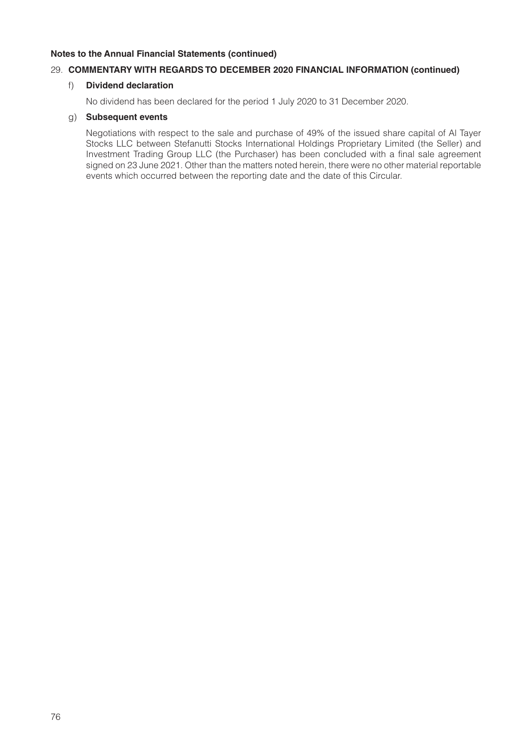**Notes to the Annual Financial Statements (continued)**

## 29. COMMENTARY WITH REGARDS TO DECEMBER 2020 FINANCIAL INFORMATION (continued)

### f) Dividend declaration

No dividend has been declared for the period 1 July 2020 to 31 December 2020.

### g) Subsequent events

Negotiations with respect to the sale and purchase of 49% of the issued share capital of Al Tayer Stocks LLC between Stefanutti Stocks International Holdings Proprietary Limited (the Seller) and Investment Trading Group LLC (the Purchaser) has been concluded with a final sale agreement signed on 23 June 2021. Other than the matters noted herein, there were no other material reportable events which occurred between the reporting date and the date of this Circular.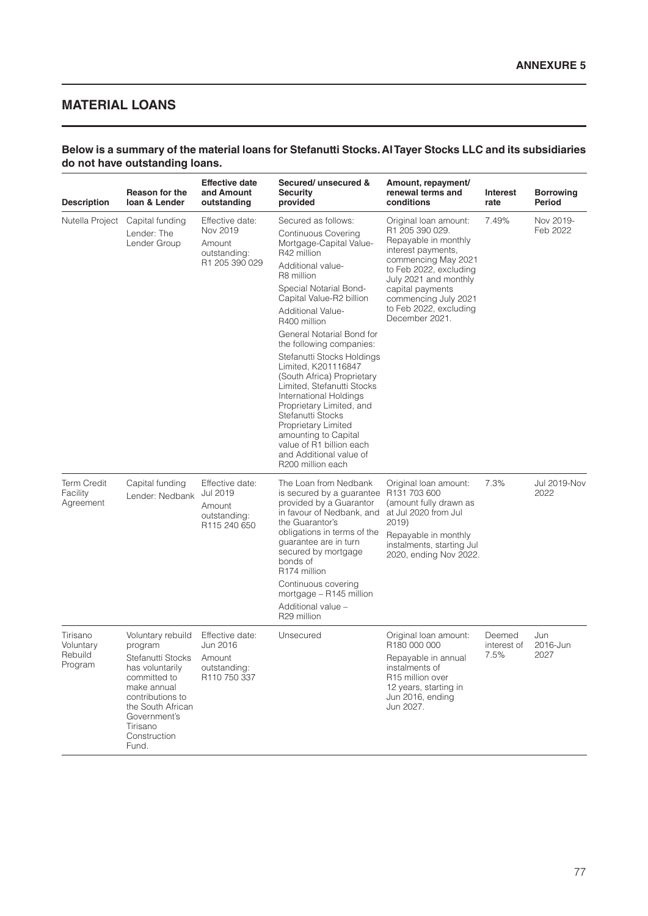# ANNEXURE 5

## MATERIAL LOANS

**Below is a summary of the material loans for Stefanutti Stocks. Al Tayer Stocks LLC and its subsidiaries do not have outstanding loans.**

| Description | Reason for the loan & Lender | Effective date and Amount outstanding | Secured/ unsecured & Security provided | Amount, repayment/ renewal terms and conditions | Interest rate | Borrowing Period |
|---|---|---|---|---|---|---|
| Nutella Project | Capital funding<br>Lender: The Lender Group | Effective date: Nov 2019<br>Amount outstanding: R1 205 390 029 | Secured as follows:<br>Continuous Covering Mortgage-Capital Value-R42 million<br>Additional value-R8 million<br>Special Notarial Bond-Capital Value-R2 billion<br>Additional Value-R400 million<br>General Notarial Bond for the following companies:<br>Stefanutti Stocks Holdings Limited, K201116847 (South Africa) Proprietary Limited, Stefanutti Stocks International Holdings Proprietary Limited, and Stefanutti Stocks Proprietary Limited amounting to Capital value of R1 billion each and Additional value of R200 million each | Original loan amount: R1 205 390 029. Repayable in monthly interest payments, commencing May 2021 to Feb 2022, excluding July 2021 and monthly capital payments commencing July 2021 to Feb 2022, excluding December 2021. | 7.49% | Nov 2019-Feb 2022 |
| Term Credit Facility Agreement | Capital funding<br>Lender: Nedbank | Effective date: Jul 2019<br>Amount outstanding: R115 240 650 | The Loan from Nedbank is secured by a guarantee provided by a Guarantor in favour of Nedbank, and the Guarantor's obligations in terms of the guarantee are in turn secured by mortgage bonds of R174 million<br>Continuous covering mortgage – R145 million<br>Additional value – R29 million | Original loan amount: R131 703 600 (amount fully drawn as at Jul 2020 from Jul 2019)<br>Repayable in monthly instalments, starting Jul 2020, ending Nov 2022. | 7.3% | Jul 2019-Nov 2022 |
| Tirisano Voluntary Rebuild Program | Voluntary rebuild program<br>Stefanutti Stocks has voluntarily committed to make annual contributions to the South African Government's Tirisano Construction Fund. | Effective date: Jun 2016<br>Amount outstanding: R110 750 337 | Unsecured | Original loan amount: R180 000 000<br>Repayable in annual instalments of R15 million over 12 years, starting in Jun 2016, ending Jun 2027. | Deemed interest of 7.5% | Jun 2016-Jun 2027 |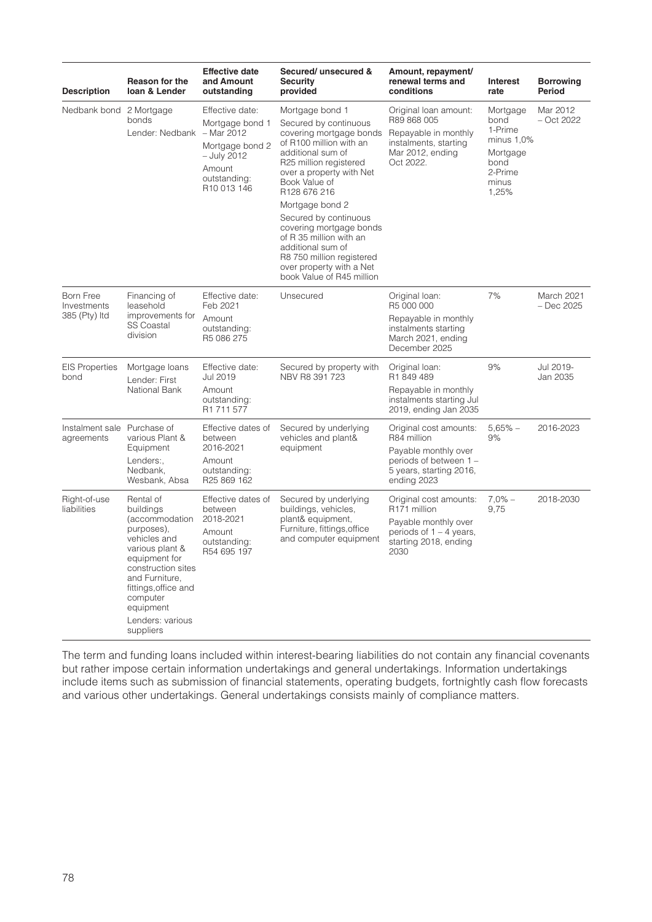| Description | Reason for the loan & Lender | Effective date and Amount outstanding | Secured/ unsecured & Security provided | Amount, repayment/ renewal terms and conditions | Interest rate | Borrowing Period |
|---|---|---|---|---|---|---|
| Nedbank bond | 2 Mortgage bonds<br>Lender: Nedbank | Effective date:<br>Mortgage bond 1 – Mar 2012<br>Mortgage bond 2 – July 2012<br>Amount outstanding:<br>R10 013 146 | Mortgage bond 1<br>Secured by continuous covering mortgage bonds of R100 million with an additional sum of R25 million registered over a property with Net Book Value of R128 676 216<br>Mortgage bond 2<br>Secured by continuous covering mortgage bonds of R 35 million with an additional sum of R8 750 million registered over property with a Net book Value of R45 million | Original loan amount: R89 868 005<br>Repayable in monthly instalments, starting Mar 2012, ending Oct 2022. | Mortgage bond 1-Prime minus 1,0%<br>Mortgage bond 2-Prime minus 1,25% | Mar 2012 – Oct 2022 |
| Born Free Investments 385 (Pty) ltd | Financing of leasehold improvements for SS Coastal division | Effective date: Feb 2021<br>Amount outstanding:<br>R5 086 275 | Unsecured | Original loan:<br>R5 000 000<br>Repayable in monthly instalments starting March 2021, ending December 2025 | 7% | March 2021 – Dec 2025 |
| EIS Properties bond | Mortgage loans<br>Lender: First National Bank | Effective date: Jul 2019<br>Amount outstanding:<br>R1 711 577 | Secured by property with NBV R8 391 723 | Original loan:<br>R1 849 489<br>Repayable in monthly instalments starting Jul 2019, ending Jan 2035 | 9% | Jul 2019- Jan 2035 |
| Instalment sale agreements | Purchase of various Plant & Equipment<br>Lenders:, Nedbank, Wesbank, Absa | Effective dates of between 2016-2021<br>Amount outstanding:<br>R25 869 162 | Secured by underlying vehicles and plant& equipment | Original cost amounts: R84 million<br>Payable monthly over periods of between 1 – 5 years, starting 2016, ending 2023 | 5,65% – 9% | 2016-2023 |
| Right-of-use liabilities | Rental of buildings (accommodation purposes), vehicles and various plant & equipment for construction sites and Furniture, fittings,office and computer equipment<br>Lenders: various suppliers | Effective dates of between 2018-2021<br>Amount outstanding:<br>R54 695 197 | Secured by underlying buildings, vehicles, plant& equipment, Furniture, fittings,office and computer equipment | Original cost amounts: R171 million<br>Payable monthly over periods of 1 – 4 years, starting 2018, ending 2030 | 7,0% – 9,75 | 2018-2030 |

The term and funding loans included within interest-bearing liabilities do not contain any financial covenants but rather impose certain information undertakings and general undertakings. Information undertakings include items such as submission of financial statements, operating budgets, fortnightly cash flow forecasts and various other undertakings. General undertakings consists mainly of compliance matters.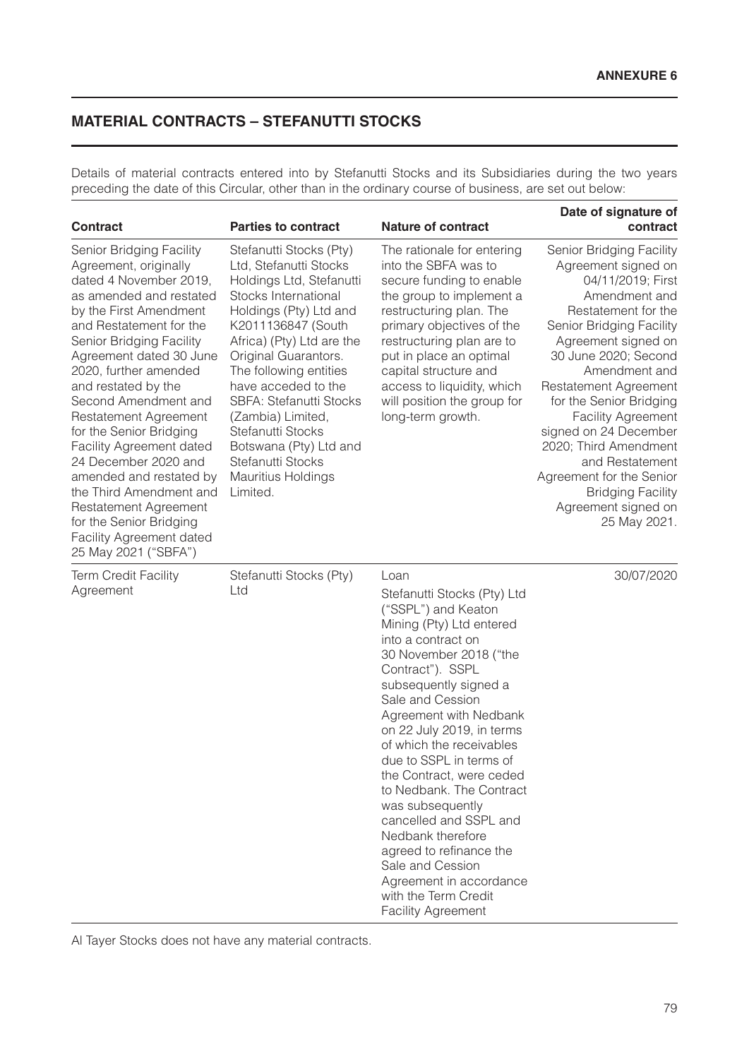**ANNEXURE 6**

## MATERIAL CONTRACTS – STEFANUTTI STOCKS

Details of material contracts entered into by Stefanutti Stocks and its Subsidiaries during the two years preceding the date of this Circular, other than in the ordinary course of business, are set out below:

| Contract | Parties to contract | Nature of contract | Date of signature of contract |
|---|---|---|---|
| Senior Bridging Facility Agreement, originally dated 4 November 2019, as amended and restated by the First Amendment and Restatement for the Senior Bridging Facility Agreement dated 30 June 2020, further amended and restated by the Second Amendment and Restatement Agreement for the Senior Bridging Facility Agreement dated 24 December 2020 and amended and restated by the Third Amendment and Restatement Agreement for the Senior Bridging Facility Agreement dated 25 May 2021 ("SBFA") | Stefanutti Stocks (Pty) Ltd, Stefanutti Stocks Holdings Ltd, Stefanutti Stocks International Holdings (Pty) Ltd and K2011136847 (South Africa) (Pty) Ltd are the Original Guarantors. The following entities have acceded to the SBFA: Stefanutti Stocks (Zambia) Limited, Stefanutti Stocks Botswana (Pty) Ltd and Stefanutti Stocks Mauritius Holdings Limited. | The rationale for entering into the SBFA was to secure funding to enable the group to implement a restructuring plan. The primary objectives of the restructuring plan are to put in place an optimal capital structure and access to liquidity, which will position the group for long-term growth. | Senior Bridging Facility Agreement signed on 04/11/2019; First Amendment and Restatement for the Senior Bridging Facility Agreement signed on 30 June 2020; Second Amendment and Restatement Agreement for the Senior Bridging Facility Agreement signed on 24 December 2020; Third Amendment and Restatement Agreement for the Senior Bridging Facility Agreement signed on 25 May 2021. |
| Term Credit Facility Agreement | Stefanutti Stocks (Pty) Ltd | Loan<br>Stefanutti Stocks (Pty) Ltd ("SSPL") and Keaton Mining (Pty) Ltd entered into a contract on 30 November 2018 ("the Contract"). SSPL subsequently signed a Sale and Cession Agreement with Nedbank on 22 July 2019, in terms of which the receivables due to SSPL in terms of the Contract, were ceded to Nedbank. The Contract was subsequently cancelled and SSPL and Nedbank therefore agreed to refinance the Sale and Cession Agreement in accordance with the Term Credit Facility Agreement | 30/07/2020 |

Al Tayer Stocks does not have any material contracts.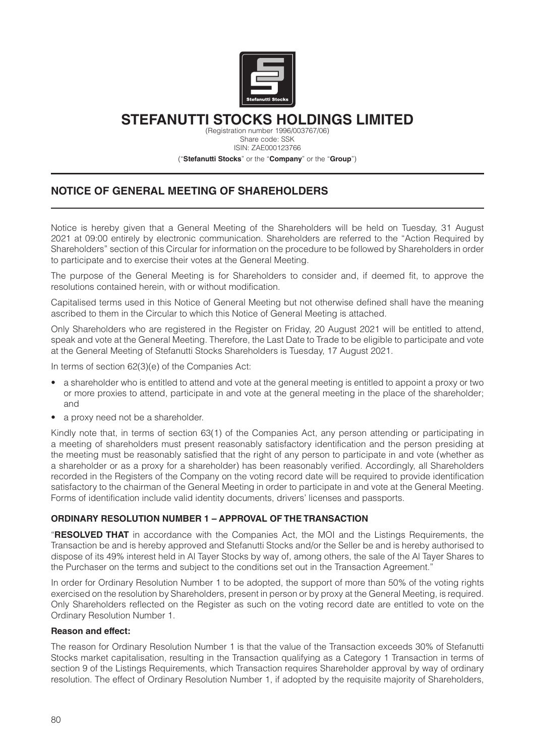# STEFANUTTI STOCKS HOLDINGS LIMITED

(Registration number 1996/003767/06)
Share code: SSK
ISIN: ZAE000123766
("**Stefanutti Stocks**" or the "**Company**" or the "**Group**")

## NOTICE OF GENERAL MEETING OF SHAREHOLDERS

Notice is hereby given that a General Meeting of the Shareholders will be held on Tuesday, 31 August 2021 at 09:00 entirely by electronic communication. Shareholders are referred to the "Action Required by Shareholders" section of this Circular for information on the procedure to be followed by Shareholders in order to participate and to exercise their votes at the General Meeting.

The purpose of the General Meeting is for Shareholders to consider and, if deemed fit, to approve the resolutions contained herein, with or without modification.

Capitalised terms used in this Notice of General Meeting but not otherwise defined shall have the meaning ascribed to them in the Circular to which this Notice of General Meeting is attached.

Only Shareholders who are registered in the Register on Friday, 20 August 2021 will be entitled to attend, speak and vote at the General Meeting. Therefore, the Last Date to Trade to be eligible to participate and vote at the General Meeting of Stefanutti Stocks Shareholders is Tuesday, 17 August 2021.

In terms of section 62(3)(e) of the Companies Act:

- a shareholder who is entitled to attend and vote at the general meeting is entitled to appoint a proxy or two or more proxies to attend, participate in and vote at the general meeting in the place of the shareholder; and
- a proxy need not be a shareholder.

Kindly note that, in terms of section 63(1) of the Companies Act, any person attending or participating in a meeting of shareholders must present reasonably satisfactory identification and the person presiding at the meeting must be reasonably satisfied that the right of any person to participate in and vote (whether as a shareholder or as a proxy for a shareholder) has been reasonably verified. Accordingly, all Shareholders recorded in the Registers of the Company on the voting record date will be required to provide identification satisfactory to the chairman of the General Meeting in order to participate in and vote at the General Meeting. Forms of identification include valid identity documents, drivers' licenses and passports.

### ORDINARY RESOLUTION NUMBER 1 – APPROVAL OF THE TRANSACTION

"**RESOLVED THAT** in accordance with the Companies Act, the MOI and the Listings Requirements, the Transaction be and is hereby approved and Stefanutti Stocks and/or the Seller be and is hereby authorised to dispose of its 49% interest held in Al Tayer Stocks by way of, among others, the sale of the Al Tayer Shares to the Purchaser on the terms and subject to the conditions set out in the Transaction Agreement."

In order for Ordinary Resolution Number 1 to be adopted, the support of more than 50% of the voting rights exercised on the resolution by Shareholders, present in person or by proxy at the General Meeting, is required. Only Shareholders reflected on the Register as such on the voting record date are entitled to vote on the Ordinary Resolution Number 1.

**Reason and effect:**

The reason for Ordinary Resolution Number 1 is that the value of the Transaction exceeds 30% of Stefanutti Stocks market capitalisation, resulting in the Transaction qualifying as a Category 1 Transaction in terms of section 9 of the Listings Requirements, which Transaction requires Shareholder approval by way of ordinary resolution. The effect of Ordinary Resolution Number 1, if adopted by the requisite majority of Shareholders,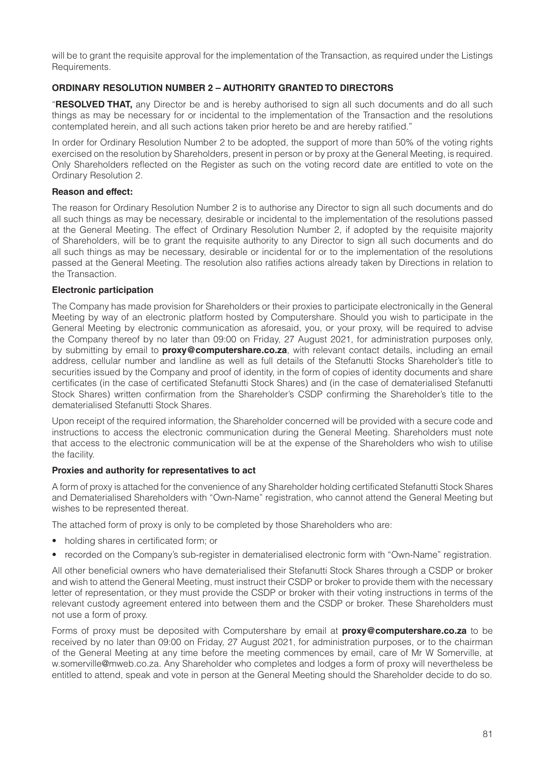will be to grant the requisite approval for the implementation of the Transaction, as required under the Listings Requirements.

**ORDINARY RESOLUTION NUMBER 2 – AUTHORITY GRANTED TO DIRECTORS**

"**RESOLVED THAT,** any Director be and is hereby authorised to sign all such documents and do all such things as may be necessary for or incidental to the implementation of the Transaction and the resolutions contemplated herein, and all such actions taken prior hereto be and are hereby ratified."

In order for Ordinary Resolution Number 2 to be adopted, the support of more than 50% of the voting rights exercised on the resolution by Shareholders, present in person or by proxy at the General Meeting, is required. Only Shareholders reflected on the Register as such on the voting record date are entitled to vote on the Ordinary Resolution 2.

**Reason and effect:**

The reason for Ordinary Resolution Number 2 is to authorise any Director to sign all such documents and do all such things as may be necessary, desirable or incidental to the implementation of the resolutions passed at the General Meeting. The effect of Ordinary Resolution Number 2, if adopted by the requisite majority of Shareholders, will be to grant the requisite authority to any Director to sign all such documents and do all such things as may be necessary, desirable or incidental for or to the implementation of the resolutions passed at the General Meeting. The resolution also ratifies actions already taken by Directions in relation to the Transaction.

**Electronic participation**

The Company has made provision for Shareholders or their proxies to participate electronically in the General Meeting by way of an electronic platform hosted by Computershare. Should you wish to participate in the General Meeting by electronic communication as aforesaid, you, or your proxy, will be required to advise the Company thereof by no later than 09:00 on Friday, 27 August 2021, for administration purposes only, by submitting by email to **proxy@computershare.co.za**, with relevant contact details, including an email address, cellular number and landline as well as full details of the Stefanutti Stocks Shareholder's title to securities issued by the Company and proof of identity, in the form of copies of identity documents and share certificates (in the case of certificated Stefanutti Stock Shares) and (in the case of dematerialised Stefanutti Stock Shares) written confirmation from the Shareholder's CSDP confirming the Shareholder's title to the dematerialised Stefanutti Stock Shares.

Upon receipt of the required information, the Shareholder concerned will be provided with a secure code and instructions to access the electronic communication during the General Meeting. Shareholders must note that access to the electronic communication will be at the expense of the Shareholders who wish to utilise the facility.

**Proxies and authority for representatives to act**

A form of proxy is attached for the convenience of any Shareholder holding certificated Stefanutti Stock Shares and Dematerialised Shareholders with "Own-Name" registration, who cannot attend the General Meeting but wishes to be represented thereat.

The attached form of proxy is only to be completed by those Shareholders who are:

- holding shares in certificated form; or
- recorded on the Company's sub-register in dematerialised electronic form with "Own-Name" registration.

All other beneficial owners who have dematerialised their Stefanutti Stock Shares through a CSDP or broker and wish to attend the General Meeting, must instruct their CSDP or broker to provide them with the necessary letter of representation, or they must provide the CSDP or broker with their voting instructions in terms of the relevant custody agreement entered into between them and the CSDP or broker. These Shareholders must not use a form of proxy.

Forms of proxy must be deposited with Computershare by email at **proxy@computershare.co.za** to be received by no later than 09:00 on Friday, 27 August 2021, for administration purposes, or to the chairman of the General Meeting at any time before the meeting commences by email, care of Mr W Somerville, at w.somerville@mweb.co.za. Any Shareholder who completes and lodges a form of proxy will nevertheless be entitled to attend, speak and vote in person at the General Meeting should the Shareholder decide to do so.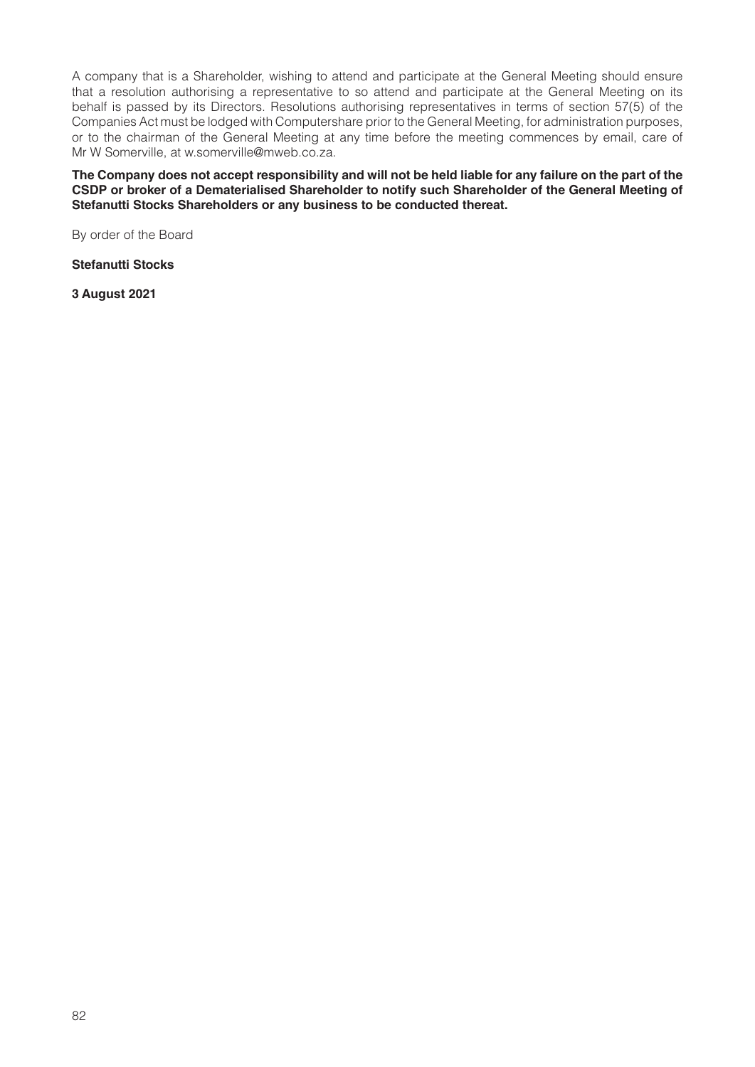A company that is a Shareholder, wishing to attend and participate at the General Meeting should ensure that a resolution authorising a representative to so attend and participate at the General Meeting on its behalf is passed by its Directors. Resolutions authorising representatives in terms of section 57(5) of the Companies Act must be lodged with Computershare prior to the General Meeting, for administration purposes, or to the chairman of the General Meeting at any time before the meeting commences by email, care of Mr W Somerville, at w.somerville@mweb.co.za.

**The Company does not accept responsibility and will not be held liable for any failure on the part of the CSDP or broker of a Dematerialised Shareholder to notify such Shareholder of the General Meeting of Stefanutti Stocks Shareholders or any business to be conducted thereat.**

By order of the Board

**Stefanutti Stocks**

**3 August 2021**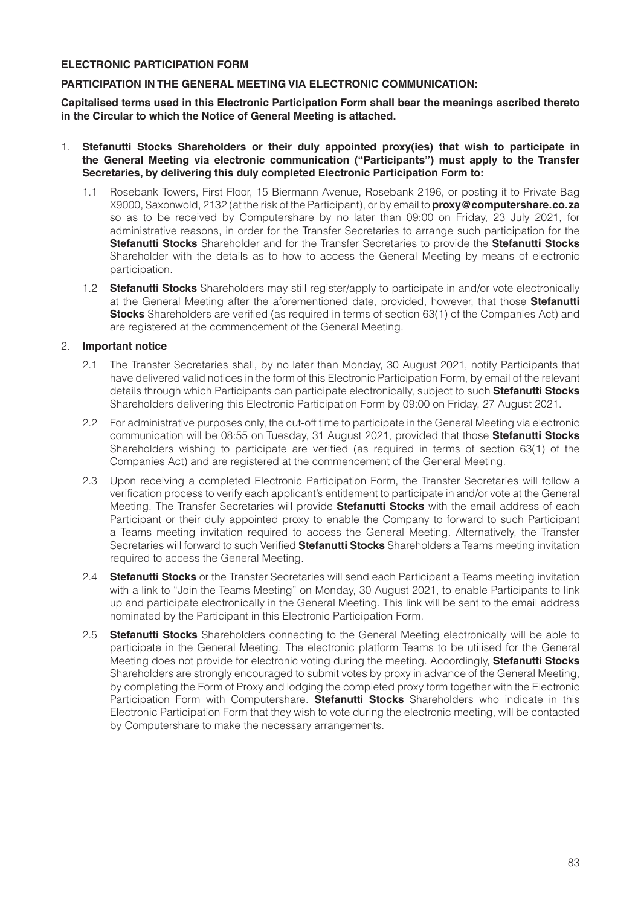**ELECTRONIC PARTICIPATION FORM**

**PARTICIPATION IN THE GENERAL MEETING VIA ELECTRONIC COMMUNICATION:**

**Capitalised terms used in this Electronic Participation Form shall bear the meanings ascribed thereto in the Circular to which the Notice of General Meeting is attached.**

1. **Stefanutti Stocks Shareholders or their duly appointed proxy(ies) that wish to participate in the General Meeting via electronic communication ("Participants") must apply to the Transfer Secretaries, by delivering this duly completed Electronic Participation Form to:**

   1.1 Rosebank Towers, First Floor, 15 Biermann Avenue, Rosebank 2196, or posting it to Private Bag X9000, Saxonwold, 2132 (at the risk of the Participant), or by email to **proxy@computershare.co.za** so as to be received by Computershare by no later than 09:00 on Friday, 23 July 2021, for administrative reasons, in order for the Transfer Secretaries to arrange such participation for the **Stefanutti Stocks** Shareholder and for the Transfer Secretaries to provide the **Stefanutti Stocks** Shareholder with the details as to how to access the General Meeting by means of electronic participation.

   1.2 **Stefanutti Stocks** Shareholders may still register/apply to participate in and/or vote electronically at the General Meeting after the aforementioned date, provided, however, that those **Stefanutti Stocks** Shareholders are verified (as required in terms of section 63(1) of the Companies Act) and are registered at the commencement of the General Meeting.

2. **Important notice**

   2.1 The Transfer Secretaries shall, by no later than Monday, 30 August 2021, notify Participants that have delivered valid notices in the form of this Electronic Participation Form, by email of the relevant details through which Participants can participate electronically, subject to such **Stefanutti Stocks** Shareholders delivering this Electronic Participation Form by 09:00 on Friday, 27 August 2021.

   2.2 For administrative purposes only, the cut-off time to participate in the General Meeting via electronic communication will be 08:55 on Tuesday, 31 August 2021, provided that those **Stefanutti Stocks** Shareholders wishing to participate are verified (as required in terms of section 63(1) of the Companies Act) and are registered at the commencement of the General Meeting.

   2.3 Upon receiving a completed Electronic Participation Form, the Transfer Secretaries will follow a verification process to verify each applicant's entitlement to participate in and/or vote at the General Meeting. The Transfer Secretaries will provide **Stefanutti Stocks** with the email address of each Participant or their duly appointed proxy to enable the Company to forward to such Participant a Teams meeting invitation required to access the General Meeting. Alternatively, the Transfer Secretaries will forward to such Verified **Stefanutti Stocks** Shareholders a Teams meeting invitation required to access the General Meeting.

   2.4 **Stefanutti Stocks** or the Transfer Secretaries will send each Participant a Teams meeting invitation with a link to "Join the Teams Meeting" on Monday, 30 August 2021, to enable Participants to link up and participate electronically in the General Meeting. This link will be sent to the email address nominated by the Participant in this Electronic Participation Form.

   2.5 **Stefanutti Stocks** Shareholders connecting to the General Meeting electronically will be able to participate in the General Meeting. The electronic platform Teams to be utilised for the General Meeting does not provide for electronic voting during the meeting. Accordingly, **Stefanutti Stocks** Shareholders are strongly encouraged to submit votes by proxy in advance of the General Meeting, by completing the Form of Proxy and lodging the completed proxy form together with the Electronic Participation Form with Computershare. **Stefanutti Stocks** Shareholders who indicate in this Electronic Participation Form that they wish to vote during the electronic meeting, will be contacted by Computershare to make the necessary arrangements.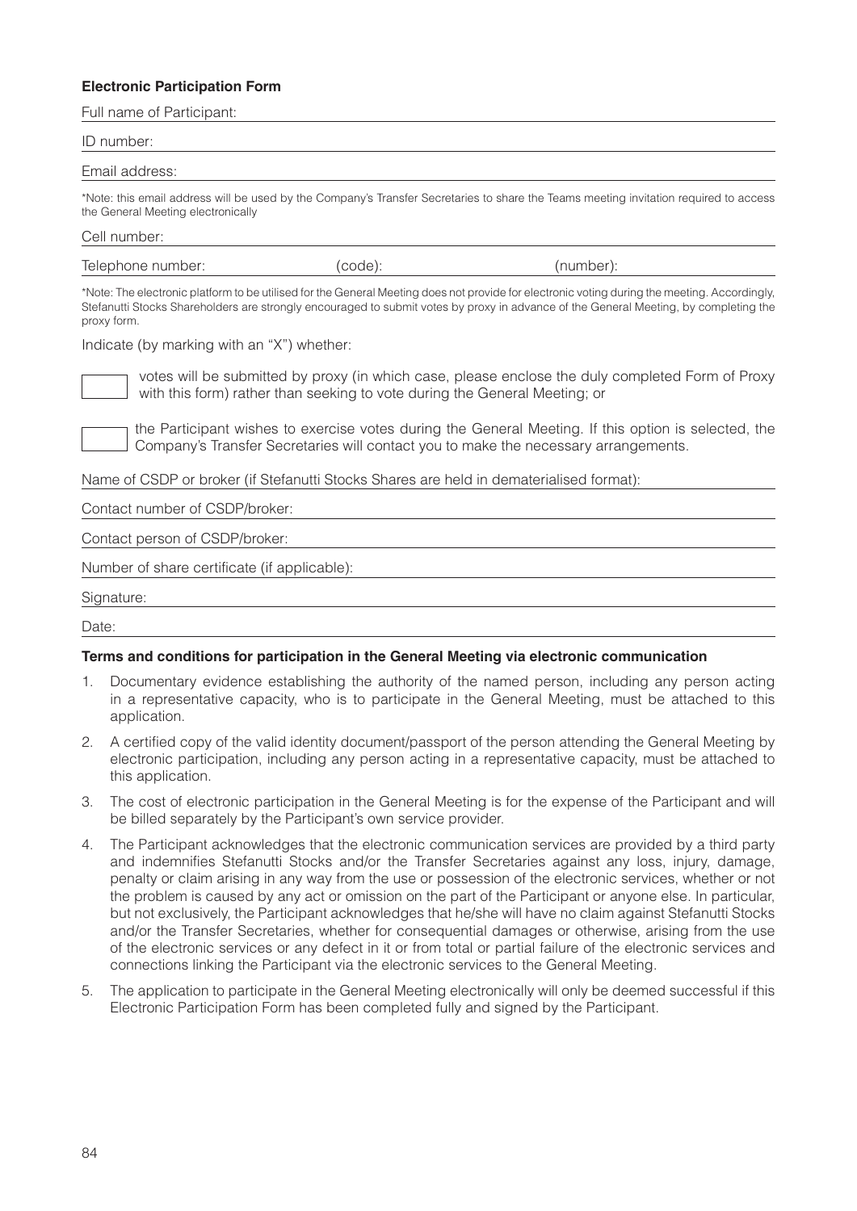**Electronic Participation Form**

Full name of Participant:

ID number:

Email address:

*Note: this email address will be used by the Company's Transfer Secretaries to share the Teams meeting invitation required to access the General Meeting electronically

Cell number:

Telephone number: (code): (number):

*Note: The electronic platform to be utilised for the General Meeting does not provide for electronic voting during the meeting. Accordingly, Stefanutti Stocks Shareholders are strongly encouraged to submit votes by proxy in advance of the General Meeting, by completing the proxy form.

Indicate (by marking with an "X") whether:

☐ votes will be submitted by proxy (in which case, please enclose the duly completed Form of Proxy with this form) rather than seeking to vote during the General Meeting; or

☐ the Participant wishes to exercise votes during the General Meeting. If this option is selected, the Company's Transfer Secretaries will contact you to make the necessary arrangements.

Name of CSDP or broker (if Stefanutti Stocks Shares are held in dematerialised format):

Contact number of CSDP/broker:

Contact person of CSDP/broker:

Number of share certificate (if applicable):

Signature:

Date:

**Terms and conditions for participation in the General Meeting via electronic communication**

1. Documentary evidence establishing the authority of the named person, including any person acting in a representative capacity, who is to participate in the General Meeting, must be attached to this application.
2. A certified copy of the valid identity document/passport of the person attending the General Meeting by electronic participation, including any person acting in a representative capacity, must be attached to this application.
3. The cost of electronic participation in the General Meeting is for the expense of the Participant and will be billed separately by the Participant's own service provider.
4. The Participant acknowledges that the electronic communication services are provided by a third party and indemnifies Stefanutti Stocks and/or the Transfer Secretaries against any loss, injury, damage, penalty or claim arising in any way from the use or possession of the electronic services, whether or not the problem is caused by any act or omission on the part of the Participant or anyone else. In particular, but not exclusively, the Participant acknowledges that he/she will have no claim against Stefanutti Stocks and/or the Transfer Secretaries, whether for consequential damages or otherwise, arising from the use of the electronic services or any defect in it or from total or partial failure of the electronic services and connections linking the Participant via the electronic services to the General Meeting.
5. The application to participate in the General Meeting electronically will only be deemed successful if this Electronic Participation Form has been completed fully and signed by the Participant.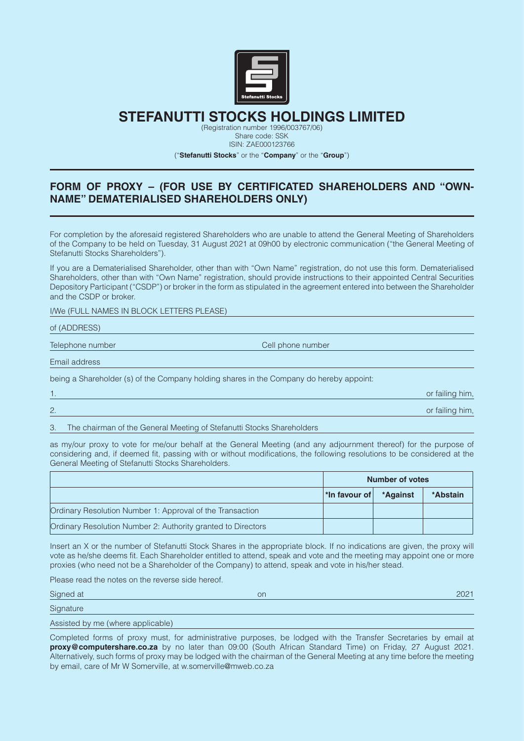# STEFANUTTI STOCKS HOLDINGS LIMITED

(Registration number 1996/003767/06)
Share code: SSK
ISIN: ZAE000123766
("**Stefanutti Stocks**" or the "**Company**" or the "**Group**")

## FORM OF PROXY – (FOR USE BY CERTIFICATED SHAREHOLDERS AND "OWN-NAME" DEMATERIALISED SHAREHOLDERS ONLY)

For completion by the aforesaid registered Shareholders who are unable to attend the General Meeting of Shareholders of the Company to be held on Tuesday, 31 August 2021 at 09h00 by electronic communication ("the General Meeting of Stefanutti Stocks Shareholders").

If you are a Dematerialised Shareholder, other than with "Own Name" registration, do not use this form. Dematerialised Shareholders, other than with "Own Name" registration, should provide instructions to their appointed Central Securities Depository Participant ("CSDP") or broker in the form as stipulated in the agreement entered into between the Shareholder and the CSDP or broker.

I/We (FULL NAMES IN BLOCK LETTERS PLEASE)

of (ADDRESS)

Telephone number Cell phone number

Email address

being a Shareholder (s) of the Company holding shares in the Company do hereby appoint:

1. or failing him,
2. or failing him,
3. The chairman of the General Meeting of Stefanutti Stocks Shareholders

as my/our proxy to vote for me/our behalf at the General Meeting (and any adjournment thereof) for the purpose of considering and, if deemed fit, passing with or without modifications, the following resolutions to be considered at the General Meeting of Stefanutti Stocks Shareholders.

| | Number of votes | | |
|---|---|---|---|
| | ***In favour of** | ***Against** | ***Abstain** |
| Ordinary Resolution Number 1: Approval of the Transaction | | | |
| Ordinary Resolution Number 2: Authority granted to Directors | | | |

Insert an X or the number of Stefanutti Stock Shares in the appropriate block. If no indications are given, the proxy will vote as he/she deems fit. Each Shareholder entitled to attend, speak and vote and the meeting may appoint one or more proxies (who need not be a Shareholder of the Company) to attend, speak and vote in his/her stead.

Please read the notes on the reverse side hereof.

Signed at on 2021

Signature

Assisted by me (where applicable)

Completed forms of proxy must, for administrative purposes, be lodged with the Transfer Secretaries by email at **proxy@computershare.co.za** by no later than 09:00 (South African Standard Time) on Friday, 27 August 2021. Alternatively, such forms of proxy may be lodged with the chairman of the General Meeting at any time before the meeting by email, care of Mr W Somerville, at w.somerville@mweb.co.za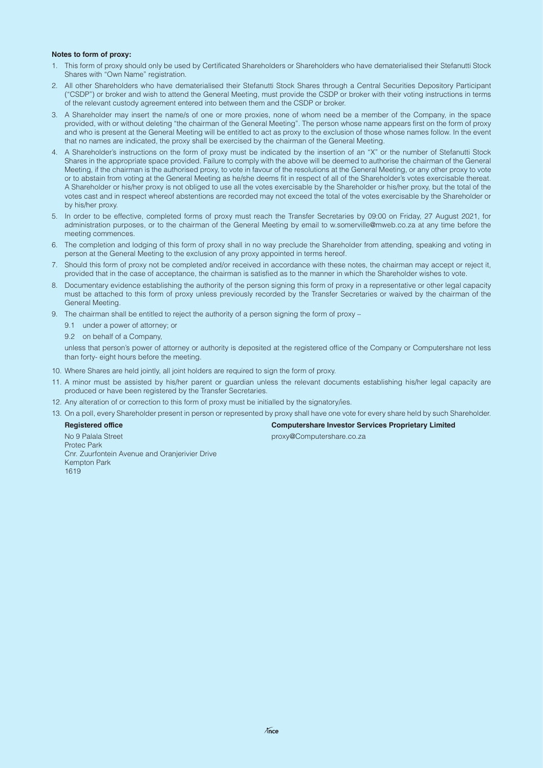**Notes to form of proxy:**

1. This form of proxy should only be used by Certificated Shareholders or Shareholders who have dematerialised their Stefanutti Stock Shares with "Own Name" registration.
2. All other Shareholders who have dematerialised their Stefanutti Stock Shares through a Central Securities Depository Participant ("CSDP") or broker and wish to attend the General Meeting, must provide the CSDP or broker with their voting instructions in terms of the relevant custody agreement entered into between them and the CSDP or broker.
3. A Shareholder may insert the name/s of one or more proxies, none of whom need be a member of the Company, in the space provided, with or without deleting "the chairman of the General Meeting". The person whose name appears first on the form of proxy and who is present at the General Meeting will be entitled to act as proxy to the exclusion of those whose names follow. In the event that no names are indicated, the proxy shall be exercised by the chairman of the General Meeting.
4. A Shareholder's instructions on the form of proxy must be indicated by the insertion of an "X" or the number of Stefanutti Stock Shares in the appropriate space provided. Failure to comply with the above will be deemed to authorise the chairman of the General Meeting, if the chairman is the authorised proxy, to vote in favour of the resolutions at the General Meeting, or any other proxy to vote or to abstain from voting at the General Meeting as he/she deems fit in respect of all of the Shareholder's votes exercisable thereat. A Shareholder or his/her proxy is not obliged to use all the votes exercisable by the Shareholder or his/her proxy, but the total of the votes cast and in respect whereof abstentions are recorded may not exceed the total of the votes exercisable by the Shareholder or by his/her proxy.
5. In order to be effective, completed forms of proxy must reach the Transfer Secretaries by 09:00 on Friday, 27 August 2021, for administration purposes, or to the chairman of the General Meeting by email to w.somerville@mweb.co.za at any time before the meeting commences.
6. The completion and lodging of this form of proxy shall in no way preclude the Shareholder from attending, speaking and voting in person at the General Meeting to the exclusion of any proxy appointed in terms hereof.
7. Should this form of proxy not be completed and/or received in accordance with these notes, the chairman may accept or reject it, provided that in the case of acceptance, the chairman is satisfied as to the manner in which the Shareholder wishes to vote.
8. Documentary evidence establishing the authority of the person signing this form of proxy in a representative or other legal capacity must be attached to this form of proxy unless previously recorded by the Transfer Secretaries or waived by the chairman of the General Meeting.
9. The chairman shall be entitled to reject the authority of a person signing the form of proxy –
   9.1 under a power of attorney; or
   9.2 on behalf of a Company,

   unless that person's power of attorney or authority is deposited at the registered office of the Company or Computershare not less than forty- eight hours before the meeting.
10. Where Shares are held jointly, all joint holders are required to sign the form of proxy.
11. A minor must be assisted by his/her parent or guardian unless the relevant documents establishing his/her legal capacity are produced or have been registered by the Transfer Secretaries.
12. Any alteration of or correction to this form of proxy must be initialled by the signatory/ies.
13. On a poll, every Shareholder present in person or represented by proxy shall have one vote for every share held by such Shareholder.

**Registered office**

No 9 Palala Street
Protec Park
Cnr. Zuurfontein Avenue and Oranjerivier Drive
Kempton Park
1619

**Computershare Investor Services Proprietary Limited**

proxy@Computershare.co.za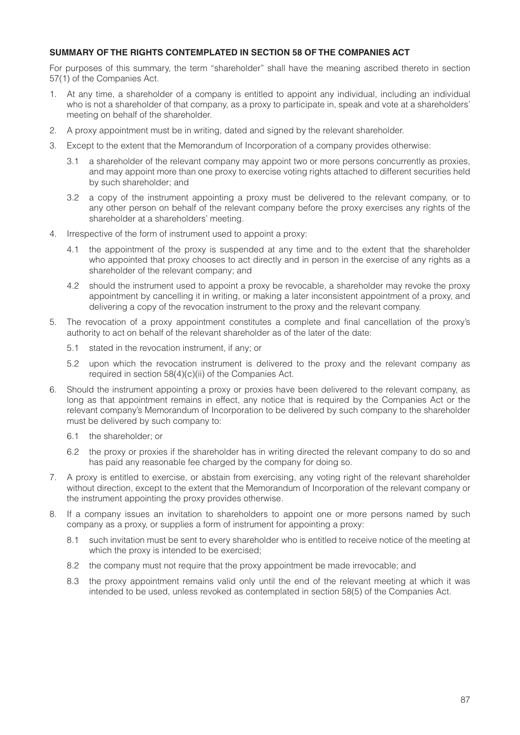**SUMMARY OF THE RIGHTS CONTEMPLATED IN SECTION 58 OF THE COMPANIES ACT**

For purposes of this summary, the term "shareholder" shall have the meaning ascribed thereto in section 57(1) of the Companies Act.

1. At any time, a shareholder of a company is entitled to appoint any individual, including an individual who is not a shareholder of that company, as a proxy to participate in, speak and vote at a shareholders' meeting on behalf of the shareholder.
2. A proxy appointment must be in writing, dated and signed by the relevant shareholder.
3. Except to the extent that the Memorandum of Incorporation of a company provides otherwise:
   - 3.1 a shareholder of the relevant company may appoint two or more persons concurrently as proxies, and may appoint more than one proxy to exercise voting rights attached to different securities held by such shareholder; and
   - 3.2 a copy of the instrument appointing a proxy must be delivered to the relevant company, or to any other person on behalf of the relevant company before the proxy exercises any rights of the shareholder at a shareholders' meeting.
4. Irrespective of the form of instrument used to appoint a proxy:
   - 4.1 the appointment of the proxy is suspended at any time and to the extent that the shareholder who appointed that proxy chooses to act directly and in person in the exercise of any rights as a shareholder of the relevant company; and
   - 4.2 should the instrument used to appoint a proxy be revocable, a shareholder may revoke the proxy appointment by cancelling it in writing, or making a later inconsistent appointment of a proxy, and delivering a copy of the revocation instrument to the proxy and the relevant company.
5. The revocation of a proxy appointment constitutes a complete and final cancellation of the proxy's authority to act on behalf of the relevant shareholder as of the later of the date:
   - 5.1 stated in the revocation instrument, if any; or
   - 5.2 upon which the revocation instrument is delivered to the proxy and the relevant company as required in section 58(4)(c)(ii) of the Companies Act.
6. Should the instrument appointing a proxy or proxies have been delivered to the relevant company, as long as that appointment remains in effect, any notice that is required by the Companies Act or the relevant company's Memorandum of Incorporation to be delivered by such company to the shareholder must be delivered by such company to:
   - 6.1 the shareholder; or
   - 6.2 the proxy or proxies if the shareholder has in writing directed the relevant company to do so and has paid any reasonable fee charged by the company for doing so.
7. A proxy is entitled to exercise, or abstain from exercising, any voting right of the relevant shareholder without direction, except to the extent that the Memorandum of Incorporation of the relevant company or the instrument appointing the proxy provides otherwise.
8. If a company issues an invitation to shareholders to appoint one or more persons named by such company as a proxy, or supplies a form of instrument for appointing a proxy:
   - 8.1 such invitation must be sent to every shareholder who is entitled to receive notice of the meeting at which the proxy is intended to be exercised;
   - 8.2 the company must not require that the proxy appointment be made irrevocable; and
   - 8.3 the proxy appointment remains valid only until the end of the relevant meeting at which it was intended to be used, unless revoked as contemplated in section 58(5) of the Companies Act.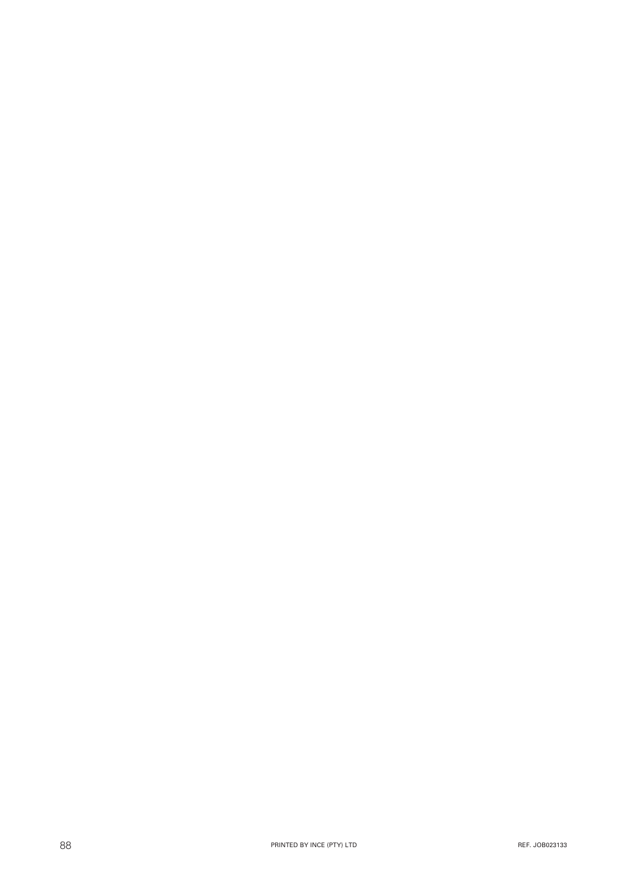PRINTED BY INCE (PTY) LTD

REF. JOB023133